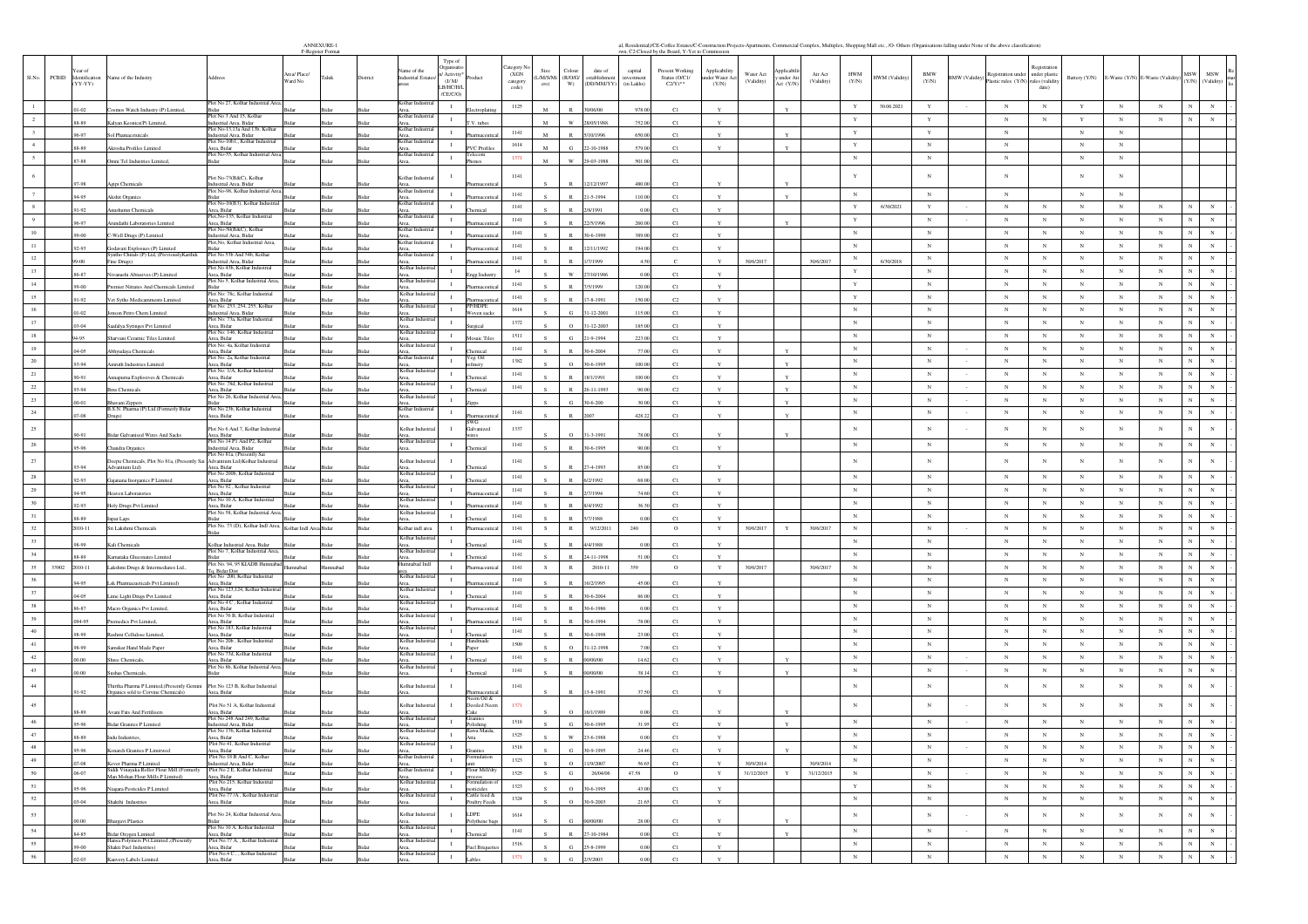ANNEXURE-I

F-Register Format

...al, Residential)/CE-Coffee Estates/C-Construction Projects-Apartments, Commercial Complex, Multiplex, Shopping Mall etc., /O- Others (Organisations falling under None of the above classification)

...own, C2-Closed by the Board, Y-Yet to Commission

| Sl.No. | PCBID | Year of Identification (YY-YY) | Name of the Industry | Address | Area/ Place/ Ward No. | Taluk | District | Name of the Industrial Estates/ areas | Type of Organisation/ Activity* (I/ M/ LB/HC/H/L/CE/C/O) | Product | Category No (XGN category code) | Size (L/M/S/Micro) | Colour (R/O/G/W) | date of establishment (DD/MM/YY) | capital investment (in Lakhs) | Present Working Status (O/C1/C2/Y)** | Applicability under Water Act (Y/N) | Water Act (Validity) | Applicability under Air Act (Y/N) | Air Act (Validity) | HWM (Y/N) | HWM (Validity) | BMW (Y/N) | BMW (Validity) | Registration under Plastic rules (Y/N) | Registration under plastic rules (validity date) | Battery (Y/N) | E-Waste (Y/N) | E-Waste (Validity) | MSW (Y/N) | MSW (Validity) | Remarks |
|---|---|---|---|---|---|---|---|---|---|---|---|---|---|---|---|---|---|---|---|---|---|---|---|---|---|---|---|---|---|---|---|---|
| 1 | | 01-02 | Cosmos Watch Industry (P) Limited, | Plot No 23, Kolhar Industrial Area, Bidar | Bidar | Bidar | Bidar | Kolhar Industrial Area, | I | Electroplating | 1125 | M | R | 30/06/00 | 978.00 | C1 | Y | | Y | | Y | 30.06.2021 | Y | - | N | N | Y | N | N | N | N | - |
| 2 | | 88-89 | Kalyan Keonics(P) Limited, | Plot No 3 And 15, Kolhar Industrial Area, Bidar | Bidar | Bidar | Bidar | Kolhar Industrial Area, | I | T.V. tubes | | M | W | 28/03/1988 | 752.00 | C1 | Y | | | | Y | | Y | | N | N | Y | N | N | N | N | |
| 3 | | 96-97 | Sol Pharmaceuticals | Plot No-13,13a And 13b, Kolhar Industrial Area, Bidar | Bidar | Bidar | Bidar | Kolhar Industrial Area, | I | Pharmaceutical | 1141 | M | R | 5/10/1996 | 650.00 | C1 | Y | | Y | | Y | | Y | | N | | | N | N | | | |
| 4 | | 88-89 | Akrosha Profiles Limited | Plot No-10b1, Kolhar Industrial Area, Bidar | Bidar | Bidar | Bidar | Kolhar Industrial Area, | I | PVC Profiles | 1614 | M | G | 22-10-1988 | 579.00 | C1 | Y | | Y | | Y | | N | | N | | | N | N | | | |
| 5 | | 87-88 | Omni Tel Industries Limited, | Plot No-55, Kolhar Industrial Area, Bidar | Bidar | Bidar | Bidar | Kolhar Industrial Area, | I | Telecom Phones | 1371 | M | W | 29-03-1988 | 501.00 | C1 | | | | | N | | N | | N | | | N | N | | | |
| 6 | | 97-98 | Ajpri Chemicals | Plot No-73(B&C), Kolhar Industrial Area, Bidar | Bidar | Bidar | Bidar | Kolhar Industrial Area, | I | Pharmaceutical | 1141 | S | R | 12/12/1997 | 480.00 | C1 | Y | | Y | | Y | | N | | N | | | N | N | | | |
| 7 | | 94-95 | Akshit Organics | Plot No-66, Kolhar Industrial Area, Bidar | Bidar | Bidar | Bidar | Kolhar Industrial Area, | I | Pharmaceutical | 1141 | S | R | 21-5-1994 | 110.00 | C1 | Y | | Y | | N | | N | | N | | | N | N | | | |
| 8 | | 91-92 | Anushanu Chemicals | Plot No-10(B3), Kolhar Industrial Area, Bidar | Bidar | Bidar | Bidar | Kolhar Industrial Area, | I | Chemical | 1141 | S | R | 2/8/1991 | 0.00 | C1 | Y | | | | Y | 6/30/2021 | Y | - | N | N | N | N | N | N | N | - |
| 9 | | 96-97 | Arundathi Laboratories Limited | Plot No-155, Kolhar Industrial Area, Bidar | Bidar | Bidar | Bidar | Kolhar Industrial Area, | I | Pharmaceutical | 1141 | S | R | 22/5/1996 | 260.00 | C1 | Y | | Y | | Y | | N | - | N | N | N | N | N | N | N | - |
| 10 | | 99-00 | C-Well Drugs (P) Limited | Plot No-50(B&C), Kolhar Industrial Area, Bidar | Bidar | Bidar | Bidar | Kolhar Industrial Area, | I | Pharmaceutical | 1141 | S | R | 30-6-1999 | 389.00 | C1 | Y | | | | N | | N | | N | N | N | N | N | N | N | - |
| 11 | | 92-93 | Godavari Explosives (P) Limited | Plot No, Kolhar Industrial Area, Bidar | Bidar | Bidar | Bidar | Kolhar Industrial Area, | I | Pharmaceutical | 1141 | S | R | 12/11/1992 | 194.00 | C1 | Y | | | | N | | N | | N | N | N | N | N | N | N | - |
| 12 | | 99-00 | Synthio Chitals (P) Ltd, (Previously Karthik Fine Drugs) | Plot No 53b And 54b, Kolhar Industrial Area, Bidar | Bidar | Bidar | Bidar | Kolhar Industrial Area, | I | Pharmaceutical | 1141 | S | R | 1/7/1999 | 4.50 | C | Y | 30/6/2017 | | 30/6/2017 | N | 6/30/2018 | N | | N | N | N | N | N | N | N | - |
| 13 | | 86-87 | Nivanashi Abrasives (P) Limited | Plot No 438, Kolhar Industrial Area, Bidar | Bidar | Bidar | Bidar | Kolhar Industrial Area, | I | Engg.Industry | 14 | S | W | 27/10/1986 | 0.00 | C1 | Y | | | | Y | | N | | N | N | N | N | N | N | N | - |
| 14 | | 99-00 | Premier Nitrates And Chemicals Limited | Plot No 5, Kolhar Industrial Area, Bidar | Bidar | Bidar | Bidar | Kolhar Industrial Area, | I | Pharmaceutical | 1141 | S | R | 7/5/1999 | 120.00 | C1 | Y | | | | Y | | N | | N | N | N | N | N | N | N | - |
| 15 | | 91-92 | Vet Sytho Medicamments Limited | Plot No. 78c, Kolhar Industrial Area, Bidar | Bidar | Bidar | Bidar | Kolhar Industrial Area, | I | Pharmaceutical | 1141 | S | R | 17-8-1991 | 150.00 | C2 | Y | | | | Y | | N | | N | N | N | N | N | N | N | - |
| 16 | | 01-02 | Jonson Petro Chem Limited | Plot No. 253, 254, 255, Kolhar Industrial Area, Bidar | Bidar | Bidar | Bidar | Kolhar Industrial Area, | I | PP/HDPE Woven sacks | 1614 | S | G | 31-12-2001 | 115.00 | C1 | Y | | | | N | | N | | N | N | N | N | N | N | N | - |
| 17 | | 03-04 | Saadalya Syringes Pvt Limited | Plot No. 73a, Kolhar Industrial Area, Bidar | Bidar | Bidar | Bidar | Kolhar Industrial Area, | I | Surgical | 1372 | S | O | 31-12-2003 | 185.00 | C1 | Y | | | | N | | N | | N | N | N | N | N | N | N | - |
| 18 | | 94-95 | Sharvani Ceramic Tiles Limited | Plot No. 146, Kolhar Industrial Area, Bidar | Bidar | Bidar | Bidar | Kolhar Industrial Area, | I | Mosaic Tiles | 1511 | S | G | 21-9-1994 | 223.00 | C1 | Y | | | | N | | N | | N | N | N | N | N | N | N | - |
| 19 | | 04-05 | Abhyudaya Chemicals | Plot No. 4a, Kolhar Industrial Area, Bidar | Bidar | Bidar | Bidar | Kolhar Industrial Area, | I | Chemical | 1141 | S | R | 30-6-2004 | 77.00 | C1 | Y | | Y | | N | | N | - | N | N | N | N | N | N | N | - |
| 20 | | 93-94 | Amruth Industries Limited | Plot No. 2a, Kolhar Industrial Area, Bidar | Bidar | Bidar | Bidar | Kolhar Industrial Area, | I | Veg. Oil refinery | 1382 | S | O | 30-6-1993 | 100.00 | C1 | Y | | Y | | N | | N | - | N | N | N | N | N | N | N | - |
| 21 | | 90-91 | Annapurna Explosives & Chemicals | Plot No. 1/A, Kolhar Industrial Area, Bidar | Bidar | Bidar | Bidar | Kolhar Industrial Area, | I | Chemical | 1141 | S | R | 18/1/1991 | 100.00 | C1 | Y | | Y | | N | | N | - | N | N | N | N | N | N | N | - |
| 22 | | 93-94 | Bmn Chemicals | Plot No. 78d, Kolhar Industrial Area, Bidar | Bidar | Bidar | Bidar | Kolhar Industrial Area, | I | Chemical | 1141 | S | R | 26-11-1993 | 90.00 | C2 | Y | | Y | | N | | N | - | N | N | N | N | N | N | N | - |
| 23 | | 00-01 | Bhavani Zippers | Plot No 26, Kolhar Industrial Area, Bidar | Bidar | Bidar | Bidar | Kolhar Industrial Area, | I | Zipps | | S | G | 30-6-200 | 30.00 | C1 | Y | | Y | | N | | N | - | N | N | N | N | N | N | N | - |
| 24 | | 07-08 | B.S.N. Pharma (P) Ltd (Formerly Bidar Drugs) | Plot No 239, Kolhar Industrial Area, Bidar | Bidar | Bidar | Bidar | Kolhar Industrial Area, | I | Pharmaceutical | 1141 | S | R | 2007 | 428.22 | C1 | Y | | Y | | N | | N | - | N | N | N | N | N | N | N | - |
| 25 | | 90-91 | Bidar Galvanised Wires And Sacks | Plot No 6 And 7, Kolhar Industrial Area, Bidar | Bidar | Bidar | Bidar | Kolhar Industrial Area, | I | SWG Galvanized wires | 1337 | S | O | 31-3-1991 | 78.00 | C1 | Y | | Y | | N | | N | - | N | N | N | N | N | N | N | - |
| 26 | | 95-96 | Chandra Organics | Plot No 14 P1 And P2, Kolhar Industrial Area, Bidar | Bidar | Bidar | Bidar | Kolhar Industrial Area, | I | Chemical | 1141 | S | R | 30-6-1995 | 90.00 | C1 | Y | | | | N | | N | | N | N | N | N | N | N | N | - |
| 27 | | 93-94 | Deepu Chemicals, Plot No 81a, (Presently Sai Advantium Ltd) | Plot No 81a (Presently Sai Advantium Ltd) Kolhar Industrial Area, Bidar | Bidar | Bidar | Bidar | Kolhar Industrial Area, | I | Chemical | 1141 | S | R | 27-4-1993 | 85.00 | C1 | Y | | | | N | | N | | N | N | N | N | N | N | N | - |
| 28 | | 92-93 | Gajanana Inorganics P Limited | Plot No 200b, Kolhar Industrial Area, Bidar | Bidar | Bidar | Bidar | Kolhar Industrial Area, | I | Chemical | 1141 | S | R | 6/2/1992 | 68.00 | C1 | Y | | | | N | | N | | N | N | N | N | N | N | N | - |
| 29 | | 94-95 | Heaven Laboratories | Plot No 92, Kolhar Industrial Area, Bidar | Bidar | Bidar | Bidar | Kolhar Industrial Area, | I | Pharmaceutical | 1141 | S | R | 2/7/1994 | 74.60 | C1 | Y | | | | N | | N | | N | N | N | N | N | N | N | - |
| 30 | | 92-93 | Holy Drugs Pvt Limited | Plot No 10 A, Kolhar Industrial Area, Bidar | Bidar | Bidar | Bidar | Kolhar Industrial Area, | I | Pharmaceutical | 1141 | S | R | 8/4/1992 | 36.30 | C1 | Y | | | | N | | N | | N | N | N | N | N | N | N | - |
| 31 | | 88-89 | Inpar Laps | Plot No 58, Kolhar Industrial Area, Bidar | Bidar | Bidar | Bidar | Kolhar Industrial Area, | I | Chemical | 1141 | S | R | 5/7/1988 | 0.00 | C1 | Y | | | | N | | N | | N | N | N | N | N | N | N | - |
| 32 | | 2010-11 | Sri Lakshmi Chemicals | Plot No. 75 (D), Kolhar Indl Area, Bidar | Kolhar Indl Area | Bidar | Bidar | Kolhar indl area | I | Pharmaceutical | 1141 | S | R | 9/12/2011 | 240 | O | Y | 30/6/2017 | Y | 30/6/2017 | N | | N | - | N | N | N | N | N | N | N | - |
| 33 | | 98-99 | Kali Chemicals | Kolhar Industrial Area, Bidar | Bidar | Bidar | Bidar | Kolhar Industrial Area, | I | Chemical | 1141 | S | R | 4/4/1988 | 0.00 | C1 | Y | | | | N | | N | | N | N | N | N | N | N | N | - |
| 34 | | 88-89 | Karnataka Glucosates Limited | Plot No 7, Kolhar Industrial Area, Bidar | Bidar | Bidar | Bidar | Kolhar Industrial Area, | I | Chemical | 1141 | S | R | 24-11-1998 | 51.00 | C1 | Y | | | | N | | N | | N | N | N | N | N | N | N | - |
| 35 | 37902 | 2010-11 | Lakshmi Drugs & Intermediates Ltd., | Plot No. 94, 95 KIADB Humnabad Tq. Bidar Dist. | Humnabad | Humnabad | Bidar | Humnabad Indl area | I | Pharmaceutical | 1141 | S | R | 2010-11 | 359 | O | Y | 30/6/2017 | | 30/6/2017 | N | | N | | N | N | N | N | N | N | N | - |
| 36 | | 94-95 | Lak Pharmaceuticals Pvt Limited | Plot No 200, Kolhar Industrial Area, Bidar | Bidar | Bidar | Bidar | Kolhar Industrial Area, | I | Pharmaceutical | 1141 | S | R | 16/2/1995 | 45.00 | C1 | Y | | | | N | | N | | N | N | N | N | N | N | N | - |
| 37 | | 04-05 | Lime Light Drugs Pvt Limited | Plot No 123,124, Kolhar Industrial Area, Bidar | Bidar | Bidar | Bidar | Kolhar Industrial Area, | I | Chemical | 1141 | S | R | 30-6-2004 | 86.00 | C1 | Y | | | | N | | N | | N | N | N | N | N | N | N | - |
| 38 | | 86-87 | Macro Organics Pvt Limited, | Plot No 4 C, Kolhar Industrial Area, Bidar | Bidar | Bidar | Bidar | Kolhar Industrial Area, | I | Pharmaceutical | 1141 | S | R | 30-6-1986 | 0.00 | C1 | Y | | | | N | | N | | N | N | N | N | N | N | N | - |
| 39 | | 094-95 | Premedics Pvt Limited, | Plot No 76 B, Kolhar Industrial Area, Bidar | Bidar | Bidar | Bidar | Kolhar Industrial Area, | I | Pharmaceutical | 1141 | S | R | 30-6-1994 | 78.00 | C1 | Y | | | | N | | N | | N | N | N | N | N | N | N | - |
| 40 | | 98-99 | Rashmi Cellulose Limited, | Plot No 183, Kolhar Industrial Area, Bidar | Bidar | Bidar | Bidar | Kolhar Industrial Area, | I | Chemical | 1141 | S | R | 30-6-1998 | 23.00 | C1 | Y | | | | N | | N | | N | N | N | N | N | N | N | - |
| 41 | | 98-99 | Samskar Hand Made Paper | Plot No 206, Kolhar Industrial Area, Bidar | Bidar | Bidar | Bidar | Kolhar Industrial Area, | I | Handmade Paper | 1509 | S | O | 31-12-1998 | 7.00 | C1 | Y | | | | N | | N | | N | N | N | N | N | N | N | - |
| 42 | | 00-00 | Shree Chemicals, | Plot No 73d, Kolhar Industrial Area, Bidar | Bidar | Bidar | Bidar | Kolhar Industrial Area, | I | Chemical | 1141 | S | R | 00/00/00 | 14.62 | C1 | Y | | Y | | N | | N | - | N | N | N | N | N | N | N | - |
| 43 | | 00-00 | Sushas Chemicals, | Plot No 8b, Kolhar Industrial Area, Bidar | Bidar | Bidar | Bidar | Kolhar Industrial Area, | I | Chemical | 1141 | S | R | 00/00/00 | 38.14 | C1 | Y | | Y | | N | | N | - | N | N | N | N | N | N | N | - |
| 44 | | 91-92 | Thirtha Pharma P Limited,(Presently Genuine Organics sold to Corvine Chemicals) | Plot No 123 B, Kolhar Industrial Area, Bidar | Bidar | Bidar | Bidar | Kolhar Industrial Area, | I | Pharmaceutical | 1141 | S | R | 13-8-1991 | 37.50 | C1 | Y | | | | N | | N | | N | N | N | N | N | N | N | - |
| 45 | | 88-89 | Avanti Fats And Fertilisers | Plot No 51 A, Kolhar Industrial Area, Bidar | Bidar | Bidar | Bidar | Kolhar Industrial Area, | I | Neem Oil & Deoiled Neem Cake | 1371 | S | O | 16/1/1989 | 0.00 | C1 | Y | | Y | | N | | N | - | N | N | N | N | N | N | N | - |
| 46 | | 95-96 | Bidar Granites P Limited | Plot No 248 And 249, Kolhar Industrial Area, Bidar | Bidar | Bidar | Bidar | Kolhar Industrial Area, | I | Granites Polishing | 1518 | S | G | 30-6-1995 | 31.95 | C1 | Y | | Y | | N | | N | - | N | N | N | N | N | N | N | - |
| 47 | | 88-89 | Indu Industries, | Plot No 176, Kolhar Industrial Area, Bidar | Bidar | Bidar | Bidar | Kolhar Industrial Area, | I | Rawa Maida, Atta | 1525 | S | W | 23-6-1988 | 0.00 | C1 | Y | | | | N | | N | - | N | N | N | N | N | N | N | - |
| 48 | | 95-96 | Konarch Granites P Limitwed | Plot No 41, Kolhar Industrial Area, Bidar | Bidar | Bidar | Bidar | Kolhar Industrial Area, | I | Granites | 1518 | S | G | 30-9-1995 | 24.46 | C1 | Y | | Y | | N | | N | - | N | N | N | N | N | N | N | - |
| 49 | | 07-08 | Kever Pharma P Limited | Plot No 18 B And C, Kolhar Industrial Area, Bidar | Bidar | Bidar | Bidar | Kolhar Industrial Area, | I | Formulation unit | 1323 | S | O | 11/9/2007 | 56.65 | C1 | Y | 30/9/2014 | | 30/9/2014 | N | | N | | N | N | N | N | N | N | N | - |
| 50 | | 06-07 | Sakhi Vinayaka Roller Flour Mill (Formerly Man Mohan Flour Mills P Limited) | Plot No 2 E, Kolhar Industrial Area, Bidar | Bidar | Bidar | Bidar | Kolhar Industrial Area, | I | Flour Mill/dry process | 1525 | S | G | 26/04/06 | 47.58 | O | Y | 31/12/2015 | Y | 31/12/2015 | N | | N | - | N | N | N | N | N | N | N | - |
| 51 | | 95-96 | Niagara Pesticides P Limited | Plot No 215, Kolhar Industrial Area, Bidar | Bidar | Bidar | Bidar | Kolhar Industrial Area, | I | Formulation of pesticides | 1325 | S | O | 30-6-1995 | 43.00 | C1 | Y | | | | Y | | N | | N | N | N | N | N | N | N | - |
| 52 | | 03-04 | Shakthi Industries | Plot No 77 A, Kolhar Industrial Area, Bidar | Bidar | Bidar | Bidar | Kolhar Industrial Area, | I | Cattle feed & Poultry Feeds | 1324 | S | O | 30-9-2003 | 21.65 | C1 | Y | | | | N | | N | | N | N | N | N | N | N | N | - |
| 53 | | 00-00 | Bhargavi Plastics | Plot No 24, Kolhar Industrial Area, Bidar | Bidar | Bidar | Bidar | Kolhar Industrial Area, | I | LDPE Polythene bags | 1614 | S | G | 00/00/00 | 28.00 | C1 | Y | | Y | | N | | N | - | N | N | N | N | N | N | N | - |
| 54 | | 84-85 | Bidar Oxygen Limited | Plot No 30 A, Kolhar Industrial Area, Bidar | Bidar | Bidar | Bidar | Kolhar Industrial Area, | I | Chemical | 1141 | S | R | 27-10-1984 | 0.00 | C1 | Y | | Y | | N | | N | - | N | N | N | N | N | N | N | - |
| 55 | | 99-00 | Hansa Polymers Pvt Limited,(Presently Shakti Fuel Industries) | Plot No 77 A, Kolhar Industrial Area, Bidar | Bidar | Bidar | Bidar | Kolhar Industrial Area, | I | Fuel Briquettes | 1516 | S | G | 25-8-1999 | 0.00 | C1 | Y | | | | N | | N | | N | N | N | N | N | N | N | - |
| 56 | | 02-03 | Kanvery Labels Limited | Plot No 4 C, Kolhar Industrial Area, Bidar | Bidar | Bidar | Bidar | Kolhar Industrial Area, | I | Lables | 1371 | S | G | 2/5/2003 | 0.00 | C1 | Y | | | | N | | N | | N | N | N | N | N | N | N | - |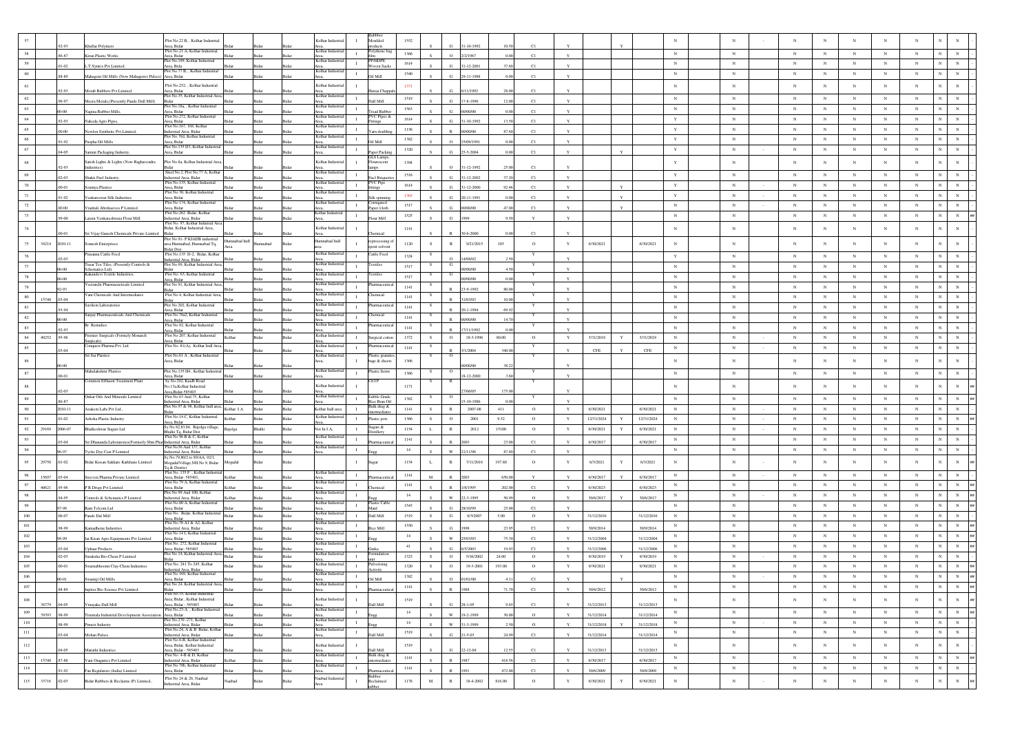| 57 | | 92-93 | Khullar Polymers | Plot No.22 B, , Kolhar Industrial Area, Bidar | Bidar | Bidar | Bidar | Kolhar Industrial Area, | I | Rubber Moulded products | 1552 | S | G | 31-10-1992 | 10.50 | C1 | Y | | | Y | | N | | N | - | N | N | N | N | N | N | N | |
|---|---|---|---|---|---|---|---|---|---|---|---|---|---|---|---|---|---|---|---|---|---|---|---|---|---|---|---|---|---|---|---|---|---|
| 58 | | 86-87 | Kiran Plastic Works | Plot No.21 A, Kolhar Industrial Area, Bidar | Bidar | Bidar | Bidar | Kolhar Industrial Area, | I | Polythene bag film | 1366 | S | O | 2/2/1987 | 0.00 | C1 | Y | | | | | N | | N | | N | N | N | N | N | N | N | |
| 59 | | 01-02 | L.T.Syntex Pvt.Limited, | Plot No.199, Kolhar Industrial Area, Bida | Bidar | Bidar | Bidar | Kolhar Industrial Area, | I | PP/HDPE Woven Sacks | 1614 | S | G | 31-12-2001 | 37.60 | C1 | Y | | | | | N | | N | | N | N | N | N | N | N | N | |
| 60 | | 88-89 | Mahageni Oil Mills (Now Mahageni Pulses) | Plot No.77 B, , Kolhar Industrial Area, Bidar | Bidar | Bidar | Bidar | Kolhar Industrial Area, | I | Oil Mill | 1540 | S | G | 29-11-1988 | 0.00 | C1 | Y | | | | | N | | N | | N | N | N | N | N | N | N | |
| 61 | | 92-93 | Morab Rubbers Pvt.Limited | Plot No.252, , Kolhar Industrial Area, Bidar | Bidar | Bidar | Bidar | Kolhar Industrial Area, | I | Hawai Chappals | 1571 | S | G | 6/11/1992 | 28.00 | C1 | Y | | | | | N | | N | | N | N | N | N | N | N | N | |
| 62 | | 96-97 | Meera Metals(Presently Pande Dall Mill) | Plot No.35, Kolhar Industrial Area, Bidar | Bidar | Bidar | Bidar | Kolhar Industrial Area, | I | Dall Mill | 1519 | S | G | 17-8-1996 | 12.00 | C1 | Y | | | | | N | | N | | N | N | N | N | N | N | N | |
| 63 | | 00-00 | Nagma Rubber Mills, | Plot No.18a, , Kolhar Industrial Area, Bidar | Bidar | Bidar | Bidar | Kolhar Industrial Area, | I | Tread Rubber | 1563 | S | G | 00/00/00 | 0.00 | C1 | Y | | | | | N | | N | | N | N | N | N | N | N | N | |
| 64 | | 92-93 | Nakoda Agro Pipes, | Plot No.272, Kolhar Industrial Area, Bidar | Bidar | Bidar | Bidar | Kolhar Industrial Area, | I | PVC Pipes & Fittings | 1614 | S | G | 31-10-1992 | 13.50 | C1 | Y | | | | | Y | | N | | N | N | N | N | N | N | N | |
| 65 | | 00-00 | Newlon Synthetic Pvt.Limited, | Plot No.167, 168, Kolhar Industrial Area, Bidar | Bidar | Bidar | Bidar | Kolhar Industrial Area, | I | Yarn doubling | 1156 | S | R | 00/00/00 | 87.60 | C1 | Y | | | | | Y | | N | | N | N | N | N | N | N | N | |
| 66 | | 91-92 | Puspha Oil Mills | Plot No. Nil, Kolhar Industrial Area, Bidar | Bidar | Bidar | Bidar | Kolhar Industrial Area, | I | Oil Mill | 1382 | S | O | 25/09/1991 | 0.00 | C1 | Y | | | | | Y | | N | | N | N | N | N | N | N | N | |
| 67 | | 04-05 | Samrat Packaging Industry, | Plot No.135 D3, Kolhar Industrial Area, Bidar | Bidar | Bidar | Bidar | Kolhar Industrial Area, | I | Paper Packing | 1320 | S | G | 25-5-2004 | 0.00 | C1 | Y | | | Y | | Y | | N | - | N | N | N | N | N | N | N | |
| 68 | | 92-93 | Satish Lights & Lights (Now Raghavendra Industries) | Plot No.8a, Kolhar Industrial Area, Bidar | Bidar | Bidar | Bidar | Kolhar Industrial Area, | I | GLS Lamps, Flourescent lamps | 1394 | S | O | 31-12-1992 | 25.00 | C1 | Y | | | | | Y | | N | | N | N | N | N | N | N | N | |
| 69 | | 02-03 | Shakti Fuel Industry, | Shed No.2, Plot No.77 A, Kolhar Industrial Area, Bidar | Bidar | Bidar | Bidar | Kolhar Industrial Area, | I | Fuel Briquettes | 1516 | S | G | 31-12-2002 | 37.20 | C1 | Y | | | | | Y | | N | | N | N | N | N | N | N | N | |
| 70 | | 00-01 | Soumya Plastics | Plot No.155, Kolhar Industrial Area, Bidar | Bidar | Bidar | Bidar | Kolhar Industrial Area, | I | PVC Pipe fittings | 1614 | S | G | 31-12-2000 | 92.46 | C1 | Y | | Y | | | Y | | N | - | N | N | N | N | N | N | N | |
| 71 | | 91-92 | Venkateswar Silk Industries | Plot No.98, Kolhar Industrial Area, Bidar | Bidar | Bidar | Bidar | Kolhar Industrial Area, | I | Silk spinning | 1505 | S | G | 20-11-1991 | 0.00 | C1 | Y | | Y | | | Y | | N | - | N | N | N | N | N | N | N | |
| 72 | | 00-00 | Vrushali Abrahasives P Limited | Plot No.174, Kolhar Industrial Area, Bidar | Bidar | Bidar | Bidar | Kolhar Industrial Area, | I | Corrugated Paper /cloth | 1517 | S | G | 00/00/00 | 47.00 | C1 | Y | | Y | | | N | | N | - | N | N | N | N | N | N | N | |
| 73 | | 99-00 | Laxmi Venkateshwara Flour Mill | Plot No.262, Bidar, Kolhar Industrial Area, Bidar | Bidar | Bidar | Bidar | Kolhar Industrial Area, | I | Flour Mill | 1525 | S | G | 1999 | 9.50 | Y | Y | | | | | N | | N | | N | N | N | N | N | N | N | ## |
| 74 | | 00-01 | Sri Vijay Ganesh Chemicals Private Limited | Plot No. 97, Kolhar Industrial Area Bidar, Kolhar Industrial Area, Bidar | Bidar | Bidar | Bidar | Kolhar Industrial Area, | I | Chemical | 1141 | S | R | 30-6-2000 | 0.00 | C1 | Y | | | | | N | | N | | N | N | N | N | N | N | N | |
| 75 | 34214 | 2010-11 | Somesh Enterprises | Plot No 91- P KIADB industrial area Humnabad, Humnabad Tq. Bidar Dist | Humnabad Indl Area | Humnabad | Bidar | Humnabad Indl area | I | reprocessing of spent solvent | 1120 | S | R | 9/21/2015 | 103 | O | Y | 6/30/2021 | | 6/30/2021 | | N | | N | | N | N | N | N | N | N | N | |
| 76 | | 02-03 | Prasanna Cattle Feed | Plot No.135 D-2, Bidar, Kolhar Industrial Area, Bidar | Bidar | Bidar | Bidar | Kolhar Industrial Area, | I | Cattle Feed | 1324 | S | O | 14/08/02 | 2.50 | Y | Y | | | | | Y | | N | | N | N | N | N | N | N | N | |
| 77 | | 00-00 | Tusar Tex Tiles, (Presently Controls & Schematics Ltd) | Plot No.99, Kolhar Industrial Area, Bidar | Bidar | Bidar | Bidar | Kolhar Industrial Area, | I | Textiles | 1517 | S | G | 00/00/00 | 4.50 | Y | Y | | | | | N | | N | | N | N | N | N | N | N | N | |
| 78 | | 00-00 | Kakandevi Textile Industries, | Plot No. 65, Kolhar Industrial Area, Bidar | Bidar | Bidar | Bidar | Kolhar Industrial Area, | I | Textiles | 1517 | S | G | 00/00/00 | 0.00 | Y | Y | | | | | N | | N | | N | N | N | N | N | N | N | |
| 79 | | 92-93 | Veeranchi Pharmaceuticals Limited | Plot No 91, Kolhar Industrial Area, Bidar | Bidar | Bidar | Bidar | Kolhar Industrial Area, | I | Pharmaceutical | 1141 | S | R | 23-9-1992 | 80.00 | Y | Y | | | | | N | | N | | N | N | N | N | N | N | N | |
| 80 | 15740 | 03-04 | Vani Chemicals And Intermediates | Plot No 4, Kolhar Industrial Area, Bidar | Bidar | Bidar | Bidar | Kolhar Industrial Area, | I | Chemical | 1141 | S | R | 31/03/03 | 10.00 | Y | Y | | | | | N | | N | | N | N | N | N | N | N | N | |
| 81 | | 93-94 | Savikon Laboratories | Plot No 202, Kolhar Industrial Area, Bidar | Bidar | Bidar | Bidar | Kolhar Industrial Area, | I | Pharmaceutical | 1141 | S | R | 20-1-1994 | 69.92 | Y | Y | | | | | N | | N | | N | N | N | N | N | N | N | |
| 82 | | 00-00 | Sanjay Pharmaceuticals And Chemicals | Plot No 76a2, Kolhar Industrial Area, Bidar | Bidar | Bidar | Bidar | Kolhar Industrial Area, | I | Chemical | 1141 | S | R | 00/00/00 | 14.70 | Y | Y | | | | | N | | N | | N | N | N | N | N | N | N | |
| 83 | | 92-93 | Rr Remedies | Plot No 92, Kolhar Industrial Area, Bidar | Bidar | Bidar | Bidar | Kolhar Industrial Area, | I | Pharmaceutical | 1141 | S | R | 17/11/1992 | 0.00 | Y | Y | | | | | N | | N | | N | N | N | N | N | N | N | |
| 84 | 40252 | 95-96 | Premier Surgicals (Formely Monarch Surgicals) | Plot No 207, Kolhar Industrial Area, Bidar | Kolhar | Bidar | Bidar | Kolhar Industrial Area, | I | Surgical cotton | 1372 | S | O | 18-3-1996 | 80.00 | O | Y | 3/31/2018 | Y | 3/31/2018 | | N | | N | - | N | N | N | N | N | N | N | |
| 85 | | 03-04 | Conquest Pharma Pvt. Ltd | Plot No. 81(A), Kolhar Indl Area, Bidar | Bidar | Bidar | Bidar | Kolhar Industrial Area, | I | Pharmaceutical | 1141 | S | R | 3/1/2004 | 340.00 | Y | Y | CFE | Y | CFE | | N | | N | - | N | N | N | N | N | N | N | |
| 86 | | 00-00 | Sri Sai Plastics | Plot No.61 A , Kolhar Industrial Area, Bidar | Bidar | Bidar | Bidar | Kolhar Industrial Area, | I | Plastic granules, bags & sheets | 1366 | S | O | 00/00/00 | 38.22 | | Y | | | | | N | | N | | N | N | N | N | N | N | N | |
| 87 | | 00-01 | Mahalakshmi Plastics | Plot No.135 H4 , Kolhar Industrial Area, Bidar | Bidar | Bidar | Bidar | Kolhar Industrial Area, | I | Plastic Items | 1366 | S | O | 18-12-2000 | 3.60 | Y | Y | | | | | N | | N | | N | N | N | N | N | N | N | |
| 88 | | 02-03 | Common Effluent Treatment Plant | Sy No.292, Kiadb Road No.13a,Kolhar Industrial Area,Bidar-585403 | Bidar | Bidar | Bidar | Kolhar Industrial Area, | I | CETP | 1171 | S | R | 27/06/05 | 175.00 | | Y | | | | | N | | N | | N | N | N | N | N | N | N | ## |
| 89 | | 86-87 | Onkar Oils And Minerals Limited | Plot No.63 And 75, Kolhar Industrial Area, Bidar | Bidar | Bidar | Bidar | Kolhar Industrial Area, | I | Edible Grade Rice Bran Oil | 1382 | S | O | 15-10-1986 | 0.00 | Y | Y | | | | | N | | N | | N | N | N | N | N | N | N | ## |
| 90 | | 2010-11 | Azakem Labs Pvt Ltd., | Plot No 97 & 98, Kolhar Indl area, Bidar | Kolhar I.A | Bidar | Bidar | Kolhar Indl area | I | Bulk drug & intermediates | 1141 | S | R | 2007-08 | 411 | O | Y | 6/30/2021 | | 6/30/2021 | | N | | N | - | N | N | N | N | N | N | N | |
| 91 | | 01-02 | Ashoka Plastic Industry | Plot No.14 C, Kolhar Industrial Area, Bidar | Kolhar | Bidar | Bidar | Kolhar Industrial Area, | I | Plastic pots | 1366 | S | O | 2001 | 9.52 | O | Y | 12/31/2024 | Y | 12/31/2024 | | N | | N | - | N | N | N | N | N | N | N | ## |
| 92 | 29169 | 2006-07 | Bhalkeshwar Sugars Ltd | Sy No 82,83,84, Bajolga village, Bhalki Tq, Bidar Dist | Bajolga | Bhalki | Bidar | Not In I.A. | I | Sugars & Distillery | 1154 | L | R | 2012 | 15100 | O | Y | 6/30/2021 | Y | 6/30/2021 | | N | | N | - | N | N | N | N | N | N | N | |
| 93 | | 03-04 | Sri Dhanunda Labororeies(Formerly Sbm Pharma) | Plot No.96 B & C, Kolhar Industrial Area, Bidar | Bidar | Bidar | Bidar | Kolhar Industrial Area, | I | Pharmaceutical | 1141 | S | R | 2003 | 23.00 | C1 | Y | 6/30/2017 | | 6/30/2017 | | N | | N | | N | N | N | N | N | N | N | |
| 94 | | 96-97 | Tycho Dye Cast P Limited | Plot No36 And 137, Kolhar Industrial Area, Bidar | Bidar | Bidar | Bidar | Kolhar Industrial Area, | I | Engg | 14 | S | W | 21/11/96 | 87.80 | C1 | Y | | | | | N | | N | | N | N | N | N | N | N | N | ## |
| 95 | 29758 | 01-02 | Bidar Kissan Sakkare Karkhane Limited | Sy No.79,80/2 to 89(AA, 92/1, Mogadal Village,NH.No 9, Bidar Tq & District | Mogadal | Bidar | Bidar | | I | Sugar | 1154 | L | R | 7/31/2016 | 197.80 | O | Y | 6/3/2021 | Y | 6/3/2021 | | N | | N | - | N | N | N | N | N | N | N | ## |
| 96 | 15697 | 03-04 | Sreeven Pharma Private Limited | Plot No. 135 F , Kolhar Industrial Area, Bidar- 585401 | Kolhar | Bidar | Bidar | Kolhar Industrial Area, | I | Pharmaceutical | 1141 | M | R | 2003 | 650.00 | Y | Y | 6/30/2017 | Y | 6/30/2017 | | N | | N | - | N | N | N | N | N | N | N | ## |
| 97 | 40621 | 95-96 | P R Drugs Pvt Limited | Plot No 79 A, Kolhar Industrial Area, Bidar | Kolhar | Bidar | Bidar | Kolhar Industrial Area, | I | Chemical | 1141 | S | R | 1/8/1995 | 202.00 | C1 | Y | 6/30/2023 | | 6/30/2023 | | N | | N | | N | N | N | N | N | N | N | ## |
| 98 | | 94-95 | Controls & Schematics P Limited | Plot No 99 And 100, Kolhar Industrial Area, Bidar | Kolhar | Bidar | Bidar | Kolhar Industrial Area, | I | Engg | 14 | S | W | 22-3-1995 | 50.99 | O | Y | 30/6/2017 | Y | 30/6/2017 | | N | | N | - | N | N | N | N | N | N | N | ## |
| 99 | | 97-98 | Ram Telcom Ltd | Plot No.80 A, Kolhar Industrial Area, Bidar | Bidar | Bidar | Bidar | Kolhar Industrial Area, | I | Plastic Cable Manf. | 1543 | S | G | 28/10/99 | 25.00 | C1 | Y | | | | | N | | N | | N | N | N | N | N | N | N | ## |
| 100 | | 06-07 | Pande Dal Mill | Plot No . Bidar, Kolhar Industrial Area, Bidar | Bidar | Bidar | Bidar | Kolhar Industrial Area, | I | Dall Mill | 1519 | S | G | 6/3/2007 | 5.00 | O | Y | 31/12/2016 | | 31/12/2016 | | N | | N | | N | N | N | N | N | N | N | ## |
| 101 | | 98-99 | Kamadhenu Industries | Plot No.76 A1 & A2, Kolhar Industrial Area, Bidar | Bidar | Bidar | Bidar | Kolhar Industrial Area, | I | Rice Mill | 1550 | S | G | 1998 | 23.95 | C1 | Y | 30/9/2014 | | 30/9/2014 | | N | | N | | N | N | N | N | N | N | N | ## |
| 102 | | 98-99 | Jai Kisan Agro Equipments Pvt Limited | Plot No.14 I, Kolhar Industrial Area, Bidar | Bidar | Bidar | Bidar | Kolhar Industrial Area, | I | Engg | 14 | S | W | 25/03/03 | 75.50 | C1 | Y | 31/12/2004 | | 31/12/2004 | | N | | N | | N | N | N | N | N | N | N | ## |
| 103 | | 03-04 | Uphaar Products | Plot No. 272, Kolhar Industrial Area, Bidar- 585403 | Bidar | Bidar | Bidar | Kolhar Industrial Area, | I | Gutka | 41 | S | G | 6/5/2003 | 19.03 | C1 | Y | 31/12/2006 | | 31/12/2006 | | N | | N | | N | N | N | N | N | N | N | ## |
| 104 | | 02-03 | Sunaksha Bio-Chem P Limited | Plot No 14, Kolhar Industrial Area, Bidar | Bidar | Bidar | Bidar | Kolhar Industrial Area, | I | Formulation unit | 1325 | S | O | 5/16/2002 | 24.00 | O | Y | 9/30/2019 | Y | 9/30/2019 | | N | | N | - | N | N | N | N | N | N | N | ## |
| 105 | | 00-01 | Swarnabhoomi Clay-Chem Industries | Plot No 241 To 245, Kolhar Industrial Area, Bidar | Bidar | Bidar | Bidar | Kolhar Industrial Area, | I | Pulverising Activity | 1320 | S | O | 19-3-2001 | 193.00 | O | Y | 9/30/2021 | | 9/30/2021 | | N | | N | | N | N | N | N | N | N | N | ## |
| 106 | | 00-01 | Swamiji Oil Mills | Plot No 169, Kolhar Industrial Area, Bidar | Bidar | Bidar | Bidar | Kolhar Industrial Area, | I | Oil Mill | 1382 | S | O | 01/01/00 | 4.11 | C1 | Y | | | Y | | N | | N | - | N | N | N | N | N | N | N | ## |
| 107 | | 88-89 | Jupiter Bio Science Pvt Limited | Plot No 24, Kolhar Industrial Area, Bidar | Bidar | Bidar | Bidar | Kolhar Industrial Area, | I | Pharmaceutical | 1141 | S | R | 1988 | 71.70 | C1 | Y | 30/6/2012 | | 30/6/2012 | | N | | N | | N | N | N | N | N | N | N | ## |
| 108 | 38779 | 04-05 | Vinayaka Dall Mill | Plot No.35, Kolhar Industrial Area, Bidar , Kolhar Industrial Area, Bidar – 585403 | Bidar | Bidar | Bidar | Kolhar Industrial Area, | I | Dall Mill | 1519 | S | G | 28-1-05 | 9.65 | C1 | Y | 31/12/2013 | | 31/12/2013 | | N | | N | | N | N | N | N | N | N | N | ## |
| 109 | 39393 | 98-99 | Tirumala Industrial Development Association | Plot No.25-A , Kolhar Industrial Area, Bidar | Bidar | Bidar | Bidar | Kolhar Industrial Area, | I | Engg | 14 | S | W | 19-2-1999 | 30.00 | O | Y | 31/12/2014 | | 31/12/2014 | | N | | N | | N | N | N | N | N | N | N | ## |
| 110 | | 98-99 | Pmeir Industry | Plot No.270 -271, Kolhar Industrial Area, Bidar | Bidar | Bidar | Bidar | Kolhar Industrial Area, | I | Engg | 14 | S | W | 31-3-1999 | 2.50 | O | Y | 31/12/2018 | Y | 31/12/2018 | | N | | N | - | N | N | N | N | N | N | N | ## |
| 111 | | 03-04 | Mohan Pulses | Plot No.24, A & B Bidar, Kolhar Industrial Area, Bidar | Bidar | Bidar | Bidar | Kolhar Industrial Area, | I | Dall Mill | 1519 | S | G | 21-5-03 | 24.99 | C1 | Y | 31/12/2014 | | 31/12/2014 | | N | | N | | N | N | N | N | N | N | N | ## |
| 112 | | 04-05 | Maruthi Industries | Plot No.8-B, Kolhar Industrial Area, Bidar, Kolhar Industrial Area, Bidar - 585403 | Bidar | Bidar | Bidar | Kolhar Industrial Area, | I | Dall Mill | 1519 | S | G | 22-12-04 | 12.55 | C1 | Y | 31/12/2013 | | 31/12/2013 | | N | | N | | N | N | N | N | N | N | N | ## |
| 113 | 15740 | 87-88 | Vani Oraganics Pvt Limited | Plot No. 4-B & D, Kolhar Industrial Area, Bidar | Kolhar | Bidar | Bidar | Kolhar Industrial Area, | I | Bulk drug & intermediates | 1141 | S | R | 1987 | 418.56 | C1 | Y | 6/30/2017 | | 6/30/2017 | | N | | N | | N | N | N | N | N | N | N | ## |
| 114 | | 91-92 | Fan Regulators (India) Limited | Plot No.78b, Kolhar Industrial Area, Bidar | Bidar | Bidar | Bidar | Kolhar Industrial Area, | I | Pharmaceutical | 1141 | S | R | 1991 | 472.00 | C1 | Y | 30/6/2009 | | 30/6/2009 | | N | | N | | N | N | N | N | N | N | N | |
| 115 | 33716 | 02-03 | Bidar Rubbers & Reclaims (P) Limited., | Plot No.24 & 28, Naubad Industrial Area, Bidar | Naubad | Bidar | Bidar | Naubad Industrial Area | I | Rubber Reclaimed rubber | 1178 | M | R | 18-4-2002 | 816.00 | O | Y | 6/30/2021 | Y | 6/30/2021 | | N | | N | - | N | N | N | N | N | N | N | ## |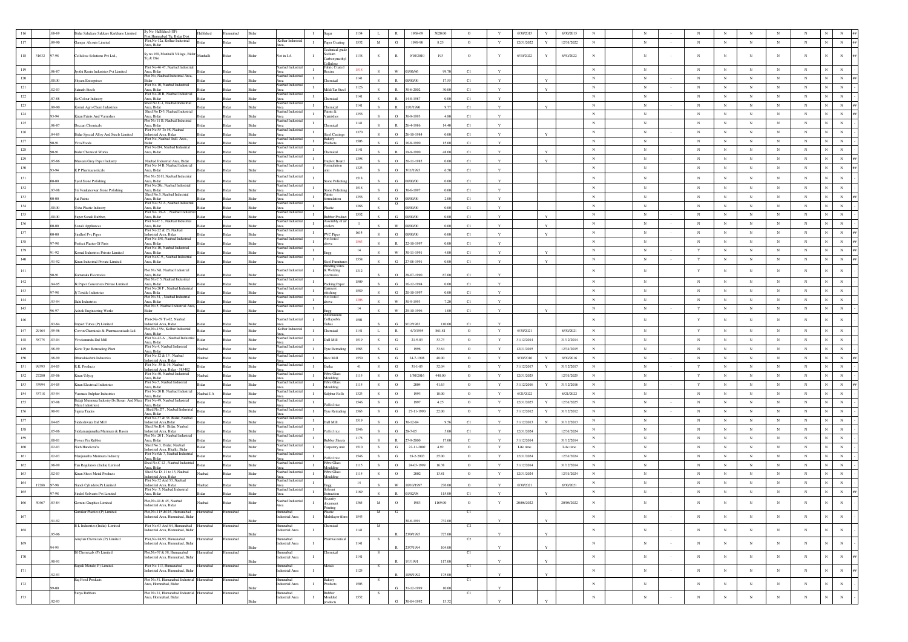| 116 | | 68-69 | Bidar Sahakare Sakkare Karkhane Limited | Sy No. Hallikhed (SF) Post,Humnabad Tq, Bidar Dist | Hallikhed | Humnabad | Bidar | | I | Sugar | 1154 | L | R | 1968-69 | 5020.00 | O | Y | 6/30/2015 | Y | 6/30/2015 | N | | N | - | N | N | N | N | N | N | N | ## |
|---|---|---|---|---|---|---|---|---|---|---|---|---|---|---|---|---|---|---|---|---|---|---|---|---|---|---|---|---|---|---|---|---|---|
| 117 | | 89-90 | Gampa Alcoats Limited | Plot No-12a, Kolhar Industrial Area, Bidar | Bidar | Bidar | Bidar | Kolhar Industrial Area, | I | Paper Coating | 1532 | M | G | 1989-90 | 8.25 | O | Y | 12/31/2022 | Y | 12/31/2022 | N | | N | - | N | N | N | N | N | N | N | ## |
| 118 | 31632 | 97-98 | Cellulose Solutions Pvt Ltd , | Sy no.169, Manhalli Village, Bidar Tq & Dist | Manhalli | Bidar | Bidar | Not in I.A | I | Technical grade Sodium Carboxymethyl Cellulose | 1178 | S | R | 9/30/2010 | 193 | O | Y | 6/30/2022 | Y | 6/30/2022 | N | | N | - | N | N | N | N | N | N | N | ## |
| 119 | | 86-87 | Jyothi Rexin Industries Pvt Limited | Plot No 46-47, Naubad Industrial Area, Bidar | Bidar | Bidar | Bidar | Naubad Industrial Area | I | Fabric Coated Rexine | 1518 | S | W | 01/06/86 | 99.70 | C1 | Y | | | | N | | N | - | N | N | N | N | N | N | N | - |
| 120 | | 00-00 | Shyam Enterprises | Plot No, Naubad Industrial Area, Bidar | Bidar | Bidar | Bidar | Naubad Industrial Area | I | Chemical | 1141 | S | R | 00/00/00 | 17.55 | C1 | Y | | Y | | N | | N | - | N | N | N | N | N | N | N | ## |
| 121 | | 02-03 | Sainath Steels | Plot No 10, Naubad Industrial Area, Bidar | Bidar | Bidar | Bidar | Naubad Industrial Area | I | Mild/Tar Steel | 1126 | S | R | 30-6-2002 | 30.00 | C1 | Y | | Y | | N | | N | - | N | N | N | N | N | N | N | - |
| 122 | | 87-88 | Rc Colour Industry | Plot No 20 B, Naubad Industrial Area, Bidar | Bidar | Bidar | Bidar | Naubad Industrial Area | I | Chemical | 1141 | S | R | 14-8-1987 | 0.00 | C1 | Y | | | | N | | N | - | N | N | N | N | N | N | N | - |
| 123 | | 89-90 | Komal Agro Chem Industries | Shed No C-1, Naubad Industrial Area, Bidar | Bidar | Bidar | Bidar | Naubad Industrial Area | I | Chemical | 1141 | S | R | 11/1/1990 | 9.77 | C1 | Y | | Y | | N | | N | - | N | N | N | N | N | N | N | ## |
| 124 | | 93-94 | Kiran Paints And Varnishes | Shed No D-3, Naubad Industrial Area, Bidar | Bidar | Bidar | Bidar | Naubad Industrial Area | I | Paints & Varnishes | 1356 | S | O | 30-9-1993 | 4.80 | C1 | Y | | | | N | | N | - | N | N | N | N | N | N | N | - |
| 125 | | 86-87 | Deccan Chemicals | Plot No 11 B, Naubad Industrial Area, Bidar | Bidar | Bidar | Bidar | Naubad Industrial Area | I | Chemical | 1141 | S | R | 26-4-1986 | 14.40 | C1 | Y | | | | N | | N | - | N | N | N | N | N | N | N | - |
| 126 | | 84-85 | Bidar Special Alloy And Steels Limited | Plot No 55 To 58, Naubad Industrial Area, Bidar | Bidar | Bidar | Bidar | Naubad Industrial Area | I | Steel Castings | 1370 | S | O | 26-10-1984 | 0.00 | C1 | Y | | Y | | N | | N | - | N | N | N | N | N | N | N | - |
| 127 | | 90-91 | Viva Foods | Plot No, Naubad Indl. Area, Bidar | Bidar | Bidar | Bidar | Naubad Industrial Area | I | Bakery Products | 1503 | S | G | 16-8-1990 | 15.00 | C1 | Y | | | | N | | N | - | N | N | N | N | N | N | N | - |
| 128 | | 90-91 | Bidar Chemical Works | Plot No D4, Naubad Industrial Area, Bidar | Bidar | Bidar | Bidar | Naubad Industrial Area | I | Chemical | 1141 | S | R | 19-9-1990 | 48.60 | C1 | Y | | Y | | N | | N | - | N | N | N | N | N | N | N | - |
| 129 | | 85-86 | Bhavani Grey Paper Industry | Naubad Industrial Area, Bidar | Bidar | Bidar | Bidar | Naubad Industrial Area | I | Duplex Board | 1398 | S | O | 20-11-1985 | 0.00 | C1 | Y | | Y | | N | | N | - | N | N | N | N | N | N | N | ## |
| 130 | | 93-94 | K P Pharmaceuticals | Plot No 14 B, Naubad Industrial Area, Bidar | Bidar | Bidar | Bidar | Naubad Industrial Area | I | Formulation unit | 1323 | S | O | 3/11/1993 | 6.50 | C1 | Y | | | | N | | N | - | N | N | N | N | N | N | N | ## |
| 131 | | 00-00 | Syed Stone Polishing | Plot No 20 H, Naubad Industrial Area, Bidar | Bidar | Bidar | Bidar | Naubad Industrial Area | I | Stone Polishing | 1518 | S | G | 00/00/00 | 0.00 | C1 | Y | | | | N | | N | - | N | N | N | N | N | N | N | - |
| 132 | | 97-98 | Sri Venkateswar Stone Polishing | Plot No 20c, Naubad Industrial Area, Bidar | Bidar | Bidar | Bidar | Naubad Industrial Area | I | Stone Polishing | 1518 | S | G | 30-6-1997 | 0.00 | C1 | Y | | | | N | | N | - | N | N | N | N | N | N | N | - |
| 133 | | 00-00 | Sai Paints | Shed No.5, Naubad Industrial Area, Bidar | Bidar | Bidar | Bidar | Naubad Industrial Area | I | Paints formulation | 1356 | S | O | 00/00/00 | 2.00 | C1 | Y | | | | N | | N | - | N | N | N | N | N | N | N | ## |
| 134 | | 00-00 | Usha Plastic Industry | Plot Noi 52 A, Naubad Industrial Area, Bidar | Bidar | Bidar | Bidar | Naubad Industrial Area | I | Plastic | 1366 | S | O | 00/00/00 | 0.00 | C1 | Y | | | | N | | N | - | N | N | N | N | N | N | N | - |
| 135 | | 00-00 | Super Sonali Rubber, | Plot No. 19-A , Naubad Industrial Area, Bidar | Bidar | Bidar | Bidar | Naubad Industrial Area | I | Rubber Product | 1552 | S | G | 00/00/00 | 0.00 | C1 | Y | | Y | | N | | N | - | N | N | N | N | N | N | N | - |
| 136 | | 00-00 | Sonali Appliances | Plot No.C 3 , Naubad Industrial Area, Bidar | Bidar | Bidar | Bidar | Naubad Industrial Area | I | Assembly of air coolers | 1 | S | W | 00/00/00 | 0.00 | C1 | Y | | Y | | N | | N | - | N | N | N | N | N | N | N | - |
| 137 | | 00-00 | Sindhol Pvc Pipes | Plot No.22 & 23, Naubad Industrial Area, Bidar | Bidar | Bidar | Bidar | Naubad Industrial Area | I | PVC Pipes | 1614 | S | G | 00/00/00 | 0.00 | C1 | Y | | Y | | N | | N | - | N | N | N | N | N | N | N | ## |
| 138 | | 97-98 | Perfect Plaster Of Paris | Plot No.15B, Naubad Industrial Area, Bidar | Bidar | Bidar | Bidar | Naubad Industrial Area | I | Not listed above | 1563 | S | R | 22-10-1997 | 0.00 | C1 | Y | | | | N | | N | - | N | N | N | N | N | N | N | ## |
| 139 | | 91-92 | Komal Industries Private Limited | Plot No.10, Naubad Industrial Area, Bidar | Bidar | Bidar | Bidar | Naubad Industrial Area | I | Engg | 14 | S | W | 30-11-1991 | 4.00 | C1 | Y | | Y | | N | | N | - | Y | N | N | N | N | N | N | ## |
| 140 | | 91-92 | Kiran Industrial Private Limited | Plot No.C-9,, Naubad Industrial Area, Bidar | Bidar | Bidar | Bidar | Naubad Industrial Area | I | Steel Furnitures | 1558 | S | G | 27-08-1991 | 0.00 | C1 | Y | | Y | | N | | N | - | Y | N | N | N | N | N | N | ## |
| 141 | | 90-91 | Karnataka Electrodes | Plot No.Nil, Naubad Industrial Area, Bidar | Bidar | Bidar | Bidar | Naubad Industrial Area | I | Binding wires & Welding electrodes | 1312 | S | O | 28-07-1990 | 67.00 | C1 | Y | | | | N | | N | - | Y | N | N | N | N | N | N | - |
| 142 | | 94-95 | Jk Paper Converters Private Limited | Plot No.C 5, Naubad Industrial Area, Bidar | Bidar | Bidar | Bidar | Naubad Industrial Area | I | Packing Paper | 1509 | S | G | 16-12-1994 | 0.00 | C1 | Y | | | | N | | N | - | N | N | N | N | N | N | N | - |
| 143 | | 97-98 | J j Textile Industries | Plot No.20 F , Naubad Industrial Area, Bidar | Bidar | Bidar | Bidar | Naubad Industrial Area | I | Garment stitching | 1589 | S | G | 20-10-1997 | 0.00 | C1 | Y | | | | N | | N | - | N | N | N | N | N | N | N | - |
| 144 | | 93-94 | Ilahi Industries | Plot No.34, , Naubad Industrial Area, Bidar | Bidar | Bidar | Bidar | Naubad Industrial Area | I | Not listed above | 1306 | S | W | 30-9-1993 | 7.20 | C1 | Y | | | | N | | N | - | N | N | N | N | N | N | N | - |
| 145 | | 96-97 | Ashok Engineering Works | Plot No 5, Naubad Industrial Area, Bidar | Bidar | Bidar | Bidar | Naubad Industrial Area | I | Engg | 14 | S | W | 29-10-1996 | 1.00 | C1 | Y | | Y | | N | | N | - | Y | N | N | N | N | N | N | - |
| 146 | | 83-84 | Impact Tubes (P) Limited | PlotoNo-59 To 62, Naubad Industrial Area, Bidar | Bidar | Bidar | Bidar | Naubad Industrial Area | I | Alluminium Collapsible Tubes | 1501 | S | G | 8/12/1983 | 110.00 | C1 | Y | | | | N | | N | - | Y | N | N | N | N | N | N | - |
| 147 | 29164 | 95-96 | Corvin Chemicals & Pharmaceuticals Ltd. | Plot No-155c, Kolhar Industrial Area, Bidar | Bidar | Bidar | Bidar | Kolhar Industrial Area, | I | Chemical | 1141 | L | R | 6/7/1995 | 861.81 | O | Y | 6/30/2021 | | 6/30/2021 | N | | N | - | Y | N | N | N | N | N | N | - |
| 148 | 38775 | 03-04 | Viveknanada Dal Mill | Plot No.42-A , Naubad Industrial Area, Bidar | Bidar | Bidar | Bidar | Naubad Industrial Area | I | Dall Mill | 1519 | S | G | 21-5-03 | 33.73 | O | Y | 31/12/2014 | | 31/12/2014 | N | | N | - | N | N | N | N | N | N | N | - |
| 149 | | 98-99 | Ketc Tyre Retreading Plant | Plot No.4, Naubad Industrial Area, Bidar | Naubad | Bidar | Bidar | Naubad Industrial Area | I | Tyre Retrading | 1563 | S | G | 1998 | 33.64 | O | Y | 12/31/2015 | | 12/31/2015 | N | | N | - | N | N | N | N | N | N | N | - |
| 150 | | 98-99 | Dhanalakshmi Industries | Plot No.12 & 13 , Naubad Industrial Area, Bidar | Naubad | Bidar | Bidar | Naubad Industrial Area | I | Rice Mill | 1550 | S | G | 24-7-1998 | 48.00 | O | Y | 9/30/2016 | Y | 9/30/2016 | N | | N | - | N | N | N | N | N | N | N | ## |
| 151 | 99393 | 04-05 | R.K. Products | Plot No. 35 & 36, Naubad Industrial Area, Bidar - 585402 | Bidar | Bidar | Bidar | Naubad Industrial Area | I | Gutka | 41 | S | G | 31-1-05 | 32.04 | O | Y | 31/12/2017 | Y | 31/12/2017 | N | | N | - | Y | N | N | N | N | N | N | - |
| 152 | 27280 | 05-06 | Kiran Udyog | Plot No.40, Naubad Industrial Area, Bidar | Naubad | Bidar | Bidar | Naubad Industrial Area | I | Fibre Glass Moulding | 1115 | S | O | 1/30/2016 | 440.00 | O | Y | 12/31/2025 | | 12/31/2025 | N | | N | - | Y | N | N | N | N | N | N | - |
| 153 | 33994 | 04-05 | Kiran Electrical Industries | Plot No.5, Naubad Industrial Area, Bidar | Bidar | Bidar | Bidar | Naubad Industrial Area | I | Fibre Glass Moulding | 1115 | S | O | 2004 | 41.63 | O | Y | 31/12/2016 | Y | 31/12/2016 | N | | N | - | Y | N | N | N | N | N | N | ## |
| 154 | 33718 | 93-94 | Vasmate Sulphur Industries | Plot No 20 B, Naubad Industrial Area, Bidar | Naubad I.A | Bidar | Bidar | Naubad Industrial Area | I | Sulphur Rolls | 1323 | S | O | 1993 | 18.00 | O | Y | 6/21/2022 | | 6/21/2022 | N | | N | - | N | N | N | N | N | N | N | - |
| 155 | | 97-98 | Balaji Murmura Industry(Ss Besan And Mura Mura Industries) | Plot No.49, Naubad Industrial Area, Bidar | Bidar | Bidar | Bidar | Naubad Industrial Area | I | Puffed rice | 1546 | S | G | 1997 | 4.25 | O | Y | 12/31/2025 | Y | 12/31/2025 | N | | N | - | N | N | N | N | N | N | N | - |
| 156 | | 90-91 | Sigma Trades | Shed No.D7 , Naubad Industrial Area, Bidar | Bidar | Bidar | Bidar | Naubad Industrial Area | I | Tyre Retrading | 1563 | S | G | 27-11-1990 | 22.00 | O | Y | 31/12/2012 | Y | 31/12/2012 | N | | N | - | N | N | N | N | N | N | N | - |
| 157 | | 04-05 | Siddeshwara Dal Mill | Plot No.37 & 38. Bidar, Naubad Industrial Area,Bidar | Bidar | Bidar | Bidar | Naubad Industrial Area | I | Dall Mill | 1519 | S | G | 30-12-04 | 9.56 | C1 | Y | 31/12/2013 | N | 31/12/2013 | N | | N | - | N | N | N | N | N | N | N | - |
| 158 | | 05-06 | Siddamanjunatha Murmura & Basen | Shed No.K-4, Bidar, Naubad Industrial Area, Bidar | Bidar | Bidar | Bidar | Naubad Industrial Area | I | Puffed rice | 1546 | S | G | 28-7-05 | 5.00 | C1 | Y | 12/31/2024 | | 12/31/2024 | N | | N | - | N | N | N | N | N | N | N | - |
| 159 | | 00-01 | Power Pin Rubber | Plot No. 20 I , Naubad Industrial Area, Bidar | Bidar | Bidar | Bidar | Naubad Industrial Area | I | Rubber Sheets | 1178 | S | R | 27-9-2000 | 17.00 | C | Y | 31/12/2014 | | 31/12/2014 | N | | N | - | N | N | N | N | N | N | N | - |
| 160 | | 02-03 | Nath Handicrafts | Shed No.3 , Bidar, Naubad Industrial Area, Bhalki, Bidar | Bidar | Bidar | Bidar | Naubad Industrial Area | I | Carpentry unit | 1510 | S | G | 22-11-2002 | 4.92 | O | Y | Life time | | Life time | N | | N | - | N | N | N | N | N | N | N | - |
| 161 | | 02-03 | Manjunatha Murmura Industry | Plot No.8& 7, Naubad Industrial Area, Bidar | Bidar | Bidar | Bidar | Naubad Industrial Area | I | Puffed rice | 1546 | S | G | 28-2-2003 | 25.00 | O | Y | 12/31/2024 | | 12/31/2024 | N | | N | - | N | N | N | N | N | N | N | - |
| 162 | | 98-99 | Fan Regulators (India) Limited | Shed No.C 12 , Naubad Industrial Area, Bidar | Bidar | Bidar | Bidar | Naubad Industrial Area | I | Fibre Glass Moulding | 1115 | S | O | 24-03-1999 | 16.38 | O | Y | 31/12/2014 | | 31/12/2014 | N | | N | - | N | N | N | N | N | N | N | - |
| 163 | | 02-03 | Kiran Sheet Metal Products | Shed No D -11 to 13, Naubad Industrial Area, Bidar | Naubad | Bidar | Bidar | Naubad Industrial Area | I | Fibre Glass Moulding | 1115 | S | O | 2002 | 13.81 | O | Y | 12/31/2024 | | 12/31/2024 | N | | N | - | N | N | N | N | N | N | N | - |
| 164 | 17288 | 97-98 | Nandi Cylinders(P) Limited | Plot No.52 And 53, Naubad Industrial Area, Bidar | Naubad | Bidar | Bidar | Naubad Industrial Area | I | Engg | 14 | S | W | 10/10/1997 | 276.00 | O | Y | 6/30/2021 | | 6/30/2021 | N | | N | - | N | N | N | N | N | N | N | - |
| 165 | | 97-98 | Sindol Solvents Pvt Limited | Plot No. 3, Naubad Industrial Area, Bidar | Bidar | Bidar | Bidar | Naubad Industrial Area | I | Solvent Extraction | 1169 | S | R | 01/02/98 | 115.00 | C1 | Y | | Y | | N | | N | - | N | N | N | N | N | N | N | ## |
| 166 | 30467 | 83-84 | Gemini Graphics Limited | Plot,No-44 & 45, Naubad Industrial Area, Bidar | Naubad | Bidar | Bidar | Naubad Industrial Area | I | Security document Printing | 1364 | M | O | 1983 | 1169.00 | O | Y | 20/06/2022 | | 20/06/2022 | N | | N | - | N | N | N | N | N | N | N | - |
| 167 | | 91-92 | Gurukar Plastics (P) Limited | Plot,No-115 &116, Humanabad Industrial Area, Humnabad, Bidar | Humnabad | Humnabad | Bidar | Humnabad Industrial Area | I | Plastic Multilayer films | 1543 | M | G | 30-6-1991 | 732.00 | C1 | Y | | Y | | N | | N | - | N | N | N | N | N | N | N | - |
| 168 | | 95-96 | B L Industries (India) Limited | Plot No-63 And 64, Humanabad Industrial Area, Humnabad, Bidar | Humnabad | Humnabad | Bidar | Humnabad Industrial Area | I | Chemical | 1141 | M | R | 23/9/1995 | 727.00 | C2 | Y | | Y | | N | | N | - | N | N | N | N | N | N | N | - |
| 169 | | 94-95 | Amylan Chemicals (P) Limited | Plot,No-94,95, Humanabad Industrial Area, Humnabad, Bidar | Humnabad | Humnabad | Bidar | Humnabad Industrial Area | I | Pharmaceutical | 1141 | S | R | 23/7/1994 | 164.00 | C2 | Y | | Y | | N | | N | - | N | N | N | N | N | N | N | - |
| 170 | | 90-91 | Bl Chemicals (P) Limited | Plot,No-57 & 58, Humanabad Industrial Area, Humnabad, Bidar | Humnabad | Humnabad | Bidar | Humnabad Industrial Area | I | Chemical | 1141 | S | R | 1/1/1991 | 117.00 | C1 | Y | | Y | | N | | N | - | N | N | N | N | N | N | N | ## |
| 171 | | 92-93 | Rupali Metals(P) Limited | Plot No 113, Humanabad Industrial Area, Humnabad, Bidar | Humnabad | Humnabad | Bidar | Humnabad Industrial Area | I | Metals | 1125 | S | R | 10/8/1992 | 175.00 | C1 | Y | | Y | | N | | N | - | N | N | N | N | N | N | N | ## |
| 172 | | 99-00 | Raj Food Products | Plot No.51, Humanabad Industrial Area, Humnabad, Bidar | Humnabad | Humnabad | Bidar | Humnabad Industrial Area | I | Bakery Products | 1503 | S | G | 31-12-1999 | 10.00 | C1 | Y | | | | N | | N | - | N | N | N | N | N | N | N | - |
| 173 | | 92-93 | Surya Rubbers | Plot No.21, Humanabad Industrial Area, Humnabad, Bidar | Humnabad | Humnabad | Bidar | Humnabad Industrial Area | I | Rubber Moulded products | 1552 | S | G | 30-04-1992 | 13.32 | C1 | Y | | Y | | N | | N | - | N | N | N | N | N | N | N | - |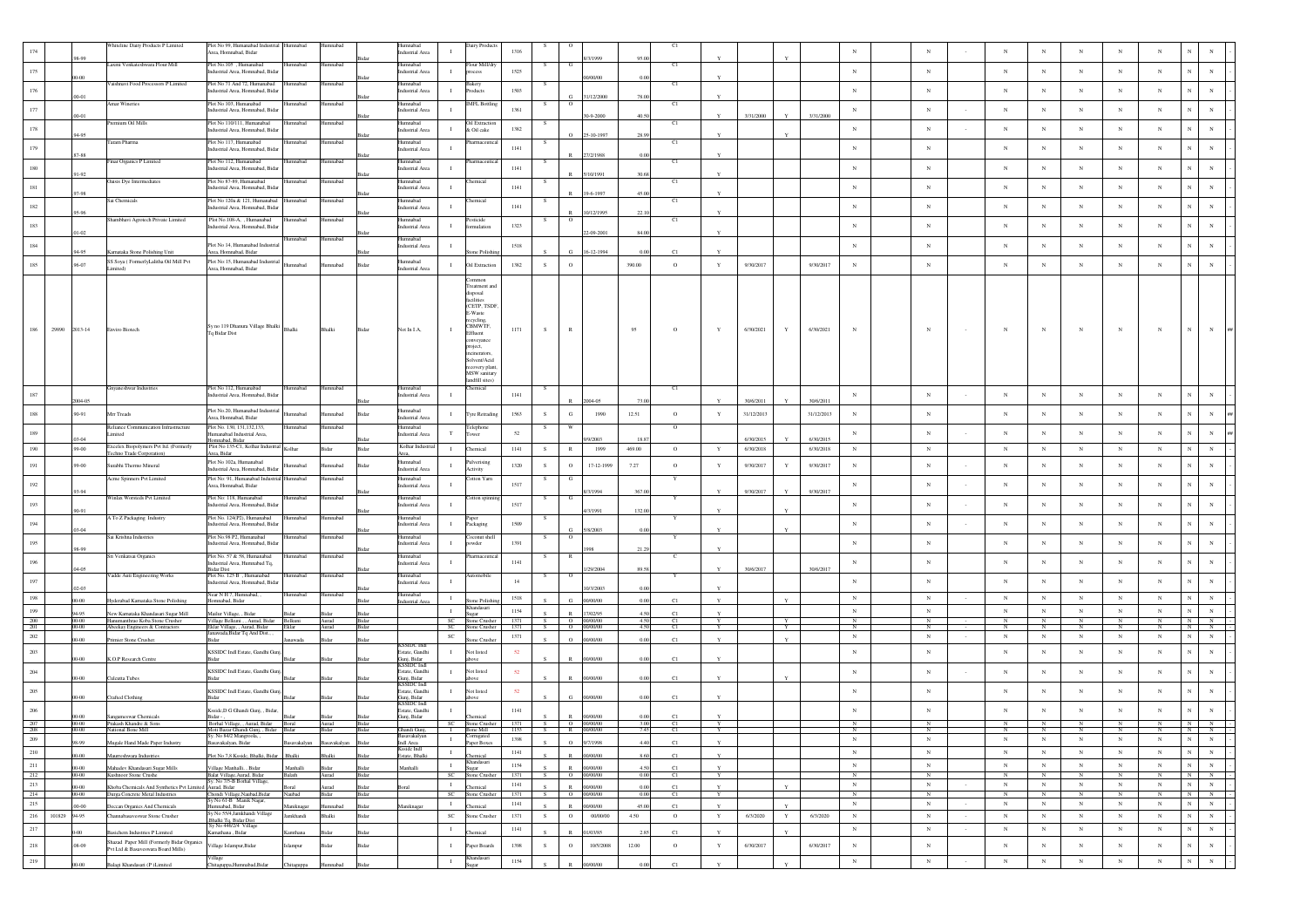| 174 | | 98-99 | Whiteline Dairy Products P Limited | Plot No 99, Humanabad Industrial Area, Hominabad, Bidar | Humnabad | Humnabad | Bidar | Humnabad Industrial Area | I | Dairy Products | 1316 | S | O | 8/3/1999 | 95.00 | C1 | Y | | Y | | N | | N | - | N | N | N | N | N | N | N | - |
|---|---|---|---|---|---|---|---|---|---|---|---|---|---|---|---|---|---|---|---|---|---|---|---|---|---|---|---|---|---|---|---|---|---|
| 175 | | 00-00 | Laxmi Venkateshwara Flour Mill | Plot No.105 , Humanabad Industrial Area, Hominabad, Bidar | Humnabad | Humnabad | Bidar | Humnabad Industrial Area | I | Flour Mill/dry process | 1525 | S | G | 00/00/00 | 0.00 | C1 | Y | | | | N | | N | - | N | N | N | N | N | N | N | - |
| 176 | | 00-01 | Vaishnavi Food Processors P Limited | Plot No 71 And 72, Humanabad Industrial Area, Hominabad, Bidar | Humnabad | Humnabad | Bidar | Humnabad Industrial Area | I | Bakery Products | 1503 | S | G | 31/12/2000 | 78.00 | C1 | Y | | | | N | | N | - | N | N | N | N | N | N | N | - |
| 177 | | 00-01 | Amar Wineries | Plot No 103, Humanabad Industrial Area, Hominabad, Bidar | Humnabad | Humnabad | Bidar | Humnabad Industrial Area | I | IMFL Bottling | 1361 | S | O | 30-9-2000 | 40.50 | C1 | Y | 3/31/2000 | Y | 3/31/2000 | N | | N | - | N | N | N | N | N | N | N | - |
| 178 | | 94-95 | Premium Oil Mills | Plot No 110/111, Humanabad Industrial Area, Hominabad, Bidar | Humnabad | Humnabad | Bidar | Humnabad Industrial Area | I | Oil Extraction & Oil cake | 1382 | S | O | 25-10-1997 | 28.99 | C1 | Y | | Y | | N | | N | - | N | N | N | N | N | N | N | - |
| 179 | | 87-88 | Tarum Pharma | Plot No 117, Humanabad Industrial Area, Hominabad, Bidar | Humnabad | Humnabad | Bidar | Humnabad Industrial Area | I | Pharmaceutical | 1141 | S | R | 27/2/1988 | 0.00 | C1 | Y | | | | N | | N | - | N | N | N | N | N | N | N | - |
| 180 | | 91-92 | Finar Organics P Limited | Plot No 112, Humanabad Industrial Area, Hominabad, Bidar | Humnabad | Humnabad | Bidar | Humnabad Industrial Area | I | Pharmaceutical | 1141 | S | R | 5/10/1991 | 30.68 | C1 | Y | | | | N | | N | - | N | N | N | N | N | N | N | - |
| 181 | | 97-98 | Oasis Dye Intermediates | Plot No 87-89, Humanabad Industrial Area, Hominabad, Bidar | Humnabad | Humnabad | Bidar | Humnabad Industrial Area | I | Chemical | 1141 | S | R | 19-6-1997 | 45.00 | C1 | Y | | | | N | | N | - | N | N | N | N | N | N | N | - |
| 182 | | 95-96 | Sai Chemicals | Plot No 120a & 121, Humanabad Industrial Area, Hominabad, Bidar | Humnabad | Humnabad | Bidar | Humnabad Industrial Area | I | Chemical | 1141 | S | R | 30/12/1995 | 22.10 | C1 | Y | | | | N | | N | - | N | N | N | N | N | N | N | - |
| 183 | | 01-02 | Shambhavi Agrotech Private Limited | Plot No.108-A, , Humanabad Industrial Area, Hominabad, Bidar | Humnabad | Humnabad | Bidar | Humnabad Industrial Area | I | Pesticide formulation | 1323 | S | O | 22-09-2001 | 84.00 | C1 | Y | | | | N | | N | - | N | N | N | N | N | N | N | - |
| 184 | | 94-95 | Karnataka Stone Polishing Unit | Plot No 14, Humanabad Industrial Area, Hominabad, Bidar | Humnabad | Humnabad | Bidar | Humnabad Industrial Area | I | Stone Polishing | 1518 | S | G | 16-12-1994 | 0.00 | C1 | Y | | | | N | | N | - | N | N | N | N | N | N | N | - |
| 185 | | 96-07 | SS.Soya ( FormerlyLalitha Oil Mill Pvt Limited) | Plot No 15, Humanabad Industrial Area, Hominabad, Bidar | Humnabad | Humnabad | Bidar | Humnabad Industrial Area | I | Oil Extraction | 1382 | S | O | | 390.00 | O | Y | 9/30/2017 | | 9/30/2017 | N | | N | - | N | N | N | N | N | N | N | - |
| 186 | 29890 | 2013-14 | Enviro Biotech | Sy no 119 Dhanura Village Bhalki Tq Bidar Dist | Bhalki | Bhalki | Bidar | Not In I.A. | I | Common Treatment and disposal facilities (CETP, TSDF, E-Waste recycling, CBMWTF, Effluent conveyance project, incinerators, Solvent/Acid recovery plant, MSW sanitary landfill sites) | 1171 | S | R | | 95 | O | Y | 6/30/2021 | Y | 6/30/2021 | N | | N | - | N | N | N | N | N | N | N | ## |
| 187 | | 2004-05 | Gnyaneshwar Industries | Plot No 112, Humanabad Industrial Area, Hominabad, Bidar | Humnabad | Humnabad | Bidar | Humnabad Industrial Area | I | Chemical | 1141 | S | R | 2004-05 | 73.00 | C1 | Y | 30/6/2011 | Y | 30/6/2011 | N | | N | - | N | N | N | N | N | N | N | - |
| 188 | | 90-91 | Mrr Treads | Plot No 20, Humanabad Industrial Area, Hominabad, Bidar | Humnabad | Humnabad | Bidar | Humnabad Industrial Area | I | Tyre Retrading | 1963 | S | G | 1990 | 12.51 | O | Y | 31/12/2013 | | 31/12/2013 | N | | N | - | N | N | N | N | N | N | N | ## |
| 189 | | 03-04 | Reliance Communication Infrastructure Limited | Plot No. 130, 131,132,133, Humanabad Industrial Area, Hominabad, Bidar | Humnabad | Humnabad | Bidar | Humnabad Industrial Area | T | Telephone Tower | 52 | S | W | 9/9/2003 | 18.87 | O | | 6/30/2015 | Y | 6/30/2015 | N | | N | - | N | N | N | N | N | N | N | ## |
| 190 | | 99-00 | Excelex Biopolymers Pvt ltd. (Formerly Techno Trade Corporation) | Plot No 135-C1, Kolhar Industrial Area, Bidar | Kolhar | Bidar | Bidar | Kolhar Industrial Area, | I | Chemical | 1141 | S | R | 1999 | 469.00 | O | Y | 6/30/2018 | | 6/30/2018 | N | | N | - | N | N | N | N | N | N | N | - |
| 191 | | 99-00 | Sunshti Thermo Mineral | Plot No 102a, Humanabad Industrial Area, Hominabad, Bidar | Humnabad | Humnabad | Bidar | Humnabad Industrial Area | I | Pulverising Activity | 1320 | S | O | 17-12-1999 | 7.27 | O | Y | 9/30/2017 | Y | 9/30/2017 | N | | N | - | N | N | N | N | N | N | N | - |
| 192 | | 93-94 | Acme Spinners Pvt Limited | Plot No: 91, Humanabad Industrial Area, Hominabad, Bidar | Humnabad | Humnabad | Bidar | Humnabad Industrial Area | I | Cotton Yarn | 1517 | S | G | 8/3/1994 | 367.00 | Y | Y | 9/30/2017 | Y | 9/30/2017 | N | | N | - | N | N | N | N | N | N | N | - |
| 193 | | 90-91 | Winlax Worsteds Pvt Limited | Plot No: 118, Humanabad Industrial Area, Hominabad, Bidar | Humnabad | Humnabad | Bidar | Humnabad Industrial Area | I | Cotton spinning | 1517 | S | G | 4/3/1991 | 132.00 | Y | Y | | Y | | N | | N | - | N | N | N | N | N | N | N | - |
| 194 | | 03-04 | A To Z Packaging Industry | Plot No. 124(P2), Humanabad Industrial Area, Hominabad, Bidar | Humnabad | Humnabad | Bidar | Humnabad Industrial Area | I | Paper Packaging | 1509 | S | G | 5/8/2003 | 0.00 | Y | Y | | Y | | N | | N | - | N | N | N | N | N | N | N | - |
| 195 | | 98-99 | Sai Krishna Industries | Plot No.98 P2, Humanabad Industrial Area, Hominabad, Bidar | Humnabad | Humnabad | Bidar | Humnabad Industrial Area | I | Coconut shell powder | 1391 | S | O | 1998 | 21.29 | Y | Y | | | | N | | N | - | N | N | N | N | N | N | N | - |
| 196 | | 04-05 | Sri Venkatsai Organics | Plot No: 57 & 58, Humanabad Industrial Area, Humnabad Tq, Bidar Dist | Humnabad | Humnabad | Bidar | Humnabad Industrial Area | I | Pharmaceutical | 1141 | S | R | 1/29/2004 | 89.58 | C | Y | 30/6/2017 | | 30/6/2017 | N | | N | - | N | N | N | N | N | N | N | - |
| 197 | | 02-03 | Vaddi Auto Engineering Works | Plot No: 125 B , Humanabad Industrial Area, Hominabad, Bidar | Humnabad | Humnabad | Bidar | Humnabad Industrial Area | I | Automobile | 14 | S | O | 10/3/2003 | 0.00 | Y | Y | | | | N | | N | - | N | N | N | N | N | N | N | - |
| 198 | | 00-00 | Hyderabad Karnataka Stone Polishing | Near N H 7, Humnabad, , Homnabad, Bidar | Humnabad | Humnabad | Bidar | Humnabad Industrial Area | I | Stone Polishing | 1518 | S | G | 00/00/00 | 0.00 | C1 | Y | | Y | | N | | N | - | N | N | N | N | N | N | N | - |
| 199 | | 94-95 | New Karnataka Khandasari Sugar Mill | Madar Village, , Bidar | Bidar | Bidar | Bidar | | I | Khandasari Sugar | 1154 | S | R | 17/02/95 | 4.50 | C1 | Y | | | | N | | N | | N | N | N | N | N | N | N | - |
| 200 | | 00-00 | Hanumanthrao Koba Stone Crusher | Village Belkuni, , Aurad, Bidar | Belkuni | Aurad | Bidar | | SC | Stone Crusher | 1371 | S | O | 00/00/00 | 4.50 | C1 | Y | | Y | | N | - | N | - | N | N | N | N | N | N | N | - |
| 201 | | 00-00 | Abeekay Engineers & Contractors | Ekdar Village, , Aurad, Bidar | Ekdar | Aurad | Bidar | | SC | Stone Crusher | 1371 | S | O | 00/00/00 | 4.50 | C1 | Y | | Y | | N | - | N | - | N | N | N | N | N | N | N | - |
| 202 | | 00-00 | Premier Stone Crusher | Janawada,Bidar Tq And Dist., , Bidar | Janawada | Bidar | Bidar | | SC | Stone Crusher | 1371 | S | O | 00/00/00 | 0.00 | C1 | Y | | Y | | N | - | N | - | N | N | N | N | N | N | N | - |
| 203 | | 00-00 | K.O.P Research Centre | KSSIDC Indl Estate, Gandhi Gunj, Bidar | Bidar | Bidar | Bidar | KSSIDC Indl Estate, Gandhi Gunj, Bidar | I | Not listed above | 52 | S | R | 00/00/00 | 0.00 | C1 | Y | | | | N | | N | - | N | N | N | N | N | N | N | - |
| 204 | | 00-00 | Culcutta Tubes | KSSIDC Indl Estate, Gandhi Gunj, Bidar | Bidar | Bidar | Bidar | KSSIDC Indl Estate, Gandhi Gunj, Bidar | I | Not listed above | 52 | S | R | 00/00/00 | 0.00 | C1 | Y | | Y | | N | | N | - | N | N | N | N | N | N | N | - |
| 205 | | 00-00 | Crafted Clothing | KSSIDC Indl Estate, Gandhi Gunj, Bidar | Bidar | Bidar | Bidar | KSSIDC Indl Estate, Gandhi Gunj, Bidar | I | Not listed above | 52 | S | G | 00/00/00 | 0.00 | C1 | Y | | | | N | | N | - | N | N | N | N | N | N | N | - |
| 206 | | 00-00 | Sangameswar Chemicals | Kssidc,D G Ghandi Gunj, , Bidar, Bidar - , | Bidar | Bidar | Bidar | KSSIDC Indl Estate, Gandhi Gunj, Bidar | I | Chemical | 1141 | S | R | 00/00/00 | 0.00 | C1 | Y | | | | N | | N | | N | N | N | N | N | N | N | - |
| 207 | | 00-00 | Prakash Khandre & Sons | Borhal Village, , Aurad, Bidar | Boral | Aurad | Bidar | | SC | Stone Crusher | 1371 | S | O | 00/00/00 | 3.00 | C1 | Y | | | | N | | N | | N | N | N | N | N | N | N | - |
| 208 | | 00-00 | National Bone Mill | Moti Bazar Ghandi Gunj, , Bidar | Bidar | Bidar | Bidar | Ghandi Gunj, | I | Bone Mill | 1153 | S | R | 00/00/00 | 7.45 | C1 | Y | | | | N | | N | | N | N | N | N | N | N | N | - |
| 209 | | 98-99 | Mugale Hand Made Paper Industry | Sy. No 84/2 Mangrools, , Basavakalyan, Bidar | Basavakalyan | Basavakalyan | Bidar | Basavakalyan Indl Area | I | Corrugated Paper Boxes | 1398 | S | O | 9/7/1998 | 4.40 | C1 | Y | | | | N | | N | | N | N | N | N | N | N | N | - |
| 210 | | 00-00 | Maureshwara Industries | Plot No 7,8 Kssidc, Bhalki, Bidar | Bhalki | Bhalki | Bidar | Kssidc Indl Estate, Bhalki | I | Chemical | 1141 | S | R | 00/00/00 | 8.60 | C1 | Y | | | | N | | N | | N | N | N | N | N | N | N | - |
| 211 | | 00-00 | Mahadev Khandasari Sugar Mills | Village Manhalli, , Bidar | Manhalli | Bidar | Bidar | Manhalli | I | Khandasari Sugar | 1154 | S | R | 00/00/00 | 4.50 | C1 | Y | | | | N | | N | | N | N | N | N | N | N | N | - |
| 212 | | 00-00 | Kashneer Stone Crushe | Balat Village,Aurad, Bidar | Balath | Aurad | Bidar | | SC | Stone Crusher | 1371 | S | O | 00/00/00 | 0.00 | C1 | Y | | | | N | | N | | N | N | N | N | N | N | N | - |
| 213 | | 00-00 | Khoba Chemicals And Synthetics Pvt Limited | Sy. No 35/B Borhal Village, Aurad, Bidar | Boral | Aurad | Bidar | Boral | I | Chemical | 1141 | S | R | 00/00/00 | 0.00 | C1 | Y | | Y | | N | - | N | - | N | N | N | N | N | N | N | - |
| 214 | | 00-00 | Durga Concrete Metal Industries | Chondi Village,Naubad,Bidar | Naubad | Bidar | Bidar | | SC | Stone Crusher | 1371 | S | O | 00/00/00 | 0.00 | C1 | Y | | | | N | | N | | N | N | N | N | N | N | N | - |
| 215 | | 00-00 | Deccan Organics And Chemicals | Sy No 61-B Manik Nagar, Humnabad, Bidar | Maniknagar | Humnabad | Bidar | Maniknagar | I | Chemical | 1141 | S | R | 00/00/00 | 45.00 | C1 | Y | | Y | | N | - | N | - | N | N | N | N | N | N | N | - |
| 216 | 101829 | 94-95 | Channabasaveswar Stone Crusher | Sy No 55/4,Jamkhandi Village ,Bhalki Tq, Bidar Dist | Jamkhandi | Bhalki | Bidar | | SC | Stone Crusher | 1371 | S | O | 00/00/00 | 4.50 | O | Y | 6/3/2020 | Y | 6/3/2020 | N | | N | - | N | N | N | N | N | N | N | - |
| 217 | | 0-00 | Rasochem Industries P Limited | Sy No 446/2/4 Village Kamthana , Bidar | Kamthana | Bidar | Bidar | | I | Chemical | 1141 | S | R | 01/03/95 | 2.85 | C1 | Y | | Y | | N | - | N | - | N | N | N | N | N | N | N | - |
| 218 | | 08-09 | Sharad Paper Mill (Formerly Bidar Organics Pvt Ltd & Basaveswara Board Mills) | Village Islampur,Bidar | Islampur | Bidar | Bidar | | I | Paper Boards | 1398 | S | O | 10/5/2008 | 12.00 | O | Y | 6/30/2017 | | 6/30/2017 | N | | N | - | N | N | N | N | N | N | N | - |
| 219 | | 00-00 | Balaji Khandasari (P )Limited | Village Chitaguppa,Humnabad,Bidar | Chitaguppa | Humnabad | Bidar | | I | Khandasari Sugar | 1154 | S | R | 00/00/00 | 0.00 | C1 | Y | | Y | | N | - | N | - | N | N | N | N | N | N | N | - |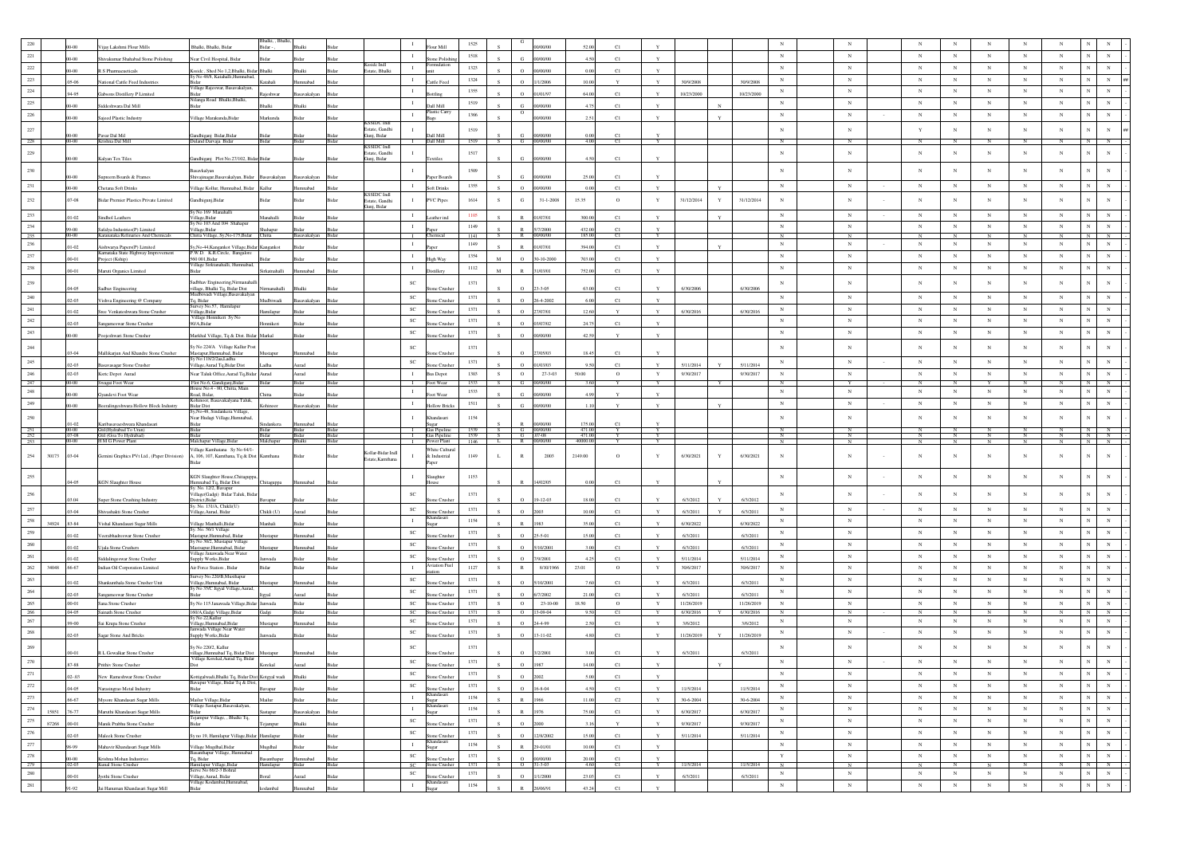| 220 | | 00-00 | Vijay Lakshmi Flour Mills | Bhalki, Bhalki, Bidar | Bhalki, Bhalki, Bidar - , | Bhalki | Bidar | | I | Flour Mill | 1525 | S | G | 00/00/00 | 52.00 | C1 | Y | | | | | N | | N | | N | N | N | N | N | N | N | |
|---|---|---|---|---|---|---|---|---|---|---|---|---|---|---|---|---|---|---|---|---|---|---|---|---|---|---|---|---|---|---|---|---|---|
| 221 | | 00-00 | Shivakumar Shahabad Stone Polishing | Near Civil Hospital, Bidar | Bidar | Bidar | Bidar | | I | Stone Polishing | 1518 | S | G | 00/00/00 | 4.50 | C1 | Y | | | | | N | | N | | N | N | N | N | N | N | N | |
| 222 | | 00-00 | R.S Pharmaceuticals | Kssidc , Shed No 1,2,Bhalki, Bidar | Bhalki | Bhalki | Bidar | Kssidc Indl Estate, Bhalki | I | Formulation unit | 1323 | S | O | 00/00/00 | 0.00 | C1 | Y | | | | | N | | N | | N | N | N | N | N | N | N | |
| 223 | | 05-06 | National Cattle Feed Industries | Sy No 46/8, Kaitabali,Humnabad, Bidar | Kaitabali | Humnabad | Bidar | | I | Cattle Feed | 1324 | S | O | 1/1/2006 | 10.00 | Y | Y | 30/9/2008 | | 30/9/2008 | | N | | N | | N | N | N | N | N | N | N | ## |
| 224 | | 94-95 | Gabsons Distillery P Limited | Village Rajeswar, Basavakalyan, Bidar | Rajeshwar | Basavakalyan | Bidar | | I | Bottling | 1355 | S | O | 01/01/97 | 64.00 | C1 | Y | 10/23/2000 | | 10/23/2000 | | N | | N | | N | N | N | N | N | N | N | |
| 225 | | 00-00 | Siddeshwara Dal Mill | Nilanga Road Bhalki,Bhalki, Bidar | Bhalki | Bhalki | Bidar | | I | Dall Mill | 1519 | S | G | 00/00/00 | 4.75 | C1 | Y | | N | | | N | | N | | N | N | N | N | N | N | N | |
| 226 | | 00-00 | Sajeed Plastic Industry | Village Markunda,Bidar | Markunda | Bidar | Bidar | | I | Plastic Carry Bags | 1366 | S | O | 00/00/00 | 2.51 | C1 | Y | | Y | | | N | | N | - | N | N | N | N | N | N | N | |
| 227 | | 00-00 | Pavar Dal Mil | Gandhigunj Bidar,Bidar | Bidar | Bidar | Bidar | KSSIDC Indl Estate, Gandhi Gunj, Bidar | I | Dall Mill | 1519 | S | G | 00/00/00 | 0.00 | C1 | Y | | | | | N | | N | | Y | N | N | N | N | N | N | ## |
| 228 | | 00-00 | Krishna Dal Mill | Dulasul Darvaja Bidar | Bidar | Bidar | Bidar | | I | Dall Mill | 1519 | S | G | 00/00/00 | 4.00 | C1 | Y | | | | | N | | N | | N | N | N | N | N | N | N | |
| 229 | | 00-00 | Kalyan Tex Tiles | Gandhigunj Plot No.23/102, Bidar | Bidar | Bidar | Bidar | KSSIDC Indl Estate, Gandhi Gunj, Bidar | I | Textiles | 1517 | S | G | 00/00/00 | 4.50 | C1 | Y | | | | | N | | N | | N | N | N | N | N | N | N | |
| 230 | | 00-00 | Supreem Boards & Frames | Basavkalyan Shivajinagar,Basavakalyan, Bidar | Basavakalyan | Basavakalyan | Bidar | | I | Paper Boards | 1509 | S | G | 00/00/00 | 25.00 | C1 | Y | | | | | N | | N | | N | N | N | N | N | N | N | |
| 231 | | 00-00 | Chetana Soft Drinks | Village Kolhar, Humnabad, Bidar | Kallur | Humnabad | Bidar | | I | Soft Drinks | 1355 | S | O | 00/00/00 | 0.00 | C1 | Y | | | | | N | | N | - | N | N | N | N | N | N | N | |
| 232 | | 07-08 | Bidar Premier Plastics Private Limited | Gandhigunj,Bidar | Bidar | Bidar | Bidar | KSSIDC Indl Estate, Gandhi Gunj, Bidar | I | PVC Pipes | 1614 | S | G | 31-1-2008 | 15.35 | O | Y | 31/12/2014 | Y | 31/12/2014 | | N | | N | - | N | N | N | N | N | N | N | |
| 233 | | 01-02 | Sindhol Leathers | Sy.No 169 Manahalli Village,Bidar | Manahalli | Bidar | Bidar | | I | Leather ind | 1105 | S | R | 01/07/01 | 300.00 | C1 | Y | | Y | | | N | | N | - | N | N | N | N | N | N | N | |
| 234 | | 99-00 | Satalya Industries(P) Limited | Sy No 103 And 104 Shahapur Village,Bidar | Shahapur | Bidar | Bidar | | I | Paper | 1149 | S | R | 5/7/2000 | 432.00 | C1 | Y | | | | | N | | N | | N | N | N | N | N | N | N | |
| 235 | | 00-00 | Karanataka Refinaries And Chemicals | Chitta Village, Sy.No 173,Bidar | Chitta | Basavakalyan | Bidar | | I | Chemical | 1141 | S | R | 00/00/00 | 185.00 | C1 | Y | | | | | N | | N | | N | N | N | N | N | N | N | |
| 236 | | 01-02 | Aishwarya Papers(P) Limited | Sy.No 44,Kanganko Village,Bidar | Kangankot | Bidar | Bidar | | I | Paper | 1149 | S | R | 01/07/01 | 394.00 | C1 | Y | | Y | | | N | | N | - | N | N | N | N | N | N | N | |
| 237 | | 00-01 | Karnataka State Highway Improvement Project (Kship) | P.W.D. K.R.Circle, Bangalore 560 001,Bidar | Bidar | Bidar | Bidar | | I | High Way | 1354 | M | O | 30-10-2000 | 703.00 | C1 | Y | | | | | N | | N | | N | N | N | N | N | N | N | |
| 238 | | 00-01 | Maruti Organics Limited | Village Sirkatnahalli, Humnabad, Bidar | Sirkatnahalli | Humnabad | Bidar | | I | Distillery | 1112 | M | R | 31/03/01 | 752.00 | C1 | Y | | | | | N | | N | | N | N | N | N | N | N | N | |
| 239 | | 04-05 | Sadbav Engineering | Sadbhav Engineering,Nirmanahalli village, Bhalki Tq, Bidar Dist | Nirmanahalli | Bhalki | Bidar | | SC | Stone Crusher | 1371 | S | O | 23-3-05 | 63.00 | C1 | Y | 6/30/2006 | | 6/30/2006 | | N | | N | | N | N | N | N | N | N | N | |
| 240 | | 02-03 | Vishwa Engineering @ Company | Mudbiwadi Village,Basavakalyan Tq, Bidar | Mudbiwadi | Basavakalyan | Bidar | | SC | Stone Crusher | 1371 | S | O | 26-4-2002 | 6.00 | C1 | Y | | | | | N | | N | | N | N | N | N | N | N | N | |
| 241 | | 01-02 | Sree Venkateshwara Stone Crusher | Survey No.57, Hamilapur Village,Bidar | Hamilapur | Bidar | Bidar | | SC | Stone Crusher | 1371 | S | O | 27/07/01 | 12.60 | Y | Y | 6/30/2016 | | 6/30/2016 | | N | | N | | N | N | N | N | N | N | N | |
| 242 | | 02-03 | Sangameswar Stone Crusher | Village Honnikeri Sy No 90/A,Bidar | Honnikeri | Bidar | Bidar | | SC | Stone Crusher | 1371 | S | O | 03/07/02 | 24.75 | C1 | Y | | | | | N | | N | | N | N | N | N | N | N | N | |
| 243 | | 00-00 | Poojeshwari Stone Crusher | Markhal Village, Tq & Dist. Bidar | Markal | Bidar | Bidar | | SC | Stone Crusher | 1371 | S | O | 00/00/00 | 42.59 | Y | Y | | | | | N | | N | | N | N | N | N | N | N | N | |
| 244 | | 03-04 | Mallikarjun And Khandre Stone Crusher | Sy No 224/A Village Kallur Post Mastapur,Humnabad, Bidar | Mustapur | Humnabad | Bidar | | SC | Stone Crusher | 1371 | S | O | 27/05/03 | 18.45 | C1 | Y | | | | | N | | N | | N | N | N | N | N | N | N | |
| 245 | | 02-03 | Basavanagar Stone Crusher | Sy.No.118/2/2aa,Ladha Village,Aurad Tq,Bidar Dist | Ladha | Aurad | Bidar | | SC | Stone Crusher | 1371 | S | O | 01/03/03 | 9.50 | C1 | Y | 5/11/2014 | Y | 5/11/2014 | | N | | N | - | N | N | N | N | N | N | N | |
| 246 | | 02-03 | Ksrtc Depot Aurad | Near Taluk Office,Aurad Tq,Bidar | Aurad | Aurad | Bidar | | I | Bus Depot | 1303 | S | O | 27-3-03 | 50.00 | O | Y | 9/30/2017 | | 9/30/2017 | | N | | N | | N | N | N | N | N | N | N | |
| 247 | | 00-00 | Swagat Foot Wear | Plot No.6, Gandigunj,Bidar | Bidar | Bidar | Bidar | | I | Foot Wear | 1533 | S | G | 00/00/00 | 3.60 | Y | Y | | Y | | | N | | Y | - | N | N | Y | N | N | N | N | |
| 248 | | 00-00 | Gyandevi Foot Wear | House No.4 - 80, Chitta, Main Road, Bidar, | Chitta | Bidar | Bidar | | I | Foot Wear | 1533 | S | G | 00/00/00 | 4.99 | Y | Y | | | | | N | | N | | N | N | N | N | N | N | N | |
| 249 | | 00-00 | Beereshwara Hollow Block Industry | Kohinoor, Basavakalyana Taluk, Bidar Dist | Kohinoor | Basavakalyan | Bidar | | I | Hollow Bricks | 1511 | S | G | 00/00/00 | 1.10 | Y | Y | | Y | | | N | | N | - | N | N | N | N | N | N | N | |
| 250 | | 01-02 | Karthasavaeshwara Khandasari | Sy.No-48, Sindankera Village, Near Hudagi Village,Humnabad, Bidar | Sindankera | Humnabad | Bidar | | I | Khandasari Sugar | 1154 | S | R | 00/00/00 | 175.00 | C1 | Y | | | | | N | | N | | N | N | N | N | N | N | N | |
| 251 | | 00-00 | Gail(Hydrabad To Unan) | Bidar | Bidar | Bidar | Bidar | | I | Gas Pipeline | 1539 | S | G | 00/00/00 | 471.00 | Y | Y | | | | | N | | N | | N | N | N | N | N | N | N | |
| 252 | | 07-08 | Gail (Goa To Hydrabad) | Bidar | Bidar | Bidar | Bidar | | I | Gas Pipeline | 1539 | S | G | 07-08 | 471.00 | Y | Y | | | | | N | | N | | N | N | N | N | N | N | N | |
| 253 | | 00-00 | H M G Power Plant | Malchapur Village,Bidar | Malchapur | Bhalki | Bidar | | I | Power Plant | 1146 | L | R | 00/00/00 | 40000.00 | Y | Y | | | | | N | | N | | N | N | N | N | N | N | N | |
| 254 | 30173 | 03-04 | Gemini Graphics PVt.Ltd., (Paper Division) | Village Kamthana Sy No 64/1-A, 106, 107, Kamthana, Tq & Dist Bidar | Kamthana | Bidar | Bidar | Kollar-Bidar Indl Estate,Kamthana | I | White Cultural & Industrial Paper | 1149 | L | R | 2003 | 2149.00 | O | Y | 6/30/2021 | Y | 6/30/2021 | | N | | N | - | N | N | N | N | N | N | N | |
| 255 | | 04-05 | KGN Slaughter House | KGN Slaughter House,Chitaguppa, Humnabad Tq, Bidar Dist | Chitaguppa | Humnabad | Bidar | | I | Slaughter House | 1153 | S | R | 14/02/05 | 0.00 | C1 | Y | | Y | | | N | | N | - | N | N | N | N | N | N | N | |
| 256 | | 03-04 | Super Stone Crushing Industry | Sy. No. 12/2, Bavapur Village(Gadgi) Bidar Taluk, Bidar District,Bidar | Bavapur | Bidar | Bidar | | SC | Stone Crusher | 1371 | S | O | 19-12-03 | 18.00 | C1 | Y | 6/3/2012 | Y | 6/3/2012 | | N | | N | - | N | N | N | N | N | N | N | |
| 257 | | 03-04 | Shivashakti Stone Crusher | Sy. No. 131/A, Chikli(U) Village,Aurad, Bidar | Chikli (U) | Aurad | Bidar | | SC | Stone Crusher | 1371 | S | O | 2003 | 10.00 | C1 | Y | 6/3/2011 | Y | 6/3/2011 | | N | | N | - | N | N | N | N | N | N | N | |
| 258 | 34924 | 83-84 | Vishal Khandasari Sugar Mills | Village Manhalli,Bidar | Manhali | Bidar | Bidar | | I | Khandasari Sugar | 1154 | S | R | 1983 | 35.00 | C1 | Y | 6/30/2022 | | 6/30/2022 | | N | | N | | N | N | N | N | N | N | N | |
| 259 | | 01-02 | Veerabhadreswar Stone Crusher | Sy. No. 56/1 Village Mastapur,Humnabad, Bidar | Mustapur | Humnabad | Bidar | | SC | Stone Crusher | 1371 | S | O | 25-5-01 | 15.00 | C1 | Y | 6/3/2011 | | 6/3/2011 | | N | | N | | N | N | N | N | N | N | N | |
| 260 | | 01-02 | Ujala Stone Crushers | Sy.No.50/2, Mastapur Village Mastapur,Humnabad, Bidar | Mustapur | Humnabad | Bidar | | SC | Stone Crusher | 1371 | S | O | 5/10/2001 | 3.00 | C1 | Y | 6/3/2011 | | 6/3/2011 | | N | | N | | N | N | N | N | N | N | N | |
| 261 | | 01-02 | Siddalingeswar Stone Crusher | Village Janawada Near Water Supply Works,Bidar | Janwada | Bidar | Bidar | | SC | Stone Crusher | 1371 | S | O | 7/9/2001 | 4.25 | C1 | Y | 5/11/2014 | | 5/11/2014 | | N | | N | | N | N | N | N | N | N | N | |
| 262 | 34048 | 66-67 | Indian Oil Corporation Limited | Air Force Station , Bidar | Bidar | Bidar | Bidar | | I | Aviation Fuel station | 1127 | S | R | 8/10/1966 | 23.01 | O | Y | 30/6/2017 | | 30/6/2017 | | N | | N | | N | N | N | N | N | N | N | |
| 263 | | 01-02 | Sharkambadu Stone Crusher Unit | Survey No.220/B,Mustapur Village,Humnabad, Bidar | Mustapur | Humnabad | Bidar | | SC | Stone Crusher | 1371 | S | O | 5/10/2001 | 7.60 | C1 | Y | 6/3/2011 | | 6/3/2011 | | N | | N | | N | N | N | N | N | N | N | |
| 264 | | 02-03 | Sangameswar Stone Crusher | Sy No 35/C Itgyal Village,Aurad, Bidar | Itgyal | Aurad | Bidar | | SC | Stone Crusher | 1371 | S | O | 6/7/2002 | 21.00 | C1 | Y | 6/3/2011 | | 6/3/2011 | | N | | N | | N | N | N | N | N | N | N | |
| 265 | | 00-01 | Sana Stone Crusher | Sy No 115 Janawada Village,Bidar | Janwada | Bidar | Bidar | | SC | Stone Crusher | 1371 | S | O | 23-10-00 | 18.50 | O | Y | 11/26/2019 | | 11/26/2019 | | N | | N | | N | N | N | N | N | N | N | |
| 266 | | 04-05 | Sainath Stone Crusher | 100/A,Gadgi Village,Bidar | Gadgi | Bidar | Bidar | | SC | Stone Crusher | 1371 | S | O | 13-09-04 | 9.50 | C1 | Y | 6/30/2016 | Y | 6/30/2016 | | N | | N | | N | N | N | N | N | N | N | |
| 267 | | 99-00 | Sai Krupa Stone Crusher | Sy No 22,Kallur Village,Humnabad,Bidar | Mustapur | Humnabad | Bidar | | SC | Stone Crusher | 1371 | S | O | 24-4-99 | 2.50 | C1 | Y | 3/6/2012 | | 3/6/2012 | | N | | N | | N | N | N | N | N | N | N | |
| 268 | | 02-03 | Sagar Stone And Bricks | Janwada Village Near Water Supply Works,Bidar | Janwada | Bidar | Bidar | | SC | Stone Crusher | 1371 | S | O | 13-11-02 | 4.80 | C1 | Y | 11/26/2019 | Y | 11/26/2019 | | N | | N | - | N | N | N | N | N | N | N | |
| 269 | | 00-01 | R.L Gowalkar Stone Crusher | Sy No 220/2, Kallur village,Humnabad Tq, Bidar Dist | Mustapur | Humnabad | Bidar | | SC | Stone Crusher | 1371 | S | O | 3/2/2001 | 3.00 | C1 | Y | 6/3/2011 | | 6/3/2011 | | N | | N | | N | N | N | N | N | N | N | |
| 270 | | 87-88 | Prithiv Stone Crusher | Village Korekal,Aurad Tq, Bidar Dist | Korekal | Aurad | Bidar | | SC | Stone Crusher | 1371 | S | O | 1987 | 14.00 | C1 | Y | | Y | | | N | | N | - | N | N | N | N | N | N | N | |
| 271 | | 02 -03 | New Rameshwar Stone Crusher | Kottegalwadi,Bhalki Tq, Bidar Dist | Kotegal wadi | Bhalki | Bidar | | SC | Stone Crusher | 1371 | S | O | 2002 | 5.00 | C1 | Y | | | | | N | | N | | N | N | N | N | N | N | N | |
| 272 | | 04-05 | Narasingrao Metal Industry | Bavapur Village, Bidar Tq & Dist, Bidar | Bavapur | Bidar | Bidar | | SC | Stone Crusher | 1371 | S | O | 16-8-04 | 4.50 | C1 | Y | 11/5/2014 | | 11/5/2014 | | N | | N | | N | N | N | N | N | N | N | |
| 273 | | 66-67 | Mysore Khandasari Sugar Mills | Mailur Village,Bidar | Mailur | Bidar | Bidar | | I | Khandasari Sugar | 1154 | S | R | 1966 | 11.00 | C2 | Y | 30-6-2004 | | 30-6-2004 | | N | | N | | N | N | N | N | N | N | N | |
| 274 | 15851 | 76-77 | Maruthi Khandasari Sugar Mills | Village Sastapur,Basavakalyan, Bidar | Sastapur | Basavakalyan | Bidar | | I | Khandasari Sugar | 1154 | S | R | 1976 | 75.00 | C1 | Y | 6/30/2017 | | 6/30/2017 | | N | | N | | N | N | N | N | N | N | N | |
| 275 | 87268 | 00-01 | Manik Prabhu Stone Crusher | Tejampur Village, , Bhalki Tq, Bidar | Tejampur | Bhalki | Bidar | | SC | Stone Crusher | 1371 | S | O | 2000 | 3.16 | Y | Y | 9/30/2017 | | 9/30/2017 | | N | | N | | N | N | N | N | N | N | N | |
| 276 | | 02-03 | Malreit Stone Crusher | Sy no 19, Hamilapur Village,Bidar | Hamilapur | Bidar | Bidar | | SC | Stone Crusher | 1371 | S | O | 12/8/2002 | 15.00 | C1 | Y | 5/11/2014 | | 5/11/2014 | | N | | N | | N | N | N | N | N | N | N | |
| 277 | | 98-99 | Mahaveer Khandasari Sugar Mills | Village Mugdhal,Bidar | Mugdhal | Bidar | Bidar | | I | Khandasari Sugar | 1154 | S | R | 29-03/01 | 10.00 | C1 | Y | | | | | N | | N | | N | N | N | N | N | N | N | |
| 278 | | 00-00 | Krishna Mohan Industries | Basanthapur Village, Humnabad Tq, Bidar | Basanthapur | Humnabad | Bidar | | SC | Stone Crusher | 1371 | S | O | 00/00/00 | 20.00 | C1 | Y | | | | | Y | | N | | N | N | N | N | N | N | N | |
| 279 | | 02-03 | Kamal Stone Crusher | Hamilapur Village,Bidar | Hamilapur | Bidar | Bidar | | SC | Stone Crusher | 1371 | S | O | 31-3-03 | 4.60 | C1 | Y | 11/5/2014 | | 11/5/2014 | | N | | N | | N | N | N | N | N | N | N | |
| 280 | | 00-01 | Jyothi Stone Crusher | Serve No 88/2-9 Boral Village,Aurad, Bidar | Boral | Aurad | Bidar | | SC | Stone Crusher | 1371 | S | O | 1/1/2000 | 23.03 | C1 | Y | 6/3/2011 | | 6/3/2011 | | N | | N | | N | N | N | N | N | N | N | |
| 281 | | 91-92 | Jai Hanuman Khandasari Sugar Mill | Village Kodambal,Humnabad, Bidar | kodambal | Humnabad | Bidar | | I | Khandasari Sugar | 1154 | S | R | 26/06/91 | 43.24 | C1 | Y | | | | | N | | N | | N | N | N | N | N | N | N | |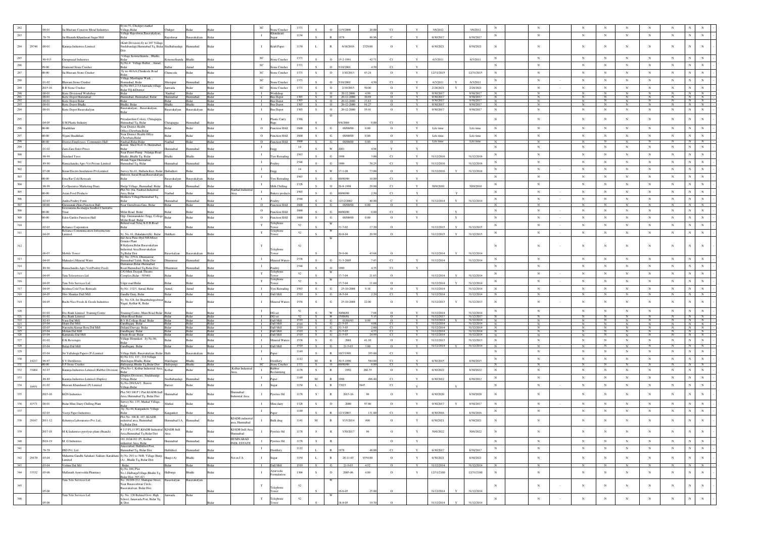| | | | | | | | | | | | | | | | | | | | | | | | | | | | | | | | |
|---|---|---|---|---|---|---|---|---|---|---|---|---|---|---|---|---|---|---|---|---|---|---|---|---|---|---|---|---|---|---|---|
| 282 | | 00-01 | Jai Bhavani Concrete Metal Industries | Sy no 51, Chickpet markal Village,Bidar | Chikpet | Bidar | Bidar | | SC | Stone Crusher | 1371 | S | O | 11/5/2000 | 20.00 | C1 | Y | 3/6/2012 | | 3/6/2012 | N | N | | N | N | N | N | N | N | N | - |
| 283 | | 78-79 | Jai Bharath Khandasari Sugar Mill | Village Rajeshwar,Basavakalyan, Bidar | Rajeshwar | Basavakalyan | Bidar | | I | Khandasari Sugar | 1154 | S | R | 1978 | 88.96 | C | Y | 6/30/2017 | | 6/30/2017 | N | N | | N | N | N | N | N | N | N | - |
| 284 | 29740 | 00-01 | Karanja Industries Limited | (Kraft Division) Sy no 107 Village Sindhabandagi,Humnabad Tq, Bidar Dist. | Sindhabandagi | Humnabad | Bidar | | I | Kraft Paper | 1150 | L | R | 6/18/2016 | 2329.00 | O | Y | 6/30/2021 | | 6/30/2021 | N | N | | N | N | N | N | N | N | N | - |
| 285 | | 98-913 | Guruprasad Industries | Village Konmelkunda , Bhalki, Bidar | Konmelkunda | Bhalki | Bidar | | SC | Stone Crusher | 1371 | S | O | 15-2-1991 | 42.71 | C1 | Y | 6/3/2011 | | 6/3/2011 | N | N | | N | N | N | N | N | N | N | - |
| 286 | | 99-00 | Diamond Stone Crusher | Sy No-4 Village Ballur , Aurad, Bidar | Ballur | Aurad | Bidar | | SC | Stone Crusher | 1371 | S | O | 5/10/2001 | 4.50 | C1 | Y | | | | N | N | | N | N | N | N | N | N | N | - |
| 287 | | 00-00 | Jai Bhavani Stone Crusher | Sy no 46/AA,Chimkode Road Bidar, | Chimcode | Bidar | Bidar | | SC | Stone Crusher | 1371 | S | O | 1/10/2013 | 43.24 | O | Y | 12/31/2015 | | 12/31/2015 | N | N | | N | N | N | N | N | N | N | - |
| 288 | | 01-02 | Bhavani Stone Crusher | Village Mustapur Wadi, , Humnabad, Bidar | Mustapur | Humnabad | Bidar | | SC | Stone Crusher | 1371 | S | O | 5/10/2001 | 4.50 | C1 | Y | 6/3/2011 | Y | 6/3/2011 | N | N | - | N | N | N | N | N | N | N | - |
| 289 | | 2015-16 | B R Stone Crusher | Sy No.89/1,2,3,4 Janwada village Bidar TQ &District | Janwada | Bidar | Bidar | | SC | Stone Crusher | 1371 | S | O | 2/19/2015 | 50.00 | O | Y | 2/28/2021 | Y | 2/28/2021 | N | N | - | N | N | N | N | N | N | N | - |
| 290 | | 00-01 | Ksrtc Divisional Workshop | Bidar | Naubad | Bidar | Bidar | | I | Workshop | | S | O | 20-12-2000 | 4.99 | O | Y | 9/30/2017 | | 9/30/2017 | N | N | | N | N | N | N | N | N | N | - |
| 291 | | 00-01 | Ksrtc Depot Humnabad | Humnabad, Humnabad, Bidar | Humnabad | Humnabad | Bidar | | I | Bus Depot | 1303 | S | O | 20-12-2000 | 10.69 | O | Y | 9/30/2017 | | 9/30/2017 | N | N | | N | N | N | N | N | N | N | - |
| 292 | | 00-01 | Ksrtc Depot Bidar | Bidar | Bidar | Bidar | Bidar | | I | Bus Depot | 1303 | S | O | 20-12-2000 | 33.63 | O | Y | 9/30/2017 | | 9/30/2017 | N | N | | N | N | N | N | N | N | N | - |
| 293 | | 00-01 | Ksrtc Depot Bhalki | Bhalki, Bidar | Bhalki | Bhalki | Bidar | | I | Bus Depot | 1303 | S | O | 20-12-2000 | 91.27 | O | Y | 9/30/2017 | | 9/30/2017 | N | N | | N | N | N | N | N | N | N | - |
| 294 | | 00-01 | Ksrtc Depot Basavakalyan | Basavakalyan, , Basavakalyan, Bidar | Basavakalyan | Basavakalyan | Bidar | | I | Bus Depot | 1303 | S | O | 20-12-2000 | 35.91 | O | Y | 9/30/2017 | | 9/30/2017 | N | N | | N | N | N | N | N | N | N | - |
| 295 | | 04-05 | S M Plastic Industry | Priyadarshini Colony, Chitaguppa, Humnabad Tq, Bidar | Chitaguppa | Humnabad | Bidar | | I | Plastic Carry Bags | 1366 | S | O | 9/8/2004 | 0.00 | C1 | Y | | | | N | N | | N | N | N | N | N | N | N | - |
| 296 | | 00-00 | Shadikhan | Near District Health Office,Chowbara,Bidar | Bidar | Bidar | Bidar | | O | Function HAll | 1600 | S | G | 00/00/00 | 0.00 | O | Y | Life time | | Life time | N | N | | N | N | N | N | N | N | N | - |
| 297 | | 00-00 | Nijam Shadikhan | Near District Health Office Chowbara,Bidar | Bidar | Bidar | Bidar | | O | Function HAll | 1600 | S | G | 00/00/00 | 0.00 | O | Y | Life time | | Life time | N | N | | N | N | N | N | N | N | N | - |
| 298 | | 00-00 | District Employees Community Hall | Naubad,Bidar,Bidar | Naubad | Bidar | Bidar | | O | Function HAll | 1600 | S | G | 00/00/00 | 0.00 | O | Y | Life time | | Life time | N | N | | N | N | N | N | N | N | N | - |
| 299 | | 01-02 | Zam-Zam Enter Prises | Kosole Shed No.C-6, Humnabad, Bidar | Humnabad | Humnabad | Bidar | | I | Engg | 14 | S | W | 2001 | 4.94 | Y | Y | | | | N | N | | N | N | N | N | N | N | N | - |
| 300 | | 98-99 | Standard Tyres | Near Petrol Pump Nilanga Road , Bhalki ,Bhalki Tq, Bidar | Bhalki | Bhalki | Bidar | | I | Tyre Retrading | 1563 | S | G | 1998 | 3.00 | C1 | Y | 31/12/2016 | | 31/12/2016 | N | N | | N | N | N | N | N | N | N | - |
| 301 | | 89-90 | Ramachandra Agro Vet Private Limited | Manik Nagar,Humnabad, Humnabad Tq, Bidar | Humnabad | Humnabad | Bidar | | I | Poultry | 1544 | S | G | 1989 | 70.25 | C1 | Y | 31/12/2016 | | 31/12/2016 | N | N | | N | N | N | N | N | N | N | - |
| 302 | | 07-08 | Kiran Electro Insulations Pvt Limited | Survey No.61, Halladu Keri, Bidar | Halladkeri | Bidar | Bidar | | I | Engg | 14 | S | W | 17-1-08 | 73.00 | O | Y | 31/12/2016 | Y | 31/12/2016 | N | N | - | N | N | N | N | N | N | N | - |
| 303 | | 00-00 | Ema Rar Cold Retreads | Hulsoor Aurad Road,Basavakalyan, Bidar | Basavakalyan | Basavakalyan | Bidar | | I | Tyre Retrading | 1563 | S | G | 00/00/00 | 10.00 | C1 | Y | | | | N | N | | N | N | N | N | N | N | N | - |
| 304 | | 98-99 | Co-Operative Marketing Diary | Hudgi Village, Humnabad, Bidar | Hudgi | Humnabad | Bidar | | I | Milk Chilling | 1328 | S | O | 26-8-1998 | 29.00 | C1 | Y | 30/9/2010 | | 30/9/2010 | N | N | | N | N | N | N | N | N | N | - |
| 305 | | 00-00 | Asian Food Products | Plot No 16a, Naubad Industrial Area, Bidar | Naubad | Bidar | Bidar | Naubad Industrial Area | I | Bakery products | 1503 | S | G | 00/00/00 | 2.50 | C1 | Y | | Y | | N | N | - | N | N | N | N | N | N | N | - |
| 306 | | 02-03 | Andra Poultry Form | Molkera Village,Humnabad Tq, Bidar | Humnabad | Humnabad | Bidar | | I | Poultry | 1544 | S | G | 12/12/2002 | 40.00 | C | Y | 31/12/2014 | Y | 31/12/2014 | N | N | - | N | N | N | N | N | N | N | - |
| 307 | | 00-00 | Gurunanak Zhira Function Hall | Near Gurudwara Gate, Bidar | Bidar | Bidar | Bidar | | O | Function HAll | 1600 | S | G | 00/00/00 | 0.00 | O | Y | | | | N | N | - | N | N | N | N | N | N | N | - |
| 308 | | 00-00 | Gowrammma Keshappa Sindhol Charitable Trust | Mylur Road Bidar | Bidar | Bidar | Bidar | | O | Function HAll | 1600 | S | G | 00/00/00 | 0.00 | C1 | Y | | Y | | N | N | - | N | N | N | N | N | N | N | - |
| 309 | | 00-00 | Eden Garden Function Hall | Opp. Gurunanakdev Engg. College Mylur Road Bidar | Bidar | Bidar | Bidar | | O | Function HAll | 1600 | S | G | 00/00/00 | 0.00 | O | Y | | Y | | N | N | - | N | N | N | N | N | N | N | - |
| 310 | | 02-03 | Reliance Corporation | Behind wan Nilay K.E.B.Road Bidar | Bidar | Bidar | Bidar | | T | Telephone Tower | 52 | S | W | 31-7-02 | 17.20 | O | | 31/12/2015 | Y | 31/12/2015 | N | N | - | N | N | N | N | N | N | N | - |
| 311 | | 04-05 | Reliance Communication Infrastructure Limited | Sy. No. 61, Haladakeri(K) Bidar | Haldkeri | Bidar | Bidar | | T | Telephone Tower | 52 | S | W | 20-8-04 | 20.99 | O | | 31/12/2015 | Y | 31/12/2015 | N | N | - | N | N | N | N | N | N | N | - |
| 312 | | 06-07 | Mobile Tower | Ind Area Pune-Hyd NH Mixer Grinder Plant B.Kalyana,Bidar,Basavakalyan Industrial Area,Basavakalyan Tq,Bidar Dist | Basavkalyan | Basavakalyan | Bidar | | T | Telephone Tower | 52 | S | W | 29-9-06 | 43.68 | O | | 31/12/2014 | Y | 31/12/2014 | N | N | - | N | N | N | N | N | N | N | - |
| 313 | | 04-05 | Mahadevi Mineral Water | Sy. No. 275/A, Dhumansur, Humnabad Taluk, Bidar Dist | Dhumnsur | Humnabad | Bidar | | I | Mineral Waters | 1538 | S | G | 31-3-2005 | 7.43 | C1 | Y | 31/12/2014 | | 31/12/2014 | N | N | | N | N | N | N | N | N | N | - |
| 314 | | 89-90 | Ramachandra Agro Vet(Poultry Feed) | Dumansur,Bidar-Humnabad Road,Humnabad Tq,Bidar Dist | Dhumnsur | Humnabad | Bidar | | I | Poultry | 1544 | S | O | 1989 | 4.35 | C1 | Y | | | | N | N | | N | N | N | N | N | N | N | - |
| 315 | | 04-05 | Tata Teleservices Ltd | C/O Mini Deepak Theatre Complex,Bidar - 585401 | Bidar | Bidar | Bidar | | T | Telephone Tower | 52 | S | W | 17-7-04 | 21.63 | O | | 31/12/2014 | Y | 31/12/2014 | N | N | - | N | N | N | N | N | N | N | - |
| 316 | | 04-05 | Tata Tele Services Ltd | Udgir road Bidar | Bidar | Bidar | Bidar | | T | Telephone Tower | 52 | S | W | 17-7-04 | 11.60 | O | | 31/12/2014 | Y | 31/12/2014 | N | N | - | N | N | N | N | N | N | N | - |
| 317 | | 04-05 | Krishna Cold Tyre Retreads | Sy No. 132/3, Aurad, Bidar | Aurad | Aurad | Bidar | | I | Tyre Retrading | 1563 | S | G | 25-10-2004 | 9.18 | O | Y | 31/12/2014 | | 31/12/2014 | N | N | | N | N | N | N | N | N | N | - |
| 318 | | 04-05 | Shiv Shankar Dall Mill | Gandhi Gunj, Bidar | Bidar | Bidar | Bidar | | I | Dall Mill | 1519 | S | G | 18-5-04 | 2.20 | C1 | Y | 31/12/2014 | | 31/12/2014 | N | N | | N | N | N | N | N | N | N | - |
| 319 | | 04-05 | Ruchi Nice Foods & Goods Industries | Sy. No.328, Sri Shambulingeshwar Nagar, Kolhar-K, Bidar | Bidar | Bidar | Bidar | | I | Mineral Waters | 1538 | S | G | 25-10-2004 | 22.00 | O | Y | 31/12/2013 | Y | 31/12/2013 | N | N | - | N | N | N | N | N | N | N | - |
| 320 | | 01-02 | Dcc Bank Limited Training Centre | Training Centre, Main Road Bidar | Bidar | Bidar | Bidar | | I | DG set | 52 | S | W | 30/08/01 | 7.88 | O | Y | 31/12/2014 | | 31/12/2014 | N | N | | N | N | N | N | N | N | N | - |
| 321 | | 01-02 | Dcc Bank Limited | Main Road Bidar | Bidar | Bidar | Bidar | | I | DG set | 52 | S | W | 15/06/01 | 5.15 | O | Y | 31/12/2017 | | 31/12/2017 | N | N | | N | N | N | N | N | N | N | - |
| 322 | | 02-03 | Vasu Dal Mill | B.V.B.College Road Bidar | Bidar | Bidar | Bidar | | I | Dall Mill | 1519 | S | G | 01/01/03 | 9.99 | O | Y | 31/12/2014 | Y | 31/12/2014 | N | N | - | N | N | N | N | N | N | N | - |
| 323 | | 03-04 | Sham Dal Mill | Gandhigunj Bidar | Bidar | Bidar | Bidar | | I | Dall Mill | 1519 | S | G | 21-5-03 | 4.88 | C1 | Y | 31/12/2014 | | 31/12/2014 | N | N | | N | N | N | N | N | N | N | - |
| 324 | | 02-03 | Narendra Kumar Bora Dal Mill | Dulanal Darvaja Bidar | Bidar | Bidar | Bidar | | I | Dall Mill | 1519 | S | G | 31-3-03 | 2.60 | C1 | Y | 31/12/2014 | | 31/12/2014 | N | N | | N | N | N | N | N | N | N | - |
| 325 | | 03-04 | Mohan Dal Mill | Gandhigunj Bidar | Bidar | Bidar | Bidar | | I | Dall Mill | 1519 | S | G | 21-5-03 | 4.53 | C1 | Y | 31/12/2014 | | 31/12/2014 | N | N | | N | N | N | N | N | N | N | - |
| 326 | | 03-04 | Karnataka Dal Mill | Chidri Road Bidar | Bidar | Bidar | Bidar | | I | Dall Mill | 1519 | S | G | 21-5-03 | 24.99 | C1 | Y | 31/12/2014 | | 31/12/2014 | N | N | | N | N | N | N | N | N | N | - |
| 327 | | 01-02 | G K Beverages | Village Honnikeri Sy No.86, Bidar | Bidar | Bidar | Bidar | | I | Mineral Waters | 1538 | S | G | 2001 | 41.10 | O | Y | 31/12/2013 | | 31/12/2013 | N | N | | N | N | N | N | N | N | N | - |
| 328 | | 03-04 | Balaji Dal Mill | Gandhigunj Bidar | Bidar | Bidar | Bidar | | I | Dall Mill | 1519 | S | G | 21-5-03 | 3.00 | O | Y | 31/12/2014 | Y | 31/12/2014 | N | N | | N | N | N | N | N | N | N | - |
| 329 | | 03-04 | Sri Yallalinga Papers (P) Limited | Village Halli, Basavakalyan, Bidar | Halli | Basavakalyan | Bidar | | I | Paper | 1149 | S | R | 30/7/1999 | 355.00 | C1 | Y | | | | N | N | | N | N | N | N | N | N | N | - |
| 330 | 14217 | 96-97 | S V Distilleries | Sy.No.112, 113 , 114 Village Malchapur,Bhalki, Bidar | Malchapur | Bhalki | Bidar | | I | Distillery | 1112 | M | R | 30-5-1996 | 584.00 | C1 | Y | 6/30/2015 | | 6/30/2015 | N | N | | N | N | N | N | N | N | N | - |
| 331 | | 00-00 | S P Stone Crusher | Hallipurgi,Bhalki Tq,Bidar Dist | Hallipurgi | Bhalki | Bidar | | SC | Stone Crusher | 1371 | S | O | 00/00/00 | 0.00 | C1 | Y | | | | N | N | | N | N | N | N | N | N | N | - |
| 332 | 33464 | 92-93 | Karanja Industries Limited (Rubber Division) | Plot No-1, Kolhar Industrial Area, Bidar | Kolhar | Bidar | Bidar | Kolhar Industrial Area, | I | Rubber Reclaimning | 1178 | S | R | 1992 | 260.35 | O | Y | 6/30/2022 | | 6/30/2022 | N | N | | N | N | N | N | N | N | N | - |
| 333 | | 88-89 | Karanja Industries Limited (Duplex) | (Duplex Division), Sindhbandgi Village,Bidar | Sindhabandagi | Humnabad | Bidar | | I | Paper | 1149 | M | R | 1988 | 496.40 | C1 | Y | 6/30/2012 | | 6/30/2012 | N | N | | N | N | N | N | N | N | N | - |
| 334 | 10451 | 01-02 | Bhavani Khandasari (P) Limited | Sy.No-289/AA/2, Bansur Village,Bidar | Bansoor | Bidar | Bidar | | I | Sugar | 1154 | L | R | 37023 | 3845 | C1 | Y | | Y | | N | N | | N | N | N | N | N | N | N | - |
| 335 | | 2015-16 | KGN Industries | Plot NO 100 P 1 Part KIADB Indl Area, Humnabad Tq, Bidar Dist | Humnabad | Bidar | Bidar | Humnabad Industrial Area | I | Pyrolsis Oil | 1178 | S | R | 2015-16 | 96 | O | Y | 6/30/2020 | | 6/30/2020 | N | N | | N | N | N | N | N | N | N | - |
| 336 | 41571 | 00-01 | Bidar Mini Dairy Chilling Plant | Survey No: 135, Markal Village, Bidar | Markal | Bidar | Bidar | | I | Mini dairy | 1328 | S | O | 2000 | 97.80 | O | Y | 9/30/2017 | Y | 9/30/2017 | N | N | - | N | N | N | N | N | N | N | - |
| 337 | | 02-03 | Veerji Paper Industries | Sy. No.44, Kangankote Village Bidar | Kangankot | Bidar | Bidar | | I | Paper | 1149 | S | R | 12/3/2003 | 131.00 | C1 | Y | 6/30/2016 | | 6/30/2016 | N | N | | N | N | N | N | N | N | N | - |
| 338 | 29167 | 2011-12 | Kshatriya Laboratories Pvt. Ltd., | Plot No. 106 B, 107, KIADB industrial area, Humnabad Tq.Bidar Dist | Humnabad I.A. | Humnabad | Bidar | KIADB industrial area, Humnabad | I | Bulk drug | 1141 | M | R | 3/15/2014 | 490 | O | Y | 6/30/2021 | | 6/30/2021 | N | N | | N | N | N | N | N | N | N | - |
| 339 | | 2017-18 | M K Industries pyrolysis plant (Branch) | # 113 P1,113P2,KIADB Industrial Area,Humnabad Tq Bidar Dist | KIADB Indl Area | Bidar | Bidar | KIADB Indl Area Humnabad | I | Pyrolsis Oil | 1178 | S | R | 3/30/2017 | 96 | O | Y | 30/6/2022 | | 30/6/2022 | N | N | | N | N | N | N | N | N | N | - |
| 340 | | 2018-19 | M. G Industries | 181,182&182 (P), Kolhar industrial Area, Bidar | Humnabad | Humnabad | Bidar | HUMNABAD INDL ESTATE | I | Pyrolsis Oil | 1178 | S | R | | | O | Y | | | | N | N | | N | N | N | N | N | N | N | - |
| 341 | | 78-79 | IBD Pvt. Ltd. | Amsorabad,Hallikhed Post, Humnabad Tq, Bidar Dist | Hallikhed | Humnabad | Bidar | | I | Distillery | 1112 | L | R | 1978 | 48.00 | C1 | Y | 6/30/2017 | | 6/30/2017 | N | N | | N | N | N | N | N | N | N | - |
| 342 | 29170 | 03-04 | Mahatma Gandhi Sahakare Sakkare Karakhane Limited | Sy No-29/1 to 38/B, Village Hunji (A) , Bhalki Tq, Bidar Dist | Hunji (A) | Bhalki | Bidar | Not in I.A | I | Sugar | 1154 | L | R | 26-11-03 | 9554.00 | O | Y | 6/30/2021 | | 6/30/2021 | N | N | | N | N | N | N | N | N | N | - |
| 343 | | 03-04 | Vishnu Dal Mil | Bidar, | Bidar | Bidar | Bidar | | I | Dall Mill | 1519 | S | G | 21-5-03 | 4.52 | O | Y | 31/12/2014 | | 31/12/2014 | N | N | | N | N | N | N | N | N | N | - |
| 344 | 33532 | 05-06 | Mallinath Ayurvedda Pharmacy | Sy.No.104, Plot No.1,HalbargaVillage,Bhalki Tq Bidar Dist- 585 413 | Halbarga | Bhalki | Bidar | | I | Ayurvedic Formulation | 1304 | S | O | 2005-06 | 4.80 | O | Y | 12/31/2100 | | 12/31/2100 | N | N | - | N | N | N | N | N | N | N | - |
| 345 | | 05-06 | Tata Tele Services Ltd | No. 20/209-212, Shahapur Street, Near Basaveshwar Circle, Basavakalyan. Bidar Dist. | Basavkalyan | Basavakalyan | Bidar | | T | Telephone Tower | 52 | S | W | 16-6-05 | 25.00 | O | | 31/12/2014 | Y | 31/12/2014 | N | N | - | N | N | N | N | N | N | N | - |
| 346 | | 05-06 | Tata Tele Services Ltd | Sy. No. 120 Behind Govt. High School, Janawada Post, Bidar Tq & Dist. | Janwada | Bidar | Bidar | | T | Telephone Tower | 52 | S | W | 18-8-05 | 19.30 | O | | 31/12/2014 | Y | 31/12/2014 | N | N | - | N | N | N | N | N | N | N | - |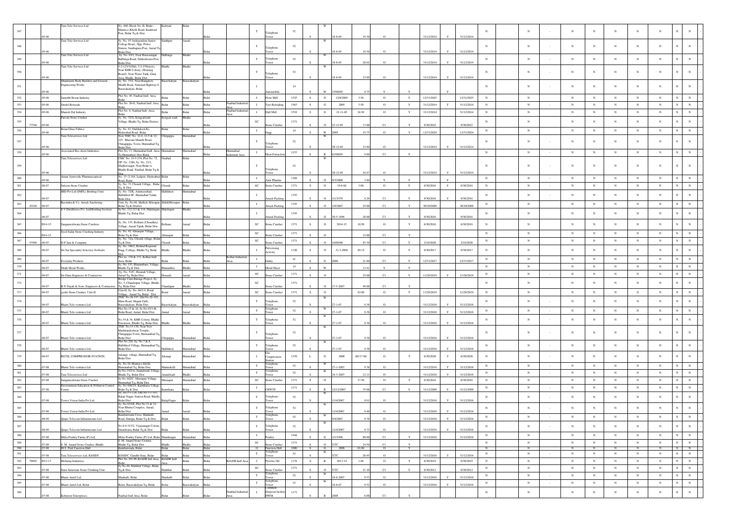| 347 | | 05-06 | Tata Tele Services Ltd | No. 460, Block No. II, Bidar - Manna-e-Khelli Road, Kadawad Post, Bidar Tq & Dist. | Kadwad | Bidar | Bidar | | T | Telephone Tower | 52 | | S | W | 18-8-05 | 19.30 | O | | 31/12/2014 | Y | 31/12/2014 | | N | | N | - | N | N | N | N | N | N | N | |
|---|---|---|---|---|---|---|---|---|---|---|---|---|---|---|---|---|---|---|---|---|---|---|---|---|---|---|---|---|---|---|---|---|---|---|
| 348 | | 05-06 | Tata Tele Services Ltd | Sy. No. 93, Independent Junior College Road., Opp. Police Station, Santhapura Post, Aurad Tq Bidar Dist. | Santhpur | Aurad | Bidar | | T | Telephone Tower | 52 | | S | W | 18-8-05 | 19.30 | O | | 31/12/2014 | Y | 31/12/2014 | | N | | N | - | N | N | N | N | N | N | N | |
| 349 | | 05-06 | Tata Tele Services Ltd | Sy. No. 83/1, Near Basavanagar, Halburga Road, Siddeshwara Post, Bidar Dist. | Halburga | Bhalki | Bidar | | T | Telephone Tower | 52 | | S | W | 18-8-05 | 20.01 | O | | 31/12/2014 | Y | 31/12/2014 | | N | | N | - | N | N | N | N | N | N | N | |
| 350 | | 05-06 | Tata Tele Services Ltd | 5-2-125/1(Old), 5-2-159(new), Near KHB Colony, (Housing Board), Near Water Tank, Gunj Area, Bhalki, Bidar Dist. | Bhalki | Bhalki | Bidar | | T | Telephone Tower | 52 | | S | W | 18-8-05 | 23.89 | O | | 31/12/2014 | Y | 31/12/2014 | | N | | N | - | N | N | N | N | N | N | N | |
| 351 | | 05-06 | Dhanlaxmi Body Builders and General Engineering Works | Sy. No. 37/2, Near Bangalow Mudbi Road, National Highway-9, Basavakalyan, Bidar | Basavkalyan | Basavakalyan | Bidar | | I | Automobile | 14 | | S | W | 15/09/05 | 9.75 | Y | Y | | Y | | | N | | N | - | N | N | N | N | N | N | N | |
| 352 | | 05-06 | Saurabh Besan Industry | Plot No. 49, Naubad Indl. Area, Bidar | Bidar | Bidar | Bidar | | I | Flour Mill | 1525 | S | G | 12/9/2005 | 3.50 | O | Y | 12/31/2025 | | 12/31/2025 | | N | | N | | N | N | N | N | N | N | N | |
| 353 | | 05-06 | Sindol Retreads | Plot No. 20-G, Naubad Indl. Area, Bidar | Bidar | Bidar | Bidar | Naubad Industrial Area | I | Tyre Retrading | 1563 | S | G | 2005 | 3.50 | O | Y | 31/12/2014 | Y | 31/12/2014 | | N | | N | - | N | N | N | N | N | N | N | |
| 354 | | 05-06 | Manish Dal Industry | Plot No. 6, Naubad Indl. Area, Bidar | Bidar | Bidar | Bidar | Naubad Industrial Area | I | Dall Mill | 1519 | S | G | 21-11-05 | 24.99 | O | Y | 31/12/2014 | | 31/12/2014 | | N | | N | | N | N | N | N | N | N | N | |
| 355 | 77548 | 05-06 | Parvati Stone Crusher | Sy. No. 32/A, Kongyalwadi Village, Bhalki Tq, Bidar District | Kongyal wadi | Bhalki | Bidar | | SC | Stone Crusher | 1371 | | S | O | 23-12-05 | 17.00 | C1 | Y | 9/30/2022 | | 9/30/2022 | | N | | N | | N | N | N | N | N | N | N | |
| 356 | | 05-06 | Kiran Glass Fabrics | Sy. No. 61, Halldakeri(K), Hyderabad Road, Bidar | Bidar | Bidar | Bidar | | I | Engg | 14 | | S | W | 2005 | 19.75 | O | Y | 12/31/2024 | | 12/31/2024 | | N | | N | | N | N | N | N | N | N | N | |
| 357 | | 05-06 | Tata Teleservices Ltd | New TMC No. 12-4, 12-5 & 12-225, Bhavani Mandir Road, Chitaguppa, Town, Humnabad Tq, Bidar Dist. | Chitguppa | Humnabad | Bidar | | T | Telephone Tower | 52 | | S | W | 28-12-05 | 23.40 | O | | 31/12/2014 | Y | 31/12/2014 | | N | | N | - | N | N | N | N | N | N | N | |
| 358 | | 05-06 | Associated Bio-chem Industries | Plot No. 13, Humnabad Indl. Area, Tq Humnabad, Dist Bidar | Humnabad | Humnabad | Bidar | Humnabad Industrial Area | I | Meat Extraction | 1153 | | S | R | 01/08/05 | 9.80 | C1 | Y | | | | | N | | N | - | N | N | N | N | N | N | N | |
| 359 | | 05-06 | Tata Teleservices Ltd | CMC No. 19-5-234, Plot No. 72, GP. No. 2180, Sy. No. 21/1, Madhuvnagar, Near Bidar to Bhalki Road, Naubad, Bidar Tq & Dist | Naubad | Bidar | Bidar | | T | Telephone Tower | 52 | | S | W | 28-12-05 | 16.47 | O | | 31/12/2014 | Y | 31/12/2014 | | N | | N | - | N | N | N | N | N | N | N | |
| 360 | | 05-06 | Aman Ayurvedic Pharmaceutical | No. 13--2-164 Ladgeri, Hyderabad Road, Bidar | Bidar | Bidar | Bidar | | I | Ayur Pharma | 1304 | S | O | 9/3/2006 | 3.40 | Y | Y | | Y | | | N | | N | - | N | N | N | N | N | N | N | |
| 361 | | 06-07 | Saleem Stone Crusher | Sy. No. 71, Chondi Village, Bidar Tq. & Dist | Chondi | Bidar | Bidar | | SC | Stone Crusher | 1371 | S | O | 19-6-06 | 3.00 | O | Y | 6/30/2016 | Y | 6/30/2016 | | N | | N | - | N | N | N | N | N | N | N | |
| 362 | | 06-07 | IBD Pvt Ltd (IMFL) Bottling Unit) | Sy. No. 72/K, Ammeerabad, Hallikhed SF, Humnabad Taluk, Bidar Dist. | Hallikhed | Humnabad | Bidar | | I | Arrack Packing | 1355 | | S | O | 1/1/1978 | 8.26 | C1 | Y | 6/30/2016 | Y | 6/30/2016 | | N | | N | - | N | N | N | N | N | N | N | |
| 363 | 29168 | 06-07 | Ravindra & Co. Arrack Satcheting | Unit, Sy. No.96, Mallick Mirzapur, Bidar Tq & District | MalikMirzapur | Bidar | Bidar | | I | Arrack Packing | 1355 | S | O | 1/9/2007 | 25.00 | C1 | Y | 30/10/2009 | | 30/10/2009 | | N | | N | | N | N | N | N | N | N | N | |
| 364 | | 06-07 | S.V.Distilleries Pvt. Ltd(Bottling Section) | Sy No. 112,113 & 114, Malchapur, Bhalki Tq, Bidar Dist | Malchapur | Bhalki | Bidar | | I | Arrack Packing | 1355 | | S | O | 30-5-1996 | 20.00 | C1 | Y | 6/30/2016 | | 6/30/2016 | | N | | N | | N | N | N | N | N | N | N | |
| 365 | | 2014-15 | Sangameshwara Stone Crushers | Sy. No. 135, Belkuni (Choudhry) Village, Aurad Taluk, Bidar Dist | Belkuni | Aurad | Bidar | | SC | Stone Crusher | 1371 | S | O | 2014-15 | 10.50 | O | Y | 6/30/2016 | | 6/30/2016 | | N | | N | | N | N | N | N | N | N | N | |
| 366 | | 2014-15 | Syed Sadat Stone Crushing Industry | Sy. No. 42, Almaspur Village, Bidar Tq & Dist. | Almaspur | Bidar | Bidar | | SC | Stone Crusher | 1371 | | S | O | | 15.00 | C1 | Y | | | | | N | | N | | N | N | N | N | N | N | N | |
| 367 | 53586 | 06-07 | D.P.Jain & Company | Sy. No. 72a, Chondi village, Bidar Tq & Dist | Chondi | Bidar | Bidar | | SC | Stone Crusher | 1371 | S | O | 16/09/06 | 85.50 | C1 | Y | 2/16/2020 | | 2/16/2020 | | N | | N | | N | N | N | N | N | N | N | |
| 368 | | 06-07 | Sri Sai Speciality Selective Sorbents | Sy. No. 346/2, Behind Regional Engg. College, Bhalki Tq, Bidar Dist | Bhalki | Bhalki | Bidar | | I | Pulverising Activity | 1320 | S | O | 31-3-2006 | 49.14 | O | Y | 9/30/2017 | | 9/30/2017 | | N | | N | | N | N | N | N | N | N | N | |
| 369 | | 06-07 | Everyday Products | Plot no. 170 & 171, Kolhar Indl Area, Bidar | Bidar | Bidar | Bidar | Kolhar Industrial Area. | I | Gutka | 41 | S | G | 2006 | 21.80 | C1 | Y | 12/31/2017 | | 12/31/2017 | | N | | N | | N | N | N | N | N | N | N | |
| 370 | | 06-07 | Shaik Metal Works | Sy. No. 155, Bhatambara, Village, Bhalki Tq & Dist. | Bhatambra | Bhalki | Bidar | | I | Metal Sheet | 14 | S | W | | 13.41 | Y | Y | | | | | N | | N | | N | N | N | N | N | N | N | |
| 371 | | 06-07 | Sri Guru Engineers & Contractors | Sy. No. 51/C, Horandi Village, Aurad Tq, Bidar Dist. | Horandi | Aurad | Bidar | | SC | Stone Crusher | 1371 | S | O | | 25.00 | C1 | Y | 11/26/2019 | Y | 11/26/2019 | | N | | N | - | N | N | N | N | N | N | N | |
| 372 | | 06-07 | R.N.Nayak & Sons, Engineers & Contractors | Bridge Cum Barrage Project, Sy. No. 3, Chandrapur Village, Bhalki Tq, Bidar Dist. | Chandapur | Bhalki | Bidar | | SC | Stone Crusher | 1371 | | S | O | 17-5-2007 | 49.00 | C1 | Y | | | | | N | | N | - | N | N | N | N | N | N | N | |
| 373 | | 06-07 | jyothi Stone Crusher, Unit-II | Unit-II, Sy. No. 66/2-4, Boral Village, Aurad Tq, Bidar Dist. | Boral | Aurad | Bidar | | SC | Stone Crusher | 1371 | S | O | | 42.00 | O | Y | 11/26/2019 | | 11/26/2019 | | N | | N | | N | N | N | N | N | N | N | |
| 374 | | 06-07 | Bharti Tele-ventures Ltd | TMC No.26-197, Old No.26-192, Main Road, Shapur Galli, Basavakalyan, Bidar Dist | Basavkalyan | Basavakalyan | Bidar | | T | Telephone Tower | 52 | | S | W | 27-1-07 | 9.38 | O | | 31/12/2016 | Y | 31/12/2016 | | N | | N | - | N | N | N | N | N | N | N | |
| 375 | | 06-07 | Bharti Tele-ventures Ltd | Plot No.15 & 16, Sy.No.93/1-B, Bidar Road, Aurad, Bidar Dist | Aurad | Aurad | Bidar | | T | Telephone Tower | 52 | S | W | 27-1-07 | 9.38 | O | | 31/12/2016 | Y | 31/12/2016 | | N | - | N | - | N | N | N | N | N | N | N | |
| 376 | | 06-07 | Bharti Tele-ventures Ltd | No.34 & 36, KHB Colony, Bhalki Extension, Bhalki Tq, Bidar Dist. | Bhalki | Bhalki | Bidar | | T | Telephone Tower | 52 | | S | W | 27-1-07 | 9.38 | O | | 31/12/2016 | Y | 31/12/2016 | | N | | N | - | N | N | N | N | N | N | N | |
| 377 | | 06-07 | Bharti Tele-ventures Ltd | TMC No.15-130, Near New Marikhandeshwar Temple, Chitaguppa Town, Humanabad Tq Bidar Dist | Chitguppa | Humnabad | Bidar | | T | Telephone Tower | 52 | | S | W | 27-1-07 | 9.38 | O | | 31/12/2016 | Y | 31/12/2016 | | N | | N | - | N | N | N | N | N | N | N | |
| 378 | | 06-07 | Bharti Tele-ventures Ltd | Plot No.226, Sy. No.7 & 8, Hallikhed Village, Humanabad Tq, Bidar Dist | Hallikhed | Humnabad | Bidar | | T | Telephone Tower | 52 | | S | W | 27-1-07 | 9.38 | O | | 31/12/2016 | Y | 31/12/2016 | | N | | N | - | N | N | N | N | N | N | N | |
| 379 | | 06-07 | RGTIL COMPRESSOR STATION, | Jalsangi village, Humnabad Tq, Bidar Dist | Jalsangi | Humnabad | Bidar | | I | Gas Compression Station | 1539 | L | G | 2008 | 86117.00 | O | Y | 6/30/2020 | Y | 6/30/2020 | | N | | N | - | N | N | N | N | N | N | N | |
| 380 | | 07-08 | Bharti Tele-ventures Ltd | Sy.No.16, Manna-e-khelli, Humanabad Tq, Bidar Dist | Mannekelli | Humnabad | Bidar | | T | Telephone Tower | 52 | S | W | 27-1-2007 | 9.38 | O | | 31/12/2016 | Y | 31/12/2016 | | N | - | N | - | N | N | N | N | N | N | N | |
| 381 | | 07-08 | Tata Teleservices Ltd | Sy No.152/A, Anandwadi Village, Bhalki Tq, Bidar Dist. | Anandwadi | Bhalki | Bidar | | T | Telephone Tower | 52 | S | W | 16-3-2007 | 12.11 | O | | 31/12/2016 | Y | 31/12/2016 | | N | - | N | - | N | N | N | N | N | N | N | |
| 382 | | 07-08 | Sangameshwara Stone Crusher | Sy No.102/C, Mustapur Village, Humnabad Tq, Bidar Dist | Mustapur | Humnabad | Bidar | | SC | Stone Crusher | 1371 | S | O | | 17.50 | O | Y | 6/30/2016 | | 6/30/2016 | | N | | N | | N | N | N | N | N | N | N | |
| 383 | | 07-08 | Environment Education & Pollution Control Center | Sy. No.448/2A, Kamthana Village, Bidar Tq & Dist. | Kamthana | Bidar | Bidar | | I | CBWTF | 1171 | | S | R | 12/12/2007 | 35.00 | C1 | Y | 31/12/2009 | Y | 31/12/2009 | | N | | N | - | N | N | N | N | N | N | N | |
| 384 | | 07-08 | Tower Vision India Pvt Ltd | Sy. No.5-1-126, Old No.5-1-147, Balaji Nagar, Station Road, Bhalki, Bidar Dist | BalajiNagar | Bhalki | Bidar | | T | Telephone Tower | 52 | | S | W | 11/4/2007 | 9.61 | O | | 31/12/2016 | Y | 31/12/2016 | | N | | N | - | N | N | N | N | N | N | N | |
| 385 | | 07-08 | Tower Vision India Pvt Ltd | Sy. No.93/1B, Plot No.31 & 32, Near Bhuma Complex, Aurad, Bidar Dist. | Aurad | Aurad | Bidar | | T | Telephone Tower | 52 | | S | W | 11/4/2007 | 9.48 | O | | 31/12/2016 | Y | 31/12/2016 | | N | | N | - | N | N | N | N | N | N | N | |
| 386 | | 08-09 | Quipo Telecom Infrastructure Ltd | Kamthanwada Cross, Mankalli Road, Gumpa, Bidar Tq & Dist | Bidar | Bidar | Bidar | | T | Telephone Tower | 52 | S | W | 9/4/2007 | 9.74 | O | | 31/12/2016 | Y | 31/12/2016 | | N | - | N | - | N | N | N | N | N | N | N | |
| 387 | | 08-09 | Quipo Telecom Infrastructure Ltd | No.8-9-315/2, Vijayanagar Colony, Gumdwara, Bidar Tq & Dist | Bidar | Bidar | Bidar | | T | Telephone Tower | 52 | | S | W | 11/4/2007 | 9.75 | O | | 31/12/2016 | Y | 31/12/2016 | | N | | N | - | N | N | N | N | N | N | N | |
| 388 | | 07-08 | Mitra Poultry Farms (P) Ltd, | Mitra Poultry Farms (P) Ltd, Bidar Manikanagar | Maniknagar | Humnabad | Bidar | | I | Poultry | 1544 | S | G | 1/1/1996 | 80.00 | C1 | Y | 31/12/2016 | | 31/12/2016 | | N | | N | | N | N | N | N | N | N | N | |
| 389 | | 07-08 | S. M. Anand Stone Crusher, Bhalki | S. M. Anand Stone Crusher, Bhalki Tq, Bidar Dist | Bhalki | Bhalki | Bidar | | SC | Stone Crusher | 1371 | S | O | YTC | 24.50 | C1 | Y | | | | | N | | N | | N | N | N | N | N | N | N | |
| 390 | | 07-08 | M.S. Patil Function Hall | Kumbarwada, Bidar | Bidar | Bidar | Bidar | | O | Function Hall | 1600 | S | G | 2006 | 81.00 | O | Y | | | | | N | | N | | N | N | N | N | N | N | N | |
| 391 | | 07-08 | Tata Teleservices Ltd, KSSIDC | KSSIDC, Gandhi Gunj, Bidar | Bidar | Bidar | Bidar | | T | Telephone Tower | 52 | S | W | YTC | 20.45 | O | | 31/12/2016 | Y | 31/12/2016 | | N | - | N | - | N | N | N | N | N | N | N | |
| 392 | 78092 | 2012-13 | Meharaj Industries | Plot No 365-P6 KIADB Ind Area, Bidar | KIADB Indl Area | Bidar | Bidar | KIADB Indl Area | I | Pyrolsis Oil | 1178 | S | R | 2013-14 | 1.86 | O | Y | 6/30/2019 | | 6/30/2019 | | N | | N | | N | N | N | N | N | N | N | |
| 393 | | 07-08 | Guru Saraswati Stone Crushing Unit. | Sy No.20, Markhal Village, Bidar Tq & Dist | Markhal | Bidar | Bidar | | SC | Stone Crusher | 1371 | S | O | YTC | 21.10 | C1 | Y | 6/30/2012 | | 6/30/2012 | | N | | N | | N | N | N | N | N | N | N | |
| 394 | | 07-08 | Bharti Airtel Ltd | Manhalli, Bidar | Manhalli | Bidar | Bidar | | T | Telephone Tower | 52 | S | W | 18-8-2007 | 9.53 | O | | 31/12/2016 | Y | 31/12/2016 | | N | - | N | - | N | N | N | N | N | N | N | |
| 395 | | 07-08 | Bharti Airtel Ltd, Belur | Belur, Basavakalyan Tq, Bidar | Belur | Basavakalyan | Bidar | | T | Telephone Tower | 52 | S | W | 18-8-07 | 9.52 | O | | 31/12/2016 | Y | 31/12/2016 | | N | - | N | - | N | N | N | N | N | N | N | |
| 396 | | 07-08 | Kohinoor Enterprises, | Naubad Indl Area, Bidar | Bidar | Bidar | Bidar | Naubad Industrial Area | I | Common Disposal facility HWM | 1171 | S | R | 2008 | 6.00 | C1 | Y | | | | | N | | N | | N | N | N | N | N | N | N | |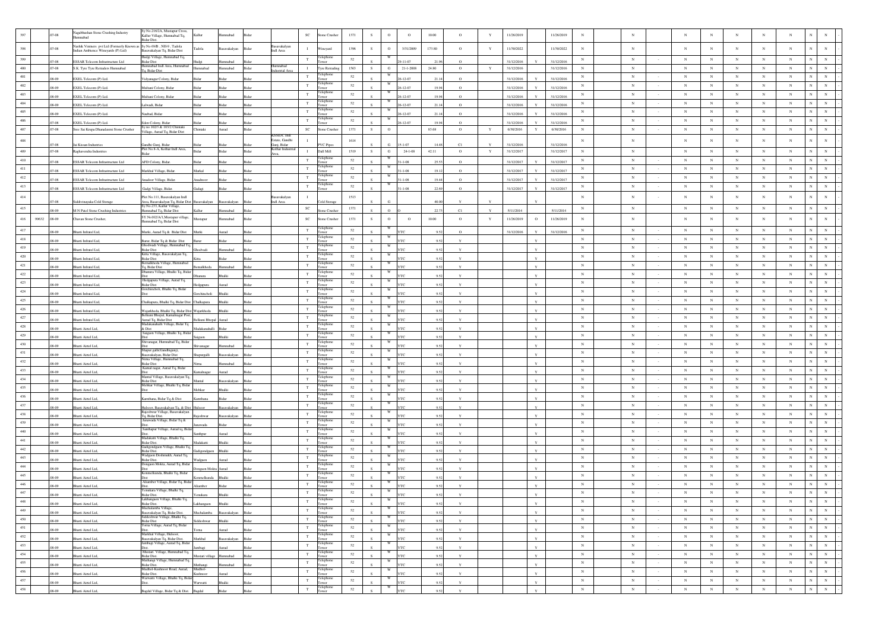| | | | | | | | | | | | | | | | | | | | | | | | | | | | | | | | | |
|---|---|---|---|---|---|---|---|---|---|---|---|---|---|---|---|---|---|---|---|---|---|---|---|---|---|---|---|---|---|---|---|---|
| 397 | | 07-08 | Nagabhushan Stone Crushing Industry Humnabad | Sy No.216/2A, Mustapur Cross, Kallur Village, Humnabad Tq. Bidar Dist | Kallur | Humnabad | Bidar | | SC | Stone Crusher | 1371 | S | O | O | 10.00 | O | Y | 11/26/2019 | | 11/26/2019 | N | N | | N | N | N | N | N | N | N | N | |
| 398 | | 07-08 | Nashik Vintners pvt Ltd (Formerly Known as Indian Ambience Winevards (P) Ltd) | Sy No 69/B , NH-9 , Tadola Basavakalyan Tq, Bidar Dist | Tadola | Basavakalyan | Bidar | Basavakalyan Indl Area | I | Wineyard | 1396 | S | O | 3/31/2009 | 173.80 | O | Y | 11/30/2022 | | 11/30/2022 | N | N | | N | N | N | N | N | N | N | N | |
| 399 | | 07-08 | ESSAR Telecom Infrastructure Ltd | Hudgi Village, Humnabad Tq. Bidar Dist | Hudgi | Humnabad | Bidar | | T | Telephone Tower | 52 | S | W | 29-11-07 | 21.96 | O | | 31/12/2016 | Y | 31/12/2016 | N | N | - | N | N | N | N | N | N | N | N | |
| 400 | | 07-08 | S.K. Tyre Tyre Retraders Humnabad | Humnabad Indl Area, Humnabad Tq, Bidar Dist | Humnabad | Humnabad | Bidar | Humnabad Industrial Area | I | Tyre Retrading | 1563 | S | G | 21-1-2008 | 24.80 | O | Y | 31/12/2016 | | 31/12/2016 | N | N | - | N | N | N | N | N | N | N | N | |
| 401 | | 08-09 | EXEL Telecom (P) Ltd. | Vidyanagar Colony, Bidar | Bidar | Bidar | Bidar | | T | Telephone Tower | 52 | S | W | 26-12-07 | 21.14 | O | | 31/12/2016 | Y | 31/12/2016 | N | N | - | N | N | N | N | N | N | N | N | |
| 402 | | 08-09 | EXEL Telecom (P) Ltd. | Mailuni Colony, Bidar | Bidar | Bidar | Bidar | | T | Telephone Tower | 52 | S | W | 26-12-07 | 19.94 | O | | 31/12/2016 | Y | 31/12/2016 | N | N | - | N | N | N | N | N | N | N | N | |
| 403 | | 08-09 | EXEL Telecom (P) Ltd. | Mailuni Colony, Bidar | Bidar | Bidar | Bidar | | T | Telephone Tower | 52 | S | W | 26-12-07 | 19.94 | O | | 31/12/2016 | Y | 31/12/2016 | N | N | - | N | N | N | N | N | N | N | N | |
| 404 | | 08-09 | EXEL Telecom (P) Ltd. | Lalwadi, Bidar | Bidar | Bidar | Bidar | | T | Telephone Tower | 52 | S | W | 26-12-07 | 21.14 | O | | 31/12/2016 | Y | 31/12/2016 | N | N | - | N | N | N | N | N | N | N | N | |
| 405 | | 08-09 | EXEL Telecom (P) Ltd. | Naubad, Bidar | Bidar | Bidar | Bidar | | T | Telephone Tower | 52 | S | W | 26-12-07 | 21.14 | O | | 31/12/2016 | Y | 31/12/2016 | N | N | - | N | N | N | N | N | N | N | N | |
| 406 | | 07-08 | EXEL Telecom (P) Ltd. | Eden Colony, Bidar | Bidar | Bidar | Bidar | | T | Telephone Tower | 52 | S | W | 26-12-07 | 19.94 | O | | 31/12/2016 | Y | 31/12/2016 | N | N | - | N | N | N | N | N | N | N | N | |
| 407 | | 07-08 | Sree Sai Krupa Dhanalaxmi Stone Crusher | Sy no 102/3 & 103/2 Chimaki Village, Aurad Tq. Bidar Dist | Chimaki | Aurad | Bidar | | SC | Stone Crusher | 1371 | S | O | | 83.68 | O | Y | 6/30/2016 | Y | 6/30/2016 | N | N | - | N | N | N | N | N | N | N | N | |
| 408 | | 07-08 | Jai Kissan Industries | Gandhi Gunj, Bidar | Bidar | Bidar | Bidar | KSSIDC Indl Estate, Gandhi Gunj, Bidar | I | PVC Pipes | 1614 | S | G | 15-1-07 | 14.48 | C1 | Y | 31/12/2016 | | 31/12/2016 | N | N | | N | N | N | N | N | N | N | N | |
| 409 | | 07-08 | Raghavendra Industries | Plot No.8-A, Kolhar Indl Area, Bidar | Bidar | Bidar | Bidar | Kolhar Industrial Area | I | Dall Mill | 1519 | S | G | 24-1-08 | 42.11 | O | Y | 31/12/2017 | | 31/12/2017 | N | N | - | N | N | N | N | N | N | N | N | |
| 410 | | 07-08 | ESSAR Telecom Infrastructure Ltd | AFD Colony, Bidar | Bidar | Bidar | Bidar | | T | Telephone Tower | 52 | S | W | 31-1-08 | 25.53 | O | | 31/12/2017 | Y | 31/12/2017 | N | N | - | N | N | N | N | N | N | N | N | |
| 411 | | 07-08 | ESSAR Telecom Infrastructure Ltd | Markhal Village, Bidar | Markal | Bidar | Bidar | | T | Telephone Tower | 52 | S | W | 31-1-08 | 19.12 | O | | 31/12/2017 | Y | 31/12/2017 | N | N | - | N | N | N | N | N | N | N | N | |
| 412 | | 07-08 | ESSAR Telecom Infrastructure Ltd | Anadoor Village, Bidar | Anadoor | Bidar | Bidar | | T | Telephone Tower | 52 | S | W | 31-1-08 | 19.44 | O | | 31/12/2017 | Y | 31/12/2017 | N | N | - | N | N | N | N | N | N | N | N | |
| 413 | | 07-08 | ESSAR Telecom Infrastructure Ltd | Gadgi Village, Bidar | Gadagi | Bidar | Bidar | | T | Telephone Tower | 52 | S | W | 31-1-08 | 22.69 | O | | 31/12/2017 | Y | 31/12/2017 | N | N | - | N | N | N | N | N | N | N | N | |
| 414 | | 07-08 | Siddivinayaka Cold Storage | Plot No.111, Basavakalyan Indl Area, Basavakalyan Tq, Bidar Dist | Basavakalyan | Basavakalyan | Bidar | Basavakalyan Indl Area | I | Cold Storage | 1513 | S | G | | 40.00 | Y | Y | | Y | | N | N | - | N | N | N | N | N | N | N | N | |
| 415 | | 08-09 | M N Patel Stone Crushing Industries | Sy No.27/3, Kallur Village, Humnabad Tq, Bidar Dist | Kallur | Humnabad | Bidar | | SC | Stone Crusher | 1371 | S | O | O | 22.73 | C1 | Y | 5/11/2014 | | 5/11/2014 | N | N | | N | N | N | N | N | N | N | N | |
| 416 | 99632 | 08-09 | Chavan Stone Crusher, | SY No102/A/1,Mustapur village, Humnabad Tq, Bidar Dist | Mustapur | Humnabad | Bidar | | SC | Stone Crusher | 1371 | S | O | O | 10.00 | O | Y | 11/26/2019 | O | 11/26/2019 | N | N | | N | N | N | N | N | N | N | N | |
| 417 | | 08-09 | Bharti Infratel Ltd, | Murki, Aurad Tq & Bidar Dist | Murki | Aurad | Bidar | | T | Telephone Tower | 52 | S | W | YTC | 9.52 | O | | 31/12/2016 | Y | 31/12/2016 | N | N | - | N | N | N | N | N | N | N | N | |
| 418 | | 08-09 | Bharti Infratel Ltd, | Barur, Bidar Tq & Bidar Dist | Barur | Bidar | Bidar | | T | Telephone Tower | 52 | S | W | YTC | 9.52 | Y | | | Y | | N | N | - | N | N | N | N | N | N | N | N | |
| 419 | | 08-09 | Bharti Infratel Ltd, | Ghodwadi Village, Humnabad Tq, Bidar Dist | Ghodwadi | Humnabad | Bidar | | T | Telephone Tower | 52 | S | W | YTC | 9.52 | Y | | | Y | | N | N | - | N | N | N | N | N | N | N | N | |
| 420 | | 08-09 | Bharti Infratel Ltd, | Kitta Village, Basavakalyan Tq, Bidar Dist | Kitta | Bidar | Bidar | | T | Telephone Tower | 52 | S | W | YTC | 9.52 | Y | | | Y | | N | N | - | N | N | N | N | N | N | N | N | |
| 421 | | 08-09 | Bharti Infratel Ltd, | Bemalkheda Village, Humnabad Tq, Bidar Dist | Bemalkheda | Humnabad | Bidar | | T | Telephone Tower | 52 | S | W | YTC | 9.52 | Y | | | Y | | N | N | - | N | N | N | N | N | N | N | N | |
| 422 | | 08-09 | Bharti Infratel Ltd, | Dhanura Village, Bhalki Tq, Bidar Dist | Dhanura | Bhalki | Bidar | | T | Telephone Tower | 52 | S | W | YTC | 9.52 | Y | | | Y | | N | N | - | N | N | N | N | N | N | N | N | |
| 423 | | 08-09 | Bharti Infratel Ltd, | Hedgapura Village, Aurad Tq, Bidar Dist | Hedgapura | Aurad | Bidar | | T | Telephone Tower | 52 | S | W | YTC | 9.52 | Y | | | Y | | N | N | - | N | N | N | N | N | N | N | N | |
| 424 | | 08-09 | Bharti Infratel Ltd, | Gorchincholi, Bhalki Tq, Bidar Dist | Gorchincholi | Bhalki | Bidar | | T | Telephone Tower | 52 | S | W | YTC | 9.52 | Y | | | Y | | N | N | - | N | N | N | N | N | N | N | N | |
| 425 | | 08-09 | Bharti Infratel Ltd, | Chalkapura, Bhalki Tq, Bidar Dist | Chalkapura | Bhalki | Bidar | | T | Telephone Tower | 52 | S | W | YTC | 9.52 | Y | | | Y | | N | N | - | N | N | N | N | N | N | N | N | |
| 426 | | 08-09 | Bharti Infratel Ltd, | Wajarkheda, Bhalki Tq, Bidar Dist | Wajarkheda | Bhalki | Bidar | | T | Telephone Tower | 52 | S | W | YTC | 9.52 | Y | | | Y | | N | N | - | N | N | N | N | N | N | N | N | |
| 427 | | 08-09 | Bharti Infratel Ltd, | Belkuni Bhopal, Kamalnagar Post, Aurad Tq, Bidar Dist | Belkuni Bhopal | Aurad | Bidar | | T | Telephone Tower | 52 | S | W | YTC | 9.52 | Y | | | Y | | N | N | - | N | N | N | N | N | N | N | N | |
| 428 | | 08-09 | Bharti Airtel Ltd, | Madakanahalli Village, Bidar Tq & Dist | Madakanahalli | Bidar | Bidar | | T | Telephone Tower | 52 | S | W | YTC | 9.52 | Y | | | Y | | N | N | - | N | N | N | N | N | N | N | N | |
| 429 | | 08-09 | Bharti Airtel Ltd, | Saigaon Village, Bhalki Tq, Bidar Dist | Saigaon | Bhalki | Bidar | | T | Telephone Tower | 52 | S | W | YTC | 9.52 | Y | | | Y | | N | N | - | N | N | N | N | N | N | N | N | |
| 430 | | 08-09 | Bharti Airtel Ltd, | Shivanagar, Humnabad Tq, Bidar Dist | Shivanagar | Humnabad | Bidar | | T | Telephone Tower | 52 | S | W | YTC | 9.52 | Y | | | Y | | N | N | - | N | N | N | N | N | N | N | N | |
| 431 | | 08-09 | Bharti Airtel Ltd, | Shapur galli(Gandhigunj), Basavakalyan, Bidar Dist | Shapurgalli | Basavakalyan | Bidar | | T | Telephone Tower | 52 | S | W | YTC | 9.52 | Y | | | Y | | N | N | - | N | N | N | N | N | N | N | N | |
| 432 | | 08-09 | Bharti Airtel Ltd, | Nirna Village, Humnabad Tq, Bidar Dist | Nirna | Humnabad | Bidar | | T | Telephone Tower | 52 | S | W | YTC | 9.52 | Y | | | Y | | N | N | - | N | N | N | N | N | N | N | N | |
| 433 | | 08-09 | Bharti Airtel Ltd, | Kamal nagar, Aurad Tq, Bidar Dist | Kamalnagar | Aurad | Bidar | | T | Telephone Tower | 52 | S | W | YTC | 9.52 | Y | | | Y | | N | N | - | N | N | N | N | N | N | N | N | |
| 434 | | 08-09 | Bharti Airtel Ltd, | Mantal Village, Basavakalyan Tq, Bidar Dist | Mantal | Basavakalyan | Bidar | | T | Telephone Tower | 52 | S | W | YTC | 9.52 | Y | | | Y | | N | N | - | N | N | N | N | N | N | N | N | |
| 435 | | 08-09 | Bharti Airtel Ltd, | Mehkar Village, Bhalki Tq, Bidar Dist | Mehkar | Bhalki | Bidar | | T | Telephone Tower | 52 | S | W | YTC | 9.52 | Y | | | Y | | N | N | - | N | N | N | N | N | N | N | N | |
| 436 | | 08-09 | Bharti Airtel Ltd, | Kamthana, Bidar Tq & Dist | Kamthana | Bidar | Bidar | | T | Telephone Tower | 52 | S | W | YTC | 9.52 | Y | | | Y | | N | N | - | N | N | N | N | N | N | N | N | |
| 437 | | 08-09 | Bharti Airtel Ltd, | Hulsoor, Basavakalyan Tq, & Dist | Hulsoor | Basavakalyan | Bidar | | T | Telephone Tower | 52 | S | W | YTC | 9.52 | Y | | | Y | | N | N | - | N | N | N | N | N | N | N | N | |
| 438 | | 08-09 | Bharti Airtel Ltd, | Rajeshwar Village, Basavakalyan Tq, Bidar Dist. | Rajeshwar | Basavakalyan | Bidar | | T | Telephone Tower | 52 | S | W | YTC | 9.52 | Y | | | Y | | N | N | - | N | N | N | N | N | N | N | N | |
| 439 | | 08-09 | Bharti Airtel Ltd, | Janawada Village, Bidar Tq & Dist | Janawada | Bidar | Bidar | | T | Telephone Tower | 52 | S | W | YTC | 9.52 | Y | | | Y | | N | N | - | N | N | N | N | N | N | N | N | |
| 440 | | 08-09 | Bharti Airtel Ltd, | Santhapur Village, Aurad tq, Bidar Dist | Santhpur | Aurad | Bidar | | T | Telephone Tower | 52 | S | W | YTC | 9.52 | Y | | | Y | | N | N | - | N | N | N | N | N | N | N | N | |
| 441 | | 08-09 | Bharti Airtel Ltd, | Madakatti Village, Bhalki Tq, Bidar Dist | Madakatti | Bhalki | Bidar | | T | Telephone Tower | 52 | S | W | YTC | 9.52 | Y | | | Y | | N | N | - | N | N | N | N | N | N | N | N | |
| 442 | | 08-09 | Bharti Airtel Ltd, | Gadigondgaon Village, Bhalki Tq, Bidar Dist | Gadigondgaon | Bhalki | Bidar | | T | Telephone Tower | 52 | S | W | YTC | 9.52 | Y | | | Y | | N | N | - | N | N | N | N | N | N | N | N | |
| 443 | | 08-09 | Bharti Airtel Ltd, | Wadgaon Deshmukh, Aurad Tq, Bidar Dist | Wadgaon | Aurad | Bidar | | T | Telephone Tower | 52 | S | W | YTC | 9.52 | Y | | | Y | | N | N | - | N | N | N | N | N | N | N | N | |
| 444 | | 08-09 | Bharti Airtel Ltd, | Dongaon Mokra, Aurad Tq, Bidar Dist | Dongaon Mokra | Aurad | Bidar | | T | Telephone Tower | 52 | S | W | YTC | 9.52 | Y | | | Y | | N | N | - | N | N | N | N | N | N | N | N | |
| 445 | | 08-09 | Bharti Airtel Ltd, | Konmelkunda, Bhalki Tq, Bidar Dist | Konmelkunda | Bhalki | Bidar | | T | Telephone Tower | 52 | S | W | YTC | 9.52 | Y | | | Y | | N | N | - | N | N | N | N | N | N | N | N | |
| 446 | | 08-09 | Bharti Airtel Ltd, | Alianber Village, Bidar Tq, Bidar Dist | Aliamber | Bidar | Bidar | | T | Telephone Tower | 52 | S | W | YTC | 9.52 | Y | | | Y | | N | N | - | N | N | N | N | N | N | N | N | |
| 447 | | 08-09 | Bharti Airtel Ltd, | Yenukura Village, Bhalki Tq, Bidar Dist | Yenukura | Bhalki | Bidar | | T | Telephone Tower | 52 | S | W | YTC | 9.52 | Y | | | Y | | N | N | - | N | N | N | N | N | N | N | N | |
| 448 | | 08-09 | Bharti Airtel Ltd, | Lakhangaon Village, Bhalki Tq, Bidar Dist | Lakhangaon | Bhalki | Bidar | | T | Telephone Tower | 52 | S | W | YTC | 9.52 | Y | | | Y | | N | N | - | N | N | N | N | N | N | N | N | |
| 449 | | 08-09 | Bharti Airtel Ltd, | Muchalamba Village, Basavakalyan Tq, Bidar Dist | Muchalamba | Basavakalyan | Bidar | | T | Telephone Tower | 52 | S | W | YTC | 9.52 | Y | | | Y | | N | N | - | N | N | N | N | N | N | N | N | |
| 450 | | 08-09 | Bharti Airtel Ltd, | Siddeshwar Village, Bhalki Tq, Bidar Dist | Siddeshwar | Bhalki | Bidar | | T | Telephone Tower | 52 | S | W | YTC | 9.52 | Y | | | Y | | N | N | - | N | N | N | N | N | N | N | N | |
| 451 | | 08-09 | Bharti Airtel Ltd, | Torna Village, Aurad Tq, Bidar Dist | Torna | Aurad | Bidar | | T | Telephone Tower | 52 | S | W | YTC | 9.52 | Y | | | Y | | N | N | - | N | N | N | N | N | N | N | N | |
| 452 | | 08-09 | Bharti Airtel Ltd, | Markhal Village, Hulsoor, Basavakalyan Tq, Bidar Dist | Markhal | Basavakalyan | Bidar | | T | Telephone Tower | 52 | S | W | YTC | 9.52 | Y | | | Y | | N | N | - | N | N | N | N | N | N | N | N | |
| 453 | | 08-09 | Bharti Airtel Ltd, | Jambagi Village, Aurad Tq, Bidar Dist | Jambagi | Aurad | Bidar | | T | Telephone Tower | 52 | S | W | YTC | 9.52 | Y | | | Y | | N | N | - | N | N | N | N | N | N | N | N | |
| 454 | | 08-09 | Bharti Airtel Ltd, | Mustari Village, Humnabad Tq, Bidar Dist | Mustari village | Humnabad | Bidar | | T | Telephone Tower | 52 | S | W | YTC | 9.52 | Y | | | Y | | N | N | - | N | N | N | N | N | N | N | N | |
| 455 | | 08-09 | Bharti Airtel Ltd, | Muthangi Village, Humnabad Tq, Bidar Dist | Muthangi | Humnabad | Bidar | | T | Telephone Tower | 52 | S | W | YTC | 9.52 | Y | | | Y | | N | N | - | N | N | N | N | N | N | N | N | |
| 456 | | 08-09 | Bharti Airtel Ltd, | Mudhol-Kushnoor Road, Aurad, Bidar Dist | Mudhol-Kushnoor | Aurad | Bidar | | T | Telephone Tower | 52 | S | W | YTC | 9.52 | Y | | | Y | | N | N | - | N | N | N | N | N | N | N | N | |
| 457 | | 08-09 | Bharti Airtel Ltd, | Warwatti Village, Bhalki Tq, Bidar Dist | Warwatti | Bhalki | Bidar | | T | Telephone Tower | 52 | S | W | YTC | 9.52 | Y | | | Y | | N | N | - | N | N | N | N | N | N | N | N | |
| 458 | | 08-09 | Bharti Airtel Ltd, | Bagdal Village, Bidar Tq & Dist | Bagdal | Bidar | Bidar | | T | Telephone Tower | 52 | S | W | YTC | 9.52 | Y | | | Y | | N | N | - | N | N | N | N | N | N | N | N | |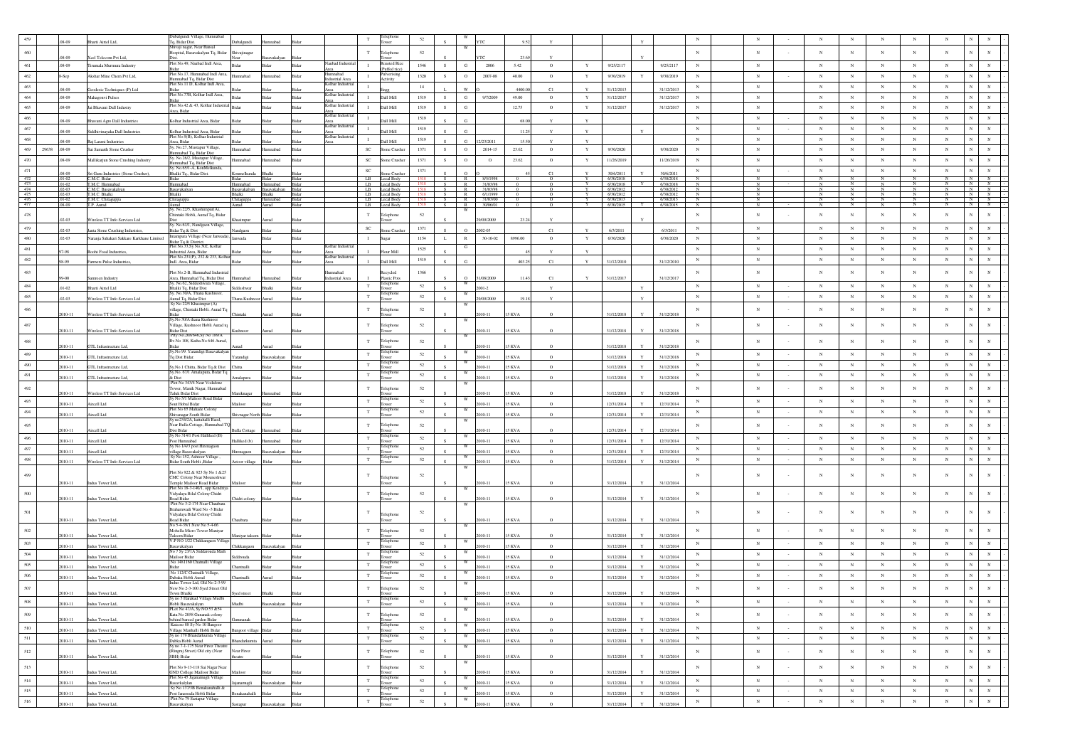| 459 | | 08-09 | Bharti Airtel Ltd, | Dubalgundi Village, Humnabad Tq, Bidar Dist. | Dubalgundi | Humnabad | Bidar | | T | Telephone Tower | 52 | S | W | YTC | 9.52 | Y | | | | | Y | | N | | N | - | N | N | N | N | N | N | N | - |
|---|---|---|---|---|---|---|---|---|---|---|---|---|---|---|---|---|---|---|---|---|---|---|---|---|---|---|---|---|---|---|---|---|---|---|---|
| 460 | | 08-09 | Xcel Telecom Pvt Ltd, | Shivaji nagar, Near Bansal Hospital, Basavakalyan Tq, Bidar Dist. | Shivajinagar Near | Basavakalyan | Bidar | | T | Telephone Tower | 52 | S | W | YTC | 23.69 | Y | | | | Y | | | N | | N | - | N | N | N | N | N | N | N | - |
| 461 | | 08-09 | Tirumala Murmura Industry | Plot No.49, Naubad Indl Area, Bidar | Bidar | Bidar | Bidar | Naubad Industrial Area | I | Roasted Rice (Puffed rice) | 1546 | S | G | 2006 | 5.42 | O | Y | 9/25/2117 | | 9/25/2117 | | | N | | N | - | N | N | N | N | N | N | N | - |
| 462 | | 8-Sep | Akshar Mine Chem Pvt Ltd, | Plot No.17, Humnabad Indl Area, Humnabad Tq, Bidar Dist | Humnabad | Humnabad | Bidar | Humnabad Industrial Area | I | Pulverising Activity | 1320 | S | O | 2007-08 | 40.00 | O | Y | 9/30/2019 | Y | 9/30/2019 | | | N | | N | - | N | N | N | N | N | N | N | - |
| 463 | | 08-09 | Geodesic Techniques (P) Ltd | Plot No.11 D, Kolhar Indl Area, Bidar | Bidar | Bidar | Bidar | Kolhar Industrial Area | I | Engg | 14 | L | W | O | 4400.00 | C1 | Y | 31/12/2013 | | 31/12/2013 | | | N | | N | - | N | N | N | N | N | N | N | - |
| 464 | | 08-09 | Mahagonvi Pulses | Plot No.17B, Kolhar Indl Area, Bidar | Bidar | Bidar | Bidar | Kolhar Industrial Area | I | Dall Mill | 1519 | S | G | 9/7/2009 | 49.00 | O | Y | 31/12/2017 | | 31/12/2017 | | | N | | N | - | N | N | N | N | N | N | N | - |
| 465 | | 08-09 | Jai Bhavani Dall Industry | Plot No.42 & 43, Kolhar Industrial Area, Bidar | Bidar | Bidar | Bidar | Kolhar Industrial Area | I | Dall Mill | 1519 | S | G | | 12.75 | O | Y | 31/12/2017 | | 31/12/2017 | | | N | | N | - | N | N | N | N | N | N | N | - |
| 466 | | 08-09 | Bhavani Agro Dall Industries | Kolhar Industrial Area, Bidar | Bidar | Bidar | Bidar | Kolhar Industrial Area | I | Dall Mill | 1519 | S | G | | 68.00 | Y | Y | | | | | | N | | N | - | N | N | N | N | N | N | N | - |
| 467 | | 08-09 | Siddhivinayaka Dall Industries | Kolhar Industrial Area, Bidar | Bidar | Bidar | Bidar | Kolhar Industrial Area | I | Dall Mill | 1519 | S | G | | 11.25 | Y | Y | | Y | | | | N | | N | - | N | N | N | N | N | N | N | - |
| 468 | | 08-09 | Raj Laxmi Industries | Plot No.9(B), Kolhar Industrial Area, Bidar | Bidar | Bidar | Bidar | Kolhar Industrial Area | I | Dall Mill | 1519 | S | G | 12/23/2011 | 15.50 | Y | Y | | | | | | N | | N | - | N | N | N | N | N | N | N | - |
| 469 | 29638 | 08-09 | Sai Samarth Stone Crusher | Sy. No.27, Mustapur Village, Humnabad Tq, Bidar Dist | Humnabad | Humnabad | Bidar | | SC | Stone Crusher | 1371 | S | O | 2014-15 | 23.62 | O | Y | 9/30/2020 | | 9/30/2020 | | | N | | N | - | N | N | N | N | N | N | N | - |
| 470 | | 08-09 | Mallikarjun Stone Crushing Industry | Sy. No.26/2, Mustapur Village, Humnabad Tq, Bidar Dist | Humnabad | Humnabad | Bidar | | SC | Stone Crusher | 1371 | S | O | O | 23.62 | O | Y | 11/26/2019 | | 11/26/2019 | | | N | | N | - | N | N | N | N | N | N | N | - |
| 471 | | 08-09 | Sri Guru Industries (Stone Crusher), | Sy. No.85/1-A, KonMellkunda, Bhalki Tq., Bidar Dist. | Konmelkunda | Bhalki | Bidar | | SC | Stone Crusher | 1371 | S | O | O | 45 | C1 | Y | 30/6/2011 | Y | 30/6/2011 | | | N | | N | | N | N | N | N | N | N | N | - |
| 472 | | 01-02 | C.M.C. Bidar | Bidar | Bidar | Bidar | Bidar | | LB | Local Body | 1518 | S | R | 8/5/1998 | 0 | O | Y | 6/30/2018 | | 6/30/2018 | | | N | | N | - | N | N | N | N | N | N | N | - |
| 473 | | 01-02 | T.M.C. Humnabad | Humnabad | Humnabad | Humnabad | Bidar | | LB | Local Body | 1518 | S | R | 31/03/98 | 0 | O | Y | 6/30/2018 | Y | 6/30/2018 | | | N | | N | - | N | N | N | N | N | N | N | - |
| 474 | | 02-03 | C.M.C. Basavakalyan | Basavakalyan | Basavakalyan | Basavakalyan | Bidar | | LB | Local Body | 1518 | S | R | 31/03/98 | 0 | O | Y | 6/30/2012 | | 6/30/2012 | | | N | | N | | N | N | N | N | N | N | N | - |
| 475 | | 02-03 | T.M.C. Bhalki | Bhalki | Bhalki | Bhalki | Bidar | | LB | Local Body | 1518 | S | R | 6/1/1999 | 0 | O | Y | 6/30/2012 | | 6/30/2012 | | | N | | N | | N | N | N | N | N | N | N | - |
| 476 | | 01-02 | T.M.C. Chitaguppa | Chitaguppa | Chitaguppa | Humnabad | Bidar | | LB | Local Body | 1518 | S | R | 31/03/00 | 0 | O | Y | 6/30/2013 | | 6/30/2013 | | | N | | N | | N | N | N | N | N | N | N | - |
| 477 | | 08-09 | T.P. Aurad | Aurad | Aurad | Aurad | Bidar | | LB | Local Body | 1518 | S | R | 30/06/01 | 0 | O | Y | 6/30/2015 | Y | 6/30/2015 | | | N | | N | | N | N | N | N | N | N | N | - |
| 478 | | 02-03 | Wireless TT Info Services Ltd | Sy. No.22/5, Khashimpur(A), Chintaki Hobli, Aurad Tq, Bidar Dist | Khasimpur | Aurad | Bidar | | T | Telephone Tower | 52 | S | W | 29/09/2009 | 23.24 | Y | | | | Y | | | N | | N | - | N | N | N | N | N | N | N | - |
| 479 | | 02-03 | Janta Stone Crushing Industries, | Sy. No.61/1, Nandgaon Village, Bidar Tq & Dist | Nandgaon | Bidar | Bidar | | SC | Stone Crusher | 1371 | S | O | 2002-03 | | C1 | Y | 6/3/2011 | | 6/3/2011 | | | N | | N | - | N | N | N | N | N | N | N | - |
| 480 | | 02-03 | Naranja Sahakari Sakkare Karkhane Limited | Imampura Village (Near Janwada) Bidar Tq & District | Janwada | Bidar | Bidar | | I | Sugar | 1154 | L | R | 30-10-02 | 8996.00 | O | Y | 6/30/2020 | | 6/30/2020 | | | N | | N | - | N | N | N | N | N | N | N | - |
| 481 | | 97-98 | Roohi Food Industries, | Plot No.33,Sy.No.502, Kolhar Industrial Area, Bidar | Bidar | Bidar | Bidar | Kolhar Industrial Area | I | Flour Mill | 1525 | S | G | | 45 | Y | Y | | | | | | N | | N | - | N | N | N | N | N | N | N | - |
| 482 | | 98-99 | Farmers Pulse Industries, | Plot No.251(P), 252 & 253, Kolhar Indl. Area, Bidar | Bidar | Bidar | Bidar | Kolhar Industrial Area | I | Dall Mill | 1519 | S | G | | 403.25 | C1 | Y | 31/12/2010 | | 31/12/2010 | | | N | | N | - | N | N | N | N | N | N | N | - |
| 483 | | 99-00 | Sameeen Industry | Plot No.2-B, Humnabad Industrial Area, Humnabad Tq, Bidar Dist | Humnabad | Humnabad | Bidar | Humnabad Industrial Area | I | Recycled Plastic Pots | 1366 | S | O | 31/08/2009 | 11.43 | C1 | Y | 31/12/2017 | | 31/12/2017 | | | N | | N | - | N | N | N | N | N | N | N | - |
| 484 | | 01-02 | Bharti Airtel Ltd | Sy. No.62, Siddeshwara Village, Bhalki Tq, Bidar Dist | Siddeshwar | Bhalki | Bidar | | T | Telephone Tower | 52 | S | W | 2001-2 | | Y | | | | Y | | | N | | N | - | N | N | N | N | N | N | N | - |
| 485 | | 02-03 | Wireless TT Info Services Ltd | Sy. No.30/A, Thana Kushnoor, Aurad Tq, Bidar Dist | Thana Kushnoor | Aurad | Bidar | | T | Telephone Tower | 52 | S | W | 29/09/2009 | 19.18 | Y | | | | Y | | | N | | N | - | N | N | N | N | N | N | N | - |
| 486 | | 2010-11 | Wireless TT Info Services Ltd | Sy No 22/5 Khasimpur (A) village, Chintaki Hobli, Aurad Tq Bidar | Chintaki | Aurad | Bidar | | T | Telephone Tower | 52 | S | W | 2010-11 | 15 KVA | O | | 31/12/2018 | Y | 31/12/2018 | | | N | | N | - | N | N | N | N | N | N | N | - |
| 487 | | 2010-11 | Wireless TT Info Services Ltd | Sy.No 30/A thana Kushnoor Village, Kushnoor Hobli Aurad tq Bidar Dist | Kushnoor | Aurad | Bidar | | T | Telephone Tower | 52 | S | W | 2010-11 | 15 KVA | O | | 31/12/2018 | Y | 31/12/2018 | | | N | | N | - | N | N | N | N | N | N | N | - |
| 488 | | 2010-11 | GTL Infrastructure Ltd, | Pmy No.206/646,Sy No 108/A Rv Nr 108, Katha No 646 Aurad, Bidar | Aurad | Aurad | Bidar | | T | Telephone Tower | 52 | S | W | 2010-11 | 15 KVA | O | | 31/12/2018 | Y | 31/12/2018 | | | N | | N | - | N | N | N | N | N | N | N | - |
| 489 | | 2010-11 | GTL Infrastructure Ltd, | Sy.No.99, Yarandigi Basavakalyan Tq Dist Bidar | Yarandigi | Basavakalyan | Bidar | | T | Telephone Tower | 52 | S | W | 2010-11 | 15 KVA | O | | 31/12/2018 | Y | 31/12/2018 | | | N | | N | - | N | N | N | N | N | N | N | - |
| 490 | | 2010-11 | GTL Infrastructure Ltd, | Sy.No-1 Chitta, Bidar Tq & Dist | Chitta | Bidar | Bidar | | T | Telephone Tower | 52 | S | W | 2010-11 | 15 KVA | O | | 31/12/2018 | Y | 31/12/2018 | | | N | | N | - | N | N | N | N | N | N | N | - |
| 491 | | 2010-11 | GTL Infrastructure Ltd, | Sy.No. 67/1 Amalapura, Bidar Tq & Dist | Amalapura | Bidar | Bidar | | T | Telephone Tower | 52 | S | W | 2010-11 | 15 KVA | O | | 31/12/2018 | Y | 31/12/2018 | | | N | | N | - | N | N | N | N | N | N | N | - |
| 492 | | 2010-11 | Wireless TT Info Services Ltd | Plot No.34/38 Near Vodafone Tower, Manik Nagar, Humnabad Taluk Bidar Dist | Maniknagar | Humnabad | Bidar | | T | Telephone Tower | 52 | S | W | 2010-11 | 15 KVA | O | | 31/12/2018 | Y | 31/12/2018 | | | N | | N | - | N | N | N | N | N | N | N | - |
| 493 | | 2010-11 | Aircell Ltd | Sy.No 5/1 Mailoor Road Bidar Sout Hobal Bidar | Mailoor | Bidar | Bidar | | T | Telephone Tower | 52 | S | W | 2010-11 | 15 KVA | O | | 12/31/2014 | Y | 12/31/2014 | | | N | | N | - | N | N | N | N | N | N | N | - |
| 494 | | 2010-11 | Aircell Ltd | Plot No 65 Mahade Colony Shivanagar South Bidar | Shivnagar North | Bidar | Bidar | | T | Telephone Tower | 52 | S | W | 2010-11 | 15 KVA | O | | 12/31/2014 | Y | 12/31/2014 | | | N | | N | - | N | N | N | N | N | N | N | - |
| 495 | | 2010-11 | Aircell Ltd | Sy no254/2A, kattahalli Raod, Near Bulla Cottage, Humnabad TQ Dist Bidar | Bulla Cottage | Humnabad | Bidar | | T | Telephone Tower | 52 | S | W | 2010-11 | 15 KVA | O | | 12/31/2014 | Y | 12/31/2014 | | | N | | N | - | N | N | N | N | N | N | N | - |
| 496 | | 2010-11 | Aircell Ltd | Sy.No 314/1 Post Halliked (B) Post Humnabad | Halliked (b) | Humnabad | Bidar | | T | Telephone Tower | 52 | S | W | 2010-11 | 15 KVA | O | | 12/31/2014 | Y | 12/31/2014 | | | N | | N | - | N | N | N | N | N | N | N | - |
| 497 | | 2010-11 | Aircell Ltd | Sy.No 1/4/3 post Hirenagaon village Basavakalyan | Hirenagaon | Basavakalyan | Bidar | | T | Telephone Tower | 52 | S | W | 2010-11 | 15 KVA | O | | 12/31/2014 | Y | 12/31/2014 | | | N | | N | - | N | N | N | N | N | N | N | - |
| 498 | | 2010-11 | Wireless TT Info Services Ltd | Sy No 152, Ashtoor Village, Bidar South Hobli ,Bidar | Astoor village | Bidar | Bidar | | T | Telephone Tower | 52 | S | W | 2010-11 | 15 KVA | O | | 31/12/2014 | Y | 31/12/2014 | | | N | | N | - | N | N | N | N | N | N | N | - |
| 499 | | 2010-11 | Indus Tower Ltd, | Plot No 922 & 923 Sy No 1 &25 CMC Colony Near Mounesthwar Temple Mailoor Road Bidar | Mailoor | Bidar | Bidar | | T | Telephone Tower | 52 | S | W | 2010-11 | 15 KVA | O | | 31/12/2014 | Y | 31/12/2014 | | | N | | N | - | N | N | N | N | N | N | N | - |
| 500 | | 2010-11 | Indus Tower Ltd, | Plot No 18-3-140/1, opp Kendriya Vidyalaya Bdial Colony Chidri Road Bidar | Chidri colony | Bidar | Bidar | | T | Telephone Tower | 52 | S | W | 2010-11 | 15 KVA | O | | 31/12/2014 | Y | 31/12/2014 | | | N | | N | - | N | N | N | N | N | N | N | - |
| 501 | | 2010-11 | Indus Tower Ltd, | Plot No 3-2-174 Near Chaubara Brahamwadi Ward No -3 Bidar Vidyalaya Bdial Colony Chidri Road Bidar | Chaubara | Bidar | Bidar | | T | Telephone Tower | 52 | S | W | 2010-11 | 15 KVA | O | | 31/12/2014 | Y | 31/12/2014 | | | N | | N | - | N | N | N | N | N | N | N | - |
| 502 | | 2010-11 | Indus Tower Ltd, | No 5-4-39/1 New No 5-4-66 Mohella Micro Tower Maniyar Taleem Bidar | Maniyar taleem | Bidar | Bidar | | T | Telephone Tower | 52 | S | W | 2010-11 | 15 KVA | O | | 31/12/2014 | Y | 31/12/2014 | | | N | | N | - | N | N | N | N | N | N | N | - |
| 503 | | 2010-11 | Indus Tower Ltd, | V.P.NO 1/22 Chikkangaon Village Basavakalyan | Chikkangaon | Basavakalyan | Bidar | | T | Telephone Tower | 52 | S | W | 2010-11 | 15 KVA | O | | 31/12/2014 | Y | 31/12/2014 | | | N | | N | - | N | N | N | N | N | N | N | - |
| 504 | | 2010-11 | Indus Tower Ltd, | No 7 Sy 23/1A Siddarooda Math Mailoor Bidar | Siddroda | Bidar | Bidar | | T | Telephone Tower | 52 | S | W | 2010-11 | 15 KVA | O | | 31/12/2014 | Y | 31/12/2014 | | | N | | N | - | N | N | N | N | N | N | N | - |
| 505 | | 2010-11 | Indus Tower Ltd, | No 148/160 Chamalli Village Bidar | Chamnalli | Bidar | Bidar | | T | Telephone Tower | 52 | S | W | 2010-11 | 15 KVA | O | | 31/12/2014 | Y | 31/12/2014 | | | N | | N | - | N | N | N | N | N | N | N | - |
| 506 | | 2010-11 | Indus Tower Ltd, | No 112/C Chamalli Village, Dabaka Hobli Aurad | Chamnalli | Aurad | Bidar | | T | Telephone Tower | 52 | S | W | 2010-11 | 15 KVA | O | | 31/12/2014 | Y | 31/12/2014 | | | N | | N | - | N | N | N | N | N | N | N | - |
| 507 | | 2010-11 | Indus Tower Ltd, | Indus Tower Ltd, Old No 2-3-99 New No 2-3-100 Syed Street Old Town Bhalki | Syed street | Bhalki | Bidar | | T | Telephone Tower | 52 | S | W | 2010-11 | 15 KVA | O | | 31/12/2014 | Y | 31/12/2014 | | | N | | N | - | N | N | N | N | N | N | N | - |
| 508 | | 2010-11 | Indus Tower Ltd, | Sy no 5 Harakud Village Mudbi Hobli Basavakalyan | Mudbi | Basavakalyan | Bidar | | T | Telephone Tower | 52 | S | W | 2010-11 | 15 KVA | O | | 31/12/2014 | Y | 31/12/2014 | | | N | | N | - | N | N | N | N | N | N | N | - |
| 509 | | 2010-11 | Indus Tower Ltd, | PLot No 47/A, Sy NO 53 &54 Kata No 2056 Gumanak colony behind bareed garden Bidar | Gumanak | Bidar | Bidar | | T | Telephone Tower | 52 | S | W | 2010-11 | 15 KVA | O | | 31/12/2014 | Y | 31/12/2014 | | | N | | N | - | N | N | N | N | N | N | N | - |
| 510 | | 2010-11 | Indus Tower Ltd, | Kata no 88 Sy No 10 Bangoor Village Manhalli Hobli Bidar | Bangoor village | Bidar | Bidar | | T | Telephone Tower | 52 | S | W | 2010-11 | 15 KVA | O | | 31/12/2014 | Y | 31/12/2014 | | | N | | N | - | N | N | N | N | N | N | N | - |
| 511 | | 2010-11 | Indus Tower Ltd, | Sy no 179 Bhandarkumta Village Dabka Hobli Aurad | Bhandarkumta | Aurad | Bidar | | T | Telephone Tower | 52 | S | W | 2010-11 | 15 KVA | O | | 31/12/2014 | Y | 31/12/2014 | | | N | | N | - | N | N | N | N | N | N | N | - |
| 512 | | 2010-11 | Indus Tower Ltd, | Sy no 7-1-175 Near Firoz Theatre (Ringraj Street) Old city (Near SBH) Bidar | Near Piroz theatre | Bidar | Bidar | | T | Telephone Tower | 52 | S | W | 2010-11 | 15 KVA | O | | 31/12/2014 | Y | 31/12/2014 | | | N | | N | - | N | N | N | N | N | N | N | - |
| 513 | | 2010-11 | Indus Tower Ltd, | Plot No 9-13-118 Sai Nagar Near GND College Mailoor Bidar | Mailoor | Bidar | Bidar | | T | Telephone Tower | 52 | S | W | 2010-11 | 15 KVA | O | | 31/12/2014 | Y | 31/12/2014 | | | N | | N | - | N | N | N | N | N | N | N | - |
| 514 | | 2010-11 | Indus Tower Ltd, | Plot No 45 Jajanamugli Village Basavakalyan | Jajanamugli | Basavakalyan | Bidar | | T | Telephone Tower | 52 | S | W | 2010-11 | 15 KVA | O | | 31/12/2014 | Y | 31/12/2014 | | | N | | N | - | N | N | N | N | N | N | N | - |
| 515 | | 2010-11 | Indus Tower Ltd, | Sy No 133/3B Benakanahalli & Post Janawada Hobli Bidar | Benakanahalli | Bidar | Bidar | | T | Telephone Tower | 52 | S | W | 2010-11 | 15 KVA | O | | 31/12/2014 | Y | 31/12/2014 | | | N | | N | - | N | N | N | N | N | N | N | - |
| 516 | | 2010-11 | Indus Tower Ltd, | Plot No 79 Sastapur Village Basavakalyan | Sastapur | Basavakalyan | Bidar | | T | Telephone Tower | 52 | S | W | 2010-11 | 15 KVA | O | | 31/12/2014 | Y | 31/12/2014 | | | N | | N | - | N | N | N | N | N | N | N | - |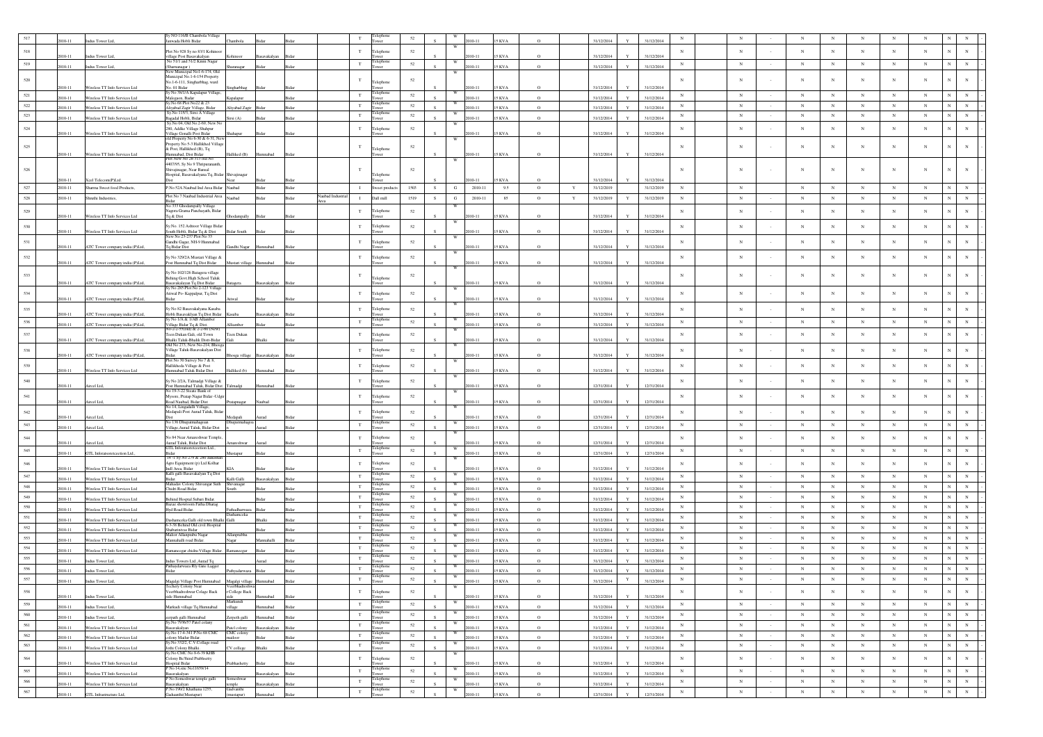| 517 | 2010-11 | Indus Tower Ltd, | Sy NO 116/B Chambola Village Janwada Hobli Bidar | Chambola | Bidar | Bidar | | T | Telephone Tower | 52 | S | W | 2010-11 | 15 KVA | O | | 31/12/2014 | Y | 31/12/2014 | N | N | - | N | N | N | N | N | N | N | - |
|---|---|---|---|---|---|---|---|---|---|---|---|---|---|---|---|---|---|---|---|---|---|---|---|---|---|---|---|---|---|---|
| 518 | 2010-11 | Indus Tower Ltd, | Plot No 928 Sy no 83/1 Kohinoor village Post Basavakalyan | Kohinoor | Basavakalyan | Bidar | | T | Telephone Tower | 52 | S | W | 2010-11 | 15 KVA | O | | 31/12/2014 | Y | 31/12/2014 | N | N | - | N | N | N | N | N | N | N | - |
| 519 | 2010-11 | Indus Tower Ltd, | No 51/1 and 51/2 Kinni Nagar (Sharanagar ) | Sharanagar | Bidar | Bidar | | T | Telephone Tower | 52 | S | W | 2010-11 | 15 KVA | O | | 31/12/2014 | Y | 31/12/2014 | N | N | - | N | N | N | N | N | N | N | - |
| 520 | 2010-11 | Wireless TT Info Services Ltd | New Municipal No1-6-174, Old Municipal No.1-6-154 Property No.1-6-111, Singharbhag, ward No. 01 Bidar | Singharbhag | Bidar | Bidar | | T | Telephone Tower | 52 | S | W | 2010-11 | 15 KVA | O | | 31/12/2014 | Y | 31/12/2014 | N | N | - | N | N | N | N | N | N | N | - |
| 521 | 2010-11 | Wireless TT Info Services Ltd | Sy No 36/1A Kapalapur Village, Malegaon, Bidar | Kapalapur | | Bidar | | T | Telephone Tower | 52 | S | W | 2010-11 | 15 KVA | O | | 31/12/2014 | Y | 31/12/2014 | N | N | - | N | N | N | N | N | N | N | - |
| 522 | 2010-11 | Wireless TT Info Services Ltd | Sy No 68 Plot No22 & 23 Aliyabad Zagir Village, Bidar | Aliyabad Zagir | Bidar | Bidar | | T | Telephone Tower | 52 | S | W | 2010-11 | 15 KVA | O | | 31/12/2014 | Y | 31/12/2014 | N | N | - | N | N | N | N | N | N | N | - |
| 523 | 2010-11 | Wireless TT Info Services Ltd | Sy No 115/3, Sirsi A Village Bagadal Hobli, Bidar | Sirsi (A) | Bidar | Bidar | | T | Telephone Tower | 52 | S | W | 2010-11 | 15 KVA | O | | 31/12/2014 | Y | 31/12/2014 | N | N | - | N | N | N | N | N | N | N | - |
| 524 | 2010-11 | Wireless TT Info Services Ltd | Sy No 64, Old No 2-69, New No 280, Addke Village Shahpur Village Gonalli Post Bidar | Shahapur | Bidar | Bidar | | T | Telephone Tower | 52 | S | W | 2010-11 | 15 KVA | O | | 31/12/2014 | Y | 31/12/2014 | N | N | - | N | N | N | N | N | N | N | - |
| 525 | 2010-11 | Wireless TT Info Services Ltd | old Property No 6-30 & 6-31, New Property No 5-3 Hallikhed Village & Post, Hallikhed (B), Tq Humnabad, Dist Bidar | Hallikhed (B) | Humnabad | Bidar | | T | Telephone Tower | 52 | S | W | 2010-11 | 15 KVA | O | | 31/12/2014 | Y | 31/12/2014 | N | N | - | N | N | N | N | N | N | N | - |
| 526 | 2010-11 | Xcel Telecom(P)Ltd. | Plot New No 28-315 old No 4407/95, Sy No 9 Thripuranath, Shivajinagar, Near Bansal Hospital, Basavakalyana Tq, Bidar Dist | Shivajinagar Near | Bidar | Bidar | | T | Telephone Tower | 52 | S | W | 2010-11 | 15 KVA | O | | 31/12/2014 | Y | 31/12/2014 | N | N | - | N | N | N | N | N | N | N | - |
| 527 | 2010-11 | Sharma Sweet food Products, | P.No 52A Naubad Ind Area Bidar | Naubad | Bidar | Bidar | | I | Sweet products | 1503 | S | G | 2010-11 | 9.5 | O | Y | 31/12/2019 | | 31/12/2019 | N | N | - | N | N | N | N | N | N | N | - |
| 528 | 2010-11 | Shruthi Industries, | Plot No 7 Naubad Industrial Area Bidar | Naubad | Bidar | Bidar | Naubad Industrial Area | I | Dall mill | 1519 | S | G | 2010-11 | 85 | O | Y | 31/12/2019 | Y | 31/12/2019 | N | N | - | N | N | N | N | N | N | N | - |
| 529 | 2010-11 | Wireless TT Info Services Ltd | No.333 Ghodampally Village Nagora Grama Panchayath, Bidar Tq & Dist | Ghodampally | Bidar | Bidar | | T | Telephone Tower | 52 | S | W | 2010-11 | 15 KVA | O | | 31/12/2014 | Y | 31/12/2014 | N | N | - | N | N | N | N | N | N | N | - |
| 530 | 2010-11 | Wireless TT Info Services Ltd | Sy No. 152 Ashtoor Village Bidar South Hobli, Bidar Tq & Dist | Bidar South | Bidar | Bidar | | T | Telephone Tower | 52 | S | W | 2010-11 | 15 KVA | O | | 31/12/2014 | Y | 31/12/2014 | N | N | - | N | N | N | N | N | N | N | - |
| 531 | 2010-11 | ATC Tower company india (P)Ltd, | New No 23-237 Plot No 33 Gandhi Gagar, NH-9 Humnabad Tq Bidar Dist | Gandhi Nagar | Humnabad | Bidar | | T | Telephone Tower | 52 | S | W | 2010-11 | 15 KVA | O | | 31/12/2014 | Y | 31/12/2014 | N | N | - | N | N | N | N | N | N | N | - |
| 532 | 2010-11 | ATC Tower company india (P)Ltd, | Sy No 329/2A Mustari Village & Post Humnabad Tq Dist Bidar | Mustari village | Humnabad | Bidar | | T | Telephone Tower | 52 | S | W | 2010-11 | 15 KVA | O | | 31/12/2014 | Y | 31/12/2014 | N | N | - | N | N | N | N | N | N | N | - |
| 533 | 2010-11 | ATC Tower company india (P)Ltd, | Sy No 102/126 Bataqera village Behing Govt High School Taluk Basavakalayan Tq Dist Bidar | Bataqera | Basavakalyan | Bidar | | T | Telephone Tower | 52 | S | W | 2010-11 | 15 KVA | O | | 31/12/2014 | Y | 31/12/2014 | N | N | - | N | N | N | N | N | N | N | - |
| 534 | 2010-11 | ATC Tower company india (P)Ltd, | Sy No 285 Plot No 2-125 Village Atiwal Po- Kappalpur, Tq Dist Bidar | Atiwal | Bidar | Bidar | | T | Telephone Tower | 52 | S | W | 2010-11 | 15 KVA | O | | 31/12/2014 | Y | 31/12/2014 | N | N | - | N | N | N | N | N | N | N | - |
| 535 | 2010-11 | ATC Tower company india (P)Ltd, | Sy No 82 Basavakalyana Kasaba Hobli Basavaklyan Tq Dist Bidar | Kasaba | Basavakalyan | Bidar | | T | Telephone Tower | 52 | S | W | 2010-11 | 15 KVA | O | | 31/12/2014 | Y | 31/12/2014 | N | N | - | N | N | N | N | N | N | N | - |
| 536 | 2010-11 | ATC Tower company india (P)Ltd, | Sy No 1/A & 1/AB Allambar Village Bidar Tq & Dist | Allambor | Bidar | Bidar | | T | Telephone Tower | 52 | S | W | 2010-11 | 15 KVA | O | | 31/12/2014 | Y | 31/12/2014 | N | N | - | N | N | N | N | N | N | N | - |
| 537 | 2010-11 | ATC Tower company india (P)Ltd, | No-2-2-55(old & 2-2-60 (New) Teeri-Dukan Gali, old Town Bhalki Taluk-Bhalki Distt-Bidar | Teeri-Dukan Gali | Bhalki | Bidar | | T | Telephone Tower | 52 | S | W | 2010-11 | 15 KVA | O | | 31/12/2014 | Y | 31/12/2014 | N | N | - | N | N | N | N | N | N | N | - |
| 538 | 2010-11 | ATC Tower company india (P)Ltd, | Old No 275, New No-214, Bhoga Village Taluk-Basavakalyan Dist Bidar | Bhoga village | Basavakalyan | Bidar | | T | Telephone Tower | 52 | S | W | 2010-11 | 15 KVA | O | | 31/12/2014 | Y | 31/12/2014 | N | N | - | N | N | N | N | N | N | N | - |
| 539 | 2010-11 | Wireless TT Info Services Ltd | Plot No 30 Survey No 7 & 8, Hallikheda Village & Post Humnabad Taluk Bidar Dist | Hallikhed (b) | Humnabad | Bidar | | T | Telephone Tower | 52 | S | W | 2010-11 | 15 KVA | O | | 31/12/2014 | Y | 31/12/2014 | N | N | - | N | N | N | N | N | N | N | - |
| 540 | 2010-11 | Aircel Ltd, | Sy No 2/2A, Talmadgi Village & Post Humnabad Taluk, Bidar Dist | Talmadgi | Humnabad | Bidar | | T | Telephone Tower | 52 | S | W | 2010-11 | 15 KVA | O | | 12/31/2014 | Y | 12/31/2014 | N | N | - | N | N | N | N | N | N | N | - |
| 541 | 2010-11 | Aircel Ltd, | No 19-5-22 Steate Bank of Mysore, Pratap Nagar Bidar -Udgir Road Naubad, Bidar Dist | Pratapnagar | Naubad | Bidar | | T | Telephone Tower | 52 | S | W | 2010-11 | 15 KVA | O | | 12/31/2014 | Y | 12/31/2014 | N | N | - | N | N | N | N | N | N | N | - |
| 542 | 2010-11 | Aircel Ltd, | No 14, Lingadalli Village, Medapali Post Aurad Taluk, Bidar Dist | Medapali | Aurad | Bidar | | T | Telephone Tower | 52 | S | W | 2010-11 | 15 KVA | O | | 12/31/2014 | Y | 12/31/2014 | N | N | - | N | N | N | N | N | N | N | - |
| 543 | 2010-11 | Aircel Ltd, | No 136 Dhupatmahagaon Village, Aurad Taluk, Bidar Dist | Dhupatmahagon | Aurad | Bidar | | T | Telephone Tower | 52 | S | W | 2010-11 | 15 KVA | O | | 12/31/2014 | Y | 12/31/2014 | N | N | - | N | N | N | N | N | N | N | - |
| 544 | 2010-11 | Aircel Ltd, | No 84 Near Amareshwar Temple, Aurad Taluk, Bidar Dist | Amareshwar | Aurad | Bidar | | T | Telephone Tower | 52 | S | W | 2010-11 | 15 KVA | O | | 12/31/2014 | Y | 12/31/2014 | N | N | - | N | N | N | N | N | N | N | - |
| 545 | 2010-11 | GTL Infrataonrezzeetion Ltd., | GTL Infrataonrezzeetion Ltd., Bidar | Mustapur | Bidar | Bidar | | T | Telephone Tower | 52 | S | W | 2010-11 | 15 KVA | O | | 12/31/2014 | Y | 12/31/2014 | N | N | - | N | N | N | N | N | N | N | - |
| 546 | 2010-11 | Wireless TT Info Services Ltd | 14-1 Sy NO 279 & 280 Saleeman Agro Equipment (p) Ltd Kolhar Indl Area, Bidar | KIA | Bidar | Bidar | | T | Telephone Tower | 52 | S | W | 2010-11 | 15 KVA | O | | 31/12/2014 | Y | 31/12/2014 | N | N | - | N | N | N | N | N | N | N | - |
| 547 | 2010-11 | Wireless TT Info Services Ltd | Kalli galli Basavakalyan Tq Dist Bidar | Kalli Galli | Basavakalyan | Bidar | | T | Telephone Tower | 52 | S | W | 2010-11 | 15 KVA | O | | 31/12/2014 | Y | 31/12/2014 | N | N | - | N | N | N | N | N | N | N | - |
| 548 | 2010-11 | Wireless TT Info Services Ltd | Mahadav Colony Shivangar Suth Chidri Road Bidar. | Shivanagar South | Bidar | Bidar | | T | Telephone Tower | 52 | S | W | 2010-11 | 15 KVA | O | | 31/12/2014 | Y | 31/12/2014 | N | N | - | N | N | N | N | N | N | N | - |
| 549 | 2010-11 | Wireless TT Info Services Ltd | Behind Hospial Subari Bidar | | Bidar | Bidar | | T | Telephone Tower | 52 | S | W | 2010-11 | 15 KVA | O | | 31/12/2014 | Y | 31/12/2014 | N | N | - | N | N | N | N | N | N | N | - |
| 550 | 2010-11 | Wireless TT Info Services Ltd | Bazar showroom Fatha Dharag Hyd Road Bidar | Fathadharwaza | Bidar | Bidar | | T | Telephone Tower | 52 | S | W | 2010-11 | 15 KVA | O | | 31/12/2014 | Y | 31/12/2014 | N | N | - | N | N | N | N | N | N | N | - |
| 551 | 2010-11 | Wireless TT Info Services Ltd | Dashamceka Galli old town Bhalki | Dashamceka Galli | Bhalki | Bidar | | T | Telephone Tower | 52 | S | W | 2010-11 | 15 KVA | O | | 31/12/2014 | Y | 31/12/2014 | N | N | - | N | N | N | N | N | N | N | - |
| 552 | 2010-11 | Wireless TT Info Services Ltd | 6-3-38 Behind Old civil Hospital Shabarinivas Bidar | | Bidar | Bidar | | T | Telephone Tower | 52 | S | W | 2010-11 | 15 KVA | O | | 31/12/2014 | Y | 31/12/2014 | N | N | - | N | N | N | N | N | N | N | - |
| 553 | 2010-11 | Wireless TT Info Services Ltd | Mahor Allamprabu Nagar Mannahalli road Bidar | Allamprabhu Nagar | Mannahalli | Bidar | | T | Telephone Tower | 52 | S | W | 2010-11 | 15 KVA | O | | 31/12/2014 | Y | 31/12/2014 | N | N | - | N | N | N | N | N | N | N | - |
| 554 | 2010-11 | Wireless TT Info Services Ltd | Ramanegar chidra-Village Bidar. | Ramanegar | Bidar | Bidar | | T | Telephone Tower | 52 | S | W | 2010-11 | 15 KVA | O | | 31/12/2014 | Y | 31/12/2014 | N | N | - | N | N | N | N | N | N | N | - |
| 555 | 2010-11 | Indus Tower Ltd, | Indus Towers Ltd.,Aurad Tq | | Aurad | Bidar | | T | Telephone Tower | 52 | S | W | 2010-11 | 15 KVA | O | | 31/12/2014 | Y | 31/12/2014 | N | N | - | N | N | N | N | N | N | N | - |
| 556 | 2010-11 | Indus Tower Ltd, | Pathayadarwaza Rly Gate Lagger Bidar | Pathyadarwaza | Bidar | Bidar | | T | Telephone Tower | 52 | S | W | 2010-11 | 15 KVA | O | | 31/12/2014 | Y | 31/12/2014 | N | N | - | N | N | N | N | N | N | N | - |
| 557 | 2010-11 | Indus Tower Ltd, | Magalgi Village Post Humnabad | Magalgi village | Humnabad | Bidar | | T | Telephone Tower | 52 | S | W | 2010-11 | 15 KVA | O | | 31/12/2014 | Y | 31/12/2014 | N | N | - | N | N | N | N | N | N | N | - |
| 558 | 2010-11 | Indus Tower Ltd, | Techery Colony Near Veerbhadreshwar Colage Back side Humnabad | Veerbhadreshwar College Back side | Humnabad | Bidar | | T | Telephone Tower | 52 | S | W | 2010-11 | 15 KVA | O | | 31/12/2014 | Y | 31/12/2014 | N | N | - | N | N | N | N | N | N | N | - |
| 559 | 2010-11 | Indus Tower Ltd, | Markudi village Tq Humnabad | Markundi village | Humnabad | Bidar | | T | Telephone Tower | 52 | S | W | 2010-11 | 15 KVA | O | | 31/12/2014 | Y | 31/12/2014 | N | N | - | N | N | N | N | N | N | N | - |
| 560 | 2010-11 | Indus Tower Ltd, | zerpath galli Humnabad | Zerpeth galli | Humnabad | Bidar | | T | Telephone Tower | 52 | S | W | 2010-11 | 15 KVA | O | | 31/12/2014 | Y | 31/12/2014 | N | N | - | N | N | N | N | N | N | N | - |
| 561 | 2010-11 | Wireless TT Info Services Ltd | Sy No 7/36/53 Patel colony Basavakalyan | Patel colony | Basavakalyan | Bidar | | T | Telephone Tower | 52 | S | W | 2010-11 | 15 KVA | O | | 31/12/2014 | Y | 31/12/2014 | N | N | - | N | N | N | N | N | N | N | - |
| 562 | 2010-11 | Wireless TT Info Services Ltd | Sy No 17-4-341 P.No 68 CMC colony Mailur Bidar | CMC colony mailoor | Bidar | Bidar | | T | Telephone Tower | 52 | S | W | 2010-11 | 15 KVA | O | | 31/12/2014 | Y | 31/12/2014 | N | N | - | N | N | N | N | N | N | N | - |
| 563 | 2010-11 | Wireless TT Info Services Ltd | Sy No 5/2C, C.V College road Jothi Colony Bhalki | CV college | Bhalki | Bidar | | T | Telephone Tower | 52 | S | W | 2010-11 | 15 KVA | O | | 31/12/2014 | Y | 31/12/2014 | N | N | - | N | N | N | N | N | N | N | - |
| 564 | 2010-11 | Wireless TT Info Services Ltd | Sy No CMC No 8-6-39 KHB Colony Be/hind Prabhsetty Hospital Bidar | Prabhashetty | Bidar | Bidar | | T | Telephone Tower | 52 | S | W | 2010-11 | 15 KVA | O | | 31/12/2014 | Y | 31/12/2014 | N | N | - | N | N | N | N | N | N | N | - |
| 565 | 2010-11 | Wireless TT Info Services Ltd | P.No 14,sic No11659/14 Basavakalyan | | Basavakalyan | Bidar | | T | Telephone Tower | 52 | S | W | 2010-11 | 15 KVA | O | | 31/12/2014 | Y | 31/12/2014 | N | N | - | N | N | N | N | N | N | N | - |
| 566 | 2010-11 | Wireless TT Info Services Ltd | P.No Someshwar temple galli Basavakalyan | Someshwar temple | Basavakalyan | Bidar | | T | Telephone Tower | 52 | S | W | 2010-11 | 15 KVA | O | | 31/12/2014 | Y | 31/12/2014 | N | N | - | N | N | N | N | N | N | N | - |
| 567 | 2010-11 | GTL Infrastructure Ltd, | P.No 196/2 Khathana 1255, Gadaanthi(Mustapur) | Gadvanthi (mustapur) | Humnabad | Bidar | | T | Telephone Tower | 52 | S | W | 2010-11 | 15 KVA | O | | 12/31/2014 | Y | 12/31/2014 | N | N | - | N | N | N | N | N | N | N | - |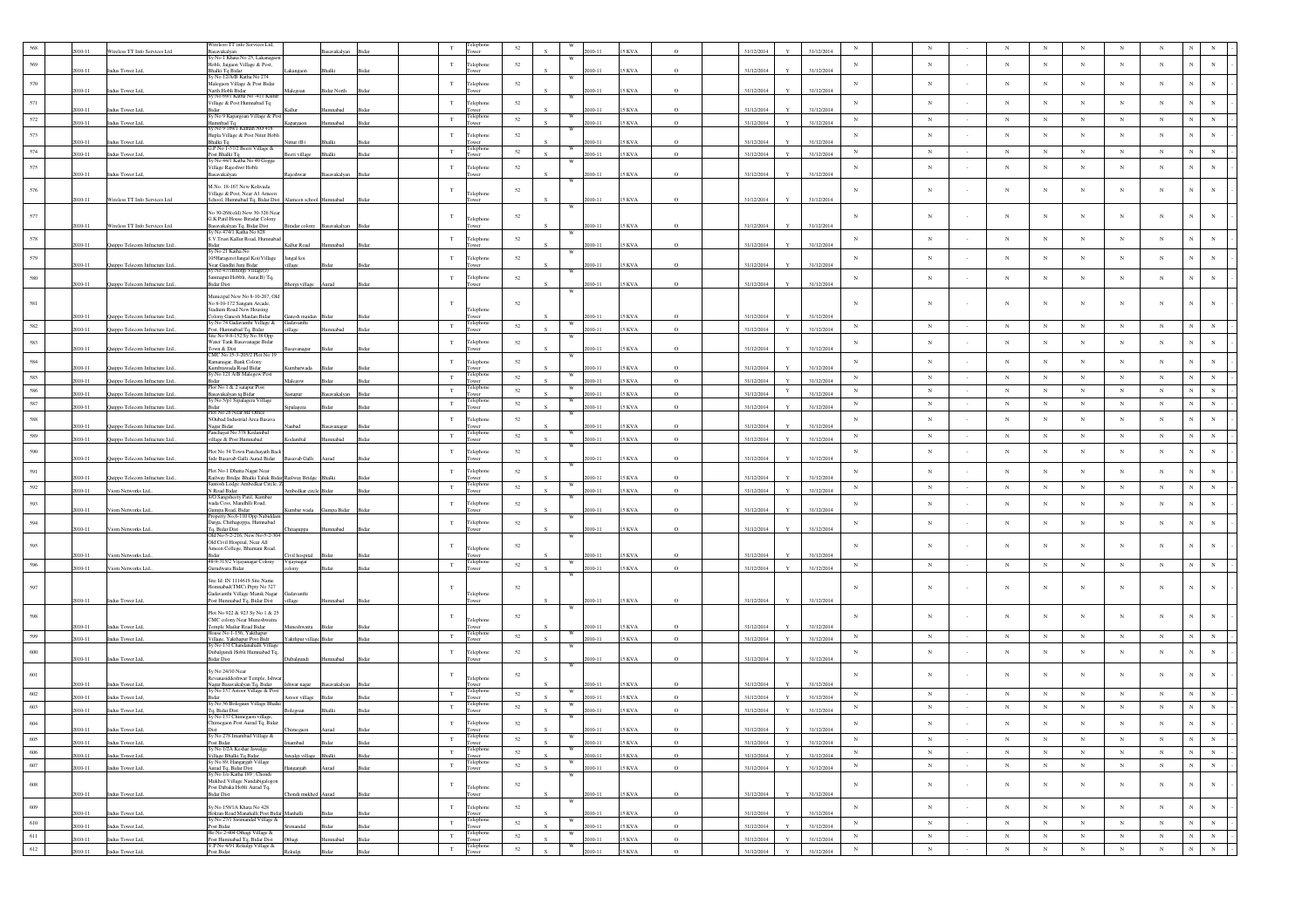| 568 | 2010-11 | Wireless TT Info Services Ltd. | Wireless TT Info Services Ltd, Basavakalyan | Basavakalyan | Bidar | T | Telephone Tower | 52 | S | W | 2010-11 | 15 KVA | O | 31/12/2014 | Y | 31/12/2014 | N | N | - | N | N | N | N | N | N | N | - |
|---|---|---|---|---|---|---|---|---|---|---|---|---|---|---|---|---|---|---|---|---|---|---|---|---|---|---|---|
| 569 | 2010-11 | Indus Tower Ltd, | Sy No 1 Khata No 25, Lakangaon Hobli, Jaigaon Village & Post, Bhalki Tq Bidar | Lakangaon | Bhalki | Bidar | T | Telephone Tower | 52 | S | W | 2010-11 | 15 KVA | O | 31/12/2014 | Y | 31/12/2014 | N | N | - | N | N | N | N | N | N | N | - |
| 570 | 2010-11 | Indus Tower Ltd, | Sy No 12/A/B Katha No 274 Malegaon Village & Post Bidar North Hobbi Bidar | Malegoan | Bidar North | Bidar | T | Telephone Tower | 52 | S | W | 2010-11 | 15 KVA | O | 31/12/2014 | Y | 31/12/2014 | N | N | - | N | N | N | N | N | N | N | - |
| 571 | 2010-11 | Indus Tower Ltd, | Sy No 69/1 Katha No -411 Kallur Village & Post Humnabad Tq Bidar | Kallur | Humnabad | Bidar | T | Telephone Tower | 52 | S | W | 2010-11 | 15 KVA | O | 31/12/2014 | Y | 31/12/2014 | N | N | - | N | N | N | N | N | N | N | - |
| 572 | 2010-11 | Indus Tower Ltd, | Sy No 9 Kaparguon Village & Post Humnabad Tq | Kapargaon | Humnabad | Bidar | T | Telephone Tower | 52 | S | W | 2010-11 | 15 KVA | O | 31/12/2014 | Y | 31/12/2014 | N | N | - | N | N | N | N | N | N | N | - |
| 573 | 2010-11 | Indus Tower Ltd, | Sy No 9 168/1 Kattah NO 418 Hupla Village & Post Nitur Hobli Bhalki Tq | Nittur (B) | Bhalki | Bidar | T | Telephone Tower | 52 | S | W | 2010-11 | 15 KVA | O | 31/12/2014 | Y | 31/12/2014 | N | N | - | N | N | N | N | N | N | N | - |
| 574 | 2010-11 | Indus Tower Ltd, | G.P No 1-37/2 Beeri Village & Post Bhalki Tq | Beeri village | Bhalki | Bidar | T | Telephone Tower | 52 | S | W | 2010-11 | 15 KVA | O | 31/12/2014 | Y | 31/12/2014 | N | N | - | N | N | N | N | N | N | N | - |
| 575 | 2010-11 | Indus Tower Ltd, | Sy No 44/1 Katha No 40 Gogga Village Rajeshwr Hobbi Basavakalyan | Rajeshwar | Basavakalyan | Bidar | T | Telephone Tower | 52 | S | W | 2010-11 | 15 KVA | O | 31/12/2014 | Y | 31/12/2014 | N | N | - | N | N | N | N | N | N | N | - |
| 576 | 2010-11 | Wireless TT Info Services Ltd | M.No. 18-167 New Kohvada Village & Post, Near A1 Ameen School, Humnabad Tq, Bidar Dist | Alameen school | Humnabad | Bidar | T | Telephone Tower | 52 | S | W | 2010-11 | 15 KVA | O | 31/12/2014 | Y | 31/12/2014 | N | N | - | N | N | N | N | N | N | N | - |
| 577 | 2010-11 | Wireless TT Info Services Ltd | No.30-20(old) New 30-326 Near G.K.Patil House Biradar Colony Basavakalyan Tq, Bidar Dist | Biradar colony | Basavakalyan | Bidar | T | Telephone Tower | 52 | S | W | 2010-11 | 15 KVA | O | 31/12/2014 | Y | 31/12/2014 | N | N | - | N | N | N | N | N | N | N | - |
| 578 | 2010-11 | Quippo Telecom Infracture Ltd., | Sy No 47/4/1 Katha No 828 S.V.Trust Kallur Road, Humnabad Bidar | Kallur Road | Humnabad | Bidar | T | Telephone Tower | 52 | S | W | 2010-11 | 15 KVA | O | 31/12/2014 | Y | 31/12/2014 | N | N | - | N | N | N | N | N | N | N | - |
| 579 | 2010-11 | Quippo Telecom Infracture Ltd., | Sy No 21 Katha No 105Haragera(Jangal Koi)Village Near Gandhi Junj Bidar | Jangal koi village | Bidar | Bidar | T | Telephone Tower | 52 | S | W | 2010-11 | 15 KVA | O | 31/12/2014 | Y | 31/12/2014 | N | N | - | N | N | N | N | N | N | N | - |
| 580 | 2010-11 | Quippo Telecom Infracture Ltd., | Sy No 47/1Bhorgi Village(J) Santnapur Hobbi, Aura(B) Tq, Bidar Dist | Bhorgi village | Aurad | Bidar | T | Telephone Tower | 52 | S | W | 2010-11 | 15 KVA | O | 31/12/2014 | Y | 31/12/2014 | N | N | - | N | N | N | N | N | N | N | - |
| 581 | 2010-11 | Quippo Telecom Infracture Ltd., | Municipal New No 8-10-267, Old No 8-10-172 Sangam Arcade, Stadium Road New Housing Colony Ganesh Maidan Bidar | Ganesh maidan | Bidar | Bidar | T | Telephone Tower | 52 | S | W | 2010-11 | 15 KVA | O | 31/12/2014 | Y | 31/12/2014 | N | N | - | N | N | N | N | N | N | N | - |
| 582 | 2010-11 | Quippo Telecom Infracture Ltd., | Sy No 74 Gadavanthi Village & Post, Humnabad Tq, Bidar | Gadavanthi village | Humnabad | Bidar | T | Telephone Tower | 52 | S | W | 2010-11 | 15 KVA | O | 31/12/2014 | Y | 31/12/2014 | N | N | - | N | N | N | N | N | N | N | - |
| 583 | 2010-11 | Quippo Telecom Infracture Ltd., | Site No 9-8-152 Sy No 38 Opp Water Tank Basavanagar Bidar Town & Dist | Basavanagar | Bidar | Bidar | T | Telephone Tower | 52 | S | W | 2010-11 | 15 KVA | O | 31/12/2014 | Y | 31/12/2014 | N | N | - | N | N | N | N | N | N | N | - |
| 584 | 2010-11 | Quippo Telecom Infracture Ltd., | CMC No 15-3-205/2 Plot No 19 Ramanagar, Bank Colony Kumbarwada Road Bidar | Kumbarwada | Bidar | Bidar | T | Telephone Tower | 52 | S | W | 2010-11 | 15 KVA | O | 31/12/2014 | Y | 31/12/2014 | N | N | - | N | N | N | N | N | N | N | - |
| 585 | 2010-11 | Quippo Telecom Infracture Ltd., | Sy No 121 A/B Malegaon Post Bidar | Malegaon | Bidar | Bidar | T | Telephone Tower | 52 | S | W | 2010-11 | 15 KVA | O | 31/12/2014 | Y | 31/12/2014 | N | N | - | N | N | N | N | N | N | N | - |
| 586 | 2010-11 | Quippo Telecom Infracture Ltd., | Plot No 1 & 2 satapur Post Basavakalyan tq Bidar | Sastapur | Basavakalyan | Bidar | T | Telephone Tower | 52 | S | W | 2010-11 | 15 KVA | O | 31/12/2014 | Y | 31/12/2014 | N | N | - | N | N | N | N | N | N | N | - |
| 587 | 2010-11 | Quippo Telecom Infracture Ltd., | Sy No Nil Sipalagera Village Bidar | Sipalagera | Bidar | Bidar | T | Telephone Tower | 52 | S | W | 2010-11 | 15 KVA | O | 31/12/2014 | Y | 31/12/2014 | N | N | - | N | N | N | N | N | N | N | - |
| 588 | 2010-11 | Quippo Telecom Infracture Ltd., | Plot No 28 Near SBI Office NOubad Industrial Area Basava Nagar Bidar | Naubad | Basavanagar | Bidar | T | Telephone Tower | 52 | S | W | 2010-11 | 15 KVA | O | 31/12/2014 | Y | 31/12/2014 | N | N | - | N | N | N | N | N | N | N | - |
| 589 | 2010-11 | Quippo Telecom Infracture Ltd., | Panchayat No 376 Kodambal village & Post Humnabad | Kodambal | Humnabad | Bidar | T | Telephone Tower | 52 | S | W | 2010-11 | 15 KVA | O | 31/12/2014 | Y | 31/12/2014 | N | N | - | N | N | N | N | N | N | N | - |
| 590 | 2010-11 | Quippo Telecom Infracture Ltd., | Plot No 34 Town Panchayath Back Side Basavab Galli Aurad Bidar | Basavab Galli | Aurad | Bidar | T | Telephone Tower | 52 | S | W | 2010-11 | 15 KVA | O | 31/12/2014 | Y | 31/12/2014 | N | N | - | N | N | N | N | N | N | N | - |
| 591 | 2010-11 | Quippo Telecom Infracture Ltd., | Plot No-1 Dhatta Nagar Near Railway Bridge Bhalki Taluk Bidar | Railway Bridge | Bhalki | Bidar | T | Telephone Tower | 52 | S | W | 2010-11 | 15 KVA | O | 31/12/2014 | Y | 31/12/2014 | N | N | - | N | N | N | N | N | N | N | - |
| 592 | 2010-11 | Viom Networks Ltd., | Santosh Lodge Ambedkar Circle, Z N Road Bidar | Ambedkar circle | Bidar | Bidar | T | Telephone Tower | 52 | S | W | 2010-11 | 15 KVA | O | 31/12/2014 | Y | 31/12/2014 | N | N | - | N | N | N | N | N | N | N | - |
| 593 | 2010-11 | Viom Networks Ltd., | S/O Sangshetty Patil, Kumbar wada Coss, Mandhili Road, Gumpa Road, Bidar | Kumbar wada | Gumpa Bidar | Bidar | T | Telephone Tower | 52 | S | W | 2010-11 | 15 KVA | O | 31/12/2014 | Y | 31/12/2014 | N | N | - | N | N | N | N | N | N | N | - |
| 594 | 2010-11 | Viom Networks Ltd., | Property No.6-130 Opp Nabiddam Darga, Chittaguppa, Humnabad Tq, Bidar Dist | Chitaguppa | Humnabad | Bidar | T | Telephone Tower | 52 | S | W | 2010-11 | 15 KVA | O | 31/12/2014 | Y | 31/12/2014 | N | N | - | N | N | N | N | N | N | N | - |
| 595 | 2010-11 | Viom Networks Ltd., | Old No-5-2-216, New No-5-2-304 Old Civil Hospital, Near Ali Ameen College, Bhumani Road, Bidar | Civil hospital | Bidar | Bidar | T | Telephone Tower | 52 | S | W | 2010-11 | 15 KVA | O | 31/12/2014 | Y | 31/12/2014 | N | N | - | N | N | N | N | N | N | N | - |
| 596 | 2010-11 | Viom Networks Ltd., | #8-9-315/2 Vijayanagar Colony Gurudwara Bidar | Vijaynagar colony | Bidar | Bidar | T | Telephone Tower | 52 | S | W | 2010-11 | 15 KVA | O | 31/12/2014 | Y | 31/12/2014 | N | N | - | N | N | N | N | N | N | N | - |
| 597 | 2010-11 | Indus Tower Ltd, | Site Id: IN 1114618 Site Name Humnabad(TMC) Prpty No 327 Gadavanthi Village Manik Nagar Post Humnabad Tq, Bidar Dist | Gadavanthi village | Humnabad | Bidar | T | Telephone Tower | 52 | S | W | 2010-11 | 15 KVA | O | 31/12/2014 | Y | 31/12/2014 | N | N | - | N | N | N | N | N | N | N | - |
| 598 | 2010-11 | Indus Tower Ltd, | Plot No 922 & 923 Sy No 1 & 25 CMC colony Near Muneshwara Temple Mailur Road Bidar | Muneshwara | Bidar | Bidar | T | Telephone Tower | 52 | S | W | 2010-11 | 15 KVA | O | 31/12/2014 | Y | 31/12/2014 | N | N | - | N | N | N | N | N | N | N | - |
| 599 | 2010-11 | Indus Tower Ltd, | House No 1-156, Yakthapur Village, Yakthapur Post Bidr | Yakthpur village | Bidar | Bidar | T | Telephone Tower | 52 | S | W | 2010-11 | 15 KVA | O | 31/12/2014 | Y | 31/12/2014 | N | N | - | N | N | N | N | N | N | N | - |
| 600 | 2010-11 | Indus Tower Ltd, | Sy No 131 Chandanahalli Village Dubalgundi Hobbi Humnabad Tq, Bidar Dist | Dubalgundi | Humnabad | Bidar | T | Telephone Tower | 52 | S | W | 2010-11 | 15 KVA | O | 31/12/2014 | Y | 31/12/2014 | N | N | - | N | N | N | N | N | N | N | - |
| 601 | 2010-11 | Indus Tower Ltd, | Sy No 24/10 Near Revanasiddeshwar Temple, Ishwar Nagar Basavakalyan Tq, Bidar | Ishwar nagar | Basavakalyan | Bidar | T | Telephone Tower | 52 | S | W | 2010-11 | 15 KVA | O | 31/12/2014 | Y | 31/12/2014 | N | N | - | N | N | N | N | N | N | N | - |
| 602 | 2010-11 | Indus Tower Ltd, | Sy No 157 Astoor Village & Post Bidar | Astoor village | Bidar | Bidar | T | Telephone Tower | 52 | S | W | 2010-11 | 15 KVA | O | 31/12/2014 | Y | 31/12/2014 | N | N | - | N | N | N | N | N | N | N | - |
| 603 | 2010-11 | Indus Tower Ltd, | Sy No 56 Bolegaon Village Bhalki Tq, Bidar Dist | Bolegoan | Bhalki | Bidar | T | Telephone Tower | 52 | S | W | 2010-11 | 15 KVA | O | 31/12/2014 | Y | 31/12/2014 | N | N | - | N | N | N | N | N | N | N | - |
| 604 | 2010-11 | Indus Tower Ltd, | Sy No 137 Chimegaon village, Chimegaon Post Aurad Tq, Bidar Dist | Chimegaon | Aurad | Bidar | T | Telephone Tower | 52 | S | W | 2010-11 | 15 KVA | O | 31/12/2014 | Y | 31/12/2014 | N | N | - | N | N | N | N | N | N | N | - |
| 605 | 2010-11 | Indus Tower Ltd, | Sy No 278 Imambad Village & Post Bidar | Imambad | Bidar | Bidar | T | Telephone Tower | 52 | S | W | 2010-11 | 15 KVA | O | 31/12/2014 | Y | 31/12/2014 | N | N | - | N | N | N | N | N | N | N | - |
| 606 | 2010-11 | Indus Tower Ltd, | Sy No 1/2A Kesbar Jawalgu Village Bhalki Tq Bidar | Jawalgi village | Bhalki | Bidar | T | Telephone Tower | 52 | S | W | 2010-11 | 15 KVA | O | 31/12/2014 | Y | 31/12/2014 | N | N | - | N | N | N | N | N | N | N | - |
| 607 | 2010-11 | Indus Tower Ltd, | Sy No 89, Hangargab Village Aurad Tq, Bidar Dist | Hangargab | Aurad | Bidar | T | Telephone Tower | 52 | S | W | 2010-11 | 15 KVA | O | 31/12/2014 | Y | 31/12/2014 | N | N | - | N | N | N | N | N | N | N | - |
| 608 | 2010-11 | Indus Tower Ltd, | Sy No 1/6 Katha 109 , Chondi Mukhed Village Nandabigalogon Post Dabaka Hobli Aurad Tq, Bidar Dist | Chondi mukhed | Aurad | Bidar | T | Telephone Tower | 52 | S | W | 2010-11 | 15 KVA | O | 31/12/2014 | Y | 31/12/2014 | N | N | - | N | N | N | N | N | N | N | - |
| 609 | 2010-11 | Indus Tower Ltd, | Sy No 158/1A Khata No 428 Hokran Road Manahalli Post Bidar | Manhalli | Bidar | Bidar | T | Telephone Tower | 52 | S | W | 2010-11 | 15 KVA | O | 31/12/2014 | Y | 31/12/2014 | N | N | - | N | N | N | N | N | N | N | - |
| 610 | 2010-11 | Indus Tower Ltd, | Sy No 27/1 Sirmandal Village & Post Bidar | Sirmandal | Bidar | Bidar | T | Telephone Tower | 52 | S | W | 2010-11 | 15 KVA | O | 31/12/2014 | Y | 31/12/2014 | N | N | - | N | N | N | N | N | N | N | - |
| 611 | 2010-11 | Indus Tower Ltd, | Ho No 2-404 Othagi Village & Post Humnabad Tq, Bidar Dist | Othagi | Humnabad | Bidar | T | Telephone Tower | 52 | S | W | 2010-11 | 15 KVA | O | 31/12/2014 | Y | 31/12/2014 | N | N | - | N | N | N | N | N | N | N | - |
| 612 | 2010-11 | Indus Tower Ltd, | V.P.No 4/91 Rekulgi Village & Post Bidar | Rekulgi | Bidar | Bidar | T | Telephone Tower | 52 | S | W | 2010-11 | 15 KVA | O | 31/12/2014 | Y | 31/12/2014 | N | N | - | N | N | N | N | N | N | N | - |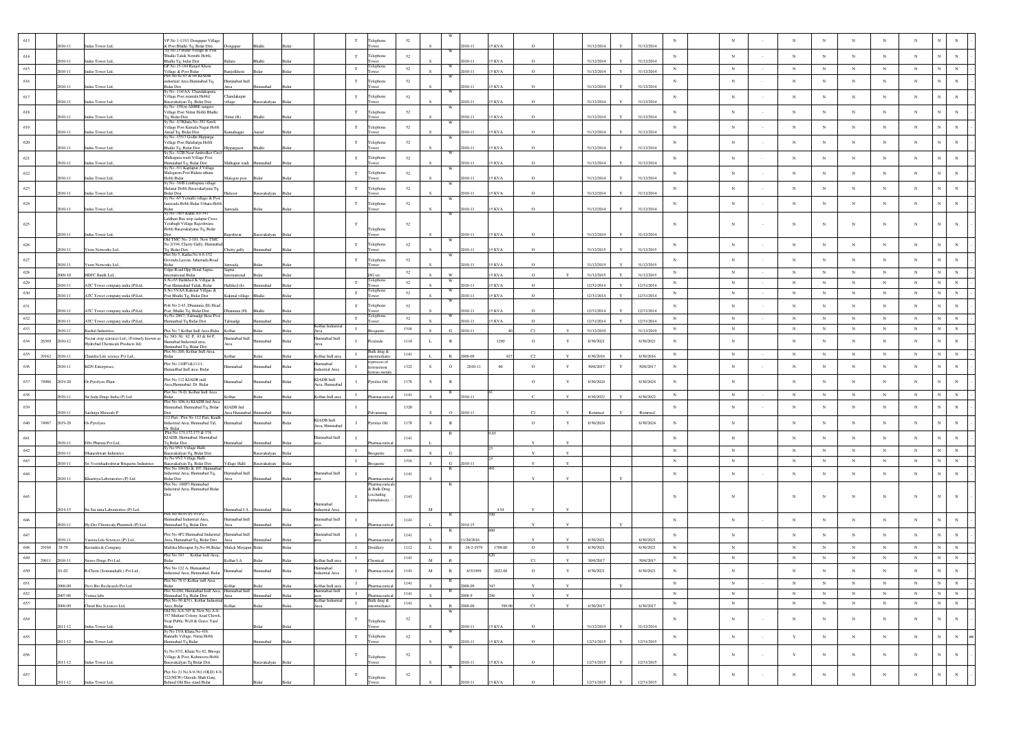| 613 | | 2010-11 | Indus Tower Ltd, | VP No 1-115/1 Dongapur Village & Post Bhalki Tq, Bidar Dist | Dongapur | Bhalki | Bidar | | T | Telephone Tower | 52 | S | W | 2010-11 | 15 KVA | O | | 31/12/2014 | Y | 31/12/2014 | N | N | - | N | N | N | N | N | N | N | - |
|---|---|---|---|---|---|---|---|---|---|---|---|---|---|---|---|---|---|---|---|---|---|---|---|---|---|---|---|---|---|---|---|
| 614 | | 2010-11 | Indus Tower Ltd, | Sy No 25 Balur Village & Post Bhalki Taluk Nemabi Hobli, Bhalki Tq, bidar Dist | Balura | Bhalki | Bidar | | T | Telephone Tower | 52 | S | W | 2010-11 | 15 KVA | O | | 31/12/2014 | Y | 31/12/2014 | N | N | - | N | N | N | N | N | N | N | - |
| 615 | | 2010-11 | Indus Tower Ltd, | GP No 15-184 Ranjol Kheni Village & Post Bidar | Ranjolkheni | Bidar | Bidar | | T | Telephone Tower | 52 | S | W | 2010-11 | 15 KVA | O | | 31/12/2014 | Y | 31/12/2014 | N | N | - | N | N | N | N | N | N | N | - |
| 616 | | 2010-11 | Indus Tower Ltd, | Plot No 62 63 & 64 KIADB industrial Area Humnabad Tq, Bidar Dist | Humnabad Indl Area | Humnabad | Bidar | | T | Telephone Tower | 52 | S | W | 2010-11 | 15 KVA | O | | 31/12/2014 | Y | 31/12/2014 | N | N | - | N | N | N | N | N | N | N | - |
| 617 | | 2010-11 | Indus Tower Ltd, | Sy No -114/AA Chandakapura Village Post mantala Hobli Basavakalyan Tq, Bidar Dist | Chandakapur village | Basavakalyan | Bidar | | T | Telephone Tower | 52 | S | W | 2010-11 | 15 KVA | O | | 31/12/2014 | Y | 31/12/2014 | N | N | - | N | N | N | N | N | N | N | - |
| 618 | | 2010-11 | Indus Tower Ltd, | Sy No -158(m) AMBE sangavi Village Post Nimar Hobli Bhalki Tq, Bidar Dist | Nimar (B) | Bhalki | Bidar | | T | Telephone Tower | 52 | S | W | 2010-11 | 15 KVA | O | | 31/12/2014 | Y | 31/12/2014 | N | N | - | N | N | N | N | N | N | N | - |
| 619 | | 2010-11 | Indus Tower Ltd, | Sy No -3/7Khata-No 381 Sawli Village Post Kamala Nagar Hobli Aurad Tq, Bidar Dist | Kamalnagar | Aurad | Bidar | | T | Telephone Tower | 52 | S | W | 2010-11 | 15 KVA | O | | 31/12/2014 | Y | 31/12/2014 | N | N | - | N | N | N | N | N | N | N | - |
| 620 | | 2010-11 | Indus Tower Ltd, | Sy No -155/3 Godhi Hipparga Village Post Halaburga Hobli Bhalki Tq, Bidar Dist | Hipparagaon | Bhalki | Bidar | | T | Telephone Tower | 52 | S | W | 2010-11 | 15 KVA | O | | 31/12/2014 | Y | 31/12/2014 | N | N | - | N | N | N | N | N | N | N | - |
| 621 | | 2010-11 | Indus Tower Ltd, | Sy No -52/B Near Ambedker Circl Malkapura wadi Village Post Humnabad Tq, Bidar Dist | Malkapur wadi | Humnabad | Bidar | | T | Telephone Tower | 52 | S | W | 2010-11 | 15 KVA | O | | 31/12/2014 | Y | 31/12/2014 | N | N | - | N | N | N | N | N | N | N | - |
| 622 | | 2010-11 | Indus Tower Ltd, | Sy No -5/1 Kaplapur-J Village Malegaon Post Bidara uthara Hobli Bidar | Malegon post | Bidar | Bidar | | T | Telephone Tower | 52 | S | W | 2010-11 | 15 KVA | O | | 31/12/2014 | Y | 31/12/2014 | N | N | - | N | N | N | N | N | N | N | - |
| 623 | | 2010-11 | Indus Tower Ltd, | Sy No -36/B Limbapura village Halasur Hobli Basavakalyana Tq, Bidar Dist | Halsoor | Basavakalyan | Bidar | | T | Telephone Tower | 52 | S | W | 2010-11 | 15 KVA | O | | 31/12/2014 | Y | 31/12/2014 | N | N | - | N | N | N | N | N | N | N | - |
| 624 | | 2010-11 | Indus Tower Ltd, | Sy No -65 Yernalli village & Post Janawada Hobli Bidar Uthara Hobli Bidar | Janwada | Bidar | Bidar | | T | Telephone Tower | 52 | S | W | 2010-11 | 15 KVA | O | | 31/12/2014 | Y | 31/12/2014 | N | N | - | N | N | N | N | N | N | N | - |
| 625 | | 2010-11 | Indus Tower Ltd, | Sy No -38/3 Katha No-341 Laldhari Bus stop sadapur Cross Yerabagh Village Rajeshwara Hobli Basavakalyana Tq, Bidar Dist | Rajeshwar | Basavakalyan | Bidar | | T | Telephone Tower | 52 | S | W | 2010-11 | 15 KVA | O | | 31/12/2014 | Y | 31/12/2014 | N | N | - | N | N | N | N | N | N | N | - |
| 626 | | 2010-11 | Viom Networks Ltd, | Old TMC No. 2-181, New TMC No.2/194, Chetty Gally, Humnabad Tq, Bidar Dist | Chetty gally | Humnabad | Bidar | | T | Telephone Tower | 52 | S | W | 2010-11 | 15 KVA | O | | 31/12/2015 | Y | 31/12/2015 | N | N | - | N | N | N | N | N | N | N | - |
| 627 | | 2010-11 | Viom Networks Ltd, | Plot No 5, Katha No 8-6-152 Govinda Layout, Jahawada Road Bidar | Janwada | Bidar | Bidar | | T | Telephone Tower | 52 | S | W | 2010-11 | 15 KVA | O | | 31/12/2015 | Y | 31/12/2015 | N | N | - | N | N | N | N | N | N | N | - |
| 628 | | 2009-10 | HDFC Banik Ltd., | Udgir Road Opp Hotal Sapna International Bidar | Sapna International | Bidar | Bidar | | | DG set | 52 | S | W | | 15 KVA | O | Y | 31/12/2015 | Y | 31/12/2015 | N | N | - | N | N | N | N | N | N | N | - |
| 629 | | 2010-11 | ATC Tower company india (P)Ltd, | S.No 65 Hallikhed K Village & Post Humnabad Taluk, Bidar | Hallikhed (k) | Humnabad | Bidar | | T | Telephone Tower | 52 | S | W | 2010-11 | 15 KVA | O | | 12/31/2014 | Y | 12/31/2014 | N | N | - | N | N | N | N | N | N | N | - |
| 630 | | 2010-11 | ATC Tower company india (P)Ltd, | S.No 53/AA Kakinal Village & Post Bhalki Tq, Bidar Dist | Kakinal village | Bhalki | Bidar | | T | Telephone Tower | 52 | S | W | 2010-11 | 15 KVA | O | | 12/31/2014 | Y | 12/31/2014 | N | N | - | N | N | N | N | N | N | N | - |
| 631 | | 2010-11 | ATC Tower company india (P)Ltd, | Pnh No 2-43, Dhannura (H) Head Post, Bhalki Tq, Bidar Dist | Dhannura (H) | Bhalki | Bidar | | T | Telephone Tower | 52 | S | W | 2010-11 | 15 KVA | O | | 12/31/2014 | Y | 12/31/2014 | N | N | - | N | N | N | N | N | N | N | - |
| 632 | | 2010-11 | ATC Tower company india (P)Ltd, | Sy No 296/1, Talmadgi Head Post Humnabad Tq Bidar Dist | Talmadgi | Humnabad | Bidar | | T | Telephone Tower | 52 | S | W | 2010-11 | 15 KVA | O | | 12/31/2014 | Y | 12/31/2014 | N | N | - | N | N | N | N | N | N | N | - |
| 633 | | 2010-11 | Kashal Industries, | Plot No 7 Kolhar Indl Area Bidar | Kolhar | Bidar | Bidar | Kolhar Industrial Area | I | Brequette | 1516 | S | G | 2010-11 | 40 | C1 | Y | 31/12/2019 | | 31/12/2019 | N | N | - | N | N | N | N | N | N | N | - |
| 634 | 26369 | 2010-12 | Nectar crop sciences Ltd., (Formerly known as Hyderbad Chemicals Products ltd) | Sy. NO. 50, 82 P, 83 & 84 P, Humnbad Industrial area, Humnabad Tq, Bidar Dist | Humnabad Indl Area | Humnabad | Bidar | Humnabad Indl Area | I | Pesticide | 1114 | L | R | | 1290 | O | Y | 6/30/2021 | | 6/30/2021 | N | N | - | N | N | N | N | N | N | N | - |
| 635 | 29162 | 2010-11 | Chandra Life science Pvt Ltd., | Plot No.200, Kolhar Indl Area, Bidar | Kolhar | Bidar | Bidar | Kolhar Indl area | I | Bulk drug & intermediates | 1141 | L | R | 2008-09 | 827 | C2 | Y | 6/30/2016 | Y | 6/30/2016 | N | N | - | N | N | N | N | N | N | N | - |
| 636 | | 2010-11 | KGN Enterprises, | Plot No 110P(1)&111/1, Humnabad Indl area, Bidar | Humnabad | Humnabad | Bidar | Humnabad Industrial Area | I | reprocess of ferrous/non ferrous metals | 1322 | S | O | 2010-11 | 60 | O | Y | 30/6/2017 | Y | 30/6/2017 | N | N | - | N | N | N | N | N | N | N | - |
| 637 | 74988 | 2019-20 | Gr Pyrolysis Plant . | Plot No 112 KIADB indl Area,Humnabad, Dt. Bidar | Humnabad | Humnabad | Bidar | KIADB Indl Area, Humnabad | I | Pyrolsis Oil | 1178 | S | R | | | O | Y | 6/30/2024 | | 6/30/2024 | N | N | - | N | N | N | N | N | N | N | - |
| 638 | | 2010-11 | Sir India Drugs India (P) Ltd. | Plot No 78-D, Kolhar Indl Area Bidar | Kolhar | Bidar | Bidar | Kolhar Indl area | I | Pharmaceutical | 1141 | S | R | 2010-11 | 81 | C | Y | 6/30/2022 | Y | 6/30/2022 | N | N | - | N | N | N | N | N | N | N | - |
| 639 | | 2010-11 | Saidurga Minerals P | Plot No 108(A) KIADB Ind.Area Humnabad, Humnabad Tq, Bidar Dist | KIADB Ind Area Humnabad | Humnabad | Bidar | | I | Pulvarising | 1320 | S | O | 2010-11 | | C1 | Y | Returned | Y | Returned | N | N | - | N | N | N | N | N | N | N | - |
| 640 | 74987 | 2019-20 | Gs Pyrolysis | 112 Part , Plot No 112 Part, Kiadb Industrial Area, Humnabad Tal, Dt. Bidar | Humnabad | Humnabad | Bidar | KIADB Indl Area, Humnabad | I | Pyrolsis Oil | 1178 | S | R | | | O | Y | 6/30/2024 | | 6/30/2024 | N | N | - | N | N | N | N | N | N | N | - |
| 641 | | 2010-11 | Ellrs Pharma Pvt Ltd, | Plot No 171,172,173 & 174, KIADB, Humnabad, Humnabad Tq Bidar Dist | Humnabad | Humnabad | Bidar | Humnabad Indl area | I | Pharmaceutical | 1141 | L | R | | 9.85 | Y | Y | | | | N | N | - | N | N | N | N | N | N | N | - |
| 642 | | 2010-11 | Dhaneshwari Industries | Sy No 95/1 Village Halli Basavakalyan Tq, Bidar Dist | | Basavakalyan | Bidar | | I | Brequette | 1516 | S | G | | 25 | Y | Y | | | | N | N | - | N | N | N | N | N | N | N | - |
| 643 | | 2010-11 | Sri Veerabadreshwar Briquette Industries | Sy No 95/2 Village Halli Basavakalyan Tq, Bidar Dist | Village Halli | Basavakalyan | Bidar | | I | Brequette | 1516 | S | G | 2010-11 | 25 | Y | Y | | | | N | N | - | N | N | N | N | N | N | N | - |
| 644 | | 2010-11 | Khsetriya Laboratories (P) Ltd | Plot No 106(B) & 107, Humnabad Industrial Area, Humnabad Tq, Bidar Dist | Humnabad Indl Area | Humnabad | Bidar | Humnabad Indl area | I | Pharmaceutical | 1141 | S | R | | 491 | Y | Y | | Y | | N | N | - | N | N | N | N | N | N | N | - |
| 645 | | 2014-15 | Sri Sai uma Laboratories (P) Ltd | Plot No: 100P3 Humnabad Industrial Area, Humnabad Bidar Dist | Humnabad I A | Humnabad | Bidar | Humnabad Industrial Area | I | Pharmaceuticals & Bulk Drug (excluding formulation) | 1141 | M | R | | 4.91 | Y | Y | | | | N | N | - | N | N | N | N | N | N | N | - |
| 646 | | 2010-11 | Hy-Geo Chemicals Pharmtek (P) Ltd. | Plot No 90,91-P, 91-P2 Humnabad Industrial Area, Humnabad Tq, Bidar Dist. | Humnabad Indl Area | Humnabad | Bidar | Humnabad Indl area | I | Pharmaceutical | 1141 | L | R | 2014-15 | 100 | Y | Y | | Y | | N | N | - | N | N | N | N | N | N | N | - |
| 647 | | 2010-11 | Vasista Life Sciences (P) Ltd., | Plot No 4P2 Humnabad Industrial Area, Humnabad Tq, Bidar Dist | Humnabad Indl Area | Humnabad | Bidar | Humnabad Indl area | I | Pharmaceutical | 1141 | S | R | 11/20/2016 | 600 | Y | Y | 6/30/2021 | | 6/30/2021 | N | N | - | N | N | N | N | N | N | N | - |
| 648 | 29168 | 78-79 | Ravindra & Company | Mallika Mirzapur Sy.No-96,Bidar | Malick Mirzapur | Bidar | Bidar | | I | Distillery | 1112 | L | R | 16-2-1979 | 1709.00 | O | Y | 6/30/2021 | | 6/30/2021 | N | N | - | N | N | N | N | N | N | N | - |
| 649 | 29611 | 2010-11 | Stereo Drugs Pvt Ltd., | Plot No 183 Kolhar Indl Area, Bidar | Kolhar I.A | Bidar | Bidar | Kolhar Indl area | I | Chemical | 1141 | M | R | | 620 | C1 | Y | 30/6/2017 | | 30/6/2017 | N | N | - | N | N | N | N | N | N | N | - |
| 650 | | 01-02 | R-Chem (Somanahalli ) Pvt Ltd., | Plot No 122 A, Humnabad Industrial Area, Humnabad, Bidar | Humnabad | Humnabad | Bidar | Humnabad Industrial Area | I | Pharmaceutical | 1141 | M | R | 8/3/1999 | 2022.66 | O | Y | 6/30/2021 | | 6/30/2021 | N | N | - | N | N | N | N | N | N | N | - |
| 651 | | 2008-09 | Devi Bio Rechearch Pvt Ltd. | Plot No 78 G Kolhar indl Area Bidar | Kolhar | Bidar | Bidar | Kolhar Indl area | I | Pharmaceutical | 1141 | S | R | 2008-09 | 343 | Y | Y | | Y | | N | N | - | N | N | N | N | N | N | N | - |
| 652 | | 2007-08 | Vennus labs | Plot No104, Humnabad Indl Area, Humnabad Tq, Bidar Dist | Humnabad Indl Area | Humnabad | Bidar | Humnabad Indl area | I | Pharmaceutical | 1141 | S | R | 2008-9 | 296 | Y | Y | | | | N | N | - | N | N | N | N | N | N | N | - |
| 653 | | 2008-09 | Chiral Bio Sciences Ltd, | Plot No-50 &51, Kolhar Industrial Area, Bidar | Kolhar | Bidar | Bidar | Kolhar Industrial Area, | I | Bulk drug & intermediates | 1141 | S | R | 2008-09 | 389.00 | C1 | Y | 6/30/2017 | | 6/30/2017 | N | N | - | N | N | N | N | N | N | N | - |
| 654 | | 2011-12 | Indus Tower Ltd, | Old No A-8-345 & New No A-8-357 Mufrani Colony Azad Chowk, Near Public Well & Grave Yard Bidar | | Bidar | Bidar | | T | Telephone Tower | 52 | S | W | 2010-11 | 15 KVA | O | | 31/12/2014 | Y | 31/12/2014 | N | N | - | N | N | N | N | N | N | N | - |
| 655 | | 2011-12 | Indus Tower Ltd, | Sy No 15/A Khata No 416, Bannalli Village, Nirna Hobli Humnabad Tq Bidar | | Humnabad | Bidar | | T | Telephone Tower | 52 | S | W | 2010-11 | 15 KVA | O | | 12/31/2015 | Y | 12/31/2015 | N | N | - | Y | N | N | N | N | N | N | ## |
| 656 | | 2011-12 | Indus Tower Ltd, | Sy No 87/2, Khata No 82, Bhosga Village & Post, Kohinoora Hobli Basavakalyan Tq Bidar Dist | | Basavakalyan | Bidar | | T | Telephone Tower | 52 | S | W | 2010-11 | 15 KVA | O | | 12/31/2015 | Y | 12/31/2015 | N | N | - | Y | N | N | N | N | N | N | - |
| 657 | | 2011-12 | Indus Tower Ltd, | Plot No 21 No 8-9-361 (OLD) 8-9-522(NEW) Outside Shah Ganj, Behind Old Bus stand Bidar | | Bidar | Bidar | | T | Telephone Tower | 52 | S | W | 2010-11 | 15 KVA | O | | 12/31/2015 | Y | 12/31/2015 | N | N | - | N | N | N | N | N | N | N | - |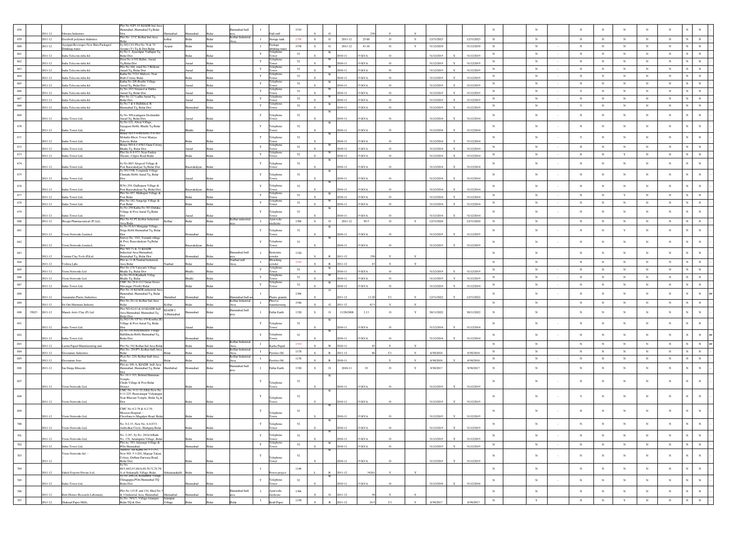| 658 | | 2011-12 | Ishwara Industries | Plot No 92P1 93 KIADB Ind Area Humnabad ,Humnabad Tq Bidar Dist | Humnabad | Humnabad | Bidar | Humnabad Indl area | I | Dall mill | 1519 | S | G | | 230 | Y | Y | | | | N | N | N | N | N | N | N | N | N |
|---|---|---|---|---|---|---|---|---|---|---|---|---|---|---|---|---|---|---|---|---|---|---|---|---|---|---|---|---|---|
| 659 | | 2011-12 | Goodwill polymers Industres | Plot No. -17-C Kolhar Ind Area Bidar | kolhar | Bidar | Bidar | Kolhar Industrial Area, | I | Storage tank | 1358 | S | G | 2011-12 | 25.00 | O | Y | 12/31/2023 | | 12/31/2023 | N | N | N | N | N | N | N | N | N |
| 660 | | 2011-12 | Ayyappa Beverages New Jhara Packaged Drinking water | Sy NO.13/1 Plot No 78 & 79 Ayapur (V) Tq & Dist Bidar | Ayapur | Bidar | Bidar | | I | Package drinking water | 1538 | S | G | 2011-12 | 41.10 | O | Y | 31/12/2019 | | 31/12/2019 | N | N | N | N | N | N | N | N | N |
| 661 | | 2011-12 | Indus Telecom infra ltd. | Sy No-1, Ayaschipur Yadlapur Tq Bidar Dist | | Bidar | Bidar | | T | Telephone Tower | 52 | S | W | 2010-11 | 15 KVA | O | | 31/12/2015 | Y | 31/12/2015 | N | N | - | N | N | N | N | N | N | N |
| 662 | | 2011-12 | Indus Telecom infra ltd. | Door No 1/102 Ballur, Aurad Tq Bidar Dist | | Aurad | Bidar | | T | Telephone Tower | 52 | S | W | 2010-11 | 15 KVA | O | | 31/12/2015 | Y | 31/12/2015 | N | N | - | N | N | N | N | N | N | N |
| 663 | | 2011-12 | Indus Telecom infra ltd. | Plot No 164, ward No 5 Belkoni Aurad Tq, Bidar Dist | | Aurad | Bidar | | T | Telephone Tower | 52 | S | W | 2010-11 | 15 KVA | O | | 31/12/2015 | Y | 31/12/2015 | N | N | - | N | N | N | N | N | N | N |
| 664 | | 2011-12 | Indus Telecom infra ltd. | Katha No 372/1 Maloor, Near Bidri Colony Bidar | | Bidar | Bidar | | T | Telephone Tower | 52 | S | W | 2010-11 | 15 KVA | O | | 31/12/2015 | Y | 31/12/2015 | N | N | - | N | N | N | N | N | N | N |
| 665 | | 2011-12 | Indus Telecom infra ltd. | Katha No 206 Bonthi Village Aurad Tq, Bidar Dist | | Aurad | Bidar | | T | Telephone Tower | 52 | S | W | 2010-11 | 15 KVA | O | | 31/12/2015 | Y | 31/12/2015 | N | N | - | N | N | N | N | N | N | N |
| 666 | | 2011-12 | Indus Telecom infra ltd. | Sy No 25/1 Situated at Dabka Aurad Tq, Bidar Dist | | Aurad | Bidar | | T | Telephone Tower | 52 | S | W | 2010-11 | 15 KVA | O | | 31/12/2015 | Y | 31/12/2015 | N | N | - | Y | N | N | N | N | N | N |
| 667 | | 2011-12 | Indus Telecom infra ltd. | Plot No 127 Ladha Aurad Tq, Bidar Dist | | Aurad | Bidar | | T | Telephone Tower | 52 | S | W | 2010-11 | 15 KVA | O | | 31/12/2015 | Y | 31/12/2015 | N | N | - | N | N | N | N | N | N | N |
| 668 | | 2011-12 | Indus Telecom infra ltd. | Sy No 7 & 8 Hallikhed. B. Humnabad Tq, Bidar Dist | | Humnabad | Bidar | | T | Telephone Tower | 52 | S | W | 2010-11 | 15 KVA | O | | 31/12/2015 | Y | 31/12/2015 | N | N | - | Y | N | N | N | N | N | N |
| 669 | | 2011-12 | Indus Tower Ltd, | Sy No 309,wadagaon Deshumkh Aurad Tq, Bidar Dist | | Aurad | Bidar | | T | Telephone Tower | 52 | S | W | 2010-11 | 15 KVA | O | | 31/12/2014 | Y | 31/12/2014 | N | N | - | N | N | N | N | N | N | N |
| 670 | | 2011-12 | Indus Tower Ltd, | Sy No 121, Alwai Village, Saygaon Hobli, Bhalki Tq Bidar Dist | | Bhalki | Bidar | | T | Telephone Tower | 52 | S | W | 2010-11 | 15 KVA | O | | 31/12/2014 | Y | 31/12/2014 | N | N | - | N | N | N | N | N | N | N |
| 671 | | 2011-12 | Indus Tower Ltd, | House NO.5-4-66(New) 5-4-39(1 Mohalla Micro Tower Maniya Taleem, Bidar | | Bidar | Bidar | | T | Telephone Tower | 52 | S | W | 2010-11 | 15 KVA | O | | 31/12/2014 | Y | 31/12/2014 | N | N | - | Y | N | N | N | N | N | N |
| 672 | | 2011-12 | Indus Tower Ltd, | House NO.4-1-458/2 Guru Colony Bhalki Tq, Bidar Dist | | Aurad | Bidar | | T | Telephone Tower | 52 | S | W | 2010-11 | 15 KVA | O | | 31/12/2014 | Y | 31/12/2014 | N | N | - | N | N | N | N | N | N | N |
| 673 | | 2011-12 | Indus Tower Ltd, | Plot No 8-8-57/3, Near Pardan Theatre, Udgire Road Bidar | | Bidar | Bidar | | T | Telephone Tower | 52 | S | W | 2010-11 | 15 KVA | O | | 31/12/2014 | Y | 31/12/2014 | N | N | - | N | N | Y | N | N | N | N |
| 674 | | 2011-12 | Indus Tower Ltd, | Sy No 60/3 Alogood Village & Post Basavakalyan Tq Bidar Dist | | Basavakalyan | Bidar | | T | Telephone Tower | 52 | S | W | 2010-11 | 15 KVA | O | | 31/12/2014 | Y | 31/12/2014 | N | N | - | N | N | N | N | N | N | N |
| 675 | | 2011-12 | Indus Tower Ltd, | Sy NO 59/B, Yeragunda Village Chintaki Hobli Aurad Tq, Bidar Dist | | Aurad | Bidar | | T | Telephone Tower | 52 | S | W | 2010-11 | 15 KVA | O | | 31/12/2014 | Y | 31/12/2014 | N | N | - | N | N | N | N | N | N | N |
| 676 | | 2011-12 | Indus Tower Ltd, | H.No 254, Gadlegaon Village & Post Basavakalyan Tq, Bidar Dist | | Basavakalyan | Bidar | | T | Telephone Tower | 52 | S | W | 2010-11 | 15 KVA | O | | 31/12/2014 | Y | 31/12/2014 | N | N | - | N | N | N | N | N | N | N |
| 677 | | 2011-12 | Indus Tower Ltd, | Plot No 457, Malkapur Village & Post Bidar | | Bidar | Bidar | | T | Telephone Tower | 52 | S | W | 2010-11 | 15 KVA | O | | 31/12/2014 | Y | 31/12/2014 | N | N | - | N | N | Y | N | N | N | N |
| 678 | | 2011-12 | Indus Tower Ltd, | Plot No 182, Sangolgi Village & Post Bidar | | Bidar | Bidar | | T | Telephone Tower | 52 | S | W | 2010-11 | 15 KVA | O | | 31/12/2014 | Y | 31/12/2014 | N | N | - | N | N | N | N | N | N | N |
| 679 | | 2011-12 | Indus Tower Ltd, | Sy No 29/ Katha No 583 Dabaka Village & Post Aurad Tq Bidar Dist | | Aurad | Bidar | | T | Telephone Tower | 52 | S | W | 2010-11 | 15 KVA | O | | 31/12/2014 | Y | 31/12/2014 | N | N | - | N | N | N | N | N | N | N |
| 680 | | 2011-12 | Hoogar Pharmaceutical (P) Ltd., | Plot No 82-P2 Kolhar Industrial Area Bidar | Kolhar | Bidar | Bidar | Kolhar industrial area | I | Ayurvedic medicine | 1304 | S | O | 2011-12 | 99.5 | O | Y | 12/31/2024 | | 12/31/2024 | N | N | N | N | N | N | N | N | N |
| 681 | | 2011-12 | Viom Networks Limited | Sy No 91A/1 Mangalgi Village, Nirgu Hobli Humnabad Tq, Bidar Dist | | Homnabad | Bidar | | T | Telephone Tower | 52 | S | W | 2010-11 | 15 KVA | O | | 31/12/2015 | Y | 31/12/2015 | N | N | - | N | N | Y | N | N | N | N |
| 682 | | 2011-12 | Viom Networks Liminted, | Survey No. 33/2, Yerandi village & Post, Basavakalyan Tq.Bidar Dist | | Basavakalyan | Bidar | | T | Telephone Tower | 52 | S | W | 2010-11 | 15 KVA | O | | 31/12/2015 | Y | 31/12/2015 | N | N | - | N | N | N | N | N | N | N |
| 683 | | 2011-12 | Unimin Clay Tech (P)Ltd | Plot NO 71 & 72 KIADB Industrial Area Humnabad, Humnabad Tq, Bidar Dist | | Homnabad | Bidar | Humnabad Indl area | I | Bentonite powder | 1320 | S | R | 2011-12 | 250 | Y | Y | | | | N | N | N | N | N | N | N | N | N |
| 684 | | 2011-12 | Vishwa Labs | Plot no 11-B Naubad Industrial Area Bidar | Naubad | Bidar | Bidar | Naubad indl Area, | I | Bleaching powder | 1518 | S | R | 2011-12 | 43 | Y | Y | | | | N | N | N | N | N | N | N | N | N |
| 685 | | 2011-12 | Viom Networks Ltd | Plot No 230 Varavatti Village Bhalki Tq, Bidar Dist | | Bhalki | Bidar | | T | Telephone Tower | 52 | S | W | 2010-11 | 15 KVA | O | | 31/12/2015 | Y | 31/12/2015 | N | N | - | N | N | N | N | N | N | N |
| 686 | | 2011-12 | Viom Networks Ltd | Sy No 59/4 Byalhalli Villag Bhalki Tq, Bidar | | Bhalki | Bidar | | T | Telephone Tower | 52 | S | W | 2010-11 | 15 KVA | O | | 31/12/2015 | Y | 31/12/2015 | N | N | - | N | N | N | N | N | N | N |
| 687 | | 2011-12 | Indus Tower Ltd, | CMC No 19-6-1113 Iiran Stores Shivangar (North) Bidar | | Bidar | Bidar | | T | Telephone Tower | 52 | S | W | 2010-11 | 15 KVA | O | | 31/12/2014 | Y | 31/12/2014 | N | N | - | N | N | N | N | N | N | N |
| 688 | | 2011-12 | Annamalai Plastic Industries | Plot No 10 KIADB industrial Area Humnabad, Humnabad Tq, Bidar Dist | Humnbad | Homnabad | Bidar | Humnabad Indl are | I | Plastic granule | 1366 | S | O | 2011-12 | 13.20 | C1 | Y | 12/31/2022 | Y | 12/31/2022 | N | N | N | N | N | N | N | N | N | ## |
| 689 | | 2011-12 | Sri Om Murmura Industry | Plot No 20 (A) Kolhar Ind Area Bidar | Kolhar | Bidar | Bidar | Kolhar Industrial Area, | I | Phoova manufacturing | 1546 | S | G | 2011-12 | 42.5 | Y | Y | | | | N | N | N | N | N | N | N | N | N |
| 690 | 35023 | 2011-12 | Manek Activ Clay (P) Ltd | Plot NO 62,63 & 64 KIADB Indl Area Humnabad, Humnabad Tq Bidar Dist | KIADB I A,Humnabad | Humnabad | Bidar | Humnabad Indl area | I | Fullar Earth | 1320 | S | O | 11/26/2008 | 2.13 | O | Y | 30/11/2022 | | 30/11/2022 | N | N | N | N | N | N | N | N | N |
| 691 | | 2011-12 | Indus Tower Ltd, | Sy NO 156 VP No 159 Kousha (B) Village & Post Aurad Tq, Bidar Dist | | Aurad | Bidar | | T | Telephone Tower | 52 | S | W | 2010-11 | 15 KVA | O | | 31/12/2014 | Y | 31/12/2014 | N | N | - | N | N | N | N | N | N | N |
| 692 | | 2011-12 | Indus Tower Ltd, | Sy No 148 Benchincholi Village Hallikhoda Hobli Humnabad Tq, Bidar Dist | | Homnabad | Bidar | | T | Telephone Tower | 52 | S | W | 2010-11 | 15 KVA | O | | 31/12/2014 | Y | 31/12/2014 | N | N | - | N | N | N | N | N | N | N | ## |
| 693 | | 2011-12 | Laxmi Papad Manufacturing unit | Plot No 342 Kolhar Ind Area Bidar | | Bidar | Bidar | Kolhar Industrial Area, | I | Kacha Papad | 1519 | S | W | 2010-11 | 45 | Y | Y | | | | N | N | N | N | N | N | N | N | N | ## |
| 694 | | 2011-12 | Greenature Industries | Plot No. 2/1/P5, Kolhar Indl Area Bidar | Bidar | Bidar | Bidar | Kolhar Industrial Area, | I | Pyrolsis Oil | 1178 | S | R | 2011-12 | 86 | C1 | Y | 6/30/2018 | | 6/30/2018 | N | N | N | N | N | N | N | N | N |
| 695 | | 2011-12 | Greenature Ions | PLot No. 224, Kolhar Indl Area, Bidar | Bidar | Bidar | Bidar | Kolhar Industrial Area, | I | Pyrolsis Oil | 1178 | S | R | 2010-11 | | Y | Y | 6/30/2018 | Y | 6/30/2018 | N | N | - | N | N | N | N | N | N | N |
| 696 | | 2011-12 | Sai Durga Minerals | Plot no 108-A, KIADB Indl Area Humnabad, Humnabad Tq, Bidar Dist | Humbabad | Homnabad | Bidar | Humnabad Indl area | I | Fullar Earth | 1320 | S | O | 2010-11 | 19 | O | Y | 9/30/2017 | | 9/30/2017 | N | N | N | N | N | N | N | N | N |
| 697 | | 2011-12 | Viom Networks Ltd, | No- 18-1-315, Behind Hanuman Temple, Chidri Village & Post Bidar District. | | Bidar | Bidar | | T | Telephone Tower | 52 | S | W | 2010-11 | 15 KVA | O | | 31/12/2015 | Y | 31/12/2015 | N | N | - | N | N | N | N | N | N | N |
| 698 | | 2011-12 | Viom Networks Ltd, | CMC-No. 9-11-52 (Old) New No. 9-11-225, Basavanagar Vidyanagar, Near Bhavani Temple, Bidar Tq & Dist | | Bidar | Bidar | | T | Telephone Tower | 52 | S | W | 2010-11 | 15 KVA | O | | 31/12/2015 | Y | 31/12/2015 | N | N | - | Y | N | N | N | N | N | N |
| 699 | | 2011-12 | Viom Networks Ltd, | CMC No 4-2-78 & 4-2-79, Mission Hospital, Chowbara to Mugalpet Road, Bidar | | Bidar | Bidar | | T | Telephone Tower | 52 | S | W | 2010-11 | 15 KVA | O | | 31/12/2015 | Y | 31/12/2015 | N | N | - | N | N | N | N | N | N | N |
| 700 | | 2011-12 | Viom Networks Ltd, | No. 9-2-33, New No. 8-4-47/3, Ambedkar Circle, Shahganj Bidar | | Bidar | Bidar | | T | Telephone Tower | 52 | S | W | 2010-11 | 15 KVA | O | | 31/12/2015 | Y | 31/12/2015 | N | N | - | N | N | N | N | N | N | N |
| 701 | | 2011-12 | Viom Networks Ltd, | No. 2-187, Sy No. 20/A/A/Kath No. 178, Amalapura Village, Bidar | | Bidar | Bidar | | T | Telephone Tower | 52 | S | W | 2010-11 | 15 KVA | O | | 31/12/2015 | Y | 31/12/2015 | N | N | - | N | N | N | N | N | N | N |
| 702 | | 2011-12 | Indus Tower Ltd, | Plot No. 393, Jalasangi Village & POst Humnabad | | Humnabad | Bidar | | T | Telephone Tower | 52 | S | W | 2010-11 | 15 KVA | O | | 31/12/2015 | Y | 31/12/2015 | N | N | - | N | N | N | N | N | N | N |
| 703 | | 2011-12 | Viom Networks ltd | Address: old Katha No 5-5-151, New NO. 5-5-201, Manyar Talem Colony, Dulhan Darwaza Road, Bidar Dist | | Bidar | Bidar | | T | Telephone Tower | 52 | S | W | 2010-11 | 15 KVA | O | | 31/12/2015 | Y | 31/12/2015 | N | N | - | N | N | N | N | N | N | N |
| 704 | | 2011-12 | Saheli Exports Private Ltd, | Sy No 66/1,66/2,67,68/A,69,70,72,78,79/A of Sirkantalli Village Bidar | Sirkantanahalli | Bidar | Bidar | | I | Power project | 1146 | L | R | 2011-12 | 34261 | Y | Y | | | | N | N | N | N | N | N | N | N | N |
| 705 | | 2011-12 | Indus Tower Ltd, | Sy No 204/2A Kodambal Village, Chitaguppa POst Humnabad TQ Bidar Dist | | Humnabad | Bidar | | T | Telephone Tower | 52 | S | W | 2010-11 | 15 KVA | O | | 31/12/2016 | Y | 31/12/2016 | N | N | - | N | N | N | N | N | N | N |
| 706 | | 2011-12 | Kirti Homeo Research Laboratary, | Plot No 115-P, and 116, Shed No 3 & 4 Industrial Area, Humnabad | Humnabad | Humnabad | Bidar | Humnabad Indl area | I | Ayurvedic medicine | 1304 | S | O | 2011-12 | 50 | Y | Y | | | | N | N | N | N | N | N | N | N | N |
| 707 | | 2011-12 | Shahzad Paper Mills, | Sy No. 38/1/3, Village Islampur Bidar TQ & Dist | Islampur Village | Bidar | Bidar | Bidar | I | Kraft Paper | 1150 | S | R | 2011-12 | 24.5 | C1 | Y | 6/30/2017 | | 6/30/2017 | N | Y | N | N | Y | N | N | N | N |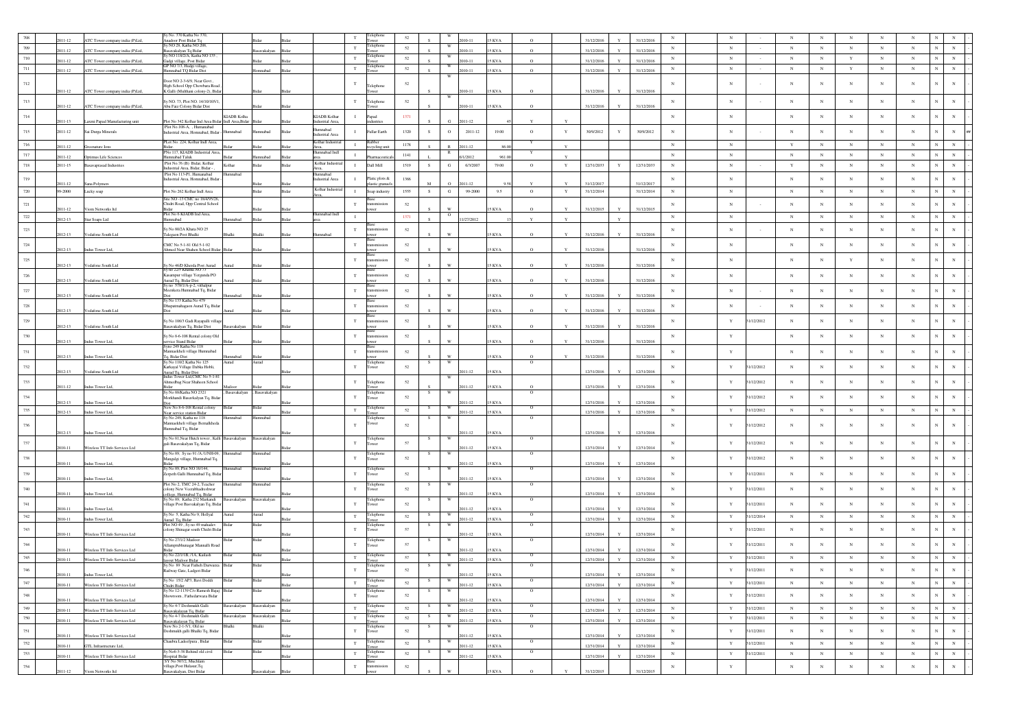| 708 | | 2011-12 | ATC Tower company india (P)Ltd, | Sy No. 370 Katha No 370, Anadoor Post Bidar Tq | | Bidar | Bidar | | T | Telephone Tower | 52 | S | W | 2000-11 | 15 KVA | O | | 31/12/2016 | Y | 31/12/2016 | N | | N | - | N | N | N | N | N | N | N | |
|---|---|---|---|---|---|---|---|---|---|---|---|---|---|---|---|---|---|---|---|---|---|---|---|---|---|---|---|---|---|---|---|---|
| 709 | | 2011-12 | ATC Tower company india (P)Ltd, | Sy NO 28, Katha NO 208, Basavakalyan Tq Bidar | | Basavakalyan | Bidar | | T | Telephone Tower | 52 | S | W | 2000-11 | 15 KVA | O | | 31/12/2016 | Y | 31/12/2016 | N | | N | - | N | N | N | N | N | N | N | |
| 710 | | 2011-12 | ATC Tower company india (P)Ltd, | Sy NO 118/2/A, Katha NO 135 , Gadgi village, Post Bidar | | Bidar | Bidar | | T | Telephone Tower | 52 | S | W | 2000-11 | 15 KVA | O | | 31/12/2016 | Y | 31/12/2016 | N | | N | - | N | N | Y | N | N | N | N | |
| 711 | | 2011-12 | ATC Tower company india (P)Ltd, | GP NO 373, Hudgi village, Humnabad TQ Bidar Dist | | Humnabad | Bidar | | T | Telephone Tower | 52 | S | W | 2000-11 | 15 KVA | O | | 31/12/2016 | Y | 31/12/2016 | N | | N | - | N | N | Y | N | N | N | N | |
| 712 | | 2011-12 | ATC Tower company india (P)Ltd, | Door NO 2-3-6/9, Near Govt., High School Opp Chowbara Road K Galli (Multhani colony-2), Bidar | | Bidar | Bidar | | T | Telephone Tower | 52 | S | W | 2000-11 | 15 KVA | O | | 31/12/2016 | Y | 31/12/2016 | N | | N | - | N | N | N | N | N | N | N | |
| 713 | | 2011-12 | ATC Tower company india (P)Ltd, | Sy NO. 73, Plot NO. 14/30/105/1, Abu Faiz Colony Bidar Dist | | Bidar | Bidar | | T | Telephone Tower | 52 | S | W | 2000-11 | 15 KVA | O | | 31/12/2016 | Y | 31/12/2016 | N | | N | - | N | N | N | N | N | N | N | |
| 714 | | 2011-13 | Laxmi Papad Manufacturing unit | Plot No 342 Kolhar Ind Area Bidar | KIADB Kolha Indl Area,Bidar | Bidar | Bidar | KIADB Kolhar Industrial Area, | I | Papad industries | 1371 | S | G | 2011-12 | 45 | Y | Y | | | | N | | N | | N | N | N | N | N | N | N | |
| 715 | | 2011-12 | Sai Durga Minerals | Plot No 108-A, , Humanabad Industrial Area, Homnabad, Bidar | Humnabad | Humnabad | Bidar | Humnabad Industrial Area | I | Fullar Earth | 1320 | S | O | 2011-12 | 19.00 | O | Y | 30/9/2012 | Y | 30/9/2012 | N | | N | - | N | N | N | N | N | N | N | ## |
| 716 | | 2011-12 | Geonature Inns | PLot No. 22/4, Kolhar Indl Area, Bidar | Bidar | Bidar | Bidar | Kolhar Industrial Area, | I | Rubber recycling unit | 1178 | S | R | 2011-12 | 86.00 | Y | Y | | | | N | | N | | Y | N | N | N | N | N | N | |
| 717 | | 2011-12 | Optimus Life Sciences | PNo 117, KIADB Industrial Area, Humnabad Taluk | Bidar | Humnabad | Bidar | Humnabad Indl area | I | Pharmaceuticals | 1141 | L | R | 6/1/2012 | 961.00 | Y | Y | | | | N | | N | | N | N | N | N | N | N | N | |
| 718 | | 2011-15 | Basavaprasad Industries | Plot No.76 (B) Bidar, Kolhar Industrial Area, Bidar, Bidar -, | Kolhar | Bidar | Bidar | Kolhar Industrial Area, | I | Dall Mill | 1519 | S | G | 6/3/2007 | 79.00 | O | Y | 12/31/2033 | Y | 12/31/2033 | N | | N | - | Y | N | N | N | N | N | N | |
| 719 | | 2011-12 | Sana Polymers | Plot No 113-P1, Humanabad Industrial Area, Homnabad, Bidar | Humnabad | Bidar | Bidar | Humnabad Industrial Area | I | Plastic plots & plastic granuels | 1366 | M | O | 2011-12 | 9.58 | Y | Y | 31/12/2017 | | 31/12/2017 | N | | N | | N | N | N | N | N | N | N | |
| 720 | | 99-2000 | Lucky soap | Plot No 262 Kolhar Indl Area | | Bidar | Bidar | Kolhar Industrial Area, | I | Soap industry | 1555 | S | G | 99-2000 | 9.5 | O | Y | 31/12/2014 | | 31/12/2014 | N | | N | | N | N | N | N | N | N | N | |
| 721 | | 2011-12 | Vioim Networks ltd | Site NO -13 CMC no 18/4/9/26, Chidri Road, Opp Central School Bidar | | Bidar | Bidar | | T | Base transmission tower | 52 | S | W | | 15 KVA | O | Y | 31/12/2015 | Y | 31/12/2015 | N | | N | - | N | N | N | N | N | N | N | |
| 722 | | 2012-13 | Star Soaps Ltd | Plot No 6 KIADB Ind Area, Humnabad | Humnabad | Bidar | Bidar | Humnabad Indl area | I | | 1371 | S | O | 11/27/2012 | 13 | Y | Y | | Y | | N | | N | | N | N | N | N | N | N | N | |
| 723 | | 2012-13 | Vodafone South Ltd | Sy No 80/2A Khata NO 25 Talegaon Post Bhalki | Bhalki | Bhalki | Bidar | Humnabad | T | Base transmission tower | 52 | S | W | | 15 KVA | O | Y | 31/12/2016 | Y | 31/12/2016 | N | | N | - | N | N | N | N | N | N | N | |
| 724 | | 2012-13 | Indus Tower Ltd, | CMC No 5-1-81 Old 5-1-92 Ahmed Near Shaheen School Bidar | Bidar | Bidar | Bidar | | T | Base transmission tower | 52 | S | W | | 15 KVA | O | Y | 31/12/2016 | | 31/12/2016 | N | | N | | N | N | N | N | N | N | N | |
| 725 | | 2012-13 | Vodafone South Ltd | Sy No 46/D Kheeda Post Aurad | Aurad | Bidar | Bidar | | T | Base transmission tower | 52 | S | W | | 15 KVA | O | Y | 31/12/2016 | | 31/12/2016 | N | | N | | N | N | Y | N | N | N | N | |
| 726 | | 2012-13 | Vodafone South Ltd | Sy no 22/5 Khatha NO 73 Kasampur village Yerganda PO Aurad Tq, Bidar Dist | Aurad | Bidar | Bidar | | T | Base transmission tower | 52 | S | W | | 15 KVA | O | Y | 31/12/2016 | | 31/12/2016 | N | | N | | N | N | N | N | N | N | N | |
| 727 | | 2012-13 | Vodafone South Ltd | Sy no :578/1/A-p-2, vithalpur Meenkera Humnabad Tq, Bidar Dist | Humnabad | Bidar | Bidar | | T | Base transmission tower | 52 | S | W | | 15 KVA | O | Y | 31/12/2016 | Y | 31/12/2016 | N | | N | - | N | N | N | N | N | N | N | |
| 728 | | 2012-13 | Vodafone South Ltd | Sy No 133 Katha No 479 Dhuparmahagaon Aurad Tq, Bidar Dist | Aurad | Bidar | Bidar | | T | Base transmission tower | 52 | S | W | | 15 KVA | O | Y | 31/12/2016 | Y | 31/12/2016 | N | | N | - | N | N | N | N | N | N | N | |
| 729 | | 2012-13 | Vodafone South Ltd | Sy No 106/3 Gadi Rayapalli village Basavakalyan Tq, Bidar Dist | Basavakalyan | Bidar | Bidar | | T | Base transmission tower | 52 | S | W | | 15 KVA | O | Y | 31/12/2016 | Y | 31/12/2016 | N | | Y | 31/12/2012 | N | N | N | N | N | N | N | |
| 730 | | 2012-13 | Indus Tower Ltd, | Sy No 8-6-108 Remal colony Old service Stand Bidar | Bidar | Bidar | Bidar | | T | Base transmission tower | 52 | S | W | | 15 KVA | O | Y | 31/12/2016 | | 31/12/2016 | N | | Y | | N | N | N | N | N | N | N | |
| 731 | | 2012-13 | Indus Tower Ltd, | Syno 249 Katha No 118 Mannaekhelli village Humnabad Tq, Bidar Dist | Humnabad | Bidar | Bidar | | T | Base transmission tower | 52 | S | W | | 15 KVA | O | Y | 31/12/2016 | | 31/12/2016 | N | | Y | | N | N | N | N | N | N | N | |
| 732 | | 2012-13 | Vodafone South Ltd | Sy No 11/62 Katha No 125 Karkayal Village Dabka Hobli, Aurad Tq, Bidar Dist | Aurad | Aurad | Bidar | | T | Telephone Tower | 52 | S | W | 2011-12 | 15 KVA | O | | 12/31/2016 | Y | 12/31/2016 | N | | Y | 31/12/2012 | N | N | N | N | N | N | N | |
| 733 | | 2011-12 | Indus Tower Ltd, | Indus Tower Ltd,CMC No 5-1-81 AhmedBag Near Shaheen School Bidar | Mailoor | Bidar | Bidar | | T | Telephone Tower | 52 | S | W | 2011-12 | 15 KVA | O | | 12/31/2016 | Y | 12/31/2016 | N | | Y | 31/12/2012 | N | N | N | N | N | N | N | |
| 734 | | 2012-13 | Indus Tower Ltd, | Sy No 88/Katha NO 2321 Morkhandi Basavkalyan Tq, Bidar Dist | Basavakalyan | Basavakalyan | Bidar | | T | Telephone Tower | 52 | S | W | 2011-12 | 15 KVA | O | | 12/31/2016 | Y | 12/31/2016 | N | | Y | 31/12/2012 | N | N | N | N | N | N | N | |
| 735 | | 2012-13 | Indus Tower Ltd, | New No 8-6-108 Remal colony Near service station Bidar | Bidar | Bidar | Bidar | | T | Telephone Tower | 52 | S | W | 2011-12 | 15 KVA | O | | 12/31/2016 | Y | 12/31/2016 | N | | Y | 31/12/2012 | N | N | N | N | N | N | N | |
| 736 | | 2012-13 | Indus Tower Ltd, | Sy No 249, Katha no 118 Mannaekheli village Bemalkhoda Humnabad Tq, Bidar | Humnabad | Humnabad | Bidar | | T | Telephone Tower | 52 | S | W | 2011-12 | 15 KVA | O | | 12/31/2016 | Y | 12/31/2016 | N | | Y | 31/12/2012 | N | N | N | N | N | N | N | |
| 737 | | 2010-11 | Wireless TT Info Services Ltd | Sy No 81,Near Hutch tower , Kalli gali Basavakalyan Tq, Bidar | Basavakalyan | Basavakalyan | Bidar | | T | Telephone Tower | 57 | S | W | 2011-12 | 15 KVA | O | | 12/31/2014 | Y | 12/31/2014 | N | | Y | 31/12/2012 | N | N | N | N | N | N | N | |
| 738 | | 2010-11 | Indus Tower Ltd, | Sy No 89, Sy no 91 /A /1/NH-09, Mangalgi village, Humnabad Tq, Bidar | Humnabad | Humnabad | Bidar | | T | Telephone Tower | 52 | S | W | 2011-12 | 15 KVA | O | | 12/31/2014 | Y | 12/31/2014 | N | | Y | 31/12/2012 | N | N | N | N | N | N | N | |
| 739 | | 2010-11 | Indus Tower Ltd, | Sy No 89, Plot NO 16/144, Zerpeth Galli Humnabad Tq, Bidar | Humnabad | Humnabad | Bidar | | T | Telephone Tower | 52 | S | W | 2011-12 | 15 KVA | O | | 12/31/2014 | Y | 12/31/2014 | N | | Y | 31/12/2011 | N | N | N | N | N | N | N | |
| 740 | | 2010-11 | Indus Tower Ltd, | Plot No 2, TMC 24-2, Teacher colony New Veerabhadreshwar college, Humnabad Tq, Bidar | Humnabad | Humnabad | Bidar | | T | Telephone Tower | 52 | S | W | 2011-12 | 15 KVA | O | | 12/31/2014 | Y | 12/31/2014 | N | | Y | 31/12/2011 | N | N | N | N | N | N | N | |
| 741 | | 2010-11 | Indus Tower Ltd, | Sy No 89, Katha 232 Murkandi village Post Basvakalyan Tq, Bidar | Basavakalyan | Basavakalyan | Bidar | | T | Telephone Tower | 52 | S | W | 2011-12 | 15 KVA | O | | 12/31/2014 | Y | 12/31/2014 | N | | Y | 31/12/2011 | N | N | N | N | N | N | N | |
| 742 | | 2010-11 | Indus Tower Ltd, | Sy No .5, Katha No 9, Hollyal Aurad Tq, Bidar | Aurad | Aurad | Bidar | | T | Telephone Tower | 52 | S | W | 2011-12 | 15 KVA | O | | 12/31/2014 | Y | 12/31/2014 | N | | Y | 31/12/2014 | N | N | N | N | N | N | N | |
| 743 | | 2010-11 | Wireless TT Info Services Ltd | Plot NO 49 , Sy no 49 mahadev colony Shinagar south Chidri Bidar | Bidar | Bidar | Bidar | | T | Telephone Tower | 57 | S | W | 2011-12 | 15 KVA | O | | 12/31/2014 | Y | 12/31/2014 | N | | Y | 31/12/2011 | N | N | N | N | N | N | N | |
| 744 | | 2010-11 | Wireless TT Info Services Ltd | Sy No 277/2 Mailoor Allamprabhunagar Mannalli Road Bidar | Bidar | Bidar | Bidar | | T | Telephone Tower | 57 | S | W | 2011-12 | 15 KVA | O | | 12/31/2014 | Y | 12/31/2014 | N | | Y | 31/12/2011 | N | N | N | N | N | N | N | |
| 745 | | 2010-11 | Wireless TT Info Services Ltd | Sy No 22/1/1B, /1A, Kailash layout Mailoor Bidar | Bidar | Bidar | Bidar | | T | Telephone Tower | 57 | S | W | 2011-12 | 15 KVA | O | | 12/31/2014 | Y | 12/31/2014 | N | | Y | 31/12/2011 | N | N | N | N | N | N | N | |
| 746 | | 2010-11 | Indus Tower Ltd, | Sy No 89 Near Fateh Darwaza Railway Gate, Ladgeri Bidar | Bidar | Bidar | Bidar | | T | Telephone Tower | 52 | S | W | 2011-12 | 15 KVA | O | | 12/31/2014 | Y | 12/31/2014 | N | | Y | 31/12/2011 | N | N | N | N | N | N | N | |
| 747 | | 2010-11 | Wireless TT Info Services Ltd | Sy No .15/2 AP3, Bavi Doddi Chidri Bidar | Bidar | Bidar | Bidar | | T | Telephone Tower | 52 | S | W | 2011-12 | 15 KVA | O | | 12/31/2014 | Y | 12/31/2014 | N | | Y | 31/12/2011 | N | N | N | N | N | N | N | |
| 748 | | 2010-11 | Wireless TT Info Services Ltd | Sy No 12-1139 C/o Ramesh Bajaj Showroom , Patheslarwaza Bidar | Bidar | Bidar | Bidar | | T | Telephone Tower | 52 | S | W | 2011-12 | 15 KVA | O | | 12/31/2014 | Y | 12/31/2014 | N | | Y | 31/12/2011 | N | N | N | N | N | N | N | |
| 749 | | 2010-11 | Wireless TT Info Services Ltd | Sy No 4-7 Deshmukh Galli Basavakalyan Tq, Bidar | Basavakalyan | Basavakalyan | Bidar | | T | Telephone Tower | 52 | S | W | 2011-12 | 15 KVA | O | | 12/31/2014 | Y | 12/31/2014 | N | | Y | 31/12/2011 | N | N | N | N | N | N | N | |
| 750 | | 2010-11 | Wireless TT Info Services Ltd | Sy No 4-7 Deshmukh Galli Basavakalyan Tq, Bidar | Basavakalyan | Basavakalyan | Bidar | | T | Telephone Tower | 52 | S | W | 2011-12 | 15 KVA | O | | 12/31/2014 | Y | 12/31/2014 | N | | Y | 31/12/2011 | N | N | N | N | N | N | N | |
| 751 | | 2010-11 | Wireless TT Info Services Ltd | New No 2-1-5/1, Old no Deshmukh galli Bhalki Tq, Bidar | Bhalki | Bhalki | Bidar | | T | Telephone Tower | 52 | S | W | 2011-12 | 15 KVA | O | | 12/31/2014 | Y | 12/31/2014 | N | | Y | 31/12/2011 | N | N | N | N | N | N | N | |
| 752 | | 2010-11 | GTL Infrastructure Ltd, | Chaubra Lalceliptra , Bidar | Bidar | Bidar | Bidar | | T | Telephone Tower | 52 | S | W | 2011-12 | 15 KVA | O | | 12/31/2014 | Y | 12/31/2014 | N | | Y | 31/12/2011 | N | N | N | N | N | N | N | |
| 753 | | 2010-11 | Wireless TT Info Services Ltd | Sy No6-3-38 Behind old civil Hospital Bidar | Bidar | Bidar | Bidar | | T | Telephone Tower | 52 | S | W | 2011-12 | 15 KVA | O | | 12/31/2014 | Y | 12/31/2014 | N | | Y | 31/12/2011 | N | N | N | N | N | N | N | |
| 754 | | 2011-12 | Vioim Networks ltd | SY No 50/72, Mucham village,Post Hulasur,Tq Basavakalyan, Dist Bidar | | Basavakalyan | Bidar | | T | Base transmission tower | 52 | S | W | | 15 KVA | O | Y | 31/12/2015 | | 31/12/2015 | N | | Y | | N | N | N | N | N | N | N | |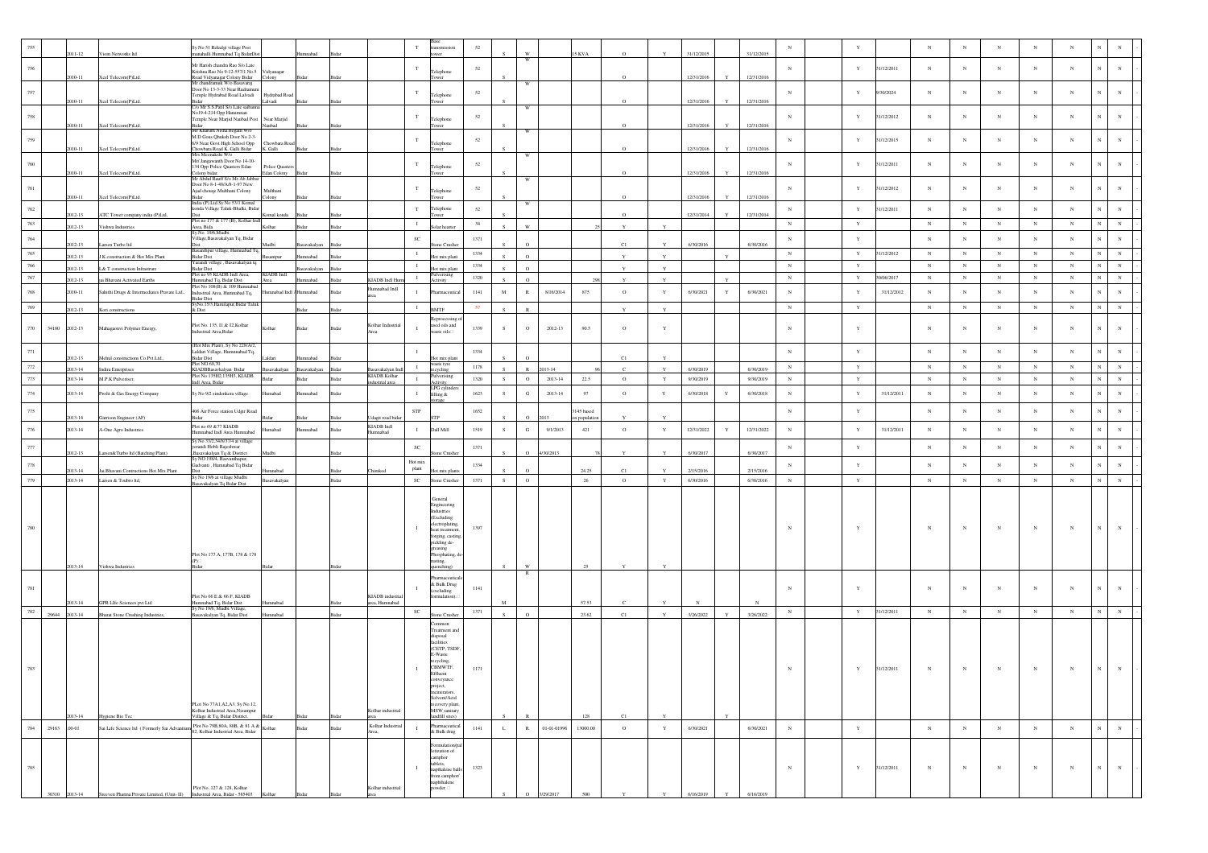| 755 | | 2011-12 | Viom Networks ltd | Sy No 51 Rekulgi village Post manahalli Humnabad Tq BidarDist | | Humnabad | Bidar | | T | Base transmission tower | 52 | S | W | | 15 KVA | O | Y | 31/12/2015 | | 31/12/2015 | N | | Y | | N | N | N | N | N | N | N | - |
|---|---|---|---|---|---|---|---|---|---|---|---|---|---|---|---|---|---|---|---|---|---|---|---|---|---|---|---|---|---|---|---|---|
| 756 | | 2010-11 | Xcel Telecom(P)Ltd. | Mr Harish chandra Rao S/o Late Krishna Rao No 9-12-557/1 No.5 Road Vidyanagar Colony Bidar | Vidyanagar Colony | Bidar | Bidar | | T | Telephone Tower | 52 | S | W | | | O | | 12/31/2016 | Y | 12/31/2016 | N | | Y | 31/12/2011 | N | N | N | N | N | N | N | - |
| 757 | | 2010-11 | Xcel Telecom(P)Ltd. | Mr chandramuk W/o Basavaraj Door No 13-3-33 Near Rudramuni Temple Hydrabad Road Lalvadi Bidar | Hydrabad Road Lalvadi | Bidar | Bidar | | T | Telephone Tower | 52 | S | W | | | O | | 12/31/2016 | Y | 12/31/2016 | N | | Y | 6/30/2024 | N | N | N | N | N | N | N | - |
| 758 | | 2010-11 | Xcel Telecom(P)Ltd. | C/o Mr S.S.Patil S/o Late sathanna No19-4-234 Opp Hanuman Temple Near Masjid Naubad Post Bidar | Near Masjid Naubad | Bidar | Bidar | | T | Telephone Tower | 52 | S | W | | | O | | 12/31/2016 | Y | 12/31/2016 | N | | Y | 31/12/2012 | N | N | N | N | N | N | N | - |
| 759 | | 2010-11 | Xcel Telecom(P)Ltd. | Mr Khatum Nisha Begum W/o M.D Gous Qhalab Door No 2-3-6/9 Near Govt High School Opp Chowbara Road K. Galli Bidar | Chowbara Road K. Galli | Bidar | Bidar | | T | Telephone Tower | 52 | S | W | | | O | | 12/31/2016 | Y | 12/31/2016 | N | | Y | 31/12/2015 | N | N | N | N | N | N | N | - |
| 760 | | 2010-11 | Xcel Telecom(P)Ltd. | Mrs Meenakshi W/o Mr Jangawanth Door No 14-10-134 Opp Police Quaters Edan Colony bidar | Police Quaters Edan Colony | Bidar | Bidar | | T | Telephone Tower | 52 | S | W | | | O | | 12/31/2016 | Y | 12/31/2016 | N | | Y | 31/12/2011 | N | N | N | N | N | N | N | - |
| 761 | | 2010-11 | Xcel Telecom(P)Ltd. | Mr Abdul Rauff S/o Mr Ab Jabbar Door No 8-1-48/A/8-1-97 New Ajad chouge Mubhani Colony Bidar | Mubhani Colony | Bidar | Bidar | | T | Telephone Tower | 52 | S | W | | | O | | 12/31/2016 | Y | 12/31/2016 | N | | Y | 31/12/2012 | N | N | N | N | N | N | N | - |
| 762 | | 2012-13 | ATC Tower company india (P)Ltd, | India (P) Ltd Sy No 55/1 Komal konda Village Taluk-Bhalki, Bidar Dist | Komal konda | Bidar | Bidar | | T | Telephone Tower | 52 | S | W | | | O | | 12/31/2014 | Y | 12/31/2014 | N | | Y | 31/12/2011 | N | N | N | N | N | N | N | - |
| 763 | | 2012-13 | Vishwa Industries | Plot no 177 & 177 (B), Kolhar Indl Area, Bida | Kolhar | Bidar | Bidar | | I | Solar heater | 34 | S | W | | 25 | Y | Y | | | | N | | Y | | N | N | N | N | N | N | N | - |
| 764 | | 2012-13 | Larsen Turbo ltd | Sy No. 169, Mudbi Village,Basavakalyan Tq, Bidar Dist | Mudbi | Basavakalyan | Bidar | | SC | Stone Crusher | 1371 | S | O | | | C1 | Y | 6/30/2016 | | 6/30/2016 | N | | Y | | N | N | N | N | N | N | N | - |
| 765 | | 2012-13 | J K construction & Hot Mix Plant | Basanthpur village, Humnabad Tq, Bidar Dist | Basanpur | Humnabad | Bidar | | I | Hot mix plant | 1334 | S | O | | | Y | Y | | Y | | N | | Y | 31/12/2012 | N | N | N | N | N | N | N | - |
| 766 | | 2012-13 | L& T construction Infrastrure | Yarandi village , Basavakalyan tq Bidar Dist | | Basavakalyan | Bidar | | I | Hot mix plant | 1334 | S | O | | | Y | Y | | | | N | | Y | | N | N | N | N | N | N | N | - |
| 767 | | 2012-13 | jai Bhavani Activated Earths | Plot no 95 KIADB Indl Area, Humnabad Tq, Bidar Dist | KIADB Indl Area | Humnabad | Bidar | KIADB Indl Humnabad | I | Pulverising Activity | 1320 | S | O | | 298 | Y | Y | | Y | | N | | Y | 30/06/2017 | N | N | N | N | N | N | N | - |
| 768 | | 2010-11 | Sahithi Drugs & Intermediates Pravate Ltd., | Plot No 108(B) & 109 Humnabad Industrial Area, Humnabad Tq, Bidar Dist | Humnabad Indl Area | Humnabad | Bidar | Humnabad Indl area | I | Pharmaceutical | 1141 | M | R | 8/16/2014 | 875 | O | Y | 6/30/2021 | Y | 6/30/2021 | N | | Y | 31/12/2012 | N | N | N | N | N | N | N | - |
| 769 | | 2012-13 | Koti constructions | SyNo 15/3,Hamilapur,Bidar Taluk & Dist | | Bidar | Bidar | | I | RMTP | 57 | S | R | | | Y | Y | | | | N | | Y | | N | N | N | N | N | N | N | - |
| 770 | 34180 | 2012-13 | Mahaganvi Polymer Energy, | Plot No. 135, 11,& 12,Kolhar Industrial Area,Bidar | Kolhar | Bidar | Bidar | Kolhar Industrial Area | I | Reprocessing of used oils and waste oils | 1339 | S | O | 2012-13 | 90.5 | O | Y | | | | N | | Y | | N | N | N | N | N | N | N | - |
| 771 | | 2012-13 | Mehul constructions Co.Pvt.Ltd., | (Hot Mix Plant), Sy No 228/A/2, Laldari Village, Humnabad Tq, Bidar Dist | Laldari | Humnabad | Bidar | | I | Hot mix plant | 1334 | S | O | | | C1 | Y | | | | N | | Y | | N | N | N | N | N | N | N | - |
| 772 | | 2013-14 | Indira Enterprises | Plot NO 69/70 KIADBBasavkalyan Bidar | Basavakalyan | Basavakalyan | Bidar | Basavakalyan Indl | I | waste tyre recycling | 1178 | S | R | 2013-14 | 96 | C | Y | 6/30/2019 | | 6/30/2019 | N | | Y | | N | N | N | N | N | N | N | - |
| 773 | | 2013-14 | M P K Pulveriser, | Plot No.135H2,135H3, KIADB Indl Area, Bidar | Bidar | Bidar | Bidar | KIADB Kolhar industrial area | I | Pulverising Activity | 1320 | S | O | 2013-14 | 22.5 | O | Y | 9/30/2019 | | 9/30/2019 | N | | Y | | N | N | N | N | N | N | N | - |
| 774 | | 2013-14 | Prolit & Gas Energy Company | Sy No 9/2 sindenkera village | Humnabad | Humnabad | Bidar | | I | LPG cylinders filling & storage | 1625 | S | G | 2013-14 | 97 | O | Y | 6/30/2018 | Y | 6/30/2018 | N | | Y | 31/12/2011 | N | N | N | N | N | N | N | - |
| 775 | | 2013-14 | Garrison Engineer (AF) | 406 Air Force station Udgir Road Bidar | Bidar | Bidar | Bidar | Udagir road bidar | STP | STP | 1652 | S | O | 2013 | 3145 based on population | Y | Y | | | | N | | Y | | N | N | N | N | N | N | N | - |
| 776 | | 2013-14 | A-One Agro Industries | Plot no 69 &77 KIADB Humnabad Indl Area Humnabad | Humnabad | Humnabad | Bidar | KIADB Indl Humnabad | I | Dall Mill | 1519 | S | G | 6/1/2013 | 421 | O | Y | 12/31/2022 | Y | 12/31/2022 | N | | Y | 31/12/2011 | N | N | N | N | N | N | N | - |
| 777 | | 2012-13 | Larsen&Turbo ltd (Batching Plant) | Sy No 33/2,34/8/33/4 at village yerandi Hobli Rajeshwar ,Basavakalyan Tq & District | Mudbi | | Bidar | | SC | Stone Crusher | 1371 | S | O | 4/30/2013 | 78 | Y | Y | 6/30/2017 | | 6/30/2017 | N | | Y | | N | N | N | N | N | N | N | - |
| 778 | | 2013-14 | Jai Bhavani Contructions Hot Mix Plant | Sy NO 198/4, Basvanthapur, Gadvanti , Humnabad Tq Bidar Dist | Humnabad | | Bidar | Chitekod | Hot mix plant | Hot mix plants | 1334 | S | O | | 24.25 | C1 | Y | 2/15/2016 | | 2/15/2016 | N | | Y | | N | N | N | N | N | N | N | - |
| 779 | | 2013-14 | Larsen & Toubro ltd, | Sy No 19/8 at village Mudbi Basavakalyan Tq Bidar Dist | Basavakalyan | | Bidar | | SC | Stone Crusher | 1371 | S | O | | 26 | O | Y | 6/30/2016 | | 6/30/2016 | N | | Y | | N | N | N | N | N | N | N | - |
| 780 | | 2013-14 | Vishwa Industries | Plot No 177 A, 177B, 178 & 178 (P) Bidar | Bidar | | Bidar | | I | General Engineering Industries (Excluding electroplating, heat treatment, forging, casting, pickling de-greasing Phosphating, de-rusting, quenching) | 1397 | S | W | | 25 | Y | Y | | | | N | | Y | | N | N | N | N | N | N | N | - |
| 781 | | 2013-14 | GPR LIfe Sciences pvt Ltd | Plot No 66 E & 66 F, KIADB Humnabad Tq, Bidar Dist | Humnabad | | Bidar | KIADB industrial area, Humnabad | I | Pharmaceuticals & Bulk Drug (excluding formulation) | 1141 | M | R | | 57.53 | C | Y | N | | N | N | | Y | | N | N | N | N | N | N | N | - |
| 782 | 29644 | 2013-14 | Bharat Stone Crushing Industries, | Sy No 19/8, Mudbi Village, Basavakalyan Tq, Bidar Dist | Humnabad | | Bidar | | SC | Stone Crusher | 1371 | S | O | | 23.62 | C1 | Y | 3/26/2022 | Y | 3/26/2022 | N | | Y | 31/12/2011 | N | N | N | N | N | N | N | - |
| 783 | | 2013-14 | Hygeine Bio Tec | PLot No 77A1,A2,A3, Sy No.12, Kolhar Industrial Area,Nizampur Village & Tq, Bidar District. | Bidar | Bidar | Bidar | Kolhar industrial area | I | Common Treatment and disposal facilities (CETP, TSDF, E-Waste recycling, CBMWTF, Effluent conveyance project, incinerators, Solvent/Acid recovery plant, MSW sanitary landfill sites) | 1171 | S | R | | 128 | C1 | Y | | Y | | N | | Y | 31/12/2011 | N | N | N | N | N | N | N | - |
| 784 | 29163 | 00-01 | Sai Life Science ltd ( Formerly Sai Advantium | Plot No 79B,80A, 80B, & 81 A & 82, Kolhar Industrial Area, Bidar | Kolhar | Bidar | Bidar | Kolhar Industrial Area, | I | Pharmaceutical & Bulk drug | 1141 | L | R | 01-01-01996 | 13000.00 | O | Y | 6/30/2021 | | 6/30/2021 | N | | Y | | N | N | N | N | N | N | N | - |
| 785 | 30310 | 2013-14 | Sreeven Pharma Private Limited, (Unit- II) | Plot No. 127 & 128, Kolhar Industrial Area, Bidar - 585403 | Kolhar | Bidar | Bidar | Kolhar industrial area | I | Formulation/pal letization of camphor tablets, napthalene balls from camphor/ naphthalene powder | 1323 | S | O | 3/29/2017 | 500 | Y | Y | 6/16/2019 | Y | 6/16/2019 | N | | Y | 31/12/2011 | N | N | N | N | N | N | N | - |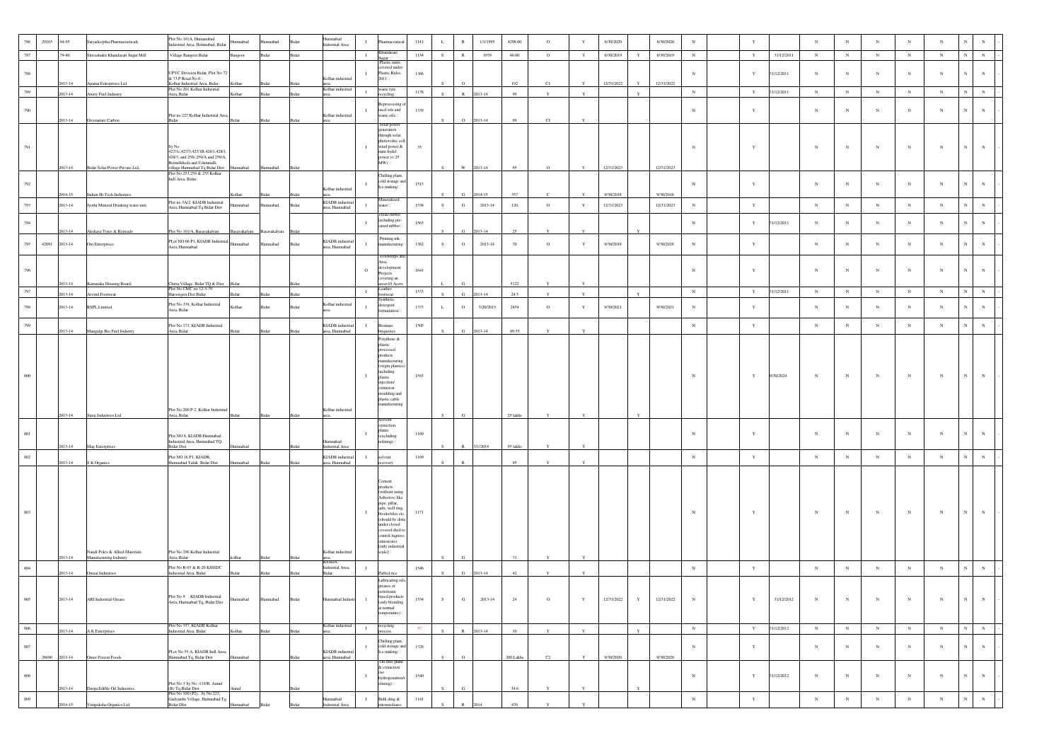| | | | | | | | | | | | | | | | | | | | | | | | | | | | | | | | | |
|---|---|---|---|---|---|---|---|---|---|---|---|---|---|---|---|---|---|---|---|---|---|---|---|---|---|---|---|---|---|---|---|---|
| 786 | 29165 | 94-95 | Satyadeeptha Pharmaceuticals | Plot No 101A, Humnabad Industrial Area, Humnabad, Bidar | Humnabad | Humnabad | Bidar | Humnabad Industrial Area | I | Pharmaceutical | 1141 | L | R | 1/1/1995 | 4298.00 | O | Y | 6/30/2020 | | 6/30/2020 | N | | Y | | N | N | N | N | N | N | N | - |
| 787 | | 79-80 | Shivashakti Khandasari Sugar Mill | Village Bangoor.Bidar | Bangoor | Bidar | Bidar | | I | Khandasari Sugar | 1154 | S | R | 1979 | 46.00 | O | Y | 6/30/2019 | Y | 6/30/2019 | N | | Y | 31/12/2011 | N | N | N | N | N | N | N | - |
| 788 | | 2013-14 | Aparna Enterprises Ltd | UPVC Division Bidar, Plot No 72 & 73 P Road No 6 Kolhar Industrial Area, Bidar | Kolhar | Bidar | Bidar | Kolhar industrial area | I | Plastic units covered under Plastic Rules, 2011 | 1366 | S | O | | 192 | C1 | Y | 12/31/2022 | Y | 12/31/2022 | N | | Y | 31/12/2011 | N | N | N | N | N | N | N | - |
| 789 | | 2013-14 | Amity Fuel Industry | Plot No 201 Kolhar Industrial Area, Bidar | Kolhar | Bidar | Bidar | Kolhar industrial area | I | waste tyre recycling | 1178 | S | R | 2013-14 | 99 | Y | Y | | Y | | N | | Y | 31/12/2011 | N | N | N | N | N | N | N | - |
| 790 | | 2013-14 | Greenature Carbon | Plot no 227 Kolhar Industrial Area, Bidar | Bidar | Bidar | Bidar | Kolhar industrial area | I | Reprocessing of used oils and waste oils | 1339 | S | O | 2013-14 | 99 | C1 | Y | | | | N | | Y | | N | N | N | N | N | N | N | - |
| 791 | | 2013-14 | Bidar Solar Power Private Ltd, | Sy No 427/1c,427/3,427/1B,428/1,428/1, 428/3, and 258/,259/A and 258/A, Bemalkheda and Udamnalli, village Humnabad Tq Bidar Dist | Humnabad | Humnabad | Bidar | | I | Solar power generation through solar photovoltaic cell, wind power & mini hydel power (< 25 MW) | 35 | S | W | 2013-14 | 95 | O | Y | 12/31/2023 | | 12/31/2023 | N | | Y | | N | N | N | N | N | N | N | - |
| 792 | | 2014-15 | Indian Hi-Tech Industries | Plot No 253,254 & 255 Kolhar Indl Area, Bidar | Kolhar | Bidar | Bidar | Kolhar industrial area | I | Chilling plant, cold storage and Ice making | 1513 | S | G | 2014-15 | 357 | C | Y | 9/30/2018 | | 9/30/2018 | N | | Y | | N | N | N | N | N | N | N | - |
| 793 | | 2013-14 | Jyothi Mineral Drinking water unit | Plot no 3A/2. KIADB Industrial Area, Humnabad Tq Bidar Dist | Humnabad | Humnabad | Bidar | KIADB industrial area, Humnabad | I | Mineralized water | 1538 | S | G | 2013-14 | 120 | O | Y | 12/31/2023 | | 12/31/2023 | N | | Y | | N | N | N | N | N | N | N | - |
| 794 | | 2013-14 | Akshaya Tyres & Retreads | Plot No 101/A, Basavakalyan | Basavakalyan | Basavakalyan | Bidar | | I | Tread rubber including pre-cured rubber | 1563 | S | G | 2013-14 | 25 | Y | Y | | Y | | N | | Y | 31/12/2011 | N | N | N | N | N | N | N | - |
| 795 | 42091 | 2013-14 | Om Enterprises | PLot NO 66 P1, KIADB Industrial Area, Humnabad | Humnabad | Humnabad | Bidar | KIADB industrial area, Humnabad | I | Printing ink manufacturing | 1562 | S | O | 2013-14 | 70 | O | Y | 9/30/2018 | | 9/30/2018 | N | | Y | | N | N | N | N | N | N | N | - |
| 796 | | 2013-14 | Karnataka Housing Board, | Chitra Village, Bidar TQ & Dist | Bidar | | Bidar | | O | Townships and Area development Projects covering an area>10 Acers | 1641 | L | G | | 5122 | Y | Y | | | | N | | Y | | N | N | N | N | N | N | N | - |
| 797 | | 2013-14 | Arvind Footwear | Plot No CMC no 12-3-79 Haroorgeri Dist Bidar | Bidar | Bidar | Bidar | | I | Leather footwear | 1533 | S | G | 2013-14 | 24.5 | Y | Y | | Y | | N | | Y | 31/12/2011 | N | N | N | N | N | N | N | - |
| 798 | | 2013-14 | RSPL Limited | Plot No 339, Kolhar Industrial Area, Bidar | Kolhar | Bidar | Bidar | Kolhar industrial area | I | Synthetic detergent formulation | 1373 | L | O | 5/20/2015 | 2854 | O | Y | 9/30/2021 | | 9/30/2021 | N | | Y | | N | N | N | N | N | N | N | - |
| 799 | | 2013-14 | Mangalgi Bio Fuel Industry | Plot No 173, KIADB Industrial Area, Bidar | Bidar | Bidar | Bidar | KIADB industrial area, Humnabad | I | Biomass briquettes | 1505 | S | G | 2013-14 | 49.55 | Y | Y | | | | N | | Y | | N | N | N | N | N | N | N | - |
| 800 | | 2013-14 | Suraj Industries Ltd | Plot No 200 P-2, Kolhar Industrial Area, Bidar | Bidar | Bidar | Bidar | Kolhar industrial area | I | Polythene & plastic processed products manufacturing (virgin plastics) including plastic injection/ extrusion moulding and plastic cable manufacturing | 1543 | S | G | | 25 lakhs | Y | Y | | Y | | N | | Y | 6/30/2024 | N | N | N | N | N | N | N | - |
| 801 | | 2013-14 | Mag Enterprises | Plot NO 8, KIADB Humnabad Industrial Area, Humnabad TQ Bidar Dist | Humnabad | | Bidar | Humnabad Industrial Area | I | Solvent extraction plants (excluding refining) | 1169 | S | R | 3/1/2014 | 95 lakhs | Y | Y | | | | N | | Y | | N | N | N | N | N | N | N | - |
| 802 | | 2013-14 | S K Organics | Plot NO 16 P1, KIADB, Humnabad Taluk. Bidar Dist | Humnabad | Bidar | Bidar | KIADB industrial area, Humnabad | I | solvent recovery | 1169 | S | R | | 95 | Y | Y | | | | N | | Y | | N | N | N | N | N | N | N | - |
| 803 | | 2013-14 | Nandi Poles & Allied Materials Manufacturing Industry | Plot No 296 Kolhar Industrial Area, Bidar | kolhar | Bidar | Bidar | Kolhar industrial area | I | Cement products (without using Asbestos) like pipe, pillar, jafri, well ring, blocks/tiles etc. (should be done under closed covered shed to control fugitive emissions) [only industrial scale] | 1171 | S | G | | 71 | Y | Y | | | | N | | Y | | N | N | N | N | N | N | N | - |
| 804 | | 2013-14 | Omsai Industries | Plot No R-03 & R-20 KSSIDC Industrial Area, Bidar | Bidar | Bidar | Bidar | KSSIDC Industrial Area, Bidar | I | Puffed rice | 1546 | S | G | 2013-14 | 42 | Y | Y | | | | N | | Y | | N | N | N | N | N | N | N | - |
| 805 | | 2013-14 | ARI Industrial Grease | Plot No 9 , KIADB Industrial Area, Humnabad Tq. Bidar Dist | Humnabad | Humnabad | Bidar | Humnabad Industry | I | Lubricating oils, greases or petroleum based products (only blending at normal temperature) | 1534 | S | G | 2013-14 | 24 | O | Y | 12/31/2022 | Y | 12/31/2022 | N | | Y | 31/12/2012 | N | N | N | N | N | N | N | - |
| 806 | | 2013-14 | A K Enterprises | Plot No 357, KIADB Kolhar Industrial Area, Bidar | Kolhar | Bidar | Bidar | Kolhar industrial area | I | recycling process | 57 | S | R | 2013-14 | 10 | Y | Y | | Y | | N | | Y | 31/12/2012 | N | N | N | N | N | N | N | - |
| 807 | 26696 | 2013-14 | Omer Forzen Foods | PLot No 55 A, KIADB Indl Area, Humnabad Tq, Bidar Dist | Humnabad | | Bidar | KIADB industrial area, Humnabad | I | Chilling plant, cold storage and Ice making | 1328 | S | O | | 200 Lakhs | C2 | Y | 9/30/2020 | | 9/30/2020 | N | | Y | | N | N | N | N | N | N | N | - |
| 808 | | 2013-14 | Durga Edible Oil Industries | Plot No 3 Sy No -119/B, Aurad (B) Tq Bidar Dist | Aurad | | Bidar | | I | Oil mill ghani & extraction (no hydrogenation/refining) | 1540 | S | G | | 34.6 | Y | Y | | Y | | N | | Y | 31/12/2012 | N | N | N | N | N | N | N | - |
| 809 | | 2014-15 | Virupaksha Organics Ltd | Plot No 300 (P2), Sy No 223, Gadvanthi Village, Humnabad Tq Bidar DIst | Humnabad | Bidar | Bidar | Humnabad Industrial Area | I | Bulk drug & intermediates | 1141 | S | R | 2014 | 476 | Y | Y | | | | N | | Y | | N | N | N | N | N | N | N | - |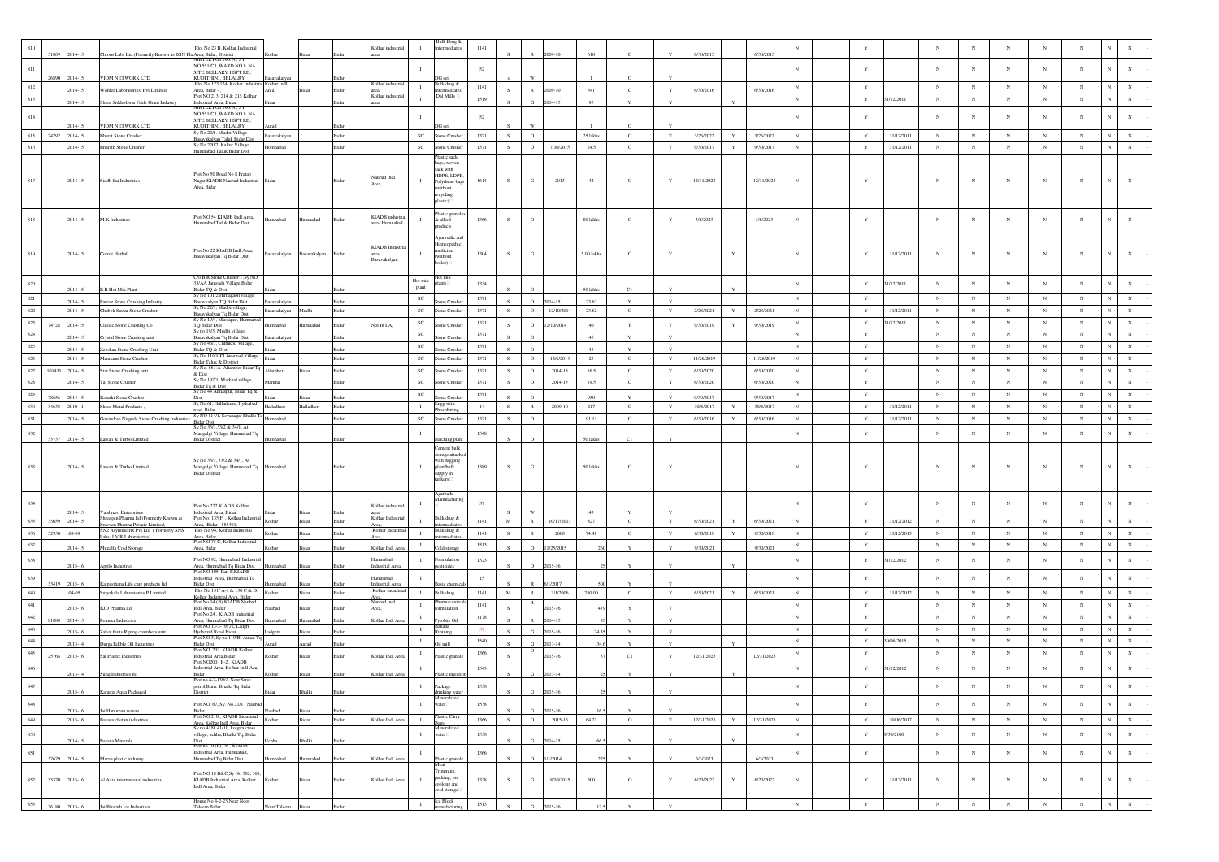| 810 | 31869 | 2014-15 | Chrous Labs Ltd.(Formerly Known as BSN Pharma) | Plot No 25 B, Kolhar Industrial Area, Bidar, District | Kolhar | Bidar | Bidar | Kolhar industrial area | I | Bulk Drug & Intermediates | 1141 | S | R | 2009-10 | 610 | C | Y | 6/30/2015 | | 6/30/2015 | | N | | Y | | N | N | N | N | N | N | N | N | - |
|---|---|---|---|---|---|---|---|---|---|---|---|---|---|---|---|---|---|---|---|---|---|---|---|---|---|---|---|---|---|---|---|---|---|---|
| 811 | 26890 | 2014-15 | VIOM NETWORK LTD | AIRTEL POT NO.56, SY NO.551/C3, WARD NO.8, NA SITE BELLARY HSPT RD, KUDHTHINI, BELLARY | Basavakalyan | | Bidar | | I | DG set | 52 | s | W | | 1 | O | Y | | | | | N | | Y | | N | N | N | N | N | N | N | N | - |
| 812 | | 2014-15 | Wohler Laboratories Pvt Limited, | Plot No 123,124, Kolhar Industrial Area, Bidar - | Kolhar Indl Area | Bidar | Bidar | Kolhar industrial area | I | Bulk drug & intermediates | 1141 | S | R | 2009-10 | 341 | C | Y | 6/30/2016 | | 6/30/2016 | | N | | Y | | N | N | N | N | N | N | N | N | - |
| 813 | | 2014-15 | Shree Siddeshwar Pride Gram Industry | Plot NO 213, 214 & 215 Kolhar Industrial Area, Bidar | Bidar | | Bidar | Kolhar industrial area | I | Dal Mills | 1519 | S | G | 2014-15 | 95 | Y | Y | | Y | | | N | | Y | 31/12/2011 | N | N | N | N | N | N | N | N | - |
| 814 | | 2014-15 | VIOM NETWORK LTD | AIRTEL POT NO.56, SY NO.551/C3, WARD NO.8, NA SITE BELLARY HSPT RD, KUDHTHINI, BELLARY | Aurad | | Bidar | | I | DG set | 52 | S | W | | 1 | O | Y | | | | | N | | Y | | N | N | N | N | N | N | N | N | - |
| 815 | 74797 | 2014-15 | Bharat Stone Crusher | Sy No 22/8, Mudbi Village Basavakalyan Taluk Bidar Dist | Basavakalyan | | Bidar | | SC | Stone Crusher | 1371 | S | O | | 25 lakhs | O | Y | 3/26/2022 | Y | 3/26/2022 | | N | | Y | 31/12/2011 | N | N | N | N | N | N | N | N | - |
| 816 | | 2014-15 | Bharath Stone Crusher | Sy No 220/7, Kallur Village, Humnabad Taluk Bidar Dist | Humnabad | | Bidar | | SC | Stone Crusher | 1371 | S | O | 7/16/2015 | 24.5 | O | Y | 9/30/2017 | Y | 9/30/2017 | | N | | Y | 31/12/2011 | N | N | N | N | N | N | N | N | - |
| 817 | | 2014-15 | Siddh Sai Industries | Plot No 50 Road No 8 Pratap Nagar KIADB Naubad Industrial Area, Bidar | Bidar | | Bidar | Naubad indl Area, | I | Plastic sack bags, woven sack with HDPE, LDPE, Polythene bags (without recycling plastic) | 1614 | S | G | 2013 | 42 | O | Y | 12/31/2024 | | 12/31/2024 | | N | | Y | | N | N | N | N | N | N | N | N | - |
| 818 | | 2014-15 | M.K Industries | Plot NO 54 KIADB Indl Area, Humnabad Taluk Bidar Dist | Humnabad | Humnabad | Bidar | KIADB industrial area, Humnabad | I | Plastic granules & allied products | 1366 | S | O | | 80 lakhs | O | Y | 3/6/2023 | | 3/6/2023 | | N | | Y | | N | N | N | N | N | N | N | N | - |
| 819 | | 2014-15 | Cobalt Herbal | Plot No 22 KIADB Indl Area, Basavakalyan Tq Bidar Dist | Basavakalyan | Basavakalyan | Bidar | KIADB Industrial area, Basavakalyan | I | Ayurvedic and Homeopathic medicine (without boiler) | 1304 | S | G | | 5.00 lakhs | O | Y | | Y | | | N | | Y | 31/12/2011 | N | N | N | N | N | N | N | N | - |
| 820 | | 2014-15 | B.R Hot Mix Plant | C/o B.R Stone Crusher ,, Sy.NO 33/AA Janwada Village,Bidar Bidar TQ & Dist | Bidar | | Bidar | | Hot mix plant | Hot mix plants | 1334 | S | O | | 50 lakhs | C1 | Y | | Y | | | N | | Y | 31/12/2011 | N | N | N | N | N | N | N | N | - |
| 821 | | 2014-15 | Parvaz Stone Crushing Industry | Sy No 10/12 Hirnagaon village Basavkalyan TQ Bidar Dist | Basavakalyan | | Bidar | | SC | Stone Crusher | 1371 | S | O | 2014-15 | 23.62 | Y | Y | | | | | N | | Y | | N | N | N | N | N | N | N | N | - |
| 822 | | 2014-15 | Chabok Sawar Stone Crusher | Sy No 22/1, Mudbi village, Basavakalyan Tq Bidar Dist | Basavakalyan | Mudbi | Bidar | | SC | Stone Crusher | 1371 | S | O | 12/10/2014 | 23.62 | O | Y | 2/28/2021 | Y | 2/28/2021 | | N | | Y | 31/12/2011 | N | N | N | N | N | N | N | N | - |
| 823 | 74728 | 2014-15 | Classic Stone Crushing Co | Sy No 19/4, Mustapur, Humnabad TQ Bidar Dist | Humnabad | Humnabad | Bidar | Not In I.A. | SC | Stone Crusher | 1371 | S | O | 12/10/2014 | 40 | Y | Y | 9/30/2019 | Y | 9/30/2019 | | N | | Y | 31/12/2011 | N | N | N | N | N | N | N | N | - |
| 824 | | 2014-15 | Crystal Stone Crushing unit | Sy no 19/3, Mudbi village, Basavakalyan Tq Bidar Dist | Basavakalyan | | Bidar | | SC | Stone Crusher | 1371 | S | O | | 45 | Y | Y | | | | | N | | Y | | N | N | N | N | N | N | N | N | - |
| 825 | | 2014-15 | Zeeshan Stone Crushing Unit | Sy No 46/3, Chimkod Village, Bidar TQ & Dist | Bidar | | Bidar | | SC | Stone Crusher | 1371 | S | O | | 45 | Y | Y | | | | | N | | Y | | N | N | N | N | N | N | N | N | - |
| 826 | | 2014-15 | Manikam Stone Crusher | Sy No 116/1-P1 Janawad Village Bidar Taluk & District | Bidar | | Bidar | | SC | Stone Crusher | 1371 | S | O | 12/6/2014 | 25 | O | Y | 11/26/2019 | | 11/26/2019 | | N | | Y | | N | N | N | N | N | N | N | N | - |
| 827 | 101431 | 2014-15 | Star Stone Crushing unit | Sy No. 86/ A Aliambar Bidar Tq & Dist | Aliamber | Bidar | Bidar | | SC | Stone Crusher | 1371 | S | O | 2014-15 | 16.5 | O | Y | 6/30/2020 | | 6/30/2020 | | N | | Y | | N | N | N | N | N | N | N | N | - |
| 828 | | 2014-15 | Taj Stone Crusher | Sy No 19/31, Markhal village, Bidar Tq & Dist | Markha | | Bidar | | SC | Stone Crusher | 1371 | S | O | 2014-15 | 19.5 | O | Y | 6/30/2020 | | 6/30/2020 | | N | | Y | | N | N | N | N | N | N | N | N | - |
| 829 | 79656 | 2014-15 | Kotarki Stone Crusher | Sy No 44 Alliuapur, Bidar Tq & Dist | Bidar | Bidar | Bidar | | SC | Stone Crusher | 1371 | S | O | | 950 | Y | Y | 9/30/2017 | | 9/30/2017 | | N | | Y | | N | N | N | N | N | N | N | N | - |
| 830 | 34638 | 2010-11 | Shree Metal Products , | Sy No.61, Halladkere, Hydrabad road, Bidar | Halladkeri | Halladkeri | Bidar | | I | Egg with Phosphating | 14 | S | R | 2009-10 | 217 | O | Y | 30/6/2017 | Y | 30/6/2017 | | N | | Y | 31/12/2011 | N | N | N | N | N | N | N | N | - |
| 831 | | 2014-15 | Govindrao Nirgude Stone Crushing Industries | Sy NO 114/1, Sevanagar Bhalki Tq Bidar Dist | Humnabad | | Bidar | | SC | Stone Crusher | 1371 | S | O | | 91.11 | O | Y | 6/30/2016 | Y | 6/30/2016 | | N | | Y | 31/12/2011 | N | N | N | N | N | N | N | N | - |
| 832 | 33737 | 2014-15 | Larsen & Turbo Limited | Sy No 33/3,33/2 & 34/1, At Mangalgi Village, Humnabad Tq Bidar District | Humnabad | | Bidar | | I | Batching plant | 1548 | S | O | | 50 lakhs | C1 | Y | | | | | N | | Y | | N | N | N | N | N | N | N | N | - |
| 833 | | 2014-15 | Larsen & Turbo Limited | Sy No 33/3, 33/2 & 34/1, At Mangalgi Village, Humnabad Tq Bidar District | Humnabad | | Bidar | | I | Cement bulk storage attached with bagging plant/bulk supply in tankers | 1389 | S | G | | 50 lakhs | O | Y | | | | | N | | Y | | N | N | N | N | N | N | N | N | - |
| 834 | | 2014-15 | Vaishnavi Enterprises | Plot No 272 KIADB Kolhar Industrial Area, Bidar | Bidar | Bidar | Bidar | Kolhar industrial area | I | Agarbathi Manufacturing | 57 | S | W | | 43 | Y | Y | | | | | N | | Y | | N | N | N | N | N | N | N | N | - |
| 835 | 33659 | 2014-15 | Shreegen Pharma ltd (Formerly Known as Sreeven Pharma Private Limited, | Plot No. 135 F , Kolhar Industrial Area, Bidar - 585401, | Kolhar | Bidar | Bidar | Kolhar Industrial Area, | I | Bulk drug & intermediates | 1141 | M | R | 10/17/2013 | 827 | O | Y | 6/30/2021 | Y | 6/30/2021 | | N | | Y | 31/12/2012 | N | N | N | N | N | N | N | N | - |
| 836 | 52950 | 08-09 | SN2 Asymmetrix Pvt Ltd ( Formerly SNS Labs, J.V.R Laboratories) | Plot No 94, Kolhar Industrial Area, Bidar | Kolhar | Bidar | Bidar | Kolhar Industrial Area, | I | Bulk drug & intermediates | 1141 | S | R | 2008 | 74.41 | O | Y | 6/30/2018 | Y | 6/30/2018 | | N | | Y | 31/12/2013 | N | N | N | N | N | N | N | N | - |
| 837 | | 2014-15 | Mazalla Cold Storage | Plot NO 75 C, Kolhar Industrial Area, Bidar | Kolhar | Bidar | Bidar | Kolhar Indl Area | I | Cold storage | 1513 | S | O | 11/25/2015 | 260 | Y | Y | 9/30/2021 | | 9/30/2021 | | N | | Y | | N | N | N | N | N | N | N | N | - |
| 838 | | 2015-16 | Applo Industries | Plot NO 92, Humnabad Industrial Area, Humnabad Tq Bidar Dist | Humnabad | Bidar | Bidar | Humnabad Industrial Area | I | Formulation pesticides | 1325 | S | O | 2015-16 | 25 | Y | Y | | Y | | | N | | Y | 31/12/2012 | N | N | N | N | N | N | N | N | - |
| 839 | 33419 | 2015-16 | Kalpavrksha Life care products ltd | Plot NO 105 Part P,KIADB Industrial Area, Humnabad Tq Bidar Dist | Humnabad | Bidar | Bidar | Humnabad Industrial Area | I | Basic chemicals | 15 | S | R | 6/1/2017 | 500 | Y | Y | | | | | N | | Y | | N | N | N | N | N | N | N | N | - |
| 840 | | 04-05 | Suryakala Laboratories P Limited | Plot No 131/ A-1 & 130 C & D, Kolhar Industrial Area, Bidar | Kolhar | Bidar | Bidar | Kolhar Industrial Area, | I | Bulk drug | 1141 | M | R | 3/1/2006 | 750.00 | O | Y | 6/30/2021 | Y | 6/30/2021 | | N | | Y | 31/12/2012 | N | N | N | N | N | N | N | N | - |
| 841 | | 2015-16 | KJD Pharma ltd | Plot No 14 (B) KIADB Naubad Indl Area, Bidar | Naubad | Bidar | Bidar | Naubad indl Area, | I | Pharmaceuticals formulation | 1141 | S | R | 2015-16 | 479 | Y | Y | | | | | N | | Y | | N | N | N | N | N | N | N | N | - |
| 842 | 81888 | 2014-15 | Pioneer Industries | Plot No 24 , KIADB Industrial Area, Humnabad Tq Bidar Dist | Humnabad | Humnabad | Bidar | Kolhar Indl Area | I | Pyrolsis Oil | 1178 | S | R | 2014-15 | 95 | Y | Y | | | | | N | | Y | | N | N | N | N | N | N | N | N | - |
| 843 | | 2015-16 | Zaker fruits Riping chambers unit | Plot NO 15-2-105/2, Ladgiri Hydrabad Road Bidar | Ladgeri | Bidar | Bidar | | I | Banana Ripening | 57 | S | G | 2015-16 | 74.35 | Y | Y | | | | | N | | Y | | N | N | N | N | N | N | N | N | - |
| 844 | | 2013-14 | Durga Edible Oil Industries | Plot NO 3, Sy no 119/B, Aurad Tq Bidar Dist | Aurad | Aurad | Bidar | | I | Oil mill | 1540 | S | G | 2013-14 | 34.6 | Y | Y | | Y | | | N | | Y | 30/06/2015 | N | N | N | N | N | N | N | N | - |
| 845 | 25768 | 2015-16 | Sai Plastic Industries | Plot NO 203 KIADB Kolhar Industrial Area,Bidar | Kolhar | Bidar | Bidar | Kolhar Indl Area | I | Plastic granule | 1366 | S | O | 2015-16 | 37 | C1 | Y | 12/31/2025 | | 12/31/2025 | | N | | Y | | N | N | N | N | N | N | N | N | - |
| 846 | | 2013-14 | Suraj Industries ltd | Plot NO200, P-2, KIADB Industrial Area, Kolhar Indl Area, Bidar | Kolhar | Bidar | Bidar | Kolhar Indl Area | I | Plastic injection | 1543 | S | G | 2013-14 | 25 | Y | Y | | Y | | | N | | Y | 31/12/2012 | N | N | N | N | N | N | N | N | - |
| 847 | | 2015-16 | Karunja Aqua Packaged | Plot no 4-7-139/A Near Sirsu petrol Bunk Bhalki Tq Bidar District | Bidar | Bhalki | Bidar | | I | Package drinking water | 1538 | S | G | 2015-16 | 25 | Y | Y | | | | | N | | Y | | N | N | N | N | N | N | N | N | - |
| 848 | | 2015-16 | Jai Hanuman waters | Plot NO. 67, Sy. No.21/1 , Naubad Bidar | Naubad | Bidar | Bidar | | I | Mineralized water | 1538 | S | G | 2015-16 | 16.5 | Y | Y | | | | | N | | Y | | N | N | N | N | N | N | N | N | - |
| 849 | | 2015-16 | Basava chetan industries | Plot NO 210 , KIADB Industrial Area, Kolhar Indl Area, Bidar | Kolhar | Bidar | Bidar | Kolhar Indl Area | I | Plastic Carry Bags | 1366 | S | O | 2015-16 | 64.73 | O | Y | 12/31/2025 | Y | 12/31/2025 | | N | | Y | 30/06/2017 | N | N | N | N | N | N | N | N | - |
| 850 | | 2014-15 | Basava Minerals | Sy no 41/9, 41/10, kongta cross village, uchha, Bhalki Tq, Bidar Dist | Uchha | Bhalki | Bidar | | I | Mineralized water | 1538 | S | G | 2014-15 | 66.5 | Y | Y | | Y | | | N | | Y | 6/30/2100 | N | N | N | N | N | N | N | N | - |
| 851 | 37679 | 2014-15 | Marva plastic industry | Plot no 19 (P), 20 , KIADB Industrial Area, Humnabad, Humnabad Tq Bidar Dist | Humnabad | Humnabad | Bidar | Kolhar Indl Area | I | Plastic granule | 1366 | S | O | 1/1/2014 | 275 | Y | Y | 6/3/2023 | | 6/3/2023 | | N | | Y | | N | N | N | N | N | N | N | N | - |
| 852 | 33370 | 2015-16 | Al Aziz international industries | Plot NO 18 B&C,Sy No 302, 308, KIADB Industrial Area, Kolhar Indl Area, Bidar | Kolhar | Bidar | Bidar | Kolhar Indl Area | I | Meat Trimming, packing, pre coolong and cold storage | 1328 | S | G | 8/10/2015 | 300 | O | Y | 6/20/2022 | Y | 6/20/2022 | | N | | Y | 31/12/2011 | N | N | N | N | N | N | N | N | - |
| 853 | 26180 | 2015-16 | Jai Bharath Ice Industries | House No 4-2-25 Near Noor Takeem Bidar | Noor Taleem | Bidar | Bidar | | I | Ice Block manufacturing | 1513 | S | G | 2015-16 | 12.5 | Y | Y | | | | | N | | Y | | N | N | N | N | N | N | N | N | - |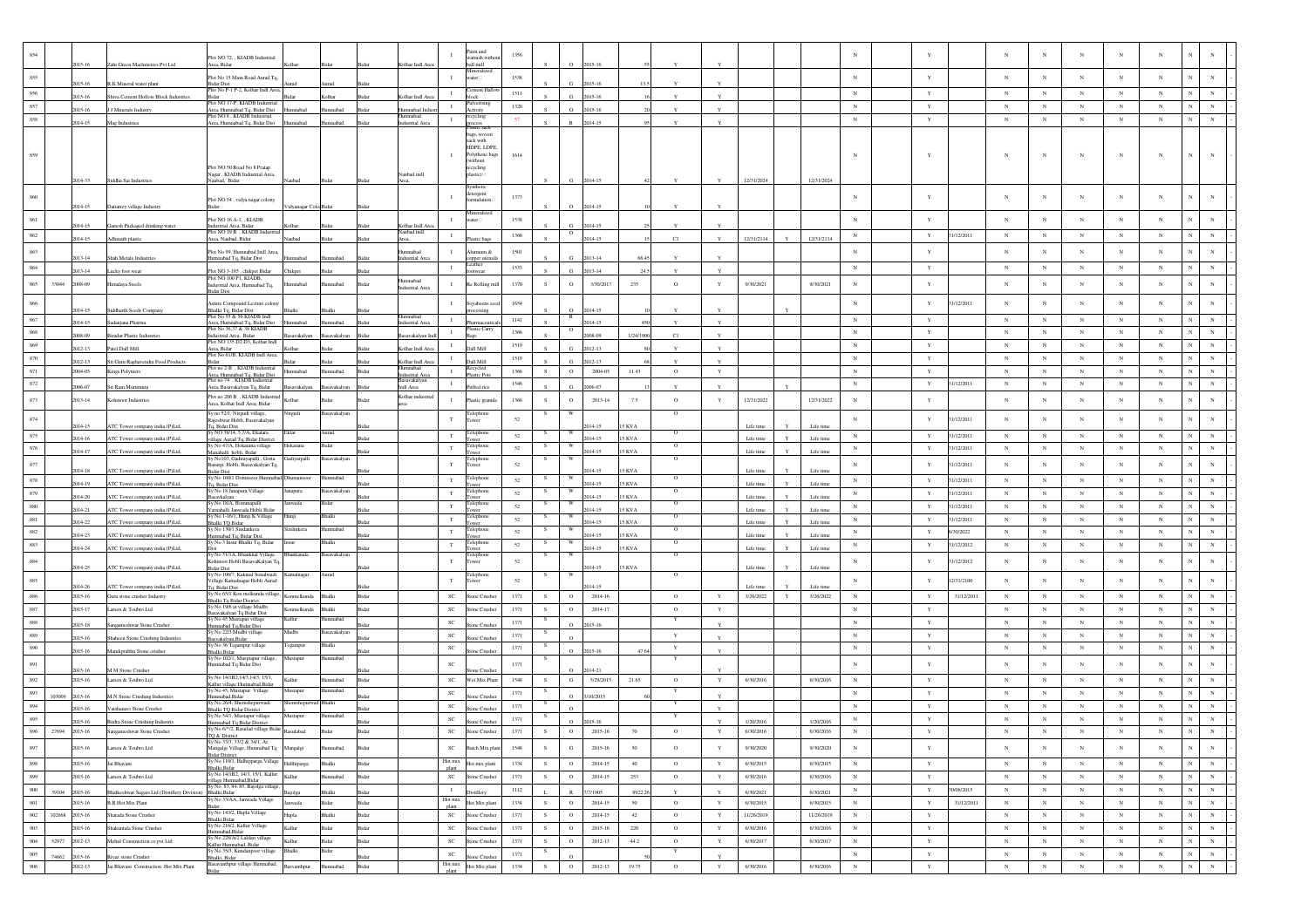| 854 | | 2015-16 | Zahi Green Machineries Pvt Ltd | Plot NO 72, , KIADB Industrial Area, Bidar | Kolhar | Bidar | Bidar | Kolhar Indl Area | I | Paint and varnish without ball mill | 1556 | S | O | 2015-16 | 55 | Y | Y | | | | | N | | Y | | N | N | N | N | N | N | N | N | |
|---|---|---|---|---|---|---|---|---|---|---|---|---|---|---|---|---|---|---|---|---|---|---|---|---|---|---|---|---|---|---|---|---|---|---|
| 855 | | 2015-16 | R.K Mineral water plant | Plot No 15 Main Road Aurad Tq, Bidar Dist | Aurad | Aurad | Bidar | | I | Mineralized water | 1538 | S | G | 2015-16 | 13.5 | Y | Y | | | | | N | | Y | | N | N | N | N | N | N | N | N | |
| 856 | | 2015-16 | Shiva Cement Hollow Block Industries | Plot No P-1 P-2, Kolhar Indl Area, Bidar | Bidar | Kolhar | Bidar | Kolhar Indl Area | I | Cement Hallow block | 1511 | S | G | 2015-16 | 16 | Y | Y | | | | | N | | Y | | N | N | N | N | N | N | N | N | |
| 857 | | 2015-16 | J J Minerals Industry | Plot NO 17-P, KIADB Industrial Area, Humnabad Tq, Bidar Dist | Humnabad | Humnabad | Bidar | Humnabad Industr | I | Pulverising Activity | 1320 | S | O | 2015-16 | 20 | Y | Y | | | | | N | | Y | | N | N | N | N | N | N | N | N | |
| 858 | | 2014-15 | Maj Industries | Plot NO 8 , KIADB Industrial Area, Humnabad Tq, Bidar Dist | Humnabad | Humnabad | Bidar | Humnabad Industrial Area | I | recycling process | 57 | S | R | 2014-15 | 95 | Y | Y | | | | | N | | Y | | N | N | N | N | N | N | N | N | |
| 859 | | 2014-33 | Siddhu Sai Industries | Plot NO 50 Road No 8 Pratap Nagar , KIADB Industrial Area, Naubad, Bidar | Naubad | Bidar | Bidar | Naubad indl Area, | I | Plastic sack bags, woven sack with HDPE, LDPE, Polythene bags (without recycling plastic) | 1614 | S | G | 2014-15 | 42 | Y | Y | 12/31/2024 | | 12/31/2024 | | N | | Y | | N | N | N | N | N | N | N | N | |
| 860 | | 2014-15 | Dattatrey village Industry | Plot NO 54 , vidya nagar colony Bidar | Vidyanagar Colo | Bidar | Bidar | | I | Synthetic detergent formulation | 1373 | S | O | 2014-15 | 10 | Y | Y | | | | | N | | Y | | N | N | N | N | N | N | N | N | |
| 861 | | 2014-15 | Ganesh Packaged drinking water | Plot NO 16 A-1, , KIADB Industrial Area, Bidar | Kolhar | Bidar | Bidar | Kolhar Indl Area | I | Mineralized water | 1538 | S | G | 2014-15 | 25 | Y | Y | | | | | N | | Y | | N | N | N | N | N | N | N | N | |
| 862 | | 2014-15 | Adhinath plastic | Plot NO 19 B , KIADB Industrial Area, Naubad, Bidar | Naubad | Bidar | Bidar | Naubad indl Area, | I | Plastic bags | 1566 | S | O | 2014-15 | 15 | C1 | Y | 12/31/2114 | Y | 12/31/2114 | | N | | Y | 31/12/2011 | N | N | N | N | N | N | N | N | |
| 863 | | 2013-14 | Shah Metals Industries | Plot No 99, Humnabad Indl Area, Humnabad Tq, Bidar Dist | Humnabad | Humnabad | Bidar | Humnabad Industrial Area | I | Alumium & copper utensils | 1501 | S | G | 2013-14 | 66.45 | Y | Y | | | | | N | | Y | | N | N | N | N | N | N | N | N | |
| 864 | | 2013-14 | Lucky foot wear | Plot NO 3-185 , chikpet Bidar | Chikpet | Bidar | Bidar | | I | Leather footwear | 1533 | S | G | 2013-14 | 24.5 | Y | Y | | | | | N | | Y | | N | N | N | N | N | N | N | N | |
| 865 | 33044 | 2008-09 | Himalaya Steels | Plot NO 100 P1, KIADB, Industrial Area, Humnabad Tq, Bidar Dist | Humnabad | Humnabad | Bidar | Humnabad Industrial Area | I | Re Rolling mill | 1570 | S | O | 3/30/2017 | 235 | O | Y | 9/30/2021 | | 9/30/2021 | | N | | Y | | N | N | N | N | N | N | N | N | |
| 866 | | 2014-15 | Siddharth Seeds Company | Astute Compound Lecture colony Bhalki Tq, Bidar Dist | Bhalki | Bhalki | Bidar | | I | Soyabeens seed processing | 1654 | S | O | 2014-15 | 10 | Y | Y | | Y | | | N | | Y | 31/12/2011 | N | N | N | N | N | N | N | N | |
| 867 | | 2014-15 | Sadanjana Pharma | Plot No 55 & 56 KIADB Indl Area, Humnabad Tq, Bidar Dist | Humnabad | Humnabad | Bidar | Humnabad Industrial Area | I | Pharmaceuticals | 1141 | S | R | 2014-15 | 450 | Y | Y | | | | | N | | Y | | N | N | N | N | N | N | N | N | |
| 868 | | 2008-09 | Biradar Plastic Industries | Plot No 36,37 & 38 KIADB Industrial Area, Bidar | Basavakalyan | Basavakalyan | Bidar | Basavakalyan Indl | I | Plastic Carry Bags | 1566 | S | O | 2008-09 | 1/24/1900 | C1 | Y | | | | | N | | Y | | N | N | N | N | N | N | N | N | |
| 869 | | 2012-13 | Patel Dall Mill | Plot NO 155 D2 D3, Kolhar Indl Area, Bidar | Kolhar | Bidar | Bidar | Kolhar Indl Area | I | Dall Mill | 1519 | S | G | 2012-13 | 80 | Y | Y | | | | | N | | Y | | N | N | N | N | N | N | N | N | |
| 870 | | 2012-13 | Sri Guru Raghavendra Food Products | Plot No 61/B, KIADB Indl Area, Bidar | Bidar | Bidar | Bidar | Kolhar Indl Area | I | Dall Mill | 1519 | S | G | 2012-13 | 68 | Y | Y | | | | | N | | Y | | N | N | N | N | N | N | N | N | |
| 871 | | 2004-05 | Kings Polymers | Plot no 2-B , KIADB Industrial Area, Humnabad Tq, Bidar Dist | Humnabad | Humnabad | Bidar | Humnabad Industrial Area | I | Recycled Plastic Pots | 1566 | S | O | 2004-05 | 11.43 | O | Y | | | | | N | | Y | | N | N | N | N | N | N | N | N | |
| 872 | | 2006-07 | Sri Ram Muramura | Plot no 74 , KIADB Industrial Area, Basavakalyan Tq, Bidar | Basavakalyan | Basavakalyan | Bidar | Basavakalyan Indl Area | I | Puffed rice | 1546 | S | G | 2006-07 | 15 | Y | Y | | Y | | | N | | Y | 31/12/2011 | N | N | N | N | N | N | N | N | |
| 873 | | 2013-14 | Kohinoor Industries | Plot no 206 B , KIADB Industrial Area, Kolhar Indl Area, Bidar | Kolhar | Bidar | Bidar | Kolhar industrial area | I | Plastic granule | 1566 | S | O | 2013-14 | 7.5 | O | Y | 12/31/2022 | | 12/31/2022 | | N | | Y | | N | N | N | N | N | N | N | N | |
| 874 | | 2014-15 | ATC Tower company india (P)Ltd, | Sy no 52/1, Nirgudi village, Rajeshwar Hobli, Basavakalyan Tq, Bidar Dist | Nirgudi | Basavakalyan | Bidar | | T | Telephone Tower | 52 | S | W | 2014-15 | 15 KVA | O | | Life time | Y | Life time | | N | | Y | 31/12/2011 | N | N | N | N | N | N | N | N | |
| 875 | | 2014-16 | ATC Tower company india (P)Ltd, | Sy NO 58/14, 5,7/A, Ekalara village Aurad Tq, Bidar District | Eklar | Aurad | Bidar | | T | Telephone Tower | 52 | S | W | 2014-15 | 15 KVA | O | | Life time | Y | Life time | | N | | Y | 31/12/2011 | N | N | N | N | N | N | N | N | |
| 876 | | 2014-17 | ATC Tower company india (P)Ltd, | Sy No 47/A, Hokarana village Manahalli hobli, Bidar | Hokarana | Bidar | Bidar | | T | Telephone Tower | 52 | S | W | 2014-15 | 15 KVA | O | | Life time | Y | Life time | | N | | Y | 31/12/2011 | N | N | N | N | N | N | N | N | |
| 877 | | 2014-18 | ATC Tower company india (P)Ltd, | Sy No103, Gadiayapalli , Gotta Basangi Hobli, Basavakalyan Tq, Bidar Dist | Gadiyarpalli | Basavakalyan | Bidar | | T | Telephone Tower | 52 | S | W | 2014-15 | 15 KVA | O | | Life time | Y | Life time | | N | | Y | 31/12/2011 | N | N | N | N | N | N | N | N | |
| 878 | | 2014-19 | ATC Tower company india (P)Ltd, | Sy No 160/1 Dommsoor Humnabad Tq, Bidar Dist | Dhumansoor | Humnabad | Bidar | | T | Telephone Tower | 52 | S | W | 2014-15 | 15 KVA | O | | Life time | Y | Life time | | N | | Y | 31/12/2011 | N | N | N | N | N | N | N | N | |
| 879 | | 2014-20 | ATC Tower company india (P)Ltd, | Sy No 18 Janapura Village Basavkalyan | Janapura | Basavakalyan | Bidar | | T | Telephone Tower | 52 | S | W | 2014-15 | 15 KVA | O | | Life time | Y | Life time | | N | | Y | 31/12/2011 | N | N | N | N | N | N | N | N | |
| 880 | | 2014-21 | ATC Tower company india (P)Ltd, | Sy No 18/A, Bomanapalli Yarnahalli Janwada Hobli Bidar | Janwada | Bidar | Bidar | | T | Telephone Tower | 52 | S | W | 2014-15 | 15 KVA | O | | Life time | Y | Life time | | N | | Y | 31/12/2011 | N | N | N | N | N | N | N | N | |
| 881 | | 2014-22 | ATC Tower company india (P)Ltd, | Sy No 1-16/1, Hunji K Village Bhalki TQ Bidar | Hunji | Bhalki | Bidar | | T | Telephone Tower | 52 | S | W | 2014-15 | 15 KVA | O | | Life time | Y | Life time | | N | | Y | 31/12/2011 | N | N | N | N | N | N | N | N | |
| 882 | | 2014-23 | ATC Tower company india (P)Ltd, | Sy No 138/1 Sindankera Humnabad Tq, Bidar Dist | Sindankera | Humnabad | Bidar | | T | Telephone Tower | 52 | S | W | 2014-15 | 15 KVA | O | | Life time | Y | Life time | | N | | Y | 6/30/2022 | N | N | N | N | N | N | N | N | |
| 883 | | 2014-24 | ATC Tower company india (P)Ltd, | Sy No 5 Insar Bhalki Tq, Bidar Dist | Insar | Bhalki | Bidar | | T | Telephone Tower | 52 | S | W | 2014-15 | 15 KVA | O | | Life time | Y | Life time | | N | | Y | 31/12/2012 | N | N | N | N | N | N | N | N | |
| 884 | | 2014-25 | ATC Tower company india (P)Ltd, | Sy No 51/1A, Bhankunal Village Kohinoor Hobli BasavaKalyan Tq, Bidar Dist | Bhankunala | Basavakalyan | Bidar | | T | Telephone Tower | 52 | S | W | 2014-15 | 15 KVA | O | | Life time | Y | Life time | | N | | Y | 31/12/2012 | N | N | N | N | N | N | N | N | |
| 885 | | 2014-26 | ATC Tower company india (P)Ltd, | Sy No 106/7, Kaknal Sonalwadi Village Kamalnagar Hobli Aurad Tq, Bidar Dist | Kamalnagar | Aurad | Bidar | | T | Telephone Tower | 52 | S | W | 2014-15 | | O | | Life time | Y | Life time | | N | | Y | 12/31/2100 | N | N | N | N | N | N | N | N | |
| 886 | | 2015-16 | Guru stone crusher Industry | Sy No 65/1 Kon melkunda village, Bhalki Tq Bidar District. | Konmelkunda | Bhalki | Bidar | | SC | Stone Crusher | 1371 | S | O | 2014-16 | | O | Y | 3/26/2022 | Y | 3/26/2022 | | N | | Y | 31/12/2011 | N | N | N | N | N | N | N | N | |
| 887 | | 2015-17 | Larsen & Toubro Ltd | Sy No 19/6 at village Mudbi Basavakalyan Tq Bidar Dist | Konmelkunda | Bhalki | Bidar | | SC | Stone Crusher | 1371 | S | O | 2014-17 | | O | Y | | | | | N | | Y | | N | N | N | N | N | N | N | N | |
| 888 | | 2015-18 | Sangameshwar Stone Crusher | Sy No 45 Mustapur village Humnabad Tq,Bidar Dist | Kallur | Humnabad | Bidar | | SC | Stone Crusher | 1371 | S | O | 2015-16 | | Y | Y | | | | | N | | Y | | N | N | N | N | N | N | N | N | |
| 889 | | 2015-16 | Shaheen Stone Crushing Industries | Sy No 22/3 Mudbi village Basvakalyan,Bidar | Mudbi | Basavakalyan | Bidar | | SC | Stone Crusher | 1371 | S | O | | | Y | Y | | | | | N | | Y | | N | N | N | N | N | N | N | N | |
| 890 | | 2015-16 | Manikprabhu Stone crusher | Sy No 36 Tegampur village Bhalki,Bidar | Tegampur | Bhalki | Bidar | | SC | Stone Crusher | 1371 | S | O | 2015-16 | 47.64 | Y | Y | | | | | N | | Y | | N | N | N | N | N | N | N | N | |
| 891 | | 2015-16 | M.M Stone Crusher | Sy No 102/1, Muştapur village, Humnabad Tq Bidar Dist | Mustapur | Humnabad | Bidar | | SC | Stone Crusher | 1371 | S | O | 2014-21 | | Y | | | | | | N | | Y | | N | N | N | N | N | N | N | N | |
| 892 | | 2015-16 | Larsen & Toubro Ltd | Sy No 14/1B2,14/3,14/3, 15/1, Kallur village Humnabad,Bidar | Kallur | Humnabad | Bidar | | SC | Wet Mix Plant | 1548 | S | G | 5/29/2015 | 21.65 | O | Y | 6/30/2016 | | 6/30/2016 | | N | | Y | | N | N | N | N | N | N | N | N | |
| 893 | 103009 | 2015-16 | M.N Stone Crushing Industries | Sy No 45, Mustapur Village Humnabad,Bidar | Mustapur | Humnabad | Bidar | | SC | Stone Crusher | 1371 | S | O | 3/10/2015 | 60 | Y | Y | | | | | N | | Y | | N | N | N | N | N | N | N | N | |
| 894 | | 2015-16 | Vaishnaavi Stone Crusher | Sy No 26/4, Shemshepurwadi Bhalki TQ Bidar District | Shemshepurwad | Bhalki | Bidar | | SC | Stone Crusher | 1371 | S | O | | | Y | Y | | | | | N | | Y | | N | N | N | N | N | N | N | N | |
| 895 | | 2015-16 | Rudra Stone Crushing Industris | Sy No 54/1, Mustapur village Humnabad Tq Bidar District | Mustapur | Humnabad | Bidar | | SC | Stone Crusher | 1371 | S | O | 2015-16 | | Y | Y | 1/20/2016 | | 1/20/2016 | | N | | Y | | N | N | N | N | N | N | N | N | |
| 896 | 27694 | 2015-16 | Sangameshwar Stone Crusher | Sy No 6/7/2, Rasulal village Bidar TQ & District | Rasulabad | Bidar | Bidar | | SC | Stone Crusher | 1371 | S | O | 2015-16 | 70 | O | Y | 6/30/2016 | | 6/30/2016 | | N | | Y | | N | N | N | N | N | N | N | N | |
| 897 | | 2015-16 | Larsen & Toubro Ltd | Sy No 33/3, 33/2 & 34/1, At Mangalgi Village, Humnabad Tq Bidar District | Mangalgi | Humnabad | Bidar | | SC | Batch Mix plant | 1548 | S | G | 2015-16 | 50 | O | Y | 9/30/2020 | | 9/30/2020 | | N | | Y | | N | N | N | N | N | N | N | N | |
| 898 | | 2015-16 | Jai Bhavani | Sy No 110/1, Halhipparga Village Bhalki,Bidar | Halbhparga | Bhalki | Bidar | | Hot mix plant | Hot mix plant | 1334 | S | O | 2014-15 | 40 | O | Y | 6/30/2015 | | 6/30/2015 | | N | | Y | | N | N | N | N | N | N | N | N | |
| 899 | | 2015-16 | Larsen & Toubro Ltd | Sy No 14/1B2, 14/3, 15/1, Kallur village Humnabad,Bidar | Kallur | Humnabad | Bidar | | SC | Stone Crusher | 1371 | S | O | 2014-15 | 253 | O | Y | 6/30/2016 | | 6/30/2016 | | N | | Y | | N | N | N | N | N | N | N | N | |
| 900 | 39104 | 2015-16 | Bhalkeshwar Sugars Ltd (Distillery Division) | Sy No 83, 84, 85, Bajolga village, Bhalki,Bidar | Bajolga | Bhalki | Bidar | | I | Distillery | 1112 | L | R | 7/7/1905 | 8922.26 | Y | Y | 6/30/2021 | | 6/30/2021 | | N | | Y | 30/06/2015 | N | N | N | N | N | N | N | N | |
| 901 | | 2015-16 | B.R Hot Mix Plant | Sy No 53/AA, Janwada Village Bidar | Janwada | Bidar | Bidar | | Hot mix plant | Hot Mix plant | 1334 | S | O | 2014-15 | 50 | O | Y | 6/30/2015 | | 6/30/2015 | | N | | Y | 31/12/2011 | N | N | N | N | N | N | N | N | |
| 902 | 102688 | 2015-16 | Sharada Stone Crusher | Sy No 14/1/2, Hupla Village Bhalki,Bidar | Hupla | Bhalki | Bidar | | SC | Stone Crusher | 1371 | S | O | 2014-15 | 42 | O | Y | 11/26/2019 | | 11/26/2019 | | N | | Y | | N | N | N | N | N | N | N | N | |
| 903 | | 2015-16 | Shakuntala Stone Crusher | Sy No 216/2, Kallur Village Humnabad,Bidar | Kallur | Bidar | Bidar | | SC | Stone Crusher | 1371 | S | O | 2015-16 | 220 | O | Y | 6/30/2016 | | 6/30/2016 | | N | | Y | | N | N | N | N | N | N | N | N | |
| 904 | 52977 | 2012-13 | Mehul Construction co pvt Ltd | Sy No 228/A/2 Lakhan village Kallur Humnabad, Bidar | Kallur | Bidar | Bidar | | SC | Stone Crusher | 1371 | S | O | 2012-13 | 44.2 | O | Y | 6/30/2017 | | 6/30/2017 | | N | | Y | | N | N | N | N | N | N | N | N | |
| 905 | 74662 | 2015-16 | Riyaz stone Crusher | Sy No 35/3, Kundanpoor village Bhalki, Bidar | Bhalki | Bidar | Bidar | | SC | Stone Crusher | 1371 | S | O | | 50 | Y | Y | | | | | N | | Y | | N | N | N | N | N | N | N | N | |
| 906 | | 2012-13 | Jai Bhavani Construction Hot Mix Plant | Basavanthpur village Humnabad, Bidar | Basvanthpur | Humnabad | Bidar | | Hot mix plant | Hot Mix plant | 1334 | S | O | 2012-13 | 19.75 | O | Y | 6/30/2016 | | 6/30/2016 | | N | | Y | | N | N | N | N | N | N | N | N | |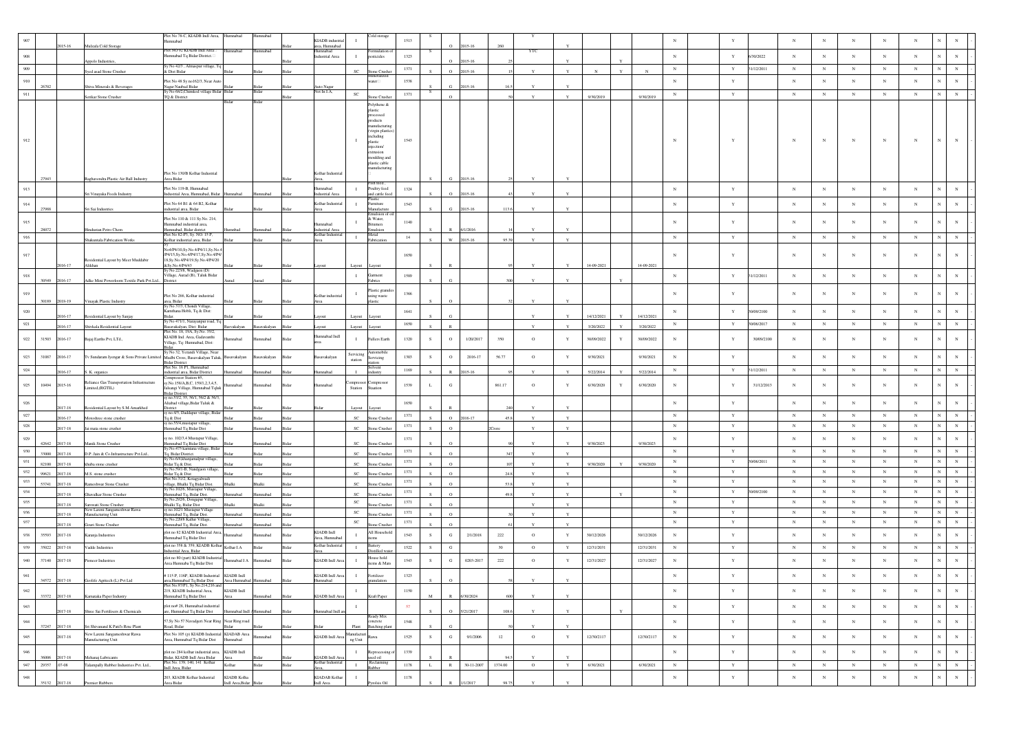| | | | | | | | | | | | | | | | | | | | | | | | | | | | | | | | | |
|---|---|---|---|---|---|---|---|---|---|---|---|---|---|---|---|---|---|---|---|---|---|---|---|---|---|---|---|---|---|---|---|---|
| 907 | | 2015-16 | Mulzafa Cold Storage | Plot No 78-C, KIADB Indl Area, Humnabad | Humnabad | Humnabad | Bidar | KIADB industrial area, Humnabad | I | Cold storage | 1513 | S | O | 2015-16 | 260 | Y | Y | | | | N | Y | | N | N | N | N | N | N | N | N | - |
| 908 | | | Appolo Industries, | Plot N0.92 KIADB Indl Area, Humnabad Tq Bidar District. | Humnabad | Humnabad | Bidar | Humnabad Industrial Area | I | Formulation of pesticides | 1323 | S | O | 2015-16 | 25 | YTC | Y | | Y | | N | Y | 6/30/2022 | N | N | N | N | N | N | N | N | - |
| 909 | | | Syed asad Stone Crusher | Sy No 42/3 , Almaspur village, Tq & Dist Bidar | Bidar | Bidar | Bidar | | SC | Stone Crusher | 1371 | S | O | 2015-16 | 15 | Y | Y | N | Y | N | N | Y | 31/12/2011 | N | N | N | N | N | N | N | N | - |
| 910 | 26702 | | Shiva Minerals & Beverages | Plot No 48 Sy no162/3, Near Auto Nagar Naubad Bidar | Bidar | Bidar | Bidar | Auto Nagar | I | Mineralized water | 1538 | S | G | 2015-16 | 16.5 | Y | Y | | | | N | Y | | N | N | N | N | N | N | N | N | - |
| 911 | | | Senkar Stone Crusher | Sy No 69/2,Chimkod village Bidar TQ & District | Bidar | Bidar | Bidar | Not In I.A. | SC | Stone Crusher | 1371 | S | O | | 50 | Y | Y | 8/30/2019 | | 9/30/2019 | N | Y | | N | N | N | N | N | N | N | N | - |
| 912 | 27943 | | Raghavendra Plastic Air Ball Industry | Plot No 130/B Kolhar Industrial Area Bidar | Bidar | Bidar | Bidar | Kolhar Industrial Area. | I | Polythene & plastic processed products manufacturing (virgin plastics) including plastic injections/ extrusion moulding and plastic cable manufacturing | 1545 | S | G | 2015-16 | 25 | Y | Y | | | | N | Y | | N | N | N | N | N | N | N | N | - |
| 913 | | | Sri Vinayaka Foods Industry | Plot No 119-B, Humnabad Industrial Area, Humnabad, Bidar | Humnabad | Humnabad | Bidar | Humnabad Industrial Area | I | Fish feed , Poultry feed and cattle feed | 1324 | S | O | 2015-16 | 45 | Y | Y | | | | N | Y | | N | N | N | N | N | N | N | N | - |
| 914 | 27998 | | Sri Sai Industries | Plot No 64 B1 & 64 B2, Kolhar industrial area, Bidar | Bidar | Bidar | Bidar | Kolhar Industrial Area | I | Plastic Furniture Manufacture | 1543 | S | G | 2015-16 | 113.6 | Y | Y | | | | N | Y | | N | N | N | N | N | N | N | N | - |
| 915 | 28072 | | Hindustan Petro Chem | Plot No 110 & 111 Sy No. 214, Humnabad industrial area, Humnabad, Bidar district | Humnabad | Humnabad | Bidar | Humnabad Industrial Area | I | Emulsion of oil & Water, Bitumen Emulsion | 1140 | S | R | 6/1/2016 | 14 | Y | Y | | | | N | Y | | N | N | N | N | N | N | N | N | - |
| 916 | | | Shakuntala Fabrication Works | Plot No 82-P3, Sy. NO. 15 P, Kolhar industrial area, Bidar | Bidar | Bidar | Bidar | Kolhar Industrial Area | I | Metal Fabrication | 14 | S | W | 2015-16 | 95.59 | Y | Y | | | | N | Y | | N | N | N | N | N | N | N | N | - |
| 917 | | 2016-17 | Residential Layout by Meer Muddabir Abkhan | Sy No4/P4/10,Sy No.4/P4/11,Sy.No.4/P4/15,Sy.No.4/P4/17,Sy.No.4/P4/19,Sy.No.4/P4/19,Sy.No.4/P4/20 &Sy.No.4/P4/43 | Bidar | Bidar | Bidar | Layout | Layout | Layout | 1650 | S | R | | 95 | Y | Y | 14-09-2021 | | 14-09-2021 | N | Y | | N | N | N | N | N | N | N | N | - |
| 918 | 30549 | 2016-17 | Adke Mini Powerloom Textile Park Pvt.Ltd., | Sy No 22/1K, Wadgaon (D) Village, Aurad (B), Taluk Bidar District | Aurad | Aurad | Bidar | | I | Garment Fabrics | 1589 | S | G | | 300 | Y | Y | | Y | | N | Y | 31/12/2011 | N | N | N | N | N | N | N | N | - |
| 919 | 30189 | 2018-19 | Vinayak Plastic Industry | Plot No 266, Kolhar industrial area, Bidar | Bidar | Bidar | Bidar | Kolhar industrial Area | I | Plastic granules using waste plastic | 1966 | S | O | | 32 | Y | Y | | | | N | Y | | N | N | N | N | N | N | N | N | - |
| 920 | | 2016-17 | Residential Layout by Sanjay | Sy No 57/3, Chondi Village, Kamthana Hobli, Tq & Dist: Bidar | Bidar | Bidar | Bidar | Layout | Layout | Layout | 1641 | S | G | | | Y | Y | 14/12/2021 | Y | 14/12/2021 | N | Y | 30/09/2100 | N | N | N | N | N | N | N | N | - |
| 921 | | 2016-17 | Shivkala Residential Layout | Sy No 471/1, Narayanpur road, Tq Basavakalyan, Dist: Bidar | Basavakalyan | Basavakalyan | Bidar | Layout | Layout | Layout | 1650 | S | R | | | Y | Y | 3/20/2022 | Y | 3/20/2022 | N | Y | 30/06/2017 | N | N | N | N | N | N | N | N | - |
| 922 | 31503 | 2016-17 | Bajaj Earths Pvt. LTd., | Plot No. 18, 19A, Sy.No. 55/2, KIADB Ind. Area, Gadavanthi Village, Tq: Humnabad, Dist: Bidar | Humnabad | Humnabad | Bidar | Humnabad Indl area | I | Fullers Earth | 1320 | S | O | 1/20/2017 | 350 | O | Y | 30/09/2022 | Y | 30/09/2022 | N | Y | 30/09/2100 | N | N | N | N | N | N | N | N | - |
| 923 | 31087 | 2016-17 | Tv Sundaram Iyengar & Sons Private Limited | Sy No 32, Yerandi Village, Near Mudbi Cross, Basavakalyan Taluk, Bidar District | Basavakalyan | Basavakalyan | Bidar | Basavakalyan | Servicing station | Automobile Servicing station | 1303 | S | O | 2016-17 | 56.77 | O | Y | 9/30/2021 | | 9/30/2021 | N | Y | | N | N | N | N | N | N | N | N | - |
| 924 | | 2016-17 | S. K. organics | Plot No. 16 P1, Humnabad industrial area, Bidar District | Humnabad | Humnabad | Bidar | Humnabad | I | Solvent industry | 1169 | S | R | 2015-16 | 95 | Y | Y | 5/22/2014 | Y | 5/22/2014 | N | Y | 31/12/2011 | N | N | N | N | N | N | N | N | - |
| 925 | 10494 | 2015-16 | Reliance Gas Transportation Infrastructure Limited,(RGTIL) | Compressor Station #5, sy.No.158/A,B,C, 159/1,2,3,4,5, Jalsangi Village, Humnabad Tq&& Bidar District. | Humnabad | Humnabad | Bidar | Humnabad | Compressor Station | Compressor Staation | 1539 | L | G | | 861.17 | O | Y | 6/30/2020 | Y | 6/30/2020 | N | Y | 31/12/2013 | N | N | N | N | N | N | N | N | - |
| 926 | | 2017-18 | Residential Layout by S.M.Amarkhed | sy.no.55/2, 55, 56/1, 56/2 & 56/3, Aliabad village,Bidar Taluk & District | Bidar | Bidar | Bidar | Bidar | Layout | Layout | 1650 | S | R | | 240 | Y | Y | | | | N | Y | | N | N | N | N | N | N | N | N | - |
| 927 | | 2016-17 | Motoshree stone crusher | sy no 4/5, Daddapur village, Bidar Tq & Dist | Bidar | Bidar | Bidar | | SC | Stone Crusher | 1371 | S | O | 2016-17 | 45.6 | Y | Y | | | | N | Y | | N | N | N | N | N | N | N | N | - |
| 928 | | 2017-18 | Jai mata stone crusher | sy no 55/4,mustapur village, Humnabad Tq Bidar Dist | Bidar | Humnabad | Bidar | | SC | Stone Crusher | 1371 | S | O | | 2Crore | Y | Y | | | | N | Y | | N | N | N | N | N | N | N | N | - |
| 929 | 42642 | 2017-18 | Manik Stone Crusher | sy no. 102/3,4 Mustapur Village, Humnabad Tq Bidar Dist | Bidar | Humnabad | Bidar | | SC | Stone Crusher | 1371 | S | O | | 90 | Y | Y | 9/30/2023 | | 9/30/2023 | N | Y | | N | N | N | N | N | N | N | N | - |
| 930 | 33080 | 2017-18 | D.P. Jain & Co.Infrastructure Pvt.Ltd., | Sy No 4/7/Kamthana village, Bidar Tq, Bidar District | Bidar | Bidar | Bidar | | SC | Stone Crusher | 1371 | S | O | | 347 | Y | Y | | | | N | Y | | N | N | N | N | N | N | N | N | - |
| 931 | 82100 | 2017-18 | khuba stone crusher | Sy No.6/4,khanjamalpur village, Bidar Tq & Dist. | Bidar | Bidar | Bidar | | SC | Stone Crusher | 1371 | S | O | | 107 | Y | Y | 9/30/2020 | Y | 9/30/2020 | N | Y | 30/06/2011 | N | N | N | N | N | N | N | N | - |
| 932 | 99621 | 2017-18 | M.S. stone crusher | Sy No.59/1-B, Nandgaon village, Bidar Tq & Dist | Bidar | Bidar | Bidar | | SC | Stone Crusher | 1371 | S | O | | 24.8 | Y | Y | | | | N | Y | | N | N | N | N | N | N | N | N | - |
| 933 | 53741 | 2017-18 | Rameshwar Stone Crusher | Plot No.31/2, Kotagyalwadi village, Bhalki Tq Bidar Dist. | Bhalki | Bhalki | Bidar | | SC | Stone Crusher | 1371 | S | O | | 53.8 | Y | Y | | | | N | Y | | N | N | N | N | N | N | N | N | - |
| 934 | | 2017-18 | Ghawalkar Stone Crusher | Sy No.102/6, Mustapur Village, Humnabad Tq, Bidar Dist. | Humnabad | Humnabad | Bidar | | SC | Stone Crusher | 1371 | S | O | | 49.8 | Y | Y | | Y | | N | Y | 30/09/2100 | N | N | N | N | N | N | N | N | - |
| 935 | | 2017-18 | Saraswati Stone Crusher | Sy No.29/26, Dongapur Village, Bhalki Tq, Bidar Dist. | Bhalki | Bhalki | Bidar | | SC | Stone Crusher | 1371 | S | O | | | Y | Y | | | | N | Y | | N | N | N | N | N | N | N | N | - |
| 936 | | 2017-18 | New Laxmi Sangameshwar Rawa Manufacturing Unit | sy no.102/1 Mustapur Village Humnabad Tq, Bidar Dist. | Humnabad | Humnabad | Bidar | | SC | Stone Crusher | 1371 | S | O | | 30 | Y | Y | | | | N | Y | | N | N | N | N | N | N | N | N | - |
| 937 | | 2017-18 | Gouri Stone Crusher | Sy No. 22/08 Kolhar Village, Humnabad Tq, Bidar Dist. | Humnabad | Humnabad | Bidar | | SC | Stone Crusher | 1371 | S | O | | 61 | Y | Y | | | | N | Y | | N | N | N | N | N | N | N | N | - |
| 938 | 35593 | 2017-18 | Karanja Industries | plot no 82 KIADB Industrial Area, Humnabad Tq Bidar Dist | Humnabad | Humnabad | Bidar | KIADB Indl Area, Humnabad | I | All Household items | 1543 | S | G | 2/1/2018 | 222 | O | Y | 30/12/2026 | | 30/12/2026 | N | Y | | N | N | N | N | N | N | N | N | - |
| 939 | 35922 | 2017-18 | Vadde Industries | plot no 358 & 359, KIADB Kolhar Industrial Area, Bidar | Kolhar I.A | Bidar | Bidar | Kolhar Industrial Area. | I | Battery Distilled water | 1522 | S | G | | 30 | O | Y | 12/31/2031 | | 12/31/2031 | N | Y | | N | N | N | N | N | N | N | N | - |
| 940 | 37140 | 2017-18 | Pioneer Industries | plot no 80 (part) KIADB Industrial Area Humnabad Tq Bidar Dist | Humnabad I A | Humnabad | Bidar | KIADB Indl Area | I | House hold items & Mats | 1543 | S | G | 0203-2017 | 222 | O | Y | 12/31/2027 | | 12/31/2027 | N | Y | | N | N | N | N | N | N | N | N | - |
| 941 | 34572 | 2017-18 | Godifc Agritech (L) Pvt Ltd | # 115 P, 116P, KIADB Industrial area,Humnabad Tq Bidar Dist | KIADB Indl Area Humnabad | Humnabad | Bidar | KIADB Indl Area Humnabad | I | Fertilizer granulation | 1323 | S | O | | 58 | Y | Y | | | | N | Y | | N | N | N | N | N | N | N | N | - |
| 942 | 33372 | 2017-18 | Karnataka Paper Industry | Plot No.97/P1, Sy.No.214,216 and 219, KIADB Industrial Area, Humnabad Tq Bidar Dist | KIADB Indl Area | Humnabad | Bidar | KIADB Indl Area | I | Kraft Paper | 1150 | M | R | 6/30/2024 | 600 | Y | Y | | | | N | Y | | N | N | N | N | N | N | N | N | - |
| 943 | | 2017-18 | Shree Sai Fertilisers & Chemicals | plot no# 28, Humnabad industrial are, Humnabad Tq Bidar Dist | Humnabad Indl A | Humnabad | Bidar | Humnabad Indl are | I | | 57 | S | O | 5/21/2017 | 108.6 | Y | Y | | Y | | N | Y | | N | N | N | N | N | N | N | N | - |
| 944 | 37247 | 2017-18 | Sri Shivanand K Patil's Rmc Plant | 57,Sy No 57 Navadgeri Near Ring Road, Bidar | Near Ring road Bidar | Bidar | Bidar | Bidar | Plant | Ready Mix concrete Batching plant | 1548 | S | G | | 50 | Y | Y | | | | N | Y | | N | N | N | N | N | N | N | N | - |
| 945 | | 2017-18 | New Laxmi Sangameshwar Rawa Manufacturing Unit | Plot No 105 (p) KIADB Industrial Area, Humnabad Tq Bidar Dist | KIADAB Area Humnabad | Humnabad | Bidar | KIADB Indl Area | Manufacturing Unit | Rawa | 1525 | S | G | 9/1/2006 | 12 | O | Y | 12/30/2117 | | 12/30/2117 | N | Y | | N | N | N | N | N | N | N | N | - |
| 946 | 36006 | 2017-18 | Meharaj Lubricants | plot no 284 kolhar industrial area, Bidar, KIADB Indl Area Bidar | KIADB Indl Area. | Bidar | Bidar | KIADB Indl Area | I | Reprocessing of used oil | 1539 | S | R | | 94.5 | Y | Y | | | | N | Y | | N | N | N | N | N | N | N | N | - |
| 947 | 29357 | 07-08 | Talampally Rubber Industries Pvt. Ltd., | Plot No. 139, 140, 141 Kolhar Indl Area, Bidar | Kolhar | Bidar | Bidar | Kolhar Industrial Area. | I | Reclaiming Rubber | 1178 | L | R | 30-11-2007 | 1574.00 | O | Y | 6/30/2021 | | 6/30/2021 | N | Y | | N | N | N | N | N | N | N | N | - |
| 948 | 35132 | 2017-18 | Premier Rubbers | 203, KIADB Kolhar Industrial Area Bidar | KIADB Kolha Indl Area,Bidar | Bidar | Bidar | KIADAB Kolhar Indl Area | I | Pyrolsis Oil | 1178 | S | R | 1/1/2017 | 98.75 | Y | Y | | | | N | Y | | N | N | N | N | N | N | N | N | - |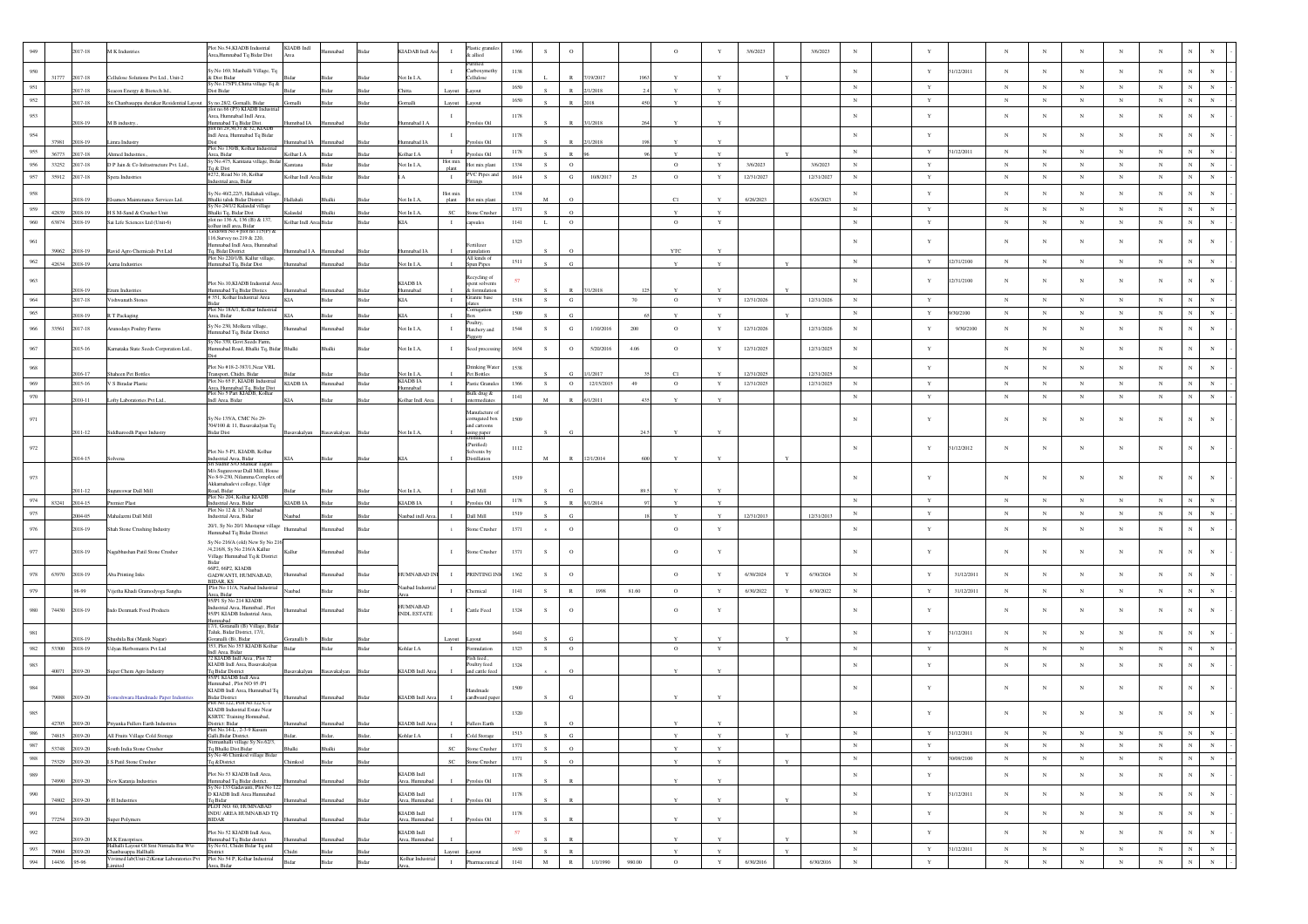| | | | | | | | | | | | | | | | | | | | | | | | | | | | | | | | | |
|---|---|---|---|---|---|---|---|---|---|---|---|---|---|---|---|---|---|---|---|---|---|---|---|---|---|---|---|---|---|---|---|---|
| 949 | | 2017-18 | M K Industries | Plot No.54,KIADB Industrial Area,Humnabad Tq Bidar Dist | KIADB Indl Area | Humnabad | Bidar | KIADAB Indl Are | I | Plastic granules & allied | 1366 | S | O | | | O | Y | 3/6/2023 | | 3/6/2023 | N | Y | | N | N | N | N | N | N | N | N | - |
| 950 | 31777 | 2017-18 | Cellulose Solutions Pvt Ltd., Unit-2 | Sy.No 169, Manhalli Village, Tq & Dist Bidar | Bidar | Bidar | Bidar | Not In I.A. | I | Purified Carboxymethy Cellulose | 1138 | L | R | 7/19/2017 | 1963 | Y | Y | | Y | | N | Y | 31/12/2011 | N | N | N | N | N | N | N | N | - |
| 951 | | 2017-18 | Seacon Energy & Biotech ltd., | Sy.No.175/P1,Chitta village Tq & Dist Bidar | Bidar | Bidar | Bidar | Chitta | Layout | Layout | 1650 | S | R | 2/1/2018 | 2.4 | Y | Y | | | | N | Y | | N | N | N | N | N | N | N | N | - |
| 952 | | 2017-18 | Sri Chanbasappa shetakar Residential Layout | Sy.no.28/2, Gornalli, Bidar | Gornalli | Bidar | Bidar | Gornalli | Layout | Layout | 1650 | S | R | 2018 | 450 | Y | Y | | | | N | Y | | N | N | N | N | N | N | N | N | - |
| 953 | | 2018-19 | M B industry., | plot no.66 (P3) KIADB Industrial Area, Humnabad Indl Area, Humnabad Tq Bidar Dist | Humnabad IA | Humnabad | Bidar | Humnabad I A | I | Pyrolsis Oil | 1178 | S | R | 3/1/2018 | 264 | Y | Y | | | | N | Y | | N | N | N | N | N | N | N | N | - |
| 954 | 37981 | 2018-19 | Limra Industry | plot no.29,30,31 & 32, KIADB Indl Area, Humnabad Tq Bidar Dist | Humnabad IA | Humnabad | Bidar | Humnabad IA | I | Pyrolsis Oil | 1178 | S | R | 2/1/2018 | 198 | Y | Y | | | | N | Y | | N | N | N | N | N | N | N | N | - |
| 955 | 36773 | 2017-18 | Ahmed Industries., | Plot No.13/D, Kolhar Industrial Area, Bidar | Kolhar I.A | Bidar | Bidar | Kolhar I.A | I | Pyrolsis Oil | 1178 | S | R | 96 | 96 | Y | Y | | Y | | N | Y | 31/12/2011 | N | N | N | N | N | N | N | N | - |
| 956 | 33252 | 2017-18 | D P Jain & Co Infrastructure Pvt. Ltd., | Sy.No.475, Kamtana village, Bidar Tq & Dist | Kamtana | Bidar | Bidar | Not In I.A. | Hot mix plant | Hot mix plant | 1334 | S | O | | | O | Y | 3/6/2023 | | 3/6/2023 | N | Y | | N | N | N | N | N | N | N | N | - |
| 957 | 35912 | 2017-18 | Spera Industries | #272, Road No.16, Kolhar Industrial area, Bidar | Kolhar Indl Area | Bidar | Bidar | I A | I | PVC Pipes and Fittings | 1614 | S | G | 10/8/2017 | 25 | O | Y | 12/31/2027 | | 12/31/2027 | N | Y | | N | N | N | N | N | N | N | N | - |
| 958 | | 2018-19 | Elsamex Maintenance Services Ltd. | Sy.No 40/2,22/5, Hallahali village, Bhalki taluk Bidar District | Hallahali | Bhalki | Bidar | Not In I.A. | Hot mix plant | Hot mix plant | 1334 | M | O | | | Cl | Y | 6/26/2023 | | 6/26/2023 | N | Y | | N | N | N | N | N | N | N | N | - |
| 959 | 42839 | 2018-19 | H S M Sand & Crusher Unit | Sy.No 24/1/2 Kalasdal village Bhalki Tq, Bidar Dist | Kalasdal | Bhalki | Bidar | Not In I.A. | SC | Stone Crusher | 1371 | S | O | | | Y | Y | | | | N | Y | | N | N | N | N | N | N | N | N | - |
| 960 | 63874 | 2018-19 | Sai Life Sciences Ltd (Unit-6) | plot no 139-A, 136 (B) & 137, kolhar indl area, Bidar | Kolhar Indl Area | Bidar | Bidar | KIA | I | capsules | 1141 | L | O | | | O | Y | | | | N | Y | | N | N | N | N | N | N | N | N | - |
| 961 | 59062 | 2018-19 | Ravid Agro Chemicals Pvt Ltd | Godown No.4 plot no.115(P) & 116,Survey no.219 & 220, Humnabad Indl Area, Humnabad Tq, Bidar District | Humnabad I A | Humnabad | Bidar | Humnabad IA | I | Fertilizer granulation | 1323 | S | O | | | YTC | Y | | | | N | Y | | N | N | N | N | N | N | N | N | - |
| 962 | 42634 | 2018-19 | Aarna Industries | Plot No 220/1/B, Kalhar village, Humnabad Tq, Bidar Dist | Humnabad | Humnabad | Bidar | Not In I.A. | I | All kinds of Spun Pipes | 1511 | S | G | | | Y | Y | | Y | | N | Y | 12/31/2100 | N | N | N | N | N | N | N | N | - |
| 963 | | 2018-19 | Erum Industries | Plot No.10,KIADB Industrial Area Humnabad Tq Bidar Distics | Humnabad | Humnabad | Bidar | KIADB IA Humnabad | I | Recycling of spent solvents & formulation | 57 | S | R | 7/1/2018 | 125 | Y | Y | | Y | | N | Y | 12/31/2100 | N | N | N | N | N | N | N | N | - |
| 964 | | 2017-18 | Vishwanath Stones | # 351, Kolhar Industrial Area Bidar | KIA | Bidar | Bidar | KIA | I | Granite base slates | 1518 | S | G | | 70 | O | Y | 12/31/2026 | | 12/31/2026 | N | Y | | N | N | N | N | N | N | N | N | - |
| 965 | | 2018-19 | R T Packaging | Plot No 18A/1, Kolhar Industrial Area, Bidar | KIA | Bidar | Bidar | KIA | I | Corrugation Box | 1509 | S | G | | 65 | Y | Y | | Y | | N | Y | 9/30/2100 | N | N | N | N | N | N | N | N | - |
| 966 | 33561 | 2017-18 | Arunodaya Poultry Farms | Sy No 230, Molkera village, Humnabad Tq, Bidar District | Humnabad | Humnabad | Bidar | Not In I.A. | I | Poultry, Hatchery and Piggery | 1544 | S | G | 1/10/2016 | 200 | O | Y | 12/31/2026 | | 12/31/2026 | N | Y | 9/30/2100 | N | N | N | N | N | N | N | N | - |
| 967 | | 2015-16 | Karnataka State Seeds Corporation Ltd., | Sy No 339, Govt Seeds Farm, Humnabad Road, Bhalki Tq, Bidar Dist | Bhalki | Bhalki | Bidar | Not In I.A. | I | Seed processing | 1654 | S | O | 5/20/2016 | 4.06 | O | Y | 12/31/2025 | | 12/31/2025 | N | Y | | N | N | N | N | N | N | N | N | - |
| 968 | | 2016-17 | Shaheen Pet Bottles | Plot No #18-2-383/1,Near VRL Transport, Chidri, Bidar | Bidar | Bidar | Bidar | Not In I.A. | I | Drinking Water Pet Bottles | 1538 | S | G | 1/1/2017 | 35 | Cl | Y | 12/31/2025 | | 12/31/2025 | N | Y | | N | N | N | N | N | N | N | N | - |
| 969 | | 2015-16 | V S Biradar Plastic | Plot No 65 P, KIADB Industrial Area, Humnabad Tq, Bidar Dist | KIADB IA | Humnabad | Bidar | KIADB IA Humnabad | I | Plastic Granules | 1366 | S | O | 12/15/2015 | 49 | O | Y | 12/31/2025 | | 12/31/2025 | N | Y | | N | N | N | N | N | N | N | N | - |
| 970 | | 2010-11 | Lofty Laboratories Pvt Ltd., | Plot No 5 Part KIADB, Kolhar Indl Area, Bidar | KIA | Bidar | Bidar | Kolhar Indl Area | I | Bulk drug & intermediates | 1141 | M | R | 6/1/2011 | 435 | Y | Y | | | | N | Y | | N | N | N | N | N | N | N | N | - |
| 971 | | 2011-12 | Siddharoodh Paper Industry | Sy No 135/A, CMC No 29-704/100 & 11, Basavakalyan Tq Bidar Dist | Basavakalyan | Basavakalyan | Bidar | Not In I.A. | I | Manufacture of corrugated box and cartoons using paper | 1509 | S | G | | 24.5 | Y | Y | | | | N | Y | | N | N | N | N | N | N | N | N | - |
| 972 | | 2014-15 | Solvena | Plot No 5-P1, KIADB, Kolhar Industrial Area, Bidar | KIA | Bidar | Bidar | KIA | I | Crushed (Purified) Solvents by Distillation | 1112 | M | R | 12/1/2014 | 600 | Y | Y | | Y | | N | Y | 31/12/2012 | N | N | N | N | N | N | N | N | - |
| 973 | | 2011-12 | Sugureswar Dall Mill | Sri Sidhar Siva Bomber Jagam M/s Suguresvar Dall Mill, House No 8-9-2/30, Nilamma Complex off Akkamahadevi college, Udgir Road, Bidar | Bidar | Bidar | Bidar | Not In I.A. | I | Dall Mill | 1519 | S | G | | 89.5 | Y | Y | | | | N | Y | | N | N | N | N | N | N | N | N | - |
| 974 | 83241 | 2014-15 | Premier Plast | Plot No 204, Kolhar KIADB Industrial Area, Bidar | KIADB IA | Bidar | Bidar | KIADB IA | I | Pyrolsis Oil | 1178 | S | R | 8/1/2014 | 97 | Y | Y | | | | N | Y | | N | N | N | N | N | N | N | N | - |
| 975 | | 2004-05 | Mahalaxmi Dall Mill | Plot No 12 & 13, Naubad Industrial Area, Bidar | Naubad | Bidar | Bidar | Naubad indl Area, | I | Dall Mill | 1519 | S | G | | 18 | Y | Y | 12/31/2013 | | 12/31/2013 | N | Y | | N | N | N | N | N | N | N | N | - |
| 976 | | 2018-19 | Shah Stone Crushing Industry | 20/1, Sy No 20/1 Mustapur village Humnabad Tq Bidar District | Humnabad | Humnabad | Bidar | | i | Stone Crusher | 1371 | s | O | | | O | Y | | | | N | Y | | N | N | N | N | N | N | N | N | - |
| 977 | | 2018-19 | Nagabhushan Patil Stone Crusher | Sy No 216/A (old) New Sy No 216 /A 216/8, Sy No 216/A Kaller Village Humnabad Tq & District Bidar | Kallur | Humnabad | Bidar | | I | Stone Crusher | 1371 | S | O | | | O | Y | | | | N | Y | | N | N | N | N | N | N | N | N | - |
| 978 | 63970 | 2018-19 | Aba Printing Inks | 66P2, 66P2, KIADB GADWANTI, HUMNABAD, BIDAR, KS | Humnabad | Humnabad | Bidar | HUMNABAD INI | I | PRINTING INI | 1362 | S | O | | | O | Y | 6/30/2024 | Y | 6/30/2024 | N | Y | 31/12/2011 | N | N | N | N | N | N | N | N | - |
| 979 | | 98-99 | Vijetha Khadi Gramodyoga Sangha | Plot No 11/A, Naubad Industrial Area, Bidar | Naubad | Bidar | Bidar | Naubad Industrial Area | I | Chemical | 1141 | S | R | 1998 | 81.60 | O | Y | 6/30/2022 | Y | 6/30/2022 | N | Y | 31/12/2011 | N | N | N | N | N | N | N | N | - |
| 980 | 74430 | 2018-19 | Indo Denmark Food Products | 95/P1 Sy No 214 KIADB Industrial Area, Humnabad , Plot 95/P1 KIADB Industrial Area, Humnabad | Humnabad | Humnabad | Bidar | HUMNABAD INDL ESTATE | I | Cattle Feed | 1324 | S | O | | | O | Y | | | | N | Y | | N | N | N | N | N | N | N | N | - |
| 981 | | 2018-19 | Shushila Bai (Manik Nagar) | 17/1, Gornalli (B) Village, Bidar Taluk, Bidar District, 17/1, Goranalli (B), Bidar | Goranalli b | Bidar | Bidar | | Layout | Layout | 1641 | S | G | | | Y | Y | | Y | | N | Y | 31/12/2011 | N | N | N | N | N | N | N | N | - |
| 982 | 53300 | 2018-19 | Udyan Herbomatrix Pvt Ltd | 353, Plot No 353 KIADB Kolhar Indl Area, Bidar | Bidar | Bidar | Bidar | Kohlar I.A | I | Formulation | 1323 | S | O | | | O | Y | | | | N | Y | | N | N | N | N | N | N | N | N | - |
| 983 | 40071 | 2019-20 | Super Chem Agro Industry | 72 KIADB Indl Area , Plot 72 KIADB Indl Area, Basavakalyan Tq Bidar District | Basavakalyan | Basavakalyan | Bidar | KIADB Indl Area | I | Fish feed , Poultry feed and cattle feed | 1324 | s | O | | | Y | Y | | | | N | Y | | N | N | N | N | N | N | N | N | - |
| 984 | 79088 | 2019-20 | Someshwara Handmade Paper Industries | 95/P1 KIADB Indl Area Humnabad , Plot NO 95 /P1 KIADB Indl Area, Humnabad Tq Bidar District | Humnabad | Humnabad | Bidar | KIADB Indl Area | I | Handmade cardboard paper | 1509 | S | G | | | Y | Y | | | | N | Y | | N | N | N | N | N | N | N | N | - |
| 985 | 42705 | 2019-20 | Priyanka Fullers Earth Industries | Plot No 122, Plot No 122 C-1 KIADB Industrial Estate Near KSRTC Training Hunnabad, District: Bidar | Humnabad | Humnabad | Bidar | KIADB Indl Area | I | Fullers Earth | 1320 | S | O | | | Y | Y | | | | N | Y | | N | N | N | N | N | N | N | N | - |
| 986 | 74815 | 2019-20 | All Fruits Village Cold Storage | Plot No 14-L , 2-3-9 Kasum Galli Bidar District, | Bidar, | Bidar, | Bidar, | Kohlar I.A | I | Cold Storage | 1513 | S | G | | | Y | Y | | Y | | N | Y | 31/12/2011 | N | N | N | N | N | N | N | N | - |
| 987 | 53748 | 2019-20 | South India Stone Crusher | Nimnahalli village Sy No.62/3, Tq Bhalki Dist.Bidar | Bhalki | Bhalki | Bidar | | SC | Stone Crusher | 1371 | S | O | | | Y | Y | | | | N | Y | | N | N | N | N | N | N | N | N | - |
| 988 | 75329 | 2019-20 | I S Patil Stone Crusher | Sy No 46 Chimkod village Bidar Tq &District | Chimkod | Bidar | Bidar | | SC | Stone Crusher | 1371 | S | O | | | Y | Y | | Y | | N | Y | 30/09/2100 | N | N | N | N | N | N | N | N | - |
| 989 | 74990 | 2019-20 | New Karanja Industries | Plot No 53 KIADB Indl Area, Humnabad Tq Bidar district. | Humnabad | Humnabad | Bidar | KIADB Indl Area, Humnabad | I | Pyrolsis Oil | 1178 | S | R | | | Y | Y | | | | N | Y | | N | N | N | N | N | N | N | N | - |
| 990 | 74802 | 2019-20 | 6 H Industries | Sy No 155Gadawanti, Plot No 122 D KIADB Indl Area Humnabad Tq Bidar | Humnabad | Humnabad | Bidar | KIADB Indl Area, Humnabad | I | Pyrolsis Oil | 1178 | S | R | | | Y | Y | | Y | | N | Y | 31/12/2011 | N | N | N | N | N | N | N | N | - |
| 991 | 77254 | 2019-20 | Super Polymers | PLOT NO. 60, HUMNABAD INDU AREA HUMNABAD TQ BIDAR | Humnabad | Humnabad | Bidar | KIADB Indl Area, Humnabad | I | Pyrolsis Oil | 1178 | S | R | | | Y | Y | | | | N | Y | | N | N | N | N | N | N | N | N | - |
| 992 | | 2019-20 | M K Enterprises | Plot No 52 KIADB Indl Area, Humnabad Tq Bidar district | Humnabad | Humnabad | Bidar | KIADB Indl Area, Humnabad | I | | 57 | S | R | | | Y | Y | | Y | | N | Y | | N | N | N | N | N | N | N | N | - |
| 993 | 79004 | 2019-20 | Hallualli Layout Of Smt Nirmala Bai W/o Chanbasappa Hallualli | Sy No 61, Chidri Bidar Tq and District | Chidri | Bidar | Bidar | | Layout | Layout | 1650 | S | R | | | Y | Y | | Y | | N | Y | 31/12/2011 | N | N | N | N | N | N | N | N | - |
| 994 | 14436 | 95-96 | Vivimed lab(Unit-2)Konar Laboratories Pvt Limited | Plot No 54 P, Kolhar Industrial Area, Bidar | Bidar | Bidar | Bidar | Kolhar Industrial Area, | I | Pharmaceutical | 1141 | M | R | 1/1/1990 | 980.00 | O | Y | 6/30/2016 | | 6/30/2016 | N | Y | | N | N | N | N | N | N | N | N | - |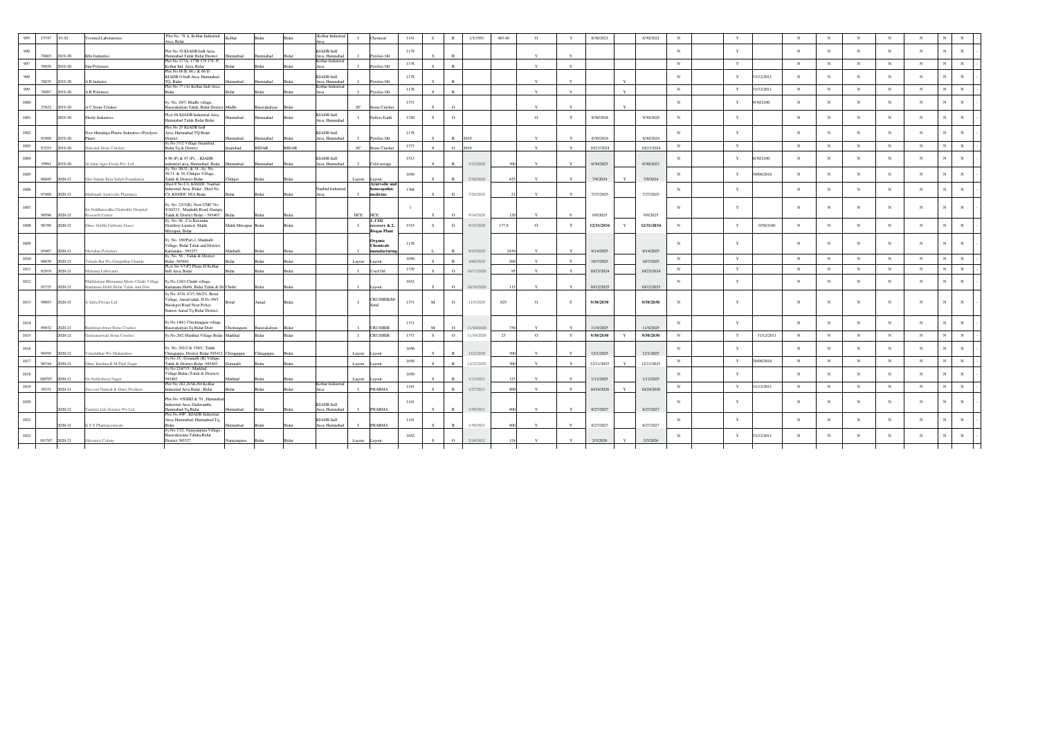| | | | | | | | | | | | | | | | | | | | | | | | | | | | | | | | | | | |
|---|---|---|---|---|---|---|---|---|---|---|---|---|---|---|---|---|---|---|---|---|---|---|---|---|---|---|---|---|---|---|---|---|---|---|
| 995 | 15747 | 91-92 | Virumed Laboratories | Plot No: 78 A, Kolhar Industrial Area, Bidar | Kolhar | Bidar | Bidar | Kolhar Industrial Area, | I | Chemical | 1141 | S | R | 1/1/1991 | 485.40 | O | Y | 6/30/2021 | | 6/30/2021 | N | | Y | | N | N | N | N | N | N | N | - |
| 996 | 78803 | 2019-20 | Kbn Industries | Plot No 70 KIADB Indl Area, Humnabad Taluk Bidar District | Humnabad | Humnabad | Bidar | KIADB Indl Area, Humnabad | I | Pyrolsis Oil | 1178 | S | R | | | Y | Y | | | | N | | Y | | N | N | N | N | N | N | N | - |
| 997 | 78858 | 2019-20 | Star Polymers | Plot No 177A, 177B 178 178 -P, Kolhar Ind. Area, Bidar | Bidar | Bidar | Bidar | Kolhar Industrial Area | I | Pyrolsis Oil | 1178 | S | R | | | Y | Y | | | | N | | Y | | N | N | N | N | N | N | N | - |
| 998 | 78835 | 2019-20 | A R Industry | Plot No 66 B, 66 c & 66 D KIADB O Indl Area, Humnabad TQ, Bidar | Humnabad | Humnabad | Bidar | KIADB Indl Area, Humnabad | I | Pyrolsis Oil | 1178 | S | R | | | Y | Y | | Y | | N | | Y | 31/12/2011 | N | N | N | N | N | N | N | - |
| 999 | 78987 | 2019-20 | A R Polymers | Plot No 77 (A) Kolhar Indl Area, Bidar | Bidar | Bidar | Bidar | Kolhar Industrial Area | I | Pyrolsis Oil | 1178 | S | R | | | Y | Y | | Y | | N | | Y | 31/12/2011 | N | N | N | N | N | N | N | - |
| 1000 | 27622 | 2019-20 | A C Stone Crusher | Sy. No. 29/3, Mudbi village, Basavakalyan Taluk, Bidar District | Mudbi | Basavakalyan | Bidar | | SC | Stone Crusher | 1371 | S | O | | | Y | Y | | Y | | N | | Y | 6/30/2100 | N | N | N | N | N | N | N | - |
| 1001 | | 2019-20 | Shetty Industries | PLot 68 KIADB Industrial Area, Humnabad Taluk Bidar Bidar | Humnabad | Humnabad | Bidar | KIADB Indl Area, Humnabad | I | Fullers Earth | 1320 | S | O | | | O | Y | 6/30/2028 | | 6/30/2028 | N | | Y | | N | N | N | N | N | N | N | - |
| 1002 | 81889 | 2019-20 | New Himalaya Plastic Industries (Pyrolysis Plant) | Plot No 25 KIADB Indl Area, Humnabad TQ Bidar District. | Humnabad | Humnabad | Bidar | KIADB Indl Area, Humnabad | I | Pyrolsis Oil | 1178 | S | R | 2019 | | Y | Y | 6/30/2024 | | 6/30/2024 | N | | Y | | N | N | N | N | N | N | N | - |
| 1003 | 83253 | 2019-20 | Natrasal Stone Crusher | Sy No 57/2 Village Imambad, Bidar Tq & District | Imambad, | BIDAR | BIDAR | | SC | Stone Crusher | 1371 | S | O | 2019 | | Y | Y | 10/21/2024 | | 10/21/2024 | N | | Y | | N | N | N | N | N | N | N | - |
| 1004 | 35991 | 2019-20 | Al-Jafar Agro Foods Pvt. Ltd. | # 96 (P) & 97 (P), , KIADB industrial area, Humnabad, Bidar | Humnabad | Humnabad | Bidar | KIADB Indl Area, Humnabad | I | Cold storage | 1513 | S | R | 3/12/2020 | 300 | Y | Y | 6/30/2023 | | 6/30/2023 | N | | Y | 6/30/2100 | N | N | N | N | N | N | N | - |
| 1005 | 89045 | 2020-21 | Shri Nanak Jhira Saheb Foundation | Sy. No. 30/31, & 34 , Sy. No. 30,31, & 34, Chikpet Village, Taluk & District Bidar | Chikpet | Bidar | Bidar | | Layout | Layout | 1650 | S | R | 7/30/2020 | 425 | Y | Y | 7/9/2024 | Y | 7/9/2024 | N | | Y | 30/06/2016 | N | N | N | N | N | N | N | - |
| 1006 | 87488 | 2020-21 | Mallinath Ayurvedic Pharmacy | Shed # No C9, KSSIDC Naubad Industrial Area, Bidar , Shed No C9, KSSIDC NIA Bidar. | Bidar | Bidar | Bidar | Naubad Industrial Area, | I | Ayurvedic and homeopathic medicine | 1304 | S | G | 7/28/2020 | 21 | Y | Y | 7/27/2025 | | 7/27/2025 | N | | Y | | N | N | N | N | N | N | N | - |
| 1007 | 98596 | 2020-21 | Sri Siddharoodha Charitable Hospital Research Center | Sy. No. 23/3(B), New CMC No. 9/10/213 , Manhalli Road, Gumpa, Taluk & District Bidar – 585403. | Bidar | Bidar | Bidar | | HCE | HCE | 1 | S | O | 9/14/2020 | 120 | Y | Y | 9/8/2025 | | 9/8/2025 | N | | Y | | N | N | N | N | N | N | N | - |
| 1008 | 98789 | 2020-21 | Shree Siddhi Carbonic Gases | Sy. No. 96 , C/o Ravindra Distillery Limited, Malik Mirzapur, Bidar | Malik Mirzapur | Bidar | Bidar | | I | 1. $CO_2$ recovery & 2. Biogas Plant | 1515 | S | G | 9/15/2020 | 177.8 | O | Y | 12/31/2034 | Y | 12/31/2034 | N | | Y | 9/30/2100 | N | N | N | N | N | N | N | - |
| 1009 | 85487 | 2020-21 | Meridian Polymers | Sy. No. 169/Part-2, Manhalli Village, Bidar Taluk and District, Karnataka - 585257 | Manhalli | Bidar | Bidar | | I | Organic Chemicals manufacturing | 1138 | L | R | 9/15/2020 | 2450 | Y | Y | 9/14/2025 | | 9/14/2025 | N | | Y | | N | N | N | N | N | N | N | - |
| 1010 | 98839 | 2020-21 | Vimala Bai Wo Gangadhar Chanda | Sy. No. 56, , Taluk & District Bidar -585401. | Bidar | Bidar | Bidar | | Layout | Layout | 1650 | S | R | 10/8/2020 | 260 | Y | Y | 10/7/2025 | | 10/7/2025 | N | | Y | | N | N | N | N | N | N | N | - |
| 1011 | 82919 | 2020-21 | Meharaj Lubricants | PLot No VS-P2 Phase-II Kolhar Indl Area, Bidar | Bidar | Bidar | Bidar | | I | Used Oil | 1339 | S | O | 10/17/2020 | 95 | Y | Y | 10/23/2024 | | 10/23/2024 | N | | Y | | N | N | N | N | N | N | N | - |
| 1012 | 85725 | 2020-21 | Mallikarjun Bhimanna Metre Chidri Village Kamatana Hobli Bidar Taluk And Dist | Sy.No.124/1 Chidri village, Kamatana Hobli, Bidar Taluk & Di | Chidri | Bidar | Bidar | | I | Layout | 1652 | S | O | 10/19/2020 | 115 | Y | Y | 10/12/2025 | | 10/12/2025 | N | | Y | | N | N | N | N | N | N | N | - |
| 1013 | 99893 | 2020-21 | Js Indra Private Ltd | Sy No. 67/4, 67/3, 66/2/1, Boral Village, Aurad taluk, H.No 99/3 Bsvlepst Road Near Police Station Aurad Tq Bidar District. | Boral | Aurad | Bidar | | I | CRUSHER/M-Sand | 1371 | M | O | 11/5/2020 | 825 | O | Y | 9/30/2030 | | 9/30/2030 | N | | Y | | N | N | N | N | N | N | N | - |
| 1014 | 99952 | 2020-21 | Ramlingeshwar Stone Crusher | Sy No 146/1 Chicknagaon village, Basavakalyan Tq Bidar Distr | Chicknagaon | Basavakalyan | Bidar | | I | CRUSHER | 1371 | M | O | 11/10/2020 | 750 | Y | Y | 11/4/2025 | | 11/4/2025 | N | | Y | | N | N | N | N | N | N | N | - |
| 1015 | | 2020-21 | Gurusaraswati Stone Crusher | Sy No 20/2 Markhal Village Bidar | Markhal | Bidar | Bidar | | I | CRUSHER | 1371 | S | O | 11/10/2020 | 23 | O | Y | 9/30/2030 | Y | 9/30/2030 | N | | Y | 31/12/2011 | N | N | N | N | N | N | N | - |
| 1016 | 98595 | 2020-21 | Vimalabhai Wo Mukundrao | Sy. No. 281/2 & 330/1, Taluk Chitaguppa, District Bidar-585412. | Chitaguppa, | Chitaguppa, | Bidar | | Layout | Layout | 1650 | S | R | 12/2/2020 | 300 | Y | Y | 12/1/2025 | | 12/1/2025 | N | | Y | | N | N | N | N | N | N | N | - |
| 1017 | 98744 | 2020-21 | Shree Krishna R M Patil Nagar | Sy.No.18 , Gornalli (B) Village, Taluk & District Bidar -585403. | Goranalli | Bidar | Bidar | | Layout | Layout | 1650 | S | R | 12/22/2020 | 300 | Y | Y | 12/21/2025 | Y | 12/21/2025 | N | | Y | 30/06/2016 | N | N | N | N | N | N | N | - |
| 1018 | 100707 | 2020-21 | Sri Siddeshwar Nagar | Sy No 214/*/3 , Markhal Village,Bidar (Taluk & District) 585402 | Markhal | Bidar | Bidar | | Layout | Layout | 1650 | S | R | 1/13/2021 | 125 | Y | Y | 1/12/2025 | | 1/12/2025 | N | | Y | | N | N | N | N | N | N | N | - |
| 1019 | 39151 | 2020-21 | Sreeviari Natural & Dairy Products | Plot No 282,283&284 Kolhar Industrial Area Bidar , Bidar | Bidar | Bidar | Bidar | Kolhar Industrial Area | I | PHARMA | 1141 | S | R | 1/27/2021 | 400 | Y | Y | 10/24/2026 | Y | 10/24/2026 | N | | Y | 31/12/2011 | N | N | N | N | N | N | N | - |
| 1020 | | 2020-21 | Tatmeya Life Science Pvt Ltd | Plot No. 65GHIJ & 59 , Humnabad Industrial Area, Gadavanthi, Humnabad-Tq,Bidar | Humnabad | Bidar | Bidar | KIADB Indl Area, Humnabad | I | PHARMA | 1141 | S | R | 1/30/2021 | 400 | Y | Y | 8/27/2027 | | 8/27/2027 | N | | Y | | N | N | N | N | N | N | N | - |
| 1021 | | 2020-21 | K S T Pharmaceuticals | Plot No.98P , KIADB Industrial Area, Humnabad, Humnabad-Tq, Bidar | Humnabad | Bidar | Bidar | KIADB Indl Area, Humnabad | I | PHARMA | 1141 | S | R | 1/30/2021 | 400 | Y | Y | 8/27/2027 | | 8/27/2027 | N | | Y | | N | N | N | N | N | N | N | - |
| 1022 | 101767 | 2020-21 | Shivasani Colony | Sy.No.13/2, Narayanpura Village , Basavakayana Taluka,Bidar District 585327 | Narayanpura | Bidar | Bidar | | Layout | Layout | 1652 | S | O | 2/16/2021 | 124 | Y | Y | 2/3/2026 | Y | 2/3/2026 | N | | Y | 31/12/2011 | N | N | N | N | N | N | N | - |